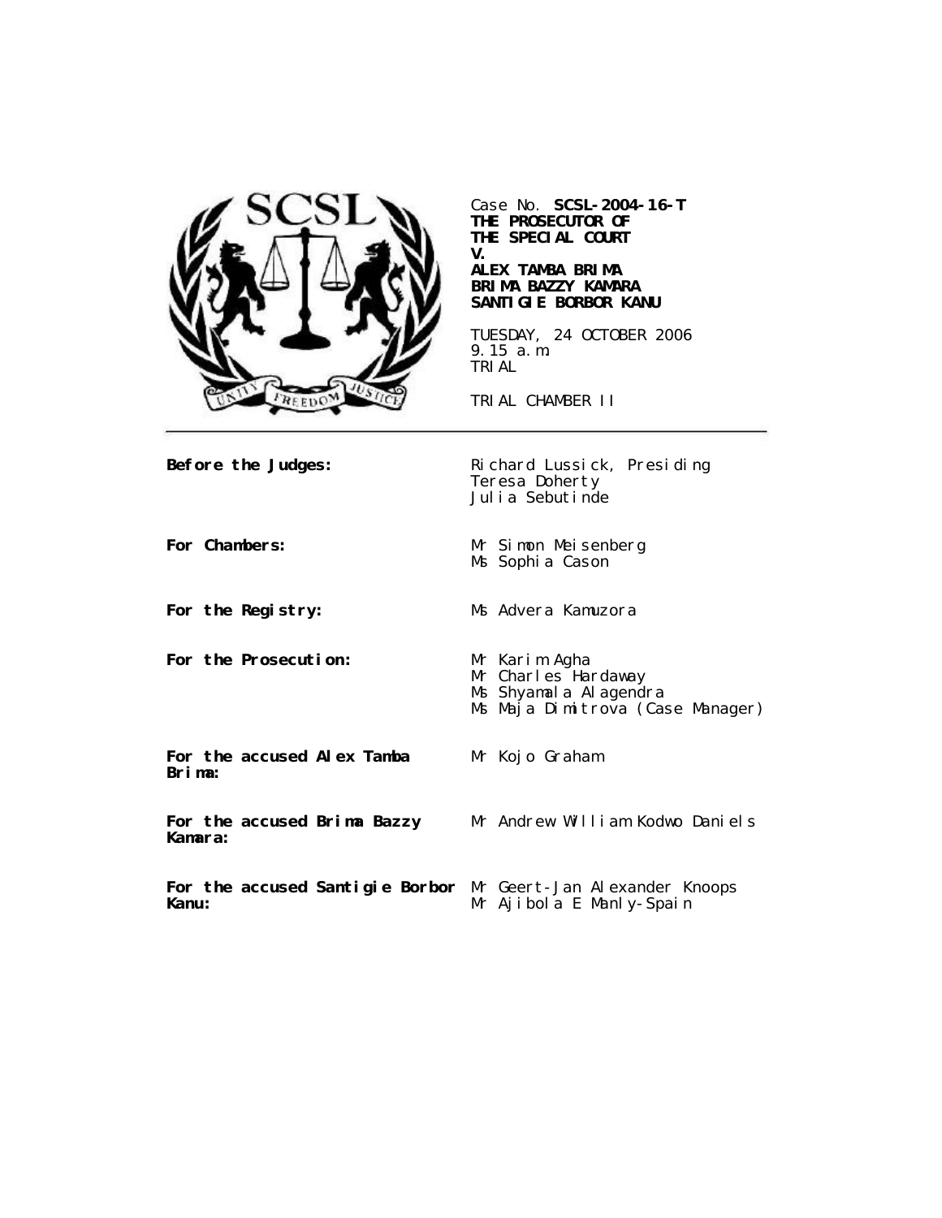Case No. **SCSL-2004-16-T**
**THE PROSECUTOR OF THE SPECIAL COURT**
**V.**
**ALEX TAMBA BRIMA**
**BRIMA BAZZY KAMARA**
**SANTIGIE BORBOR KANU**

TUESDAY, 24 OCTOBER 2006
9.15 a.m.
TRIAL

TRIAL CHAMBER II

---

| | |
|---|---|
| **Before the Judges:** | Richard Lussick, Presiding<br>Teresa Doherty<br>Julia Sebutinde |
| **For Chambers:** | Mr Simon Meisenberg<br>Ms Sophia Cason |
| **For the Registry:** | Ms Advera Kamuzora |
| **For the Prosecution:** | Mr Karim Agha<br>Mr Charles Hardaway<br>Ms Shyamala Alagendra<br>Ms Maja Dimitrova (Case Manager) |
| **For the accused Alex Tamba Brima:** | Mr Kojo Graham |
| **For the accused Brima Bazzy Kamara:** | Mr Andrew William Kodwo Daniels |
| **For the accused Santigie Borbor Kanu:** | Mr Geert-Jan Alexander Knoops<br>Mr Ajibola E Manly-Spain |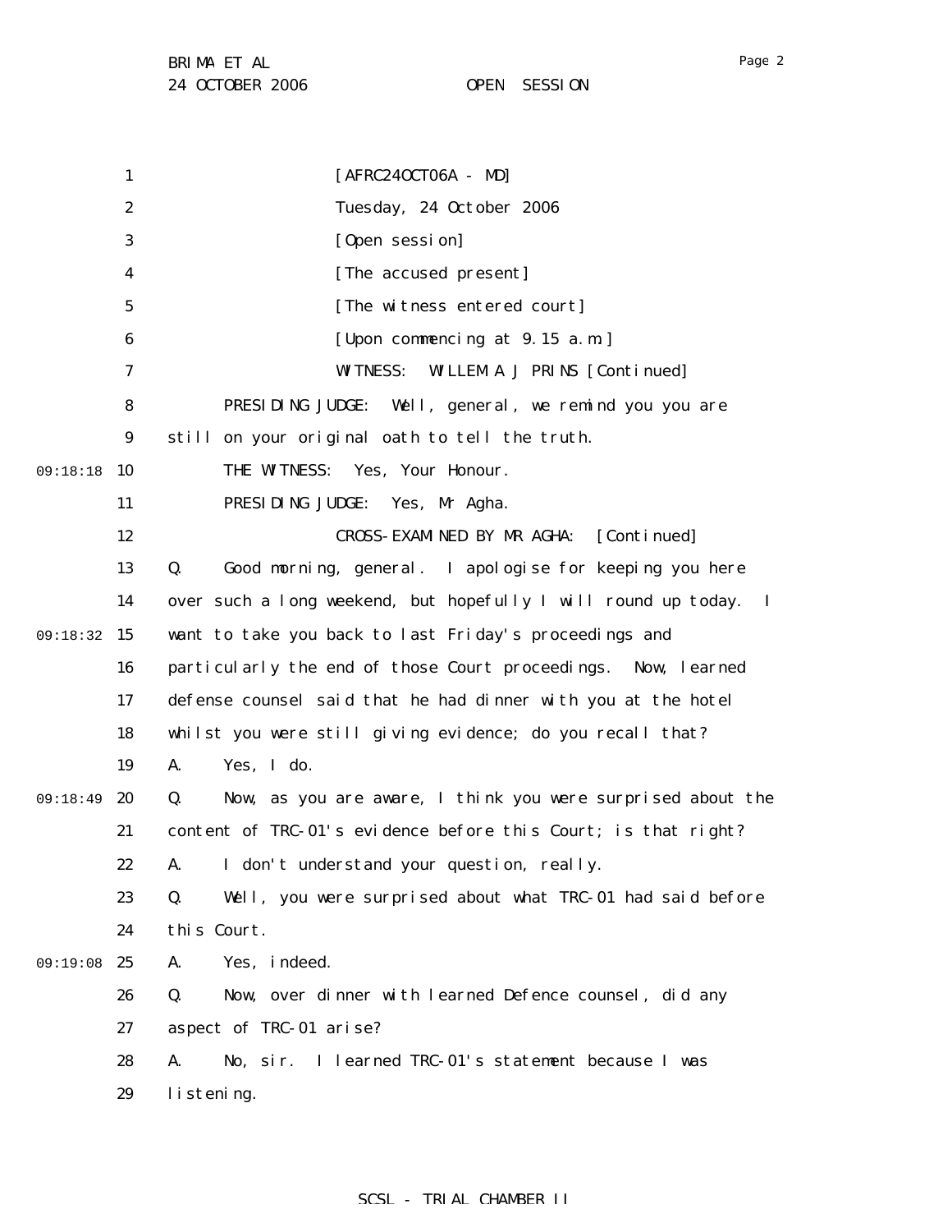[AFRC24OCT06A - MD]

Tuesday, 24 October 2006

[Open session]

[The accused present]

[The witness entered court]

[Upon commencing at 9.15 a.m.]

WITNESS: WILLEM A J PRINS [Continued]

PRESIDING JUDGE: Well, general, we remind you you are still on your original oath to tell the truth.

THE WITNESS: Yes, Your Honour.

PRESIDING JUDGE: Yes, Mr Agha.

CROSS-EXAMINED BY MR AGHA: [Continued]

Q. Good morning, general. I apologise for keeping you here over such a long weekend, but hopefully I will round up today. I want to take you back to last Friday's proceedings and particularly the end of those Court proceedings. Now, learned defense counsel said that he had dinner with you at the hotel whilst you were still giving evidence; do you recall that?

A. Yes, I do.

Q. Now, as you are aware, I think you were surprised about the content of TRC-01's evidence before this Court; is that right?

A. I don't understand your question, really.

Q. Well, you were surprised about what TRC-01 had said before this Court.

A. Yes, indeed.

Q. Now, over dinner with learned Defence counsel, did any aspect of TRC-01 arise?

A. No, sir. I learned TRC-01's statement because I was listening.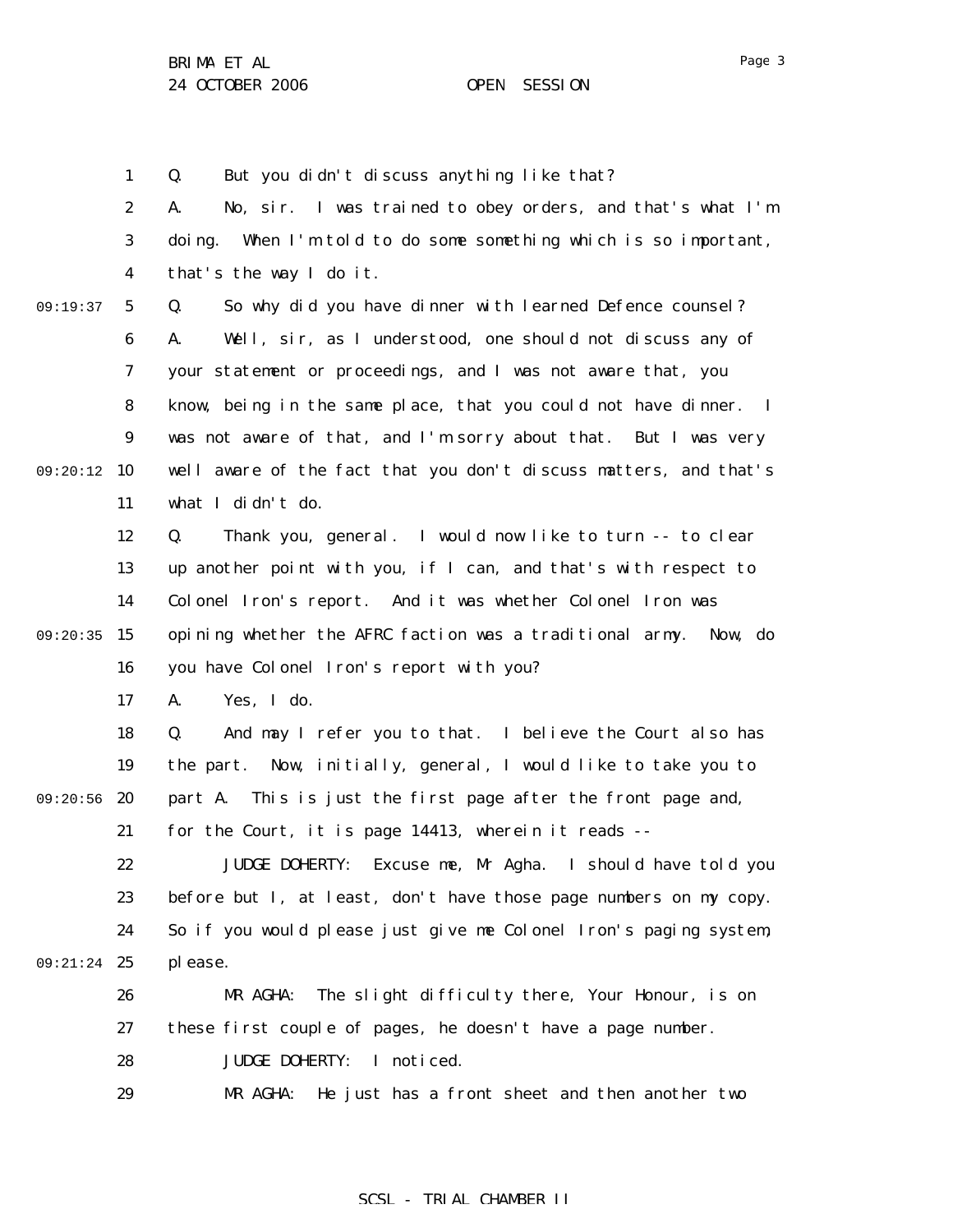Q. But you didn't discuss anything like that?

A. No, sir. I was trained to obey orders, and that's what I'm doing. When I'm told to do some something which is so important, that's the way I do it.

Q. So why did you have dinner with learned Defence counsel?

A. Well, sir, as I understood, one should not discuss any of your statement or proceedings, and I was not aware that, you know, being in the same place, that you could not have dinner. I was not aware of that, and I'm sorry about that. But I was very well aware of the fact that you don't discuss matters, and that's what I didn't do.

Q. Thank you, general. I would now like to turn -- to clear up another point with you, if I can, and that's with respect to Colonel Iron's report. And it was whether Colonel Iron was opining whether the AFRC faction was a traditional army. Now, do you have Colonel Iron's report with you?

A. Yes, I do.

Q. And may I refer you to that. I believe the Court also has the part. Now, initially, general, I would like to take you to part A. This is just the first page after the front page and, for the Court, it is page 14413, wherein it reads --

JUDGE DOHERTY: Excuse me, Mr Agha. I should have told you before but I, at least, don't have those page numbers on my copy. So if you would please just give me Colonel Iron's paging system, please.

MR AGHA: The slight difficulty there, Your Honour, is on these first couple of pages, he doesn't have a page number.

JUDGE DOHERTY: I noticed.

MR AGHA: He just has a front sheet and then another two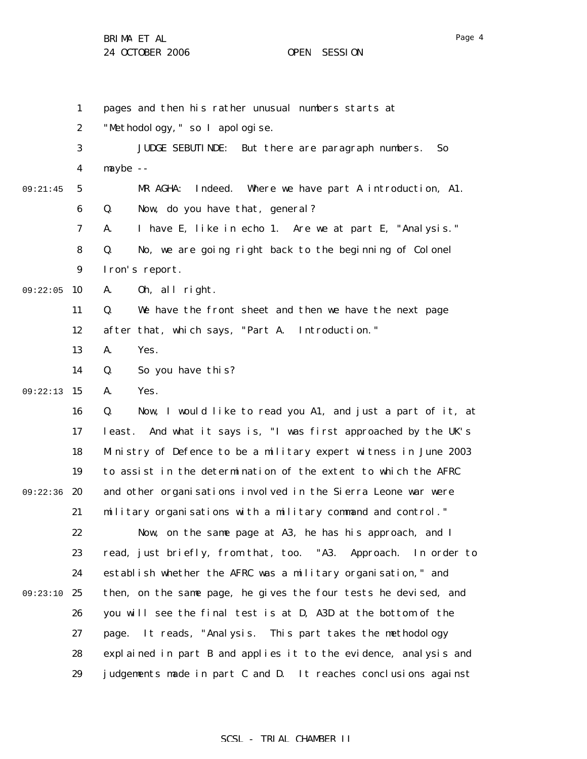pages and then his rather unusual numbers starts at "Methodology," so I apologise.

JUDGE SEBUTINDE: But there are paragraph numbers. So maybe --

MR AGHA: Indeed. Where we have part A introduction, A1.

Q. Now, do you have that, general?

A. I have E, like in echo 1. Are we at part E, "Analysis."

Q. No, we are going right back to the beginning of Colonel Iron's report.

A. Oh, all right.

Q. We have the front sheet and then we have the next page after that, which says, "Part A. Introduction."

A. Yes.

Q. So you have this?

A. Yes.

Q. Now, I would like to read you A1, and just a part of it, at least. And what it says is, "I was first approached by the UK's Ministry of Defence to be a military expert witness in June 2003 to assist in the determination of the extent to which the AFRC and other organisations involved in the Sierra Leone war were military organisations with a military command and control."

Now, on the same page at A3, he has his approach, and I read, just briefly, from that, too. "A3. Approach. In order to establish whether the AFRC was a military organisation," and then, on the same page, he gives the four tests he devised, and you will see the final test is at D, A3D at the bottom of the page. It reads, "Analysis. This part takes the methodology explained in part B and applies it to the evidence, analysis and judgements made in part C and D. It reaches conclusions against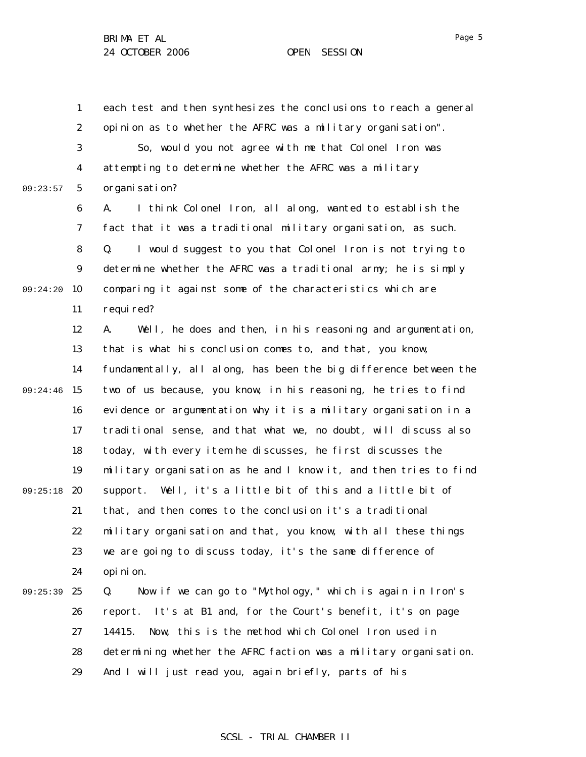each test and then synthesizes the conclusions to reach a general opinion as to whether the AFRC was a military organisation".

So, would you not agree with me that Colonel Iron was attempting to determine whether the AFRC was a military organisation?

A. I think Colonel Iron, all along, wanted to establish the fact that it was a traditional military organisation, as such.

Q. I would suggest to you that Colonel Iron is not trying to determine whether the AFRC was a traditional army; he is simply comparing it against some of the characteristics which are required?

A. Well, he does and then, in his reasoning and argumentation, that is what his conclusion comes to, and that, you know, fundamentally, all along, has been the big difference between the two of us because, you know, in his reasoning, he tries to find evidence or argumentation why it is a military organisation in a traditional sense, and that what we, no doubt, will discuss also today, with every item he discusses, he first discusses the military organisation as he and I know it, and then tries to find support. Well, it's a little bit of this and a little bit of that, and then comes to the conclusion it's a traditional military organisation and that, you know, with all these things we are going to discuss today, it's the same difference of opinion.

Q. Now if we can go to "Mythology," which is again in Iron's report. It's at B1 and, for the Court's benefit, it's on page 14415. Now, this is the method which Colonel Iron used in determining whether the AFRC faction was a military organisation. And I will just read you, again briefly, parts of his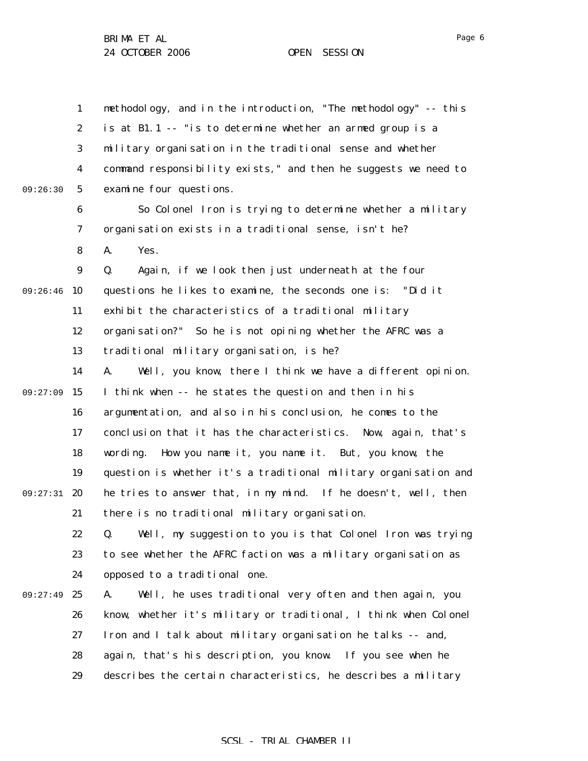methodology, and in the introduction, "The methodology" -- this is at B1.1 -- "is to determine whether an armed group is a military organisation in the traditional sense and whether command responsibility exists," and then he suggests we need to examine four questions.

So Colonel Iron is trying to determine whether a military organisation exists in a traditional sense, isn't he?

A. Yes.

Q. Again, if we look then just underneath at the four questions he likes to examine, the seconds one is: "Did it exhibit the characteristics of a traditional military organisation?" So he is not opining whether the AFRC was a traditional military organisation, is he?

A. Well, you know, there I think we have a different opinion. I think when -- he states the question and then in his argumentation, and also in his conclusion, he comes to the conclusion that it has the characteristics. Now, again, that's wording. How you name it, you name it. But, you know, the question is whether it's a traditional military organisation and he tries to answer that, in my mind. If he doesn't, well, then there is no traditional military organisation.

Q. Well, my suggestion to you is that Colonel Iron was trying to see whether the AFRC faction was a military organisation as opposed to a traditional one.

A. Well, he uses traditional very often and then again, you know, whether it's military or traditional, I think when Colonel Iron and I talk about military organisation he talks -- and, again, that's his description, you know. If you see when he describes the certain characteristics, he describes a military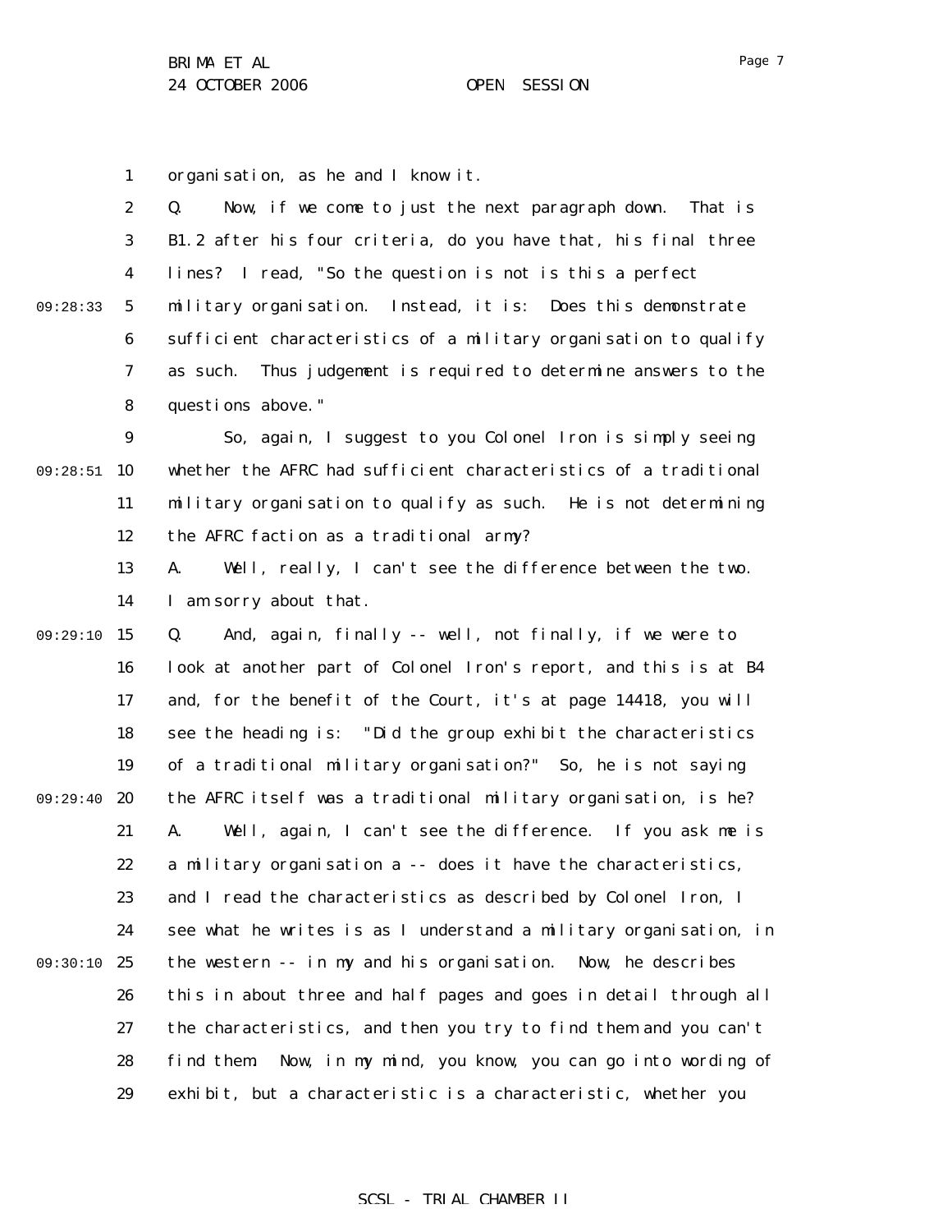organisation, as he and I know it.

Q. Now, if we come to just the next paragraph down. That is B1.2 after his four criteria, do you have that, his final three lines? I read, "So the question is not is this a perfect military organisation. Instead, it is: Does this demonstrate sufficient characteristics of a military organisation to qualify as such. Thus judgement is required to determine answers to the questions above."

So, again, I suggest to you Colonel Iron is simply seeing whether the AFRC had sufficient characteristics of a traditional military organisation to qualify as such. He is not determining the AFRC faction as a traditional army?

A. Well, really, I can't see the difference between the two. I am sorry about that.

Q. And, again, finally -- well, not finally, if we were to look at another part of Colonel Iron's report, and this is at B4 and, for the benefit of the Court, it's at page 14418, you will see the heading is: "Did the group exhibit the characteristics of a traditional military organisation?" So, he is not saying the AFRC itself was a traditional military organisation, is he?

A. Well, again, I can't see the difference. If you ask me is a military organisation a -- does it have the characteristics, and I read the characteristics as described by Colonel Iron, I see what he writes is as I understand a military organisation, in the western -- in my and his organisation. Now, he describes this in about three and half pages and goes in detail through all the characteristics, and then you try to find them and you can't find them. Now, in my mind, you know, you can go into wording of exhibit, but a characteristic is a characteristic, whether you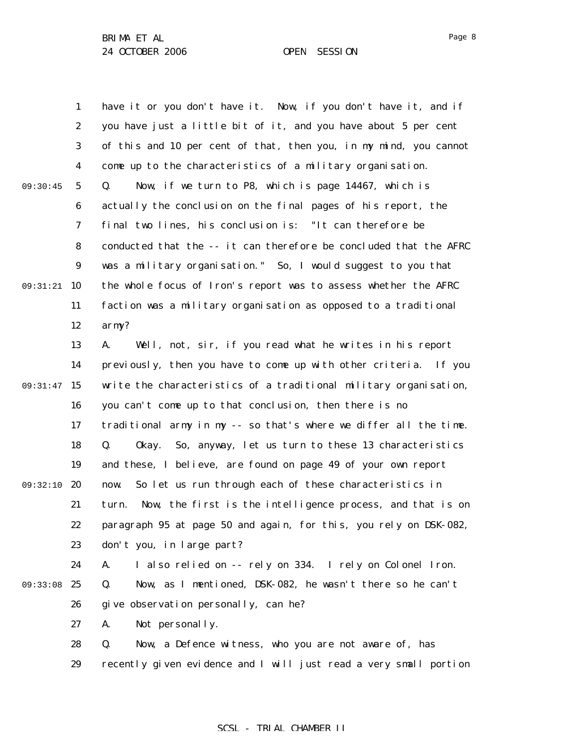have it or you don't have it. Now, if you don't have it, and if you have just a little bit of it, and you have about 5 per cent of this and 10 per cent of that, then you, in my mind, you cannot come up to the characteristics of a military organisation.

Q. Now, if we turn to P8, which is page 14467, which is actually the conclusion on the final pages of his report, the final two lines, his conclusion is: "It can therefore be conducted that the -- it can therefore be concluded that the AFRC was a military organisation." So, I would suggest to you that the whole focus of Iron's report was to assess whether the AFRC faction was a military organisation as opposed to a traditional army?

A. Well, not, sir, if you read what he writes in his report previously, then you have to come up with other criteria. If you write the characteristics of a traditional military organisation, you can't come up to that conclusion, then there is no traditional army in my -- so that's where we differ all the time.

Q. Okay. So, anyway, let us turn to these 13 characteristics and these, I believe, are found on page 49 of your own report now. So let us run through each of these characteristics in turn. Now, the first is the intelligence process, and that is on paragraph 95 at page 50 and again, for this, you rely on DSK-082, don't you, in large part?

A. I also relied on -- rely on 334. I rely on Colonel Iron.

Q. Now, as I mentioned, DSK-082, he wasn't there so he can't give observation personally, can he?

A. Not personally.

Q. Now, a Defence witness, who you are not aware of, has recently given evidence and I will just read a very small portion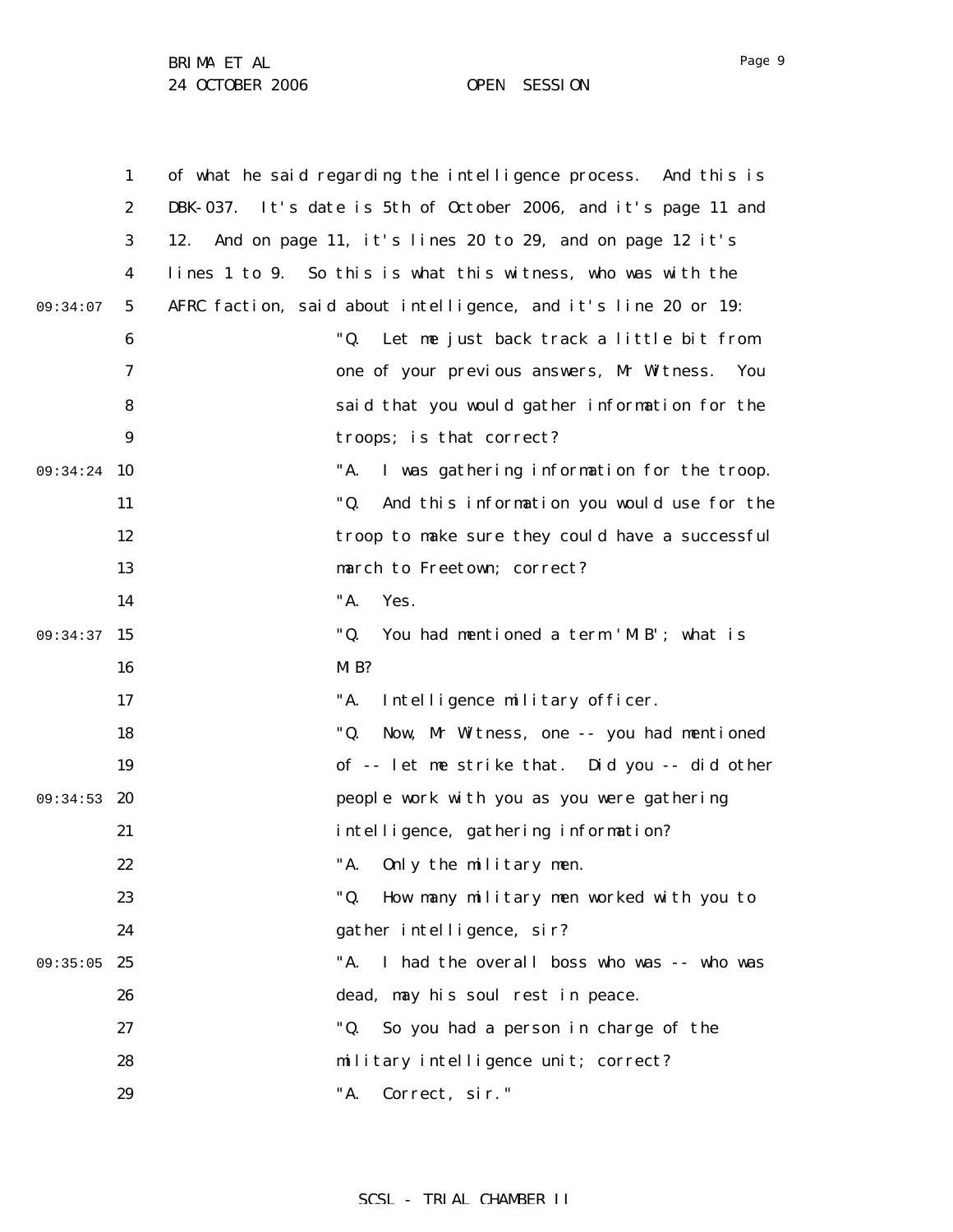of what he said regarding the intelligence process. And this is DBK-037. It's date is 5th of October 2006, and it's page 11 and 12. And on page 11, it's lines 20 to 29, and on page 12 it's lines 1 to 9. So this is what this witness, who was with the AFRC faction, said about intelligence, and it's line 20 or 19:

> "Q. Let me just back track a little bit from one of your previous answers, Mr Witness. You said that you would gather information for the troops; is that correct?
>
> "A. I was gathering information for the troop.
>
> "Q. And this information you would use for the troop to make sure they could have a successful march to Freetown; correct?
>
> "A. Yes.
>
> "Q. You had mentioned a term 'MIB'; what is MIB?
>
> "A. Intelligence military officer.
>
> "Q. Now, Mr Witness, one -- you had mentioned of -- let me strike that. Did you -- did other people work with you as you were gathering intelligence, gathering information?
>
> "A. Only the military men.
>
> "Q. How many military men worked with you to gather intelligence, sir?
>
> "A. I had the overall boss who was -- who was dead, may his soul rest in peace.
>
> "Q. So you had a person in charge of the military intelligence unit; correct?
>
> "A. Correct, sir."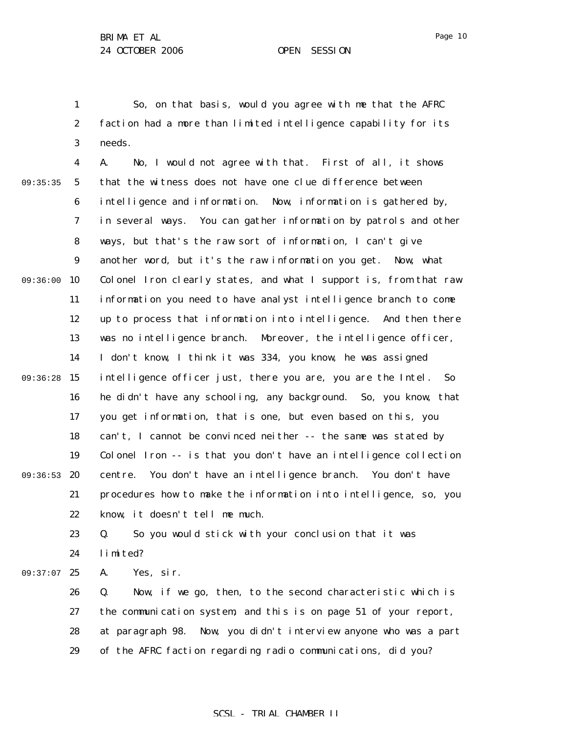So, on that basis, would you agree with me that the AFRC faction had a more than limited intelligence capability for its needs.

A. No, I would not agree with that. First of all, it shows that the witness does not have one clue difference between intelligence and information. Now, information is gathered by, in several ways. You can gather information by patrols and other ways, but that's the raw sort of information, I can't give another word, but it's the raw information you get. Now, what Colonel Iron clearly states, and what I support is, from that raw information you need to have analyst intelligence branch to come up to process that information into intelligence. And then there was no intelligence branch. Moreover, the intelligence officer, I don't know, I think it was 334, you know, he was assigned intelligence officer just, there you are, you are the Intel. So he didn't have any schooling, any background. So, you know, that you get information, that is one, but even based on this, you can't, I cannot be convinced neither -- the same was stated by Colonel Iron -- is that you don't have an intelligence collection centre. You don't have an intelligence branch. You don't have procedures how to make the information into intelligence, so, you know, it doesn't tell me much.

Q. So you would stick with your conclusion that it was limited?

A. Yes, sir.

Q. Now, if we go, then, to the second characteristic which is the communication system, and this is on page 51 of your report, at paragraph 98. Now, you didn't interview anyone who was a part of the AFRC faction regarding radio communications, did you?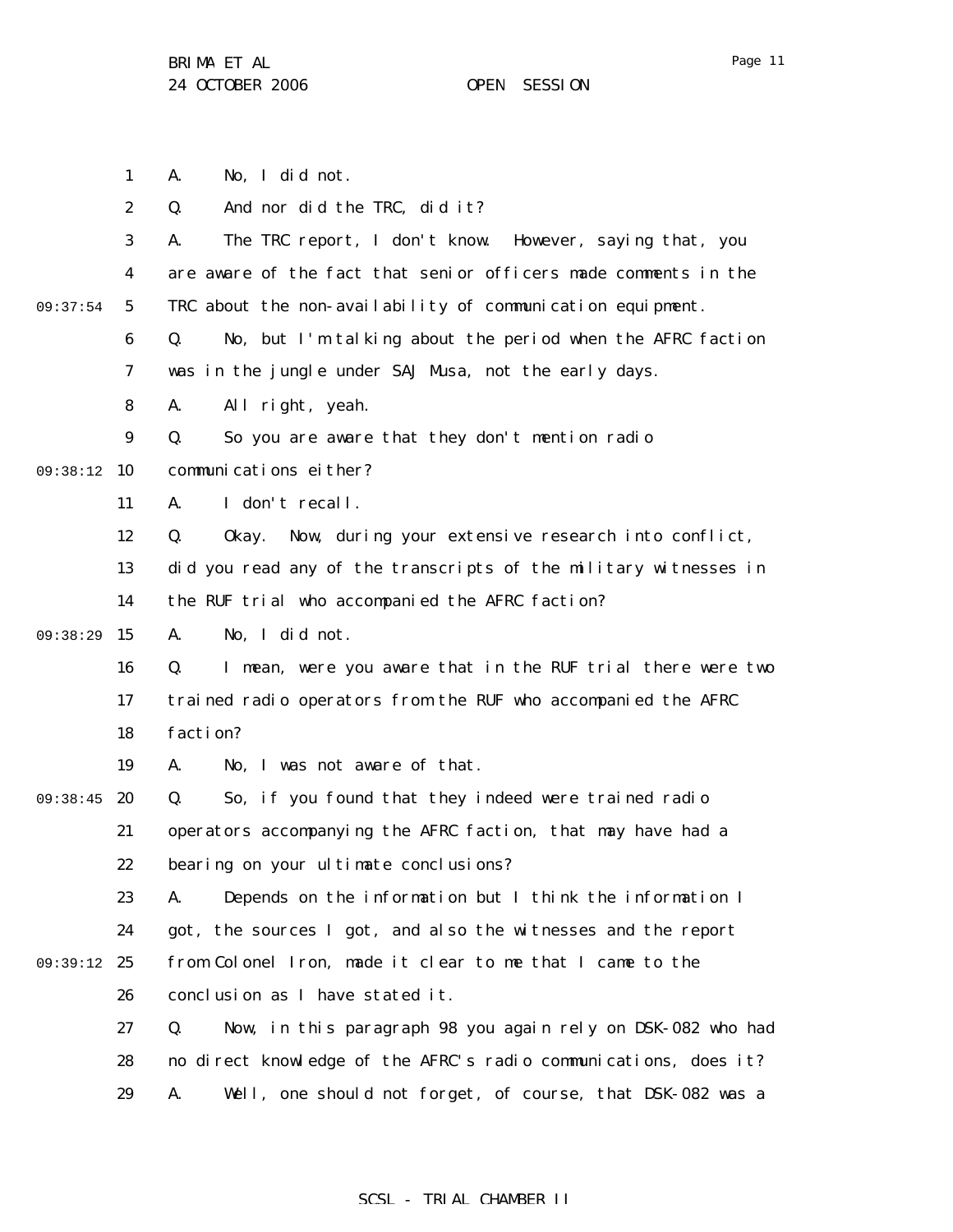1 A. No, I did not.

2 Q. And nor did the TRC, did it?

3 A. The TRC report, I don't know. However, saying that, you

4 are aware of the fact that senior officers made comments in the

09:37:54 5 TRC about the non-availability of communication equipment.

6 Q. No, but I'm talking about the period when the AFRC faction

7 was in the jungle under SAJ Musa, not the early days.

8 A. All right, yeah.

9 Q. So you are aware that they don't mention radio

09:38:12 10 communications either?

11 A. I don't recall.

12 Q. Okay. Now, during your extensive research into conflict,

13 did you read any of the transcripts of the military witnesses in

14 the RUF trial who accompanied the AFRC faction?

09:38:29 15 A. No, I did not.

16 Q. I mean, were you aware that in the RUF trial there were two

17 trained radio operators from the RUF who accompanied the AFRC

18 faction?

19 A. No, I was not aware of that.

09:38:45 20 Q. So, if you found that they indeed were trained radio

21 operators accompanying the AFRC faction, that may have had a

22 bearing on your ultimate conclusions?

23 A. Depends on the information but I think the information I

24 got, the sources I got, and also the witnesses and the report

09:39:12 25 from Colonel Iron, made it clear to me that I came to the

26 conclusion as I have stated it.

27 Q. Now, in this paragraph 98 you again rely on DSK-082 who had

28 no direct knowledge of the AFRC's radio communications, does it?

29 A. Well, one should not forget, of course, that DSK-082 was a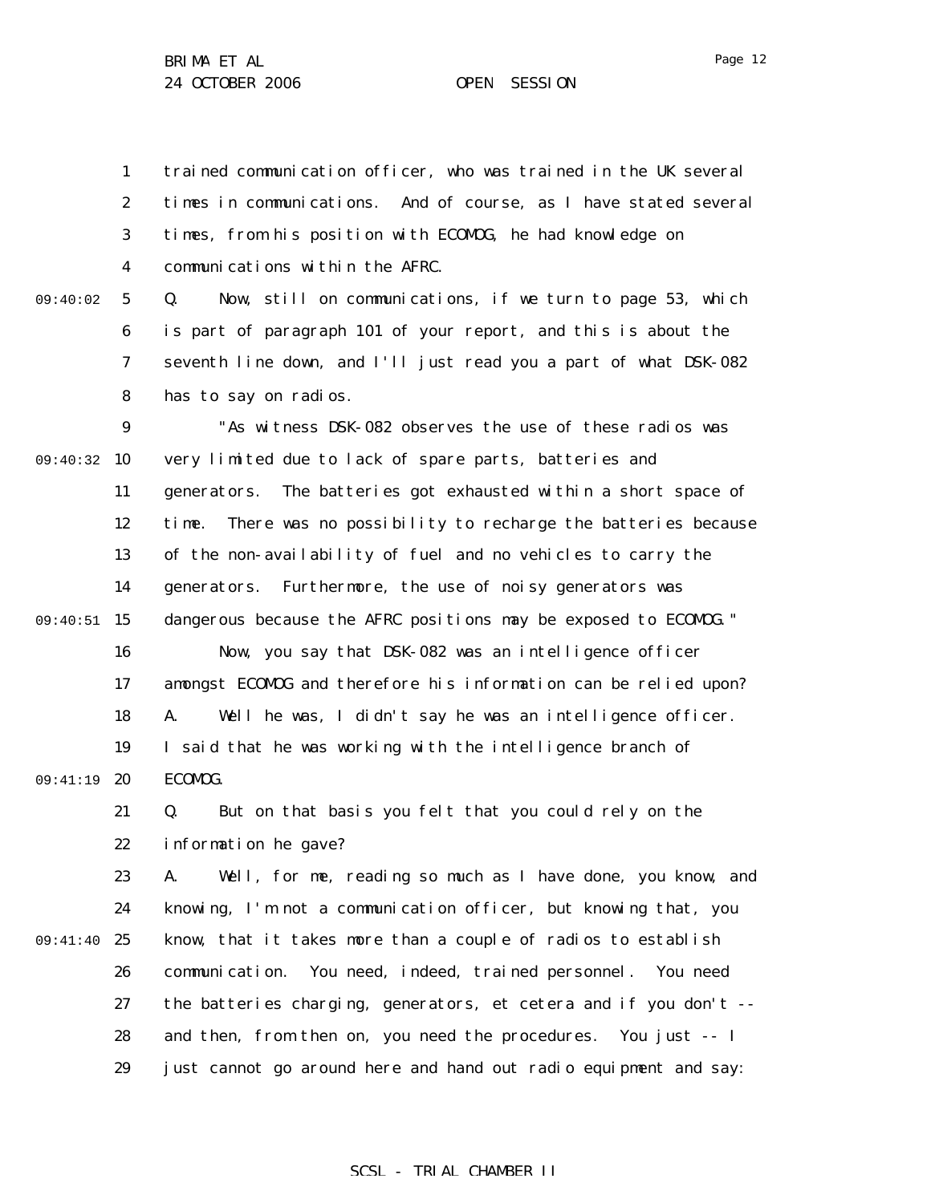trained communication officer, who was trained in the UK several times in communications. And of course, as I have stated several times, from his position with ECOMOG, he had knowledge on communications within the AFRC.

Q. Now, still on communications, if we turn to page 53, which is part of paragraph 101 of your report, and this is about the seventh line down, and I'll just read you a part of what DSK-082 has to say on radios.

"As witness DSK-082 observes the use of these radios was very limited due to lack of spare parts, batteries and generators. The batteries got exhausted within a short space of time. There was no possibility to recharge the batteries because of the non-availability of fuel and no vehicles to carry the generators. Furthermore, the use of noisy generators was dangerous because the AFRC positions may be exposed to ECOMOG."

Now, you say that DSK-082 was an intelligence officer amongst ECOMOG and therefore his information can be relied upon?

A. Well he was, I didn't say he was an intelligence officer. I said that he was working with the intelligence branch of ECOMOG.

Q. But on that basis you felt that you could rely on the information he gave?

A. Well, for me, reading so much as I have done, you know, and knowing, I'm not a communication officer, but knowing that, you know, that it takes more than a couple of radios to establish communication. You need, indeed, trained personnel. You need the batteries charging, generators, et cetera and if you don't -- and then, from then on, you need the procedures. You just -- I just cannot go around here and hand out radio equipment and say: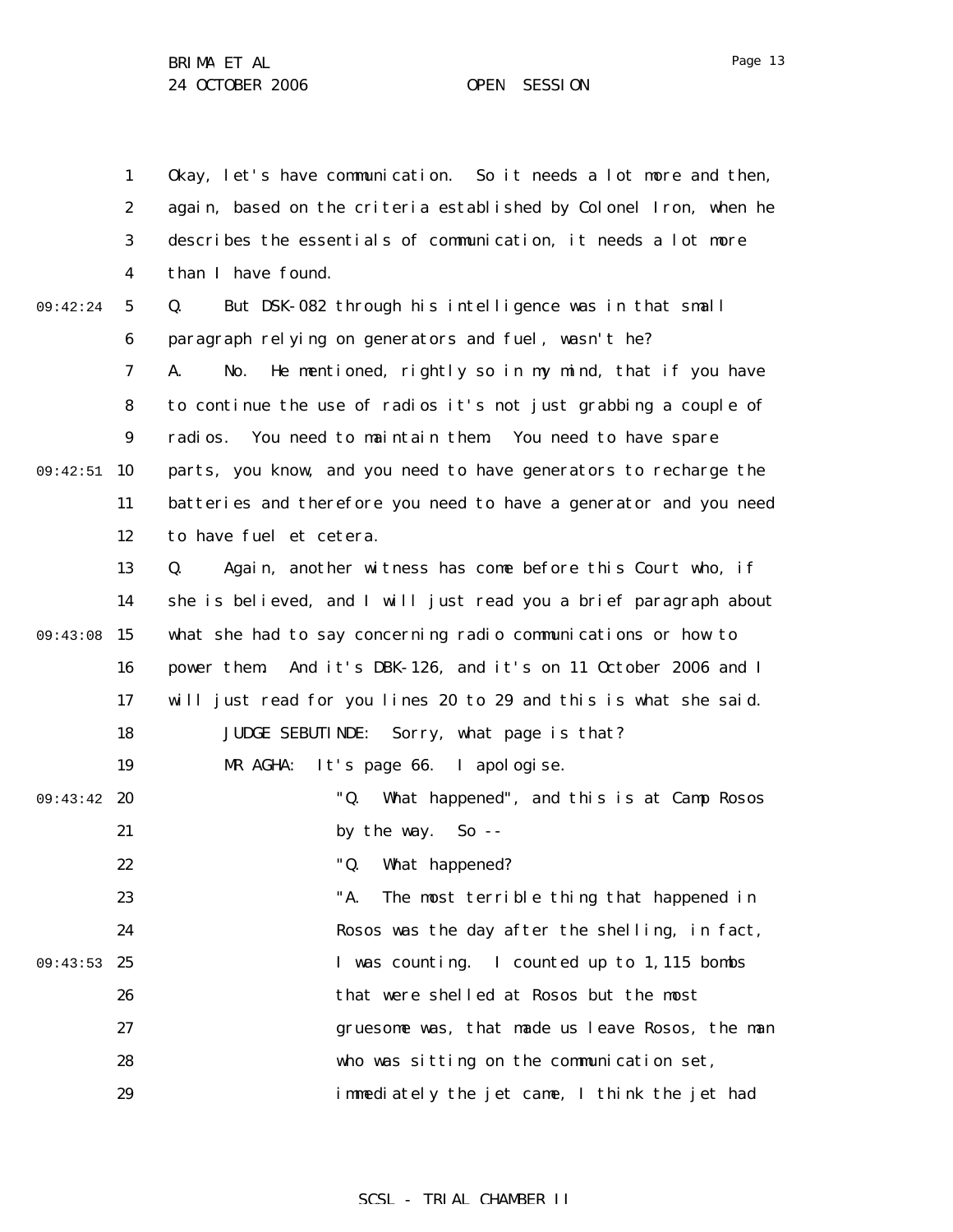Okay, let's have communication. So it needs a lot more and then, again, based on the criteria established by Colonel Iron, when he describes the essentials of communication, it needs a lot more than I have found.

Q. But DSK-082 through his intelligence was in that small paragraph relying on generators and fuel, wasn't he?

A. No. He mentioned, rightly so in my mind, that if you have to continue the use of radios it's not just grabbing a couple of radios. You need to maintain them. You need to have spare parts, you know, and you need to have generators to recharge the batteries and therefore you need to have a generator and you need to have fuel et cetera.

Q. Again, another witness has come before this Court who, if she is believed, and I will just read you a brief paragraph about what she had to say concerning radio communications or how to power them. And it's DBK-126, and it's on 11 October 2006 and I will just read for you lines 20 to 29 and this is what she said.

JUDGE SEBUTINDE: Sorry, what page is that?

MR AGHA: It's page 66. I apologise.

> "Q. What happened", and this is at Camp Rosos by the way. So --
>
> "Q. What happened?
>
> "A. The most terrible thing that happened in Rosos was the day after the shelling, in fact, I was counting. I counted up to 1,115 bombs that were shelled at Rosos but the most gruesome was, that made us leave Rosos, the man who was sitting on the communication set, immediately the jet came, I think the jet had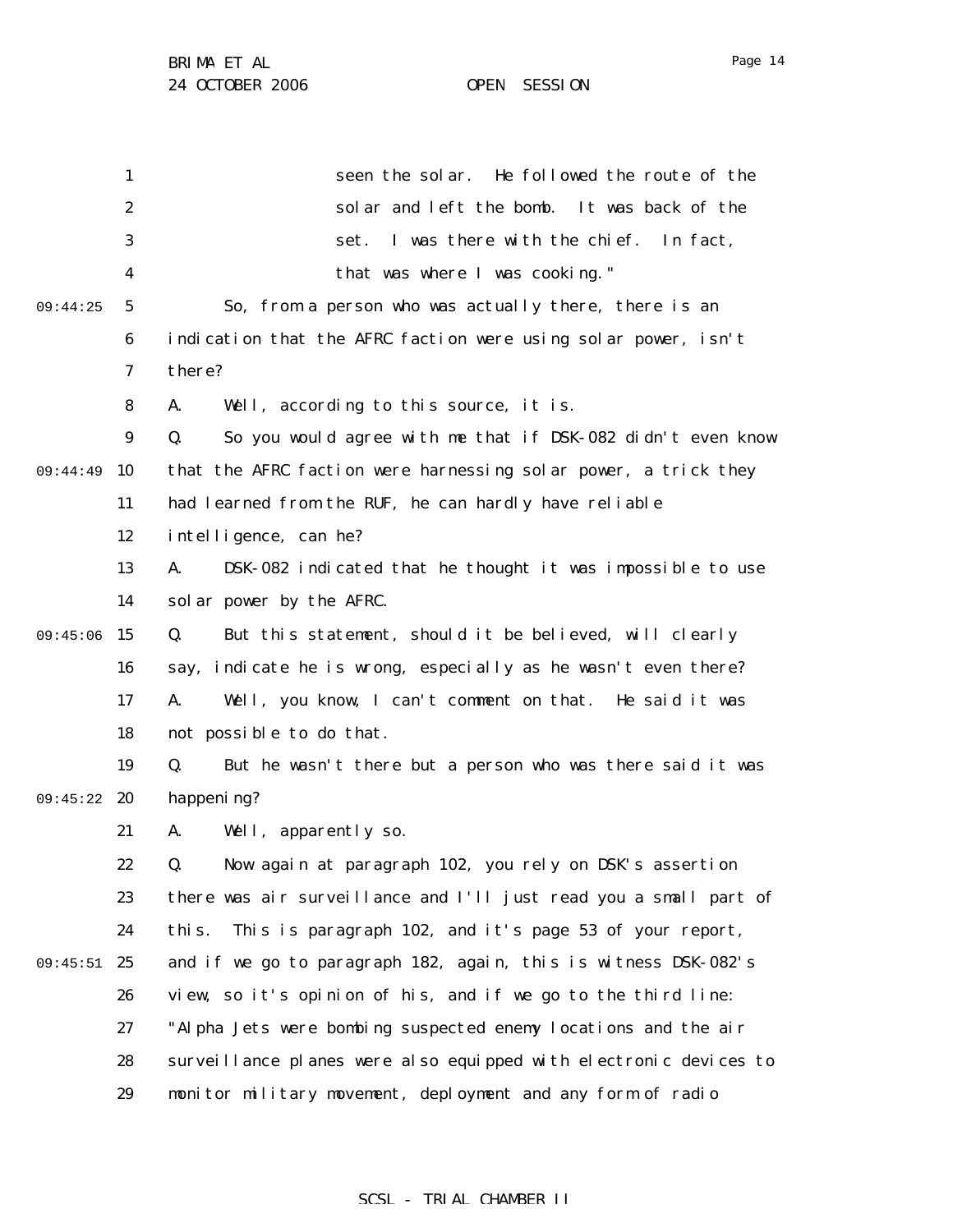seen the solar. He followed the route of the solar and left the bomb. It was back of the set. I was there with the chief. In fact, that was where I was cooking."

So, from a person who was actually there, there is an indication that the AFRC faction were using solar power, isn't there?

A. Well, according to this source, it is.

Q. So you would agree with me that if DSK-082 didn't even know that the AFRC faction were harnessing solar power, a trick they had learned from the RUF, he can hardly have reliable intelligence, can he?

A. DSK-082 indicated that he thought it was impossible to use solar power by the AFRC.

Q. But this statement, should it be believed, will clearly say, indicate he is wrong, especially as he wasn't even there?

A. Well, you know, I can't comment on that. He said it was not possible to do that.

Q. But he wasn't there but a person who was there said it was happening?

A. Well, apparently so.

Q. Now again at paragraph 102, you rely on DSK's assertion there was air surveillance and I'll just read you a small part of this. This is paragraph 102, and it's page 53 of your report, and if we go to paragraph 182, again, this is witness DSK-082's view, so it's opinion of his, and if we go to the third line: "Alpha Jets were bombing suspected enemy locations and the air surveillance planes were also equipped with electronic devices to monitor military movement, deployment and any form of radio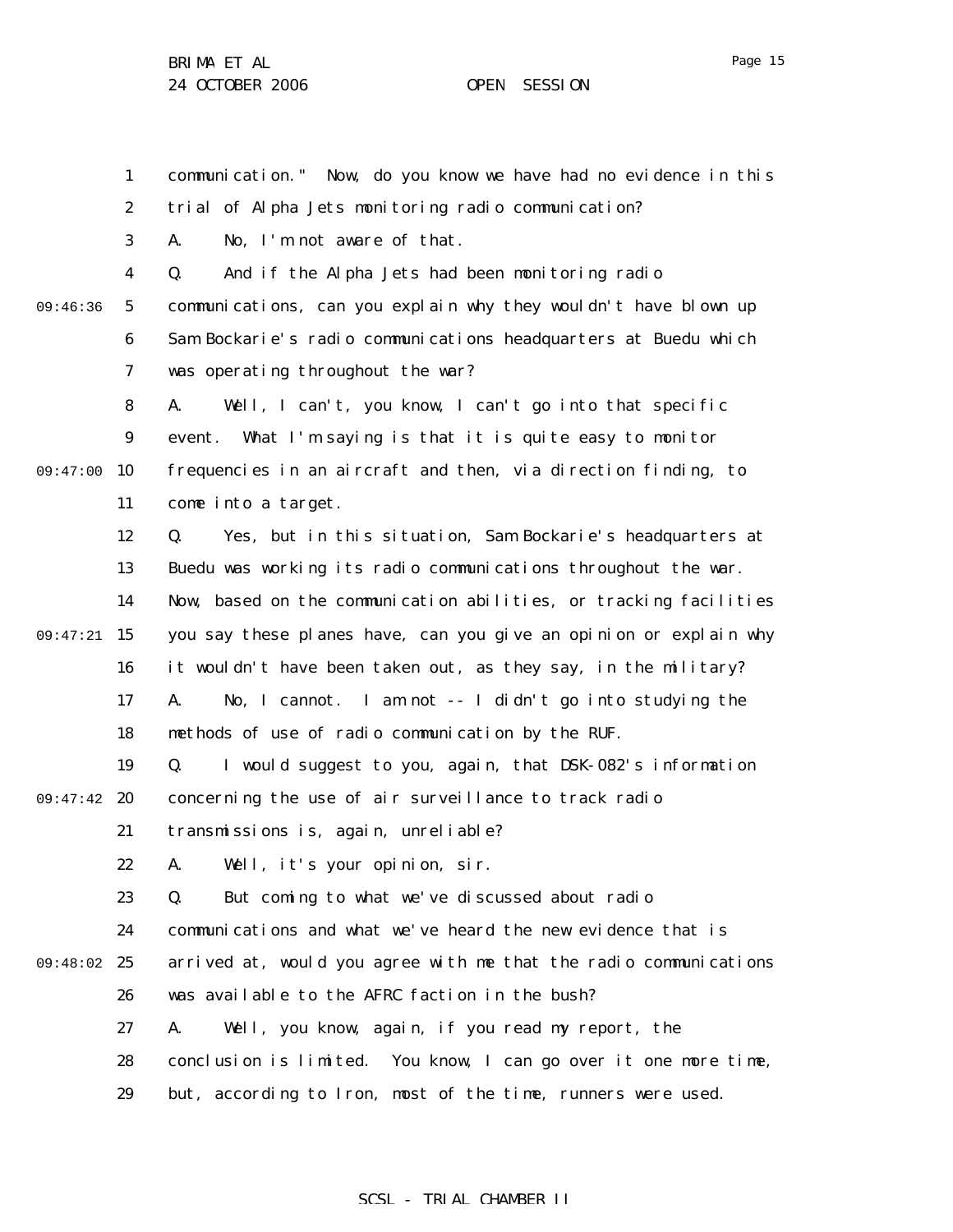communication." Now, do you know we have had no evidence in this trial of Alpha Jets monitoring radio communication?

A. No, I'm not aware of that.

Q. And if the Alpha Jets had been monitoring radio communications, can you explain why they wouldn't have blown up Sam Bockarie's radio communications headquarters at Buedu which was operating throughout the war?

A. Well, I can't, you know, I can't go into that specific event. What I'm saying is that it is quite easy to monitor frequencies in an aircraft and then, via direction finding, to come into a target.

Q. Yes, but in this situation, Sam Bockarie's headquarters at Buedu was working its radio communications throughout the war. Now, based on the communication abilities, or tracking facilities you say these planes have, can you give an opinion or explain why it wouldn't have been taken out, as they say, in the military?

A. No, I cannot. I am not -- I didn't go into studying the methods of use of radio communication by the RUF.

Q. I would suggest to you, again, that DSK-082's information concerning the use of air surveillance to track radio transmissions is, again, unreliable?

A. Well, it's your opinion, sir.

Q. But coming to what we've discussed about radio communications and what we've heard the new evidence that is arrived at, would you agree with me that the radio communications was available to the AFRC faction in the bush?

A. Well, you know, again, if you read my report, the conclusion is limited. You know, I can go over it one more time, but, according to Iron, most of the time, runners were used.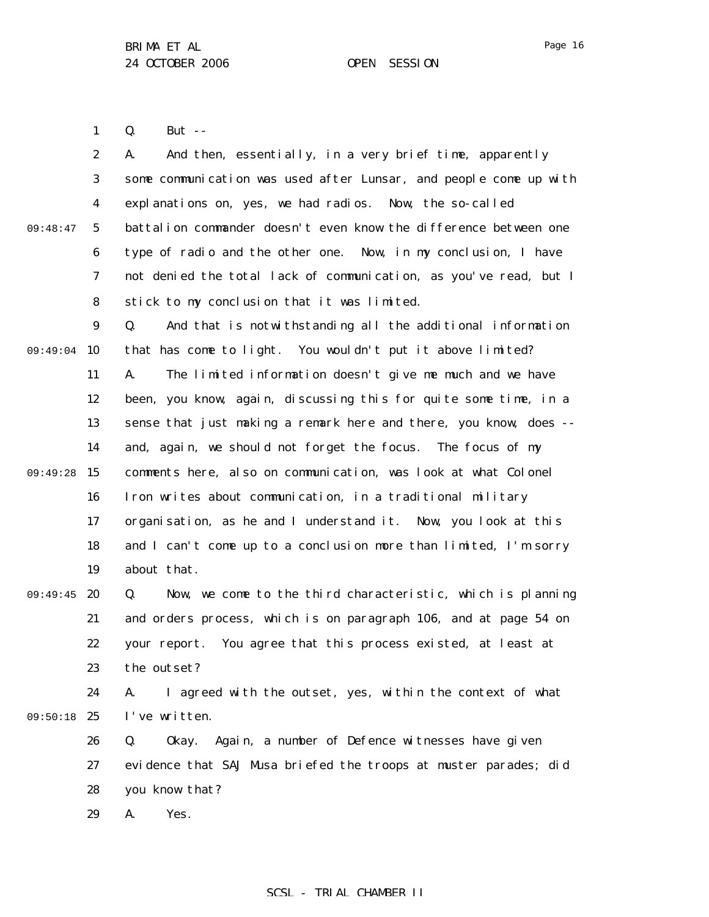Q. But --

A. And then, essentially, in a very brief time, apparently some communication was used after Lunsar, and people come up with explanations on, yes, we had radios. Now, the so-called battalion commander doesn't even know the difference between one type of radio and the other one. Now, in my conclusion, I have not denied the total lack of communication, as you've read, but I stick to my conclusion that it was limited.

Q. And that is notwithstanding all the additional information that has come to light. You wouldn't put it above limited?

A. The limited information doesn't give me much and we have been, you know, again, discussing this for quite some time, in a sense that just making a remark here and there, you know, does -- and, again, we should not forget the focus. The focus of my comments here, also on communication, was look at what Colonel Iron writes about communication, in a traditional military organisation, as he and I understand it. Now, you look at this and I can't come up to a conclusion more than limited, I'm sorry about that.

Q. Now, we come to the third characteristic, which is planning and orders process, which is on paragraph 106, and at page 54 on your report. You agree that this process existed, at least at the outset?

A. I agreed with the outset, yes, within the context of what I've written.

Q. Okay. Again, a number of Defence witnesses have given evidence that SAJ Musa briefed the troops at muster parades; did you know that?

A. Yes.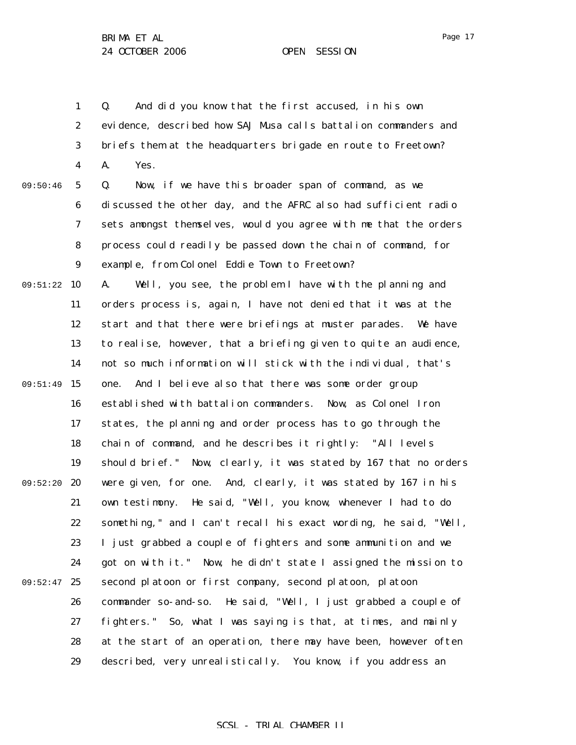Q. And did you know that the first accused, in his own evidence, described how SAJ Musa calls battalion commanders and briefs them at the headquarters brigade en route to Freetown?

A. Yes.

Q. Now, if we have this broader span of command, as we discussed the other day, and the AFRC also had sufficient radio sets amongst themselves, would you agree with me that the orders process could readily be passed down the chain of command, for example, from Colonel Eddie Town to Freetown?

A. Well, you see, the problem I have with the planning and orders process is, again, I have not denied that it was at the start and that there were briefings at muster parades. We have to realise, however, that a briefing given to quite an audience, not so much information will stick with the individual, that's one. And I believe also that there was some order group established with battalion commanders. Now, as Colonel Iron states, the planning and order process has to go through the chain of command, and he describes it rightly: "All levels should brief." Now, clearly, it was stated by 167 that no orders were given, for one. And, clearly, it was stated by 167 in his own testimony. He said, "Well, you know, whenever I had to do something," and I can't recall his exact wording, he said, "Well, I just grabbed a couple of fighters and some ammunition and we got on with it." Now, he didn't state I assigned the mission to second platoon or first company, second platoon, platoon commander so-and-so. He said, "Well, I just grabbed a couple of fighters." So, what I was saying is that, at times, and mainly at the start of an operation, there may have been, however often described, very unrealistically. You know, if you address an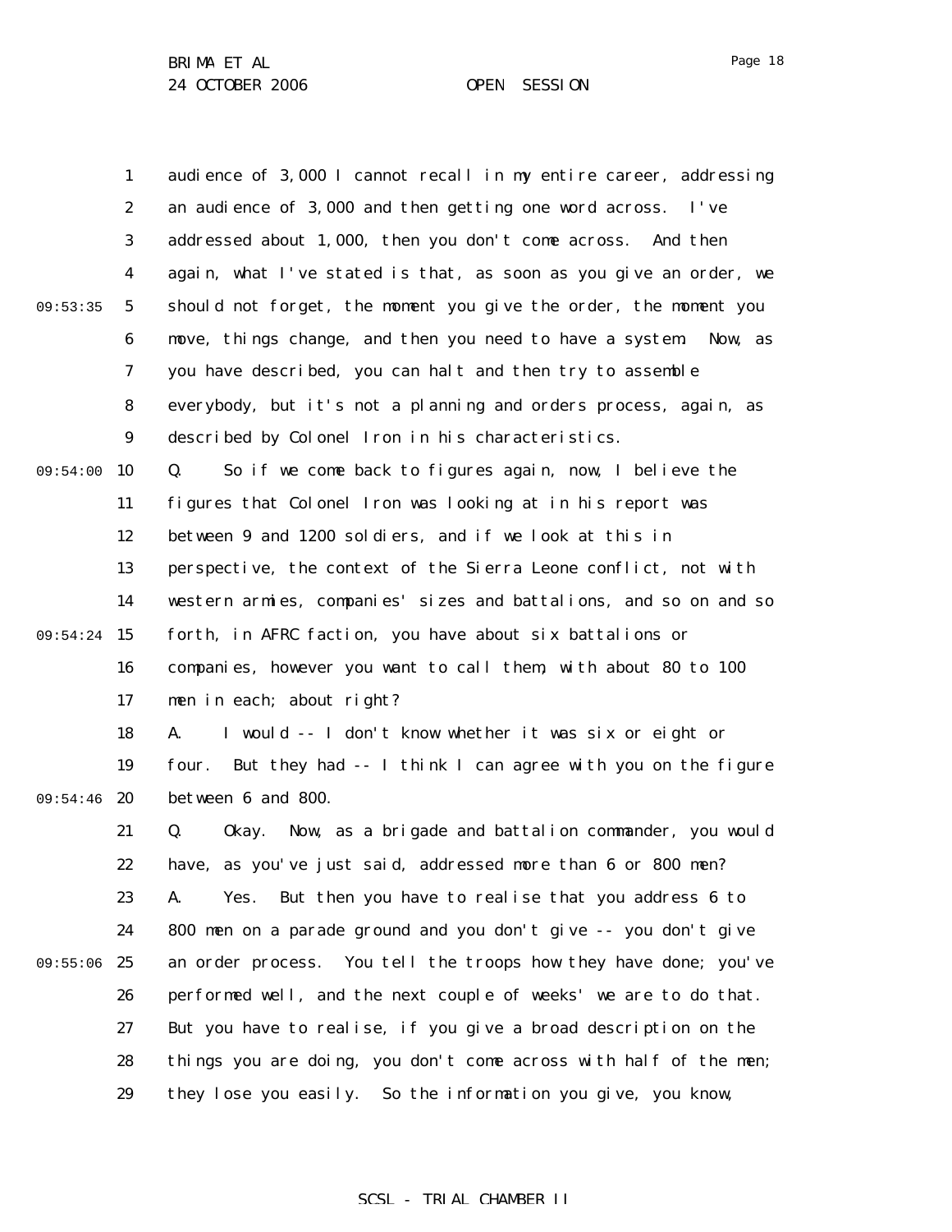audience of 3,000 I cannot recall in my entire career, addressing an audience of 3,000 and then getting one word across. I've addressed about 1,000, then you don't come across. And then again, what I've stated is that, as soon as you give an order, we should not forget, the moment you give the order, the moment you move, things change, and then you need to have a system. Now, as you have described, you can halt and then try to assemble everybody, but it's not a planning and orders process, again, as described by Colonel Iron in his characteristics.

Q. So if we come back to figures again, now, I believe the figures that Colonel Iron was looking at in his report was between 9 and 1200 soldiers, and if we look at this in perspective, the context of the Sierra Leone conflict, not with western armies, companies' sizes and battalions, and so on and so forth, in AFRC faction, you have about six battalions or companies, however you want to call them, with about 80 to 100 men in each; about right?

A. I would -- I don't know whether it was six or eight or four. But they had -- I think I can agree with you on the figure between 6 and 800.

Q. Okay. Now, as a brigade and battalion commander, you would have, as you've just said, addressed more than 6 or 800 men?

A. Yes. But then you have to realise that you address 6 to 800 men on a parade ground and you don't give -- you don't give an order process. You tell the troops how they have done; you've performed well, and the next couple of weeks' we are to do that. But you have to realise, if you give a broad description on the things you are doing, you don't come across with half of the men; they lose you easily. So the information you give, you know,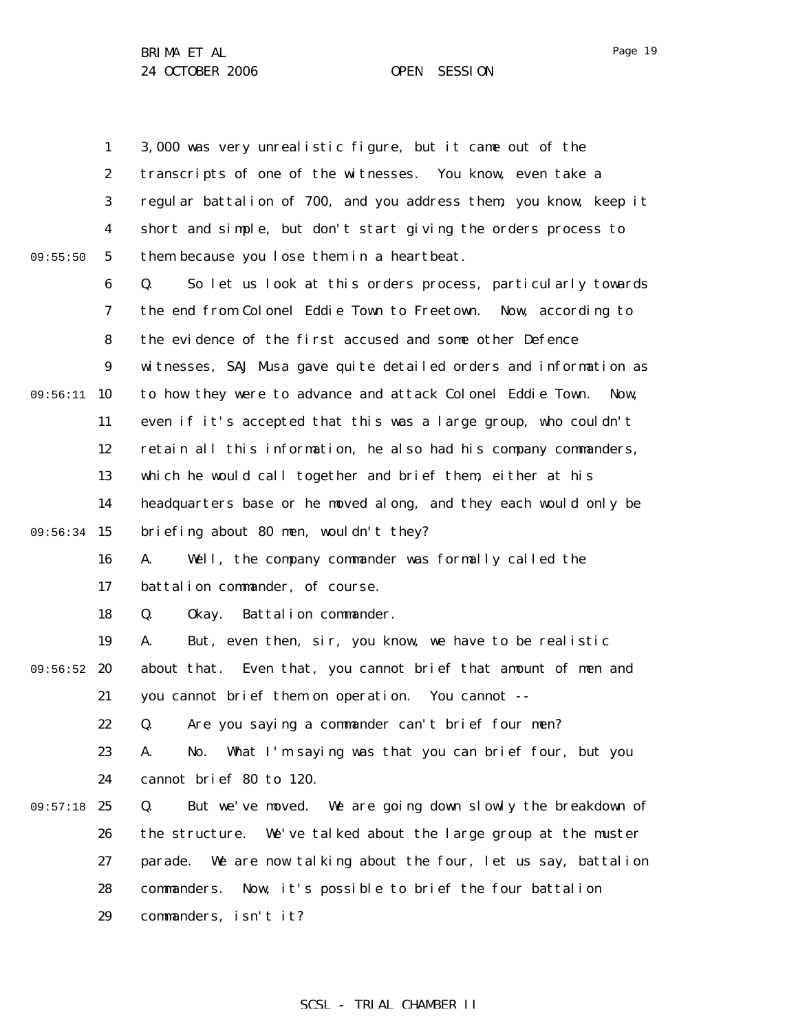3,000 was very unrealistic figure, but it came out of the transcripts of one of the witnesses. You know, even take a regular battalion of 700, and you address them, you know, keep it short and simple, but don't start giving the orders process to them because you lose them in a heartbeat.

Q. So let us look at this orders process, particularly towards the end from Colonel Eddie Town to Freetown. Now, according to the evidence of the first accused and some other Defence witnesses, SAJ Musa gave quite detailed orders and information as to how they were to advance and attack Colonel Eddie Town. Now, even if it's accepted that this was a large group, who couldn't retain all this information, he also had his company commanders, which he would call together and brief them, either at his headquarters base or he moved along, and they each would only be briefing about 80 men, wouldn't they?

A. Well, the company commander was formally called the battalion commander, of course.

Q. Okay. Battalion commander.

A. But, even then, sir, you know, we have to be realistic about that. Even that, you cannot brief that amount of men and you cannot brief them on operation. You cannot --

Q. Are you saying a commander can't brief four men?

A. No. What I'm saying was that you can brief four, but you cannot brief 80 to 120.

Q. But we've moved. We are going down slowly the breakdown of the structure. We've talked about the large group at the muster parade. We are now talking about the four, let us say, battalion commanders. Now, it's possible to brief the four battalion commanders, isn't it?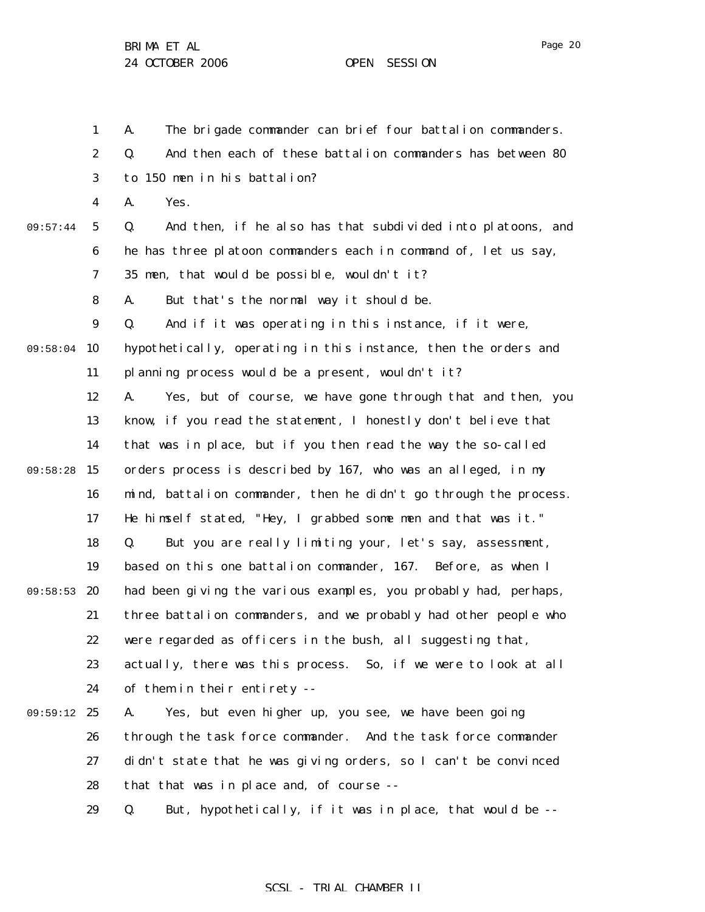A. The brigade commander can brief four battalion commanders.

Q. And then each of these battalion commanders has between 80 to 150 men in his battalion?

A. Yes.

Q. And then, if he also has that subdivided into platoons, and he has three platoon commanders each in command of, let us say, 35 men, that would be possible, wouldn't it?

A. But that's the normal way it should be.

Q. And if it was operating in this instance, if it were, hypothetically, operating in this instance, then the orders and planning process would be a present, wouldn't it?

A. Yes, but of course, we have gone through that and then, you know, if you read the statement, I honestly don't believe that that was in place, but if you then read the way the so-called orders process is described by 167, who was an alleged, in my mind, battalion commander, then he didn't go through the process. He himself stated, "Hey, I grabbed some men and that was it."

Q. But you are really limiting your, let's say, assessment, based on this one battalion commander, 167. Before, as when I had been giving the various examples, you probably had, perhaps, three battalion commanders, and we probably had other people who were regarded as officers in the bush, all suggesting that, actually, there was this process. So, if we were to look at all of them in their entirety --

A. Yes, but even higher up, you see, we have been going through the task force commander. And the task force commander didn't state that he was giving orders, so I can't be convinced that that was in place and, of course --

Q. But, hypothetically, if it was in place, that would be --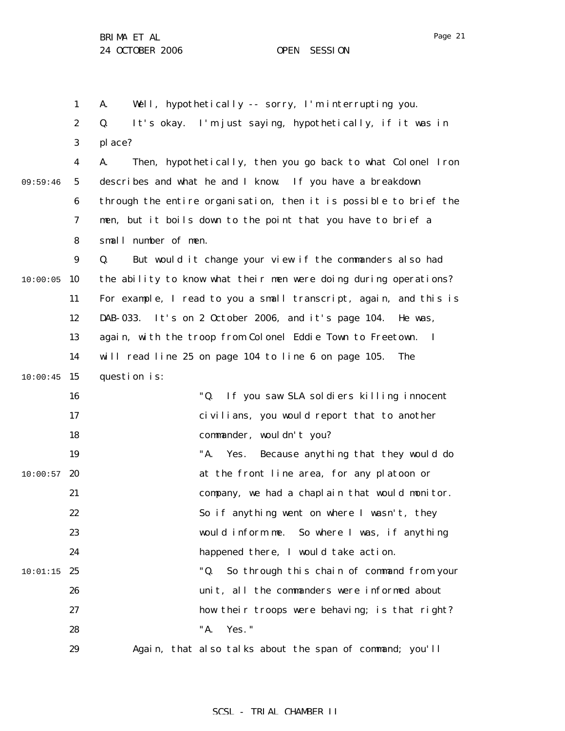A. Well, hypothetically -- sorry, I'm interrupting you.

Q. It's okay. I'm just saying, hypothetically, if it was in place?

A. Then, hypothetically, then you go back to what Colonel Iron describes and what he and I know. If you have a breakdown through the entire organisation, then it is possible to brief the men, but it boils down to the point that you have to brief a small number of men.

Q. But would it change your view if the commanders also had the ability to know what their men were doing during operations? For example, I read to you a small transcript, again, and this is DAB-033. It's on 2 October 2006, and it's page 104. He was, again, with the troop from Colonel Eddie Town to Freetown. I will read line 25 on page 104 to line 6 on page 105. The question is:

> "Q. If you saw SLA soldiers killing innocent civilians, you would report that to another commander, wouldn't you?
>
> "A. Yes. Because anything that they would do at the front line area, for any platoon or company, we had a chaplain that would monitor. So if anything went on where I wasn't, they would inform me. So where I was, if anything happened there, I would take action.
>
> "Q. So through this chain of command from your unit, all the commanders were informed about how their troops were behaving; is that right?
>
> "A. Yes."

Again, that also talks about the span of command; you'll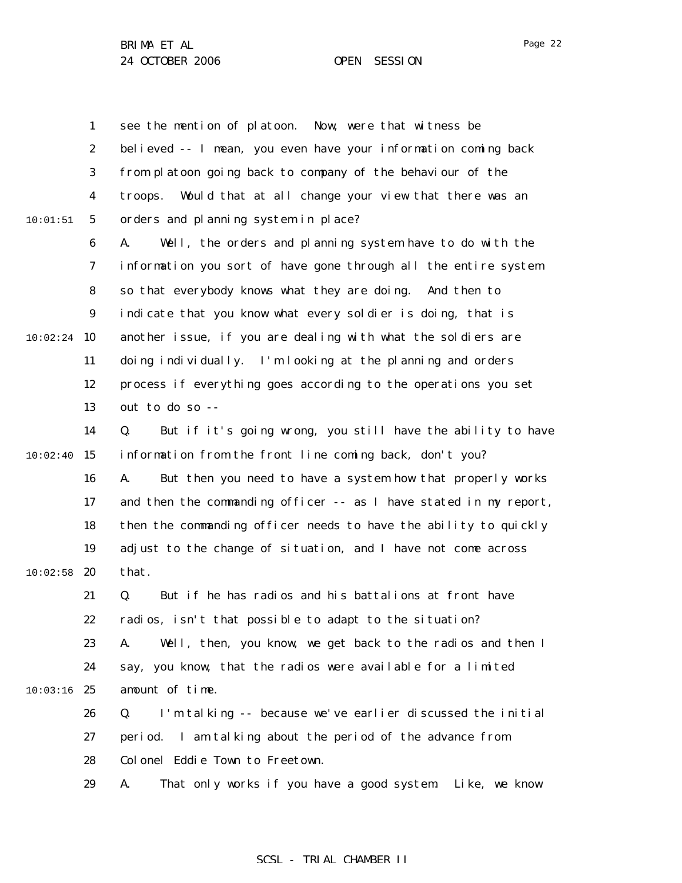see the mention of platoon. Now, were that witness be believed -- I mean, you even have your information coming back from platoon going back to company of the behaviour of the troops. Would that at all change your view that there was an orders and planning system in place?

A. Well, the orders and planning system have to do with the information you sort of have gone through all the entire system so that everybody knows what they are doing. And then to indicate that you know what every soldier is doing, that is another issue, if you are dealing with what the soldiers are doing individually. I'm looking at the planning and orders process if everything goes according to the operations you set out to do so --

Q. But if it's going wrong, you still have the ability to have information from the front line coming back, don't you?

A. But then you need to have a system how that properly works and then the commanding officer -- as I have stated in my report, then the commanding officer needs to have the ability to quickly adjust to the change of situation, and I have not come across that.

Q. But if he has radios and his battalions at front have radios, isn't that possible to adapt to the situation?

A. Well, then, you know, we get back to the radios and then I say, you know, that the radios were available for a limited amount of time.

Q. I'm talking -- because we've earlier discussed the initial period. I am talking about the period of the advance from Colonel Eddie Town to Freetown.

A. That only works if you have a good system. Like, we know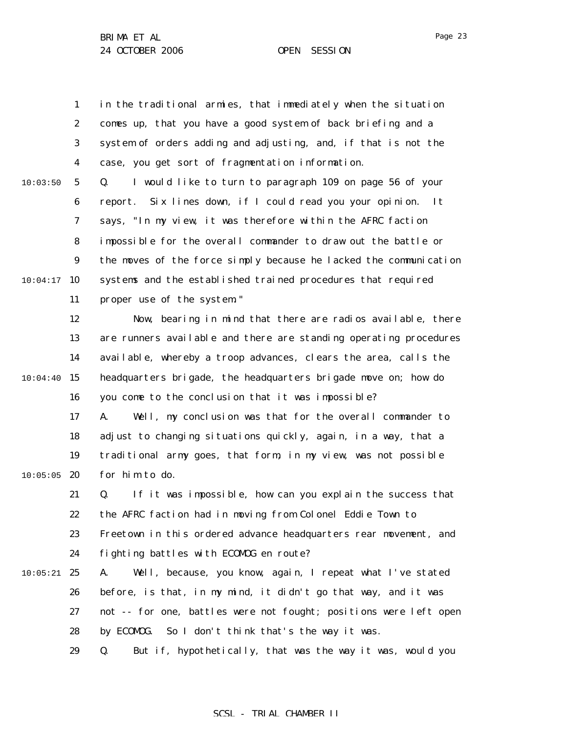in the traditional armies, that immediately when the situation comes up, that you have a good system of back briefing and a system of orders adding and adjusting, and, if that is not the case, you get sort of fragmentation information.

Q. I would like to turn to paragraph 109 on page 56 of your report. Six lines down, if I could read you your opinion. It says, "In my view, it was therefore within the AFRC faction impossible for the overall commander to draw out the battle or the moves of the force simply because he lacked the communication systems and the established trained procedures that required proper use of the system."

Now, bearing in mind that there are radios available, there are runners available and there are standing operating procedures available, whereby a troop advances, clears the area, calls the headquarters brigade, the headquarters brigade move on; how do you come to the conclusion that it was impossible?

A. Well, my conclusion was that for the overall commander to adjust to changing situations quickly, again, in a way, that a traditional army goes, that form, in my view, was not possible for him to do.

Q. If it was impossible, how can you explain the success that the AFRC faction had in moving from Colonel Eddie Town to Freetown in this ordered advance headquarters rear movement, and fighting battles with ECOMOG en route?

A. Well, because, you know, again, I repeat what I've stated before, is that, in my mind, it didn't go that way, and it was not -- for one, battles were not fought; positions were left open by ECOMOG. So I don't think that's the way it was.

Q. But if, hypothetically, that was the way it was, would you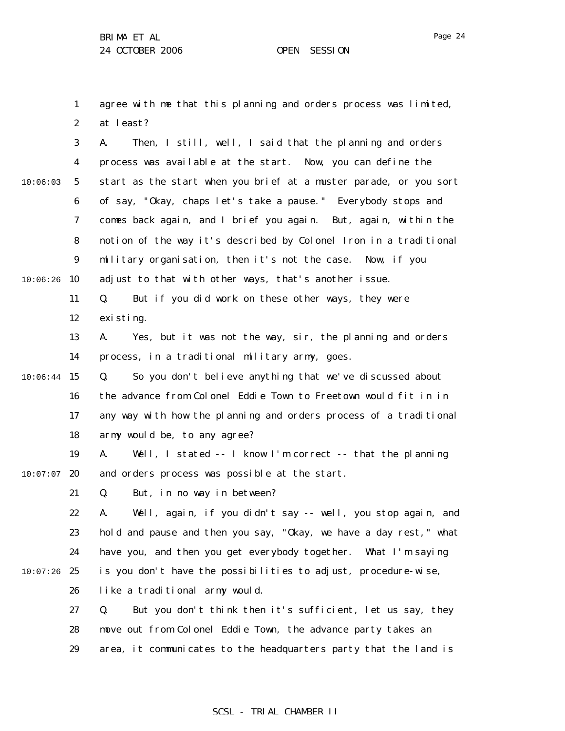agree with me that this planning and orders process was limited, at least?

A. Then, I still, well, I said that the planning and orders process was available at the start. Now, you can define the start as the start when you brief at a muster parade, or you sort of say, "Okay, chaps let's take a pause." Everybody stops and comes back again, and I brief you again. But, again, within the notion of the way it's described by Colonel Iron in a traditional military organisation, then it's not the case. Now, if you adjust to that with other ways, that's another issue.

Q. But if you did work on these other ways, they were existing.

A. Yes, but it was not the way, sir, the planning and orders process, in a traditional military army, goes.

Q. So you don't believe anything that we've discussed about the advance from Colonel Eddie Town to Freetown would fit in in any way with how the planning and orders process of a traditional army would be, to any agree?

A. Well, I stated -- I know I'm correct -- that the planning and orders process was possible at the start.

Q. But, in no way in between?

A. Well, again, if you didn't say -- well, you stop again, and hold and pause and then you say, "Okay, we have a day rest," what have you, and then you get everybody together. What I'm saying is you don't have the possibilities to adjust, procedure-wise, like a traditional army would.

Q. But you don't think then it's sufficient, let us say, they move out from Colonel Eddie Town, the advance party takes an area, it communicates to the headquarters party that the land is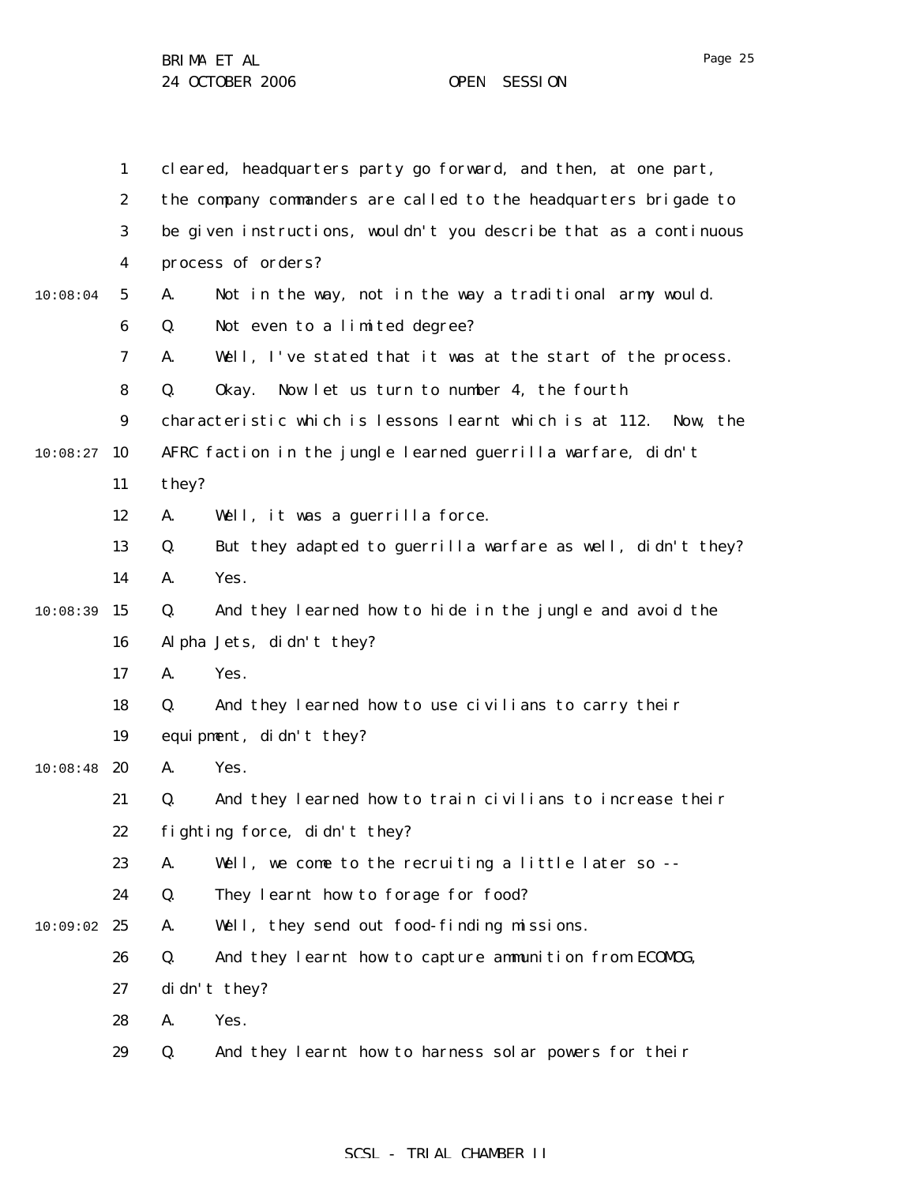cleared, headquarters party go forward, and then, at one part, the company commanders are called to the headquarters brigade to be given instructions, wouldn't you describe that as a continuous process of orders?

A. Not in the way, not in the way a traditional army would.

Q. Not even to a limited degree?

A. Well, I've stated that it was at the start of the process.

Q. Okay. Now let us turn to number 4, the fourth characteristic which is lessons learnt which is at 112. Now, the AFRC faction in the jungle learned guerrilla warfare, didn't they?

A. Well, it was a guerrilla force.

Q. But they adapted to guerrilla warfare as well, didn't they?

A. Yes.

Q. And they learned how to hide in the jungle and avoid the Alpha Jets, didn't they?

A. Yes.

Q. And they learned how to use civilians to carry their equipment, didn't they?

A. Yes.

Q. And they learned how to train civilians to increase their fighting force, didn't they?

A. Well, we come to the recruiting a little later so --

Q. They learnt how to forage for food?

A. Well, they send out food-finding missions.

Q. And they learnt how to capture ammunition from ECOMOG, didn't they?

A. Yes.

Q. And they learnt how to harness solar powers for their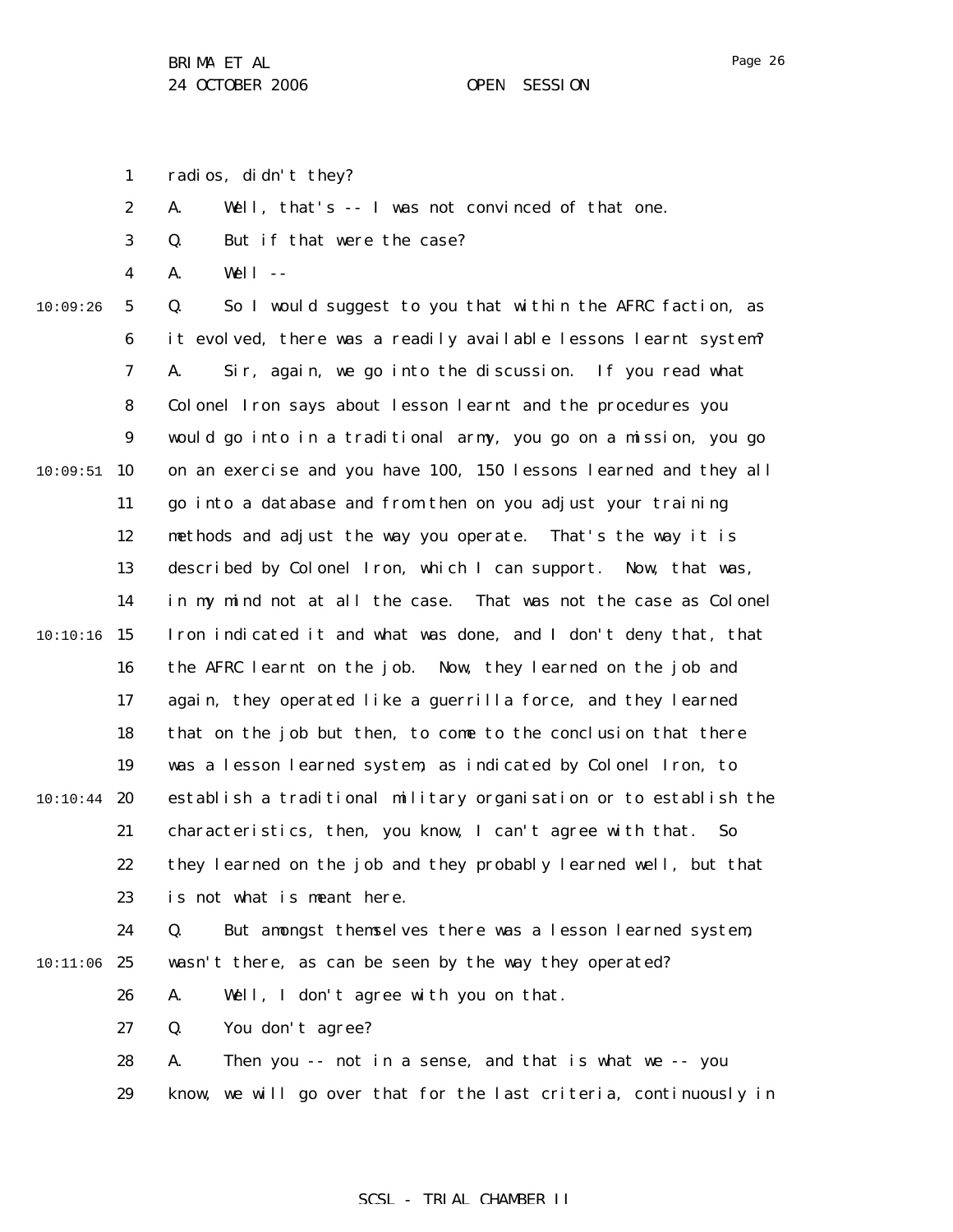radios, didn't they?

A. Well, that's -- I was not convinced of that one.

Q. But if that were the case?

A. Well --

Q. So I would suggest to you that within the AFRC faction, as it evolved, there was a readily available lessons learnt system?

A. Sir, again, we go into the discussion. If you read what Colonel Iron says about lesson learnt and the procedures you would go into in a traditional army, you go on a mission, you go on an exercise and you have 100, 150 lessons learned and they all go into a database and from then on you adjust your training methods and adjust the way you operate. That's the way it is described by Colonel Iron, which I can support. Now, that was, in my mind not at all the case. That was not the case as Colonel Iron indicated it and what was done, and I don't deny that, that the AFRC learnt on the job. Now, they learned on the job and again, they operated like a guerrilla force, and they learned that on the job but then, to come to the conclusion that there was a lesson learned system, as indicated by Colonel Iron, to establish a traditional military organisation or to establish the characteristics, then, you know, I can't agree with that. So they learned on the job and they probably learned well, but that is not what is meant here.

Q. But amongst themselves there was a lesson learned system, wasn't there, as can be seen by the way they operated?

A. Well, I don't agree with you on that.

Q. You don't agree?

A. Then you -- not in a sense, and that is what we -- you know, we will go over that for the last criteria, continuously in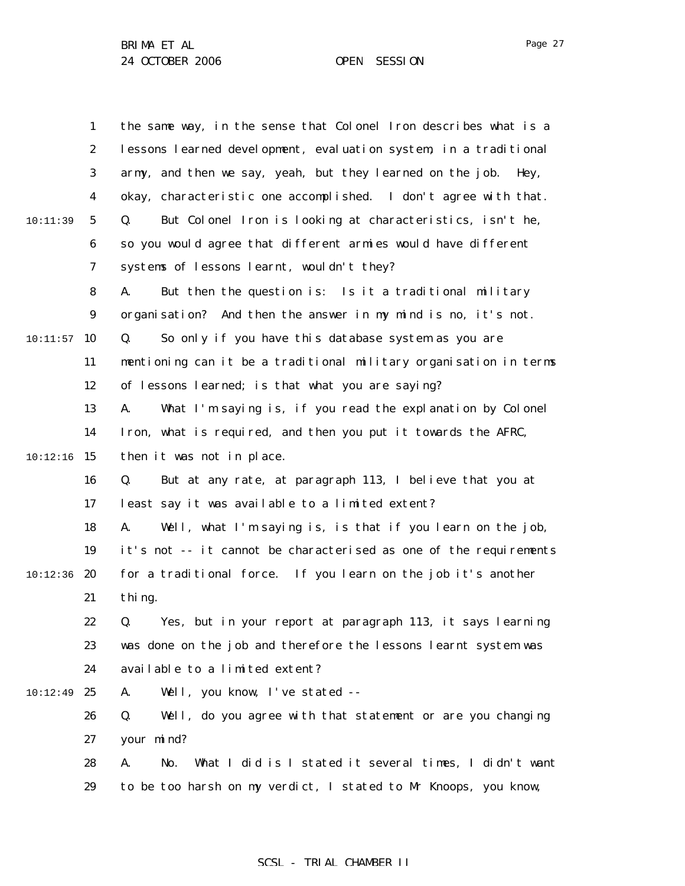the same way, in the sense that Colonel Iron describes what is a lessons learned development, evaluation system, in a traditional army, and then we say, yeah, but they learned on the job. Hey, okay, characteristic one accomplished. I don't agree with that.

Q. But Colonel Iron is looking at characteristics, isn't he, so you would agree that different armies would have different systems of lessons learnt, wouldn't they?

A. But then the question is: Is it a traditional military organisation? And then the answer in my mind is no, it's not.

Q. So only if you have this database system as you are mentioning can it be a traditional military organisation in terms of lessons learned; is that what you are saying?

A. What I'm saying is, if you read the explanation by Colonel Iron, what is required, and then you put it towards the AFRC, then it was not in place.

Q. But at any rate, at paragraph 113, I believe that you at least say it was available to a limited extent?

A. Well, what I'm saying is, is that if you learn on the job, it's not -- it cannot be characterised as one of the requirements for a traditional force. If you learn on the job it's another thing.

Q. Yes, but in your report at paragraph 113, it says learning was done on the job and therefore the lessons learnt system was available to a limited extent?

A. Well, you know, I've stated --

Q. Well, do you agree with that statement or are you changing your mind?

A. No. What I did is I stated it several times, I didn't want to be too harsh on my verdict, I stated to Mr Knoops, you know,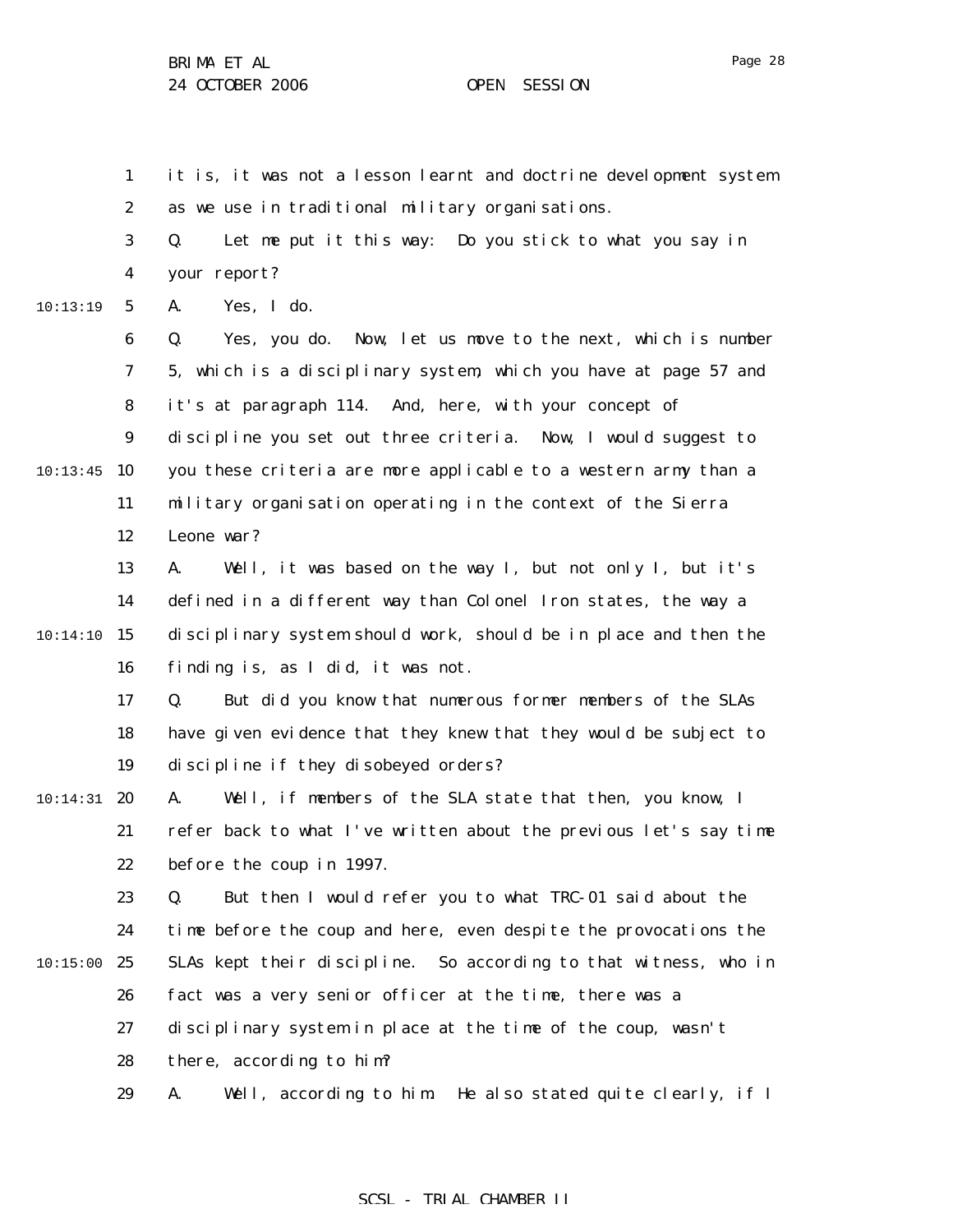it is, it was not a lesson learnt and doctrine development system as we use in traditional military organisations.

Q. Let me put it this way: Do you stick to what you say in your report?

A. Yes, I do.

Q. Yes, you do. Now, let us move to the next, which is number 5, which is a disciplinary system, which you have at page 57 and it's at paragraph 114. And, here, with your concept of discipline you set out three criteria. Now, I would suggest to you these criteria are more applicable to a western army than a military organisation operating in the context of the Sierra Leone war?

A. Well, it was based on the way I, but not only I, but it's defined in a different way than Colonel Iron states, the way a disciplinary system should work, should be in place and then the finding is, as I did, it was not.

Q. But did you know that numerous former members of the SLAs have given evidence that they knew that they would be subject to discipline if they disobeyed orders?

A. Well, if members of the SLA state that then, you know, I refer back to what I've written about the previous let's say time before the coup in 1997.

Q. But then I would refer you to what TRC-01 said about the time before the coup and here, even despite the provocations the SLAs kept their discipline. So according to that witness, who in fact was a very senior officer at the time, there was a disciplinary system in place at the time of the coup, wasn't there, according to him?

A. Well, according to him. He also stated quite clearly, if I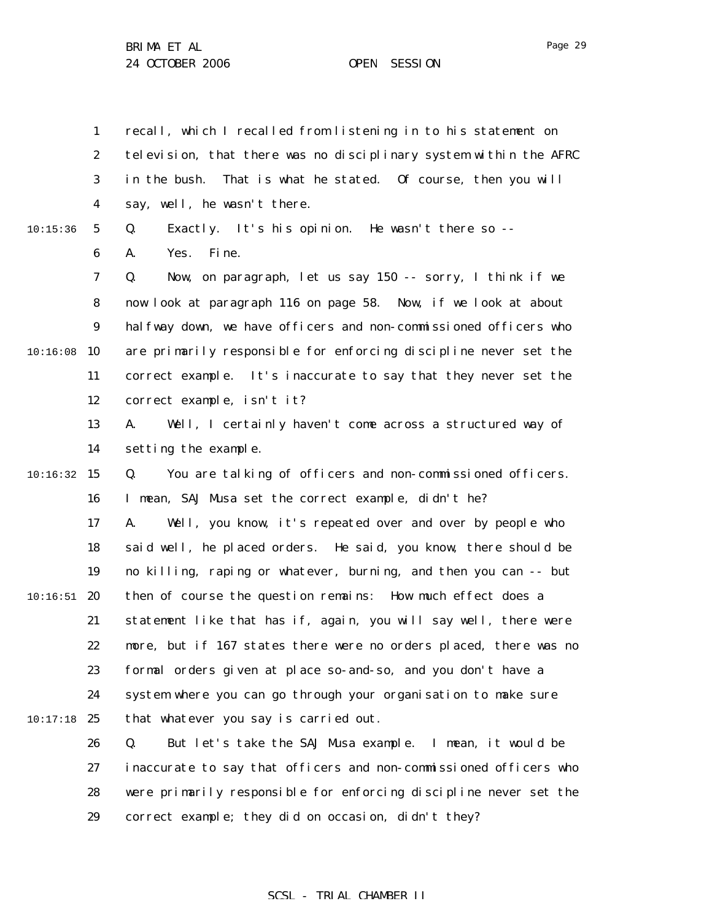recall, which I recalled from listening in to his statement on television, that there was no disciplinary system within the AFRC in the bush. That is what he stated. Of course, then you will say, well, he wasn't there.

Q. Exactly. It's his opinion. He wasn't there so --

A. Yes. Fine.

Q. Now, on paragraph, let us say 150 -- sorry, I think if we now look at paragraph 116 on page 58. Now, if we look at about halfway down, we have officers and non-commissioned officers who are primarily responsible for enforcing discipline never set the correct example. It's inaccurate to say that they never set the correct example, isn't it?

A. Well, I certainly haven't come across a structured way of setting the example.

Q. You are talking of officers and non-commissioned officers. I mean, SAJ Musa set the correct example, didn't he?

A. Well, you know, it's repeated over and over by people who said well, he placed orders. He said, you know, there should be no killing, raping or whatever, burning, and then you can -- but then of course the question remains: How much effect does a statement like that has if, again, you will say well, there were more, but if 167 states there were no orders placed, there was no formal orders given at place so-and-so, and you don't have a system where you can go through your organisation to make sure that whatever you say is carried out.

Q. But let's take the SAJ Musa example. I mean, it would be inaccurate to say that officers and non-commissioned officers who were primarily responsible for enforcing discipline never set the correct example; they did on occasion, didn't they?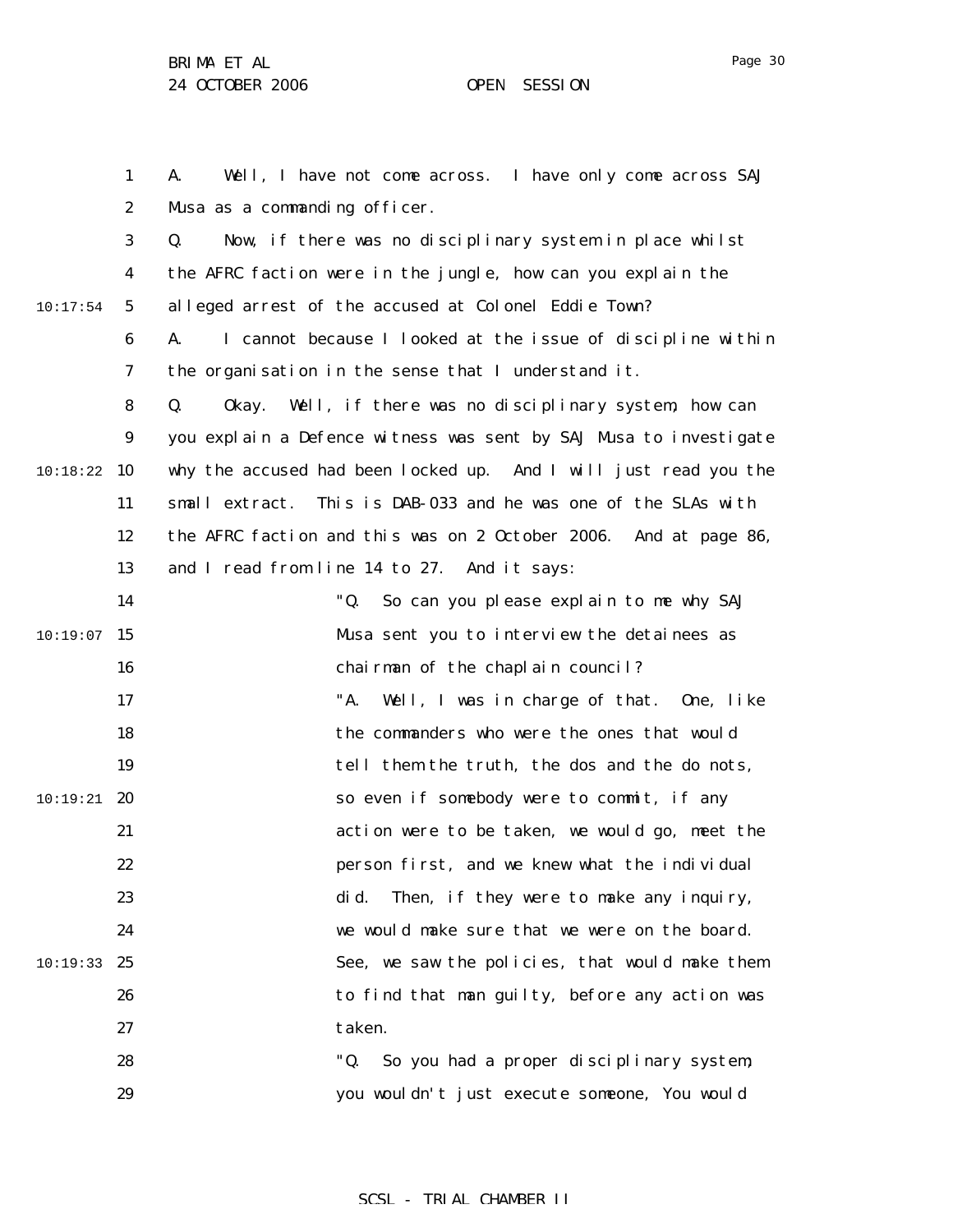A. Well, I have not come across. I have only come across SAJ Musa as a commanding officer.

Q. Now, if there was no disciplinary system in place whilst the AFRC faction were in the jungle, how can you explain the alleged arrest of the accused at Colonel Eddie Town?

A. I cannot because I looked at the issue of discipline within the organisation in the sense that I understand it.

Q. Okay. Well, if there was no disciplinary system, how can you explain a Defence witness was sent by SAJ Musa to investigate why the accused had been locked up. And I will just read you the small extract. This is DAB-033 and he was one of the SLAs with the AFRC faction and this was on 2 October 2006. And at page 86, and I read from line 14 to 27. And it says:

> "Q. So can you please explain to me why SAJ Musa sent you to interview the detainees as chairman of the chaplain council?
>
> "A. Well, I was in charge of that. One, like the commanders who were the ones that would tell them the truth, the dos and the do nots, so even if somebody were to commit, if any action were to be taken, we would go, meet the person first, and we knew what the individual did. Then, if they were to make any inquiry, we would make sure that we were on the board. See, we saw the policies, that would make them to find that man guilty, before any action was taken.
>
> "Q. So you had a proper disciplinary system, you wouldn't just execute someone, You would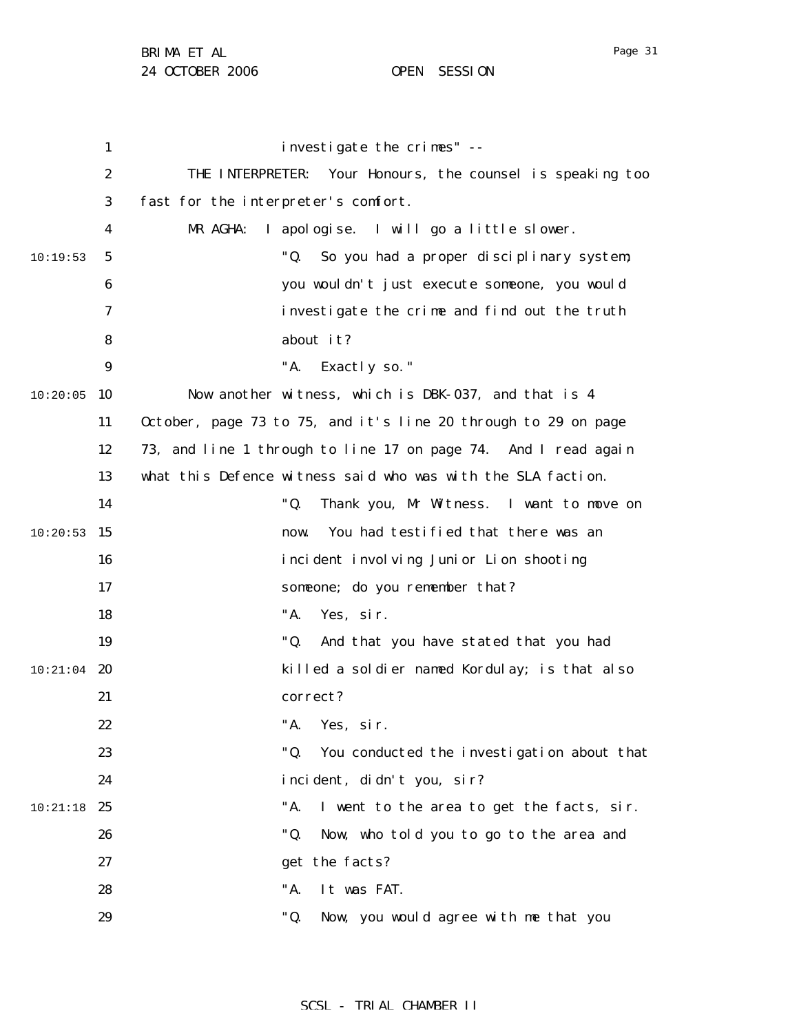investigate the crimes" --

THE INTERPRETER: Your Honours, the counsel is speaking too fast for the interpreter's comfort.

MR AGHA: I apologise. I will go a little slower.

"Q. So you had a proper disciplinary system; you wouldn't just execute someone, you would investigate the crime and find out the truth about it?

"A. Exactly so."

Now another witness, which is DBK-037, and that is 4 October, page 73 to 75, and it's line 20 through to 29 on page 73, and line 1 through to line 17 on page 74. And I read again what this Defence witness said who was with the SLA faction.

"Q. Thank you, Mr Witness. I want to move on now. You had testified that there was an incident involving Junior Lion shooting someone; do you remember that?

"A. Yes, sir.

"Q. And that you have stated that you had killed a soldier named Kordulay; is that also correct?

"A. Yes, sir.

"Q. You conducted the investigation about that incident, didn't you, sir?

"A. I went to the area to get the facts, sir.

"Q. Now, who told you to go to the area and get the facts?

"A. It was FAT.

"Q. Now, you would agree with me that you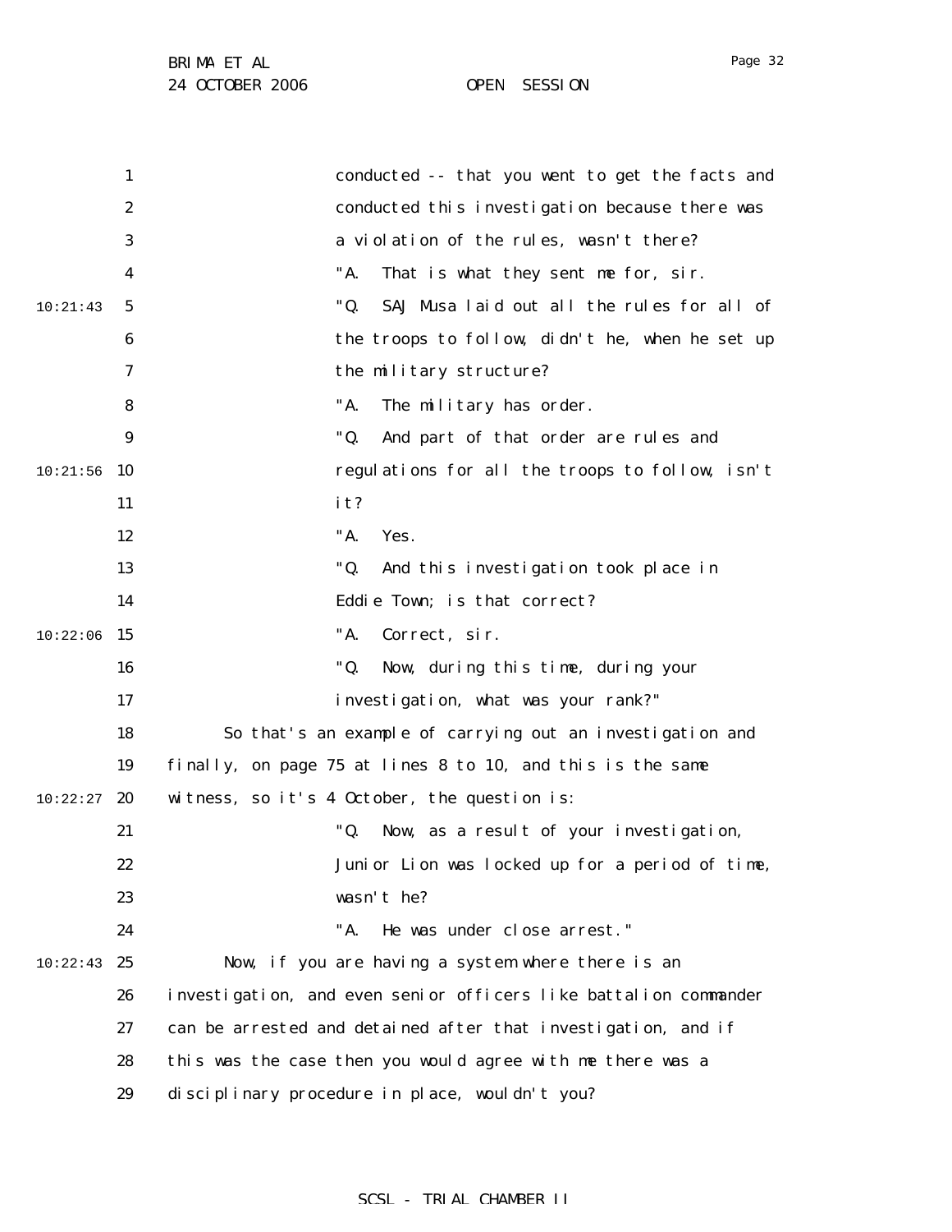conducted -- that you went to get the facts and conducted this investigation because there was a violation of the rules, wasn't there?

"A. That is what they sent me for, sir.

"Q. SAJ Musa laid out all the rules for all of the troops to follow, didn't he, when he set up the military structure?

"A. The military has order.

"Q. And part of that order are rules and regulations for all the troops to follow, isn't it?

"A. Yes.

"Q. And this investigation took place in Eddie Town; is that correct?

"A. Correct, sir.

"Q. Now, during this time, during your investigation, what was your rank?"

So that's an example of carrying out an investigation and finally, on page 75 at lines 8 to 10, and this is the same witness, so it's 4 October, the question is:

"Q. Now, as a result of your investigation, Junior Lion was locked up for a period of time, wasn't he?

"A. He was under close arrest."

Now, if you are having a system where there is an investigation, and even senior officers like battalion commander can be arrested and detained after that investigation, and if this was the case then you would agree with me there was a disciplinary procedure in place, wouldn't you?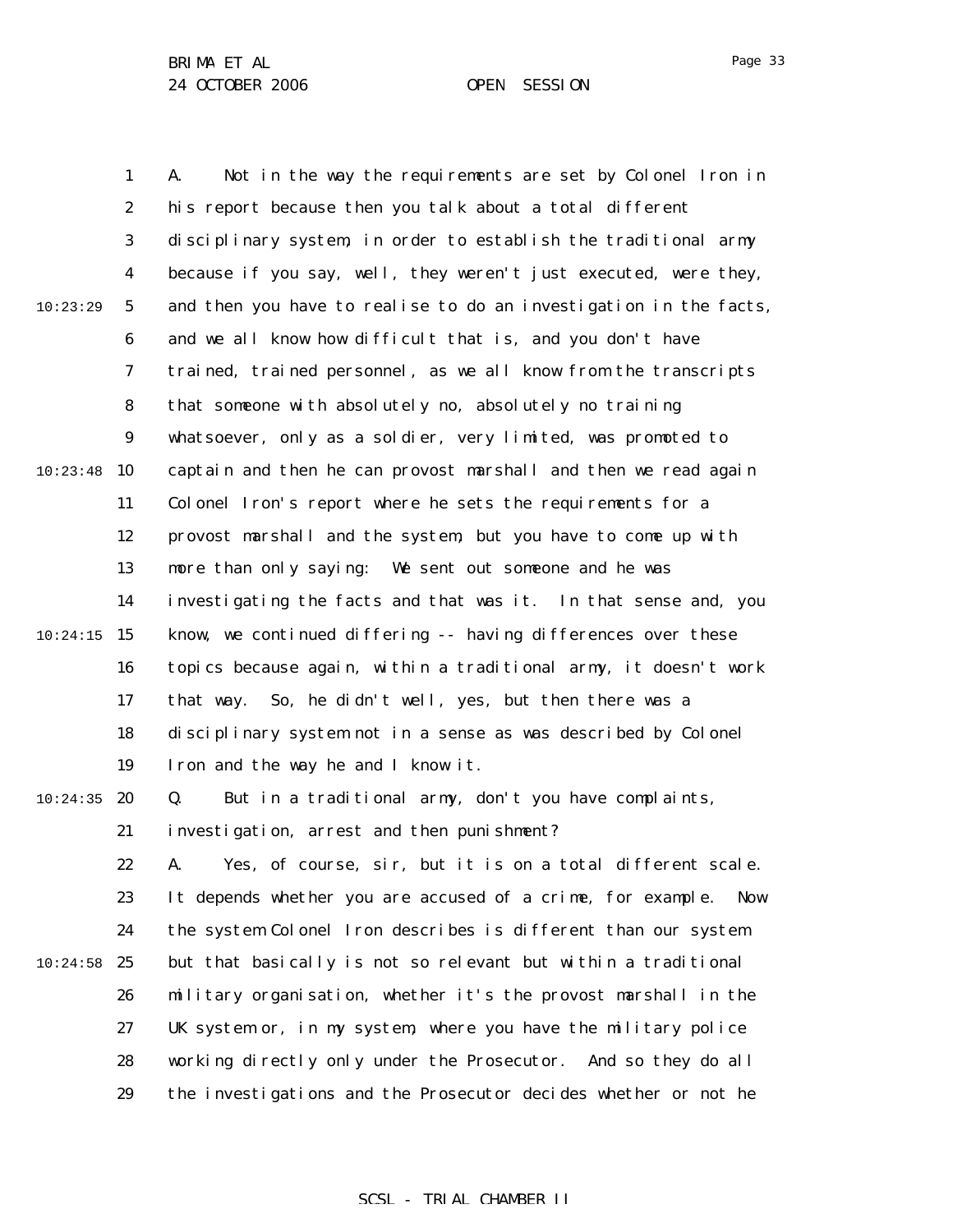A. Not in the way the requirements are set by Colonel Iron in his report because then you talk about a total different disciplinary system, in order to establish the traditional army because if you say, well, they weren't just executed, were they, and then you have to realise to do an investigation in the facts, and we all know how difficult that is, and you don't have trained, trained personnel, as we all know from the transcripts that someone with absolutely no, absolutely no training whatsoever, only as a soldier, very limited, was promoted to captain and then he can provost marshall and then we read again Colonel Iron's report where he sets the requirements for a provost marshall and the system, but you have to come up with more than only saying: We sent out someone and he was investigating the facts and that was it. In that sense and, you know, we continued differing -- having differences over these topics because again, within a traditional army, it doesn't work that way. So, he didn't well, yes, but then there was a disciplinary system not in a sense as was described by Colonel Iron and the way he and I know it.

Q. But in a traditional army, don't you have complaints, investigation, arrest and then punishment?

A. Yes, of course, sir, but it is on a total different scale. It depends whether you are accused of a crime, for example. Now the system Colonel Iron describes is different than our system but that basically is not so relevant but within a traditional military organisation, whether it's the provost marshall in the UK system or, in my system, where you have the military police working directly only under the Prosecutor. And so they do all the investigations and the Prosecutor decides whether or not he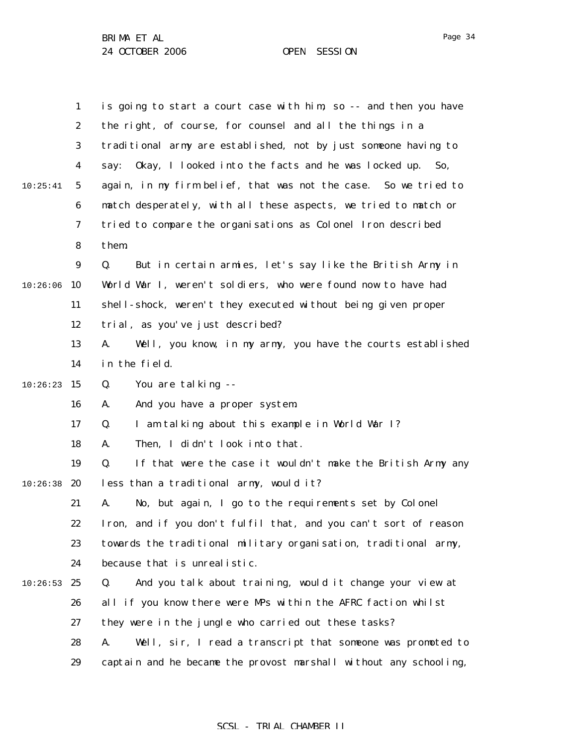is going to start a court case with him, so -- and then you have the right, of course, for counsel and all the things in a traditional army are established, not by just someone having to say: Okay, I looked into the facts and he was locked up. So, again, in my firm belief, that was not the case. So we tried to match desperately, with all these aspects, we tried to match or tried to compare the organisations as Colonel Iron described them.

Q. But in certain armies, let's say like the British Army in World War I, weren't soldiers, who were found now to have had shell-shock, weren't they executed without being given proper trial, as you've just described?

A. Well, you know, in my army, you have the courts established in the field.

Q. You are talking --

A. And you have a proper system.

Q. I am talking about this example in World War I?

A. Then, I didn't look into that.

Q. If that were the case it wouldn't make the British Army any less than a traditional army, would it?

A. No, but again, I go to the requirements set by Colonel Iron, and if you don't fulfil that, and you can't sort of reason towards the traditional military organisation, traditional army, because that is unrealistic.

Q. And you talk about training, would it change your view at all if you know there were MPs within the AFRC faction whilst they were in the jungle who carried out these tasks?

A. Well, sir, I read a transcript that someone was promoted to captain and he became the provost marshall without any schooling,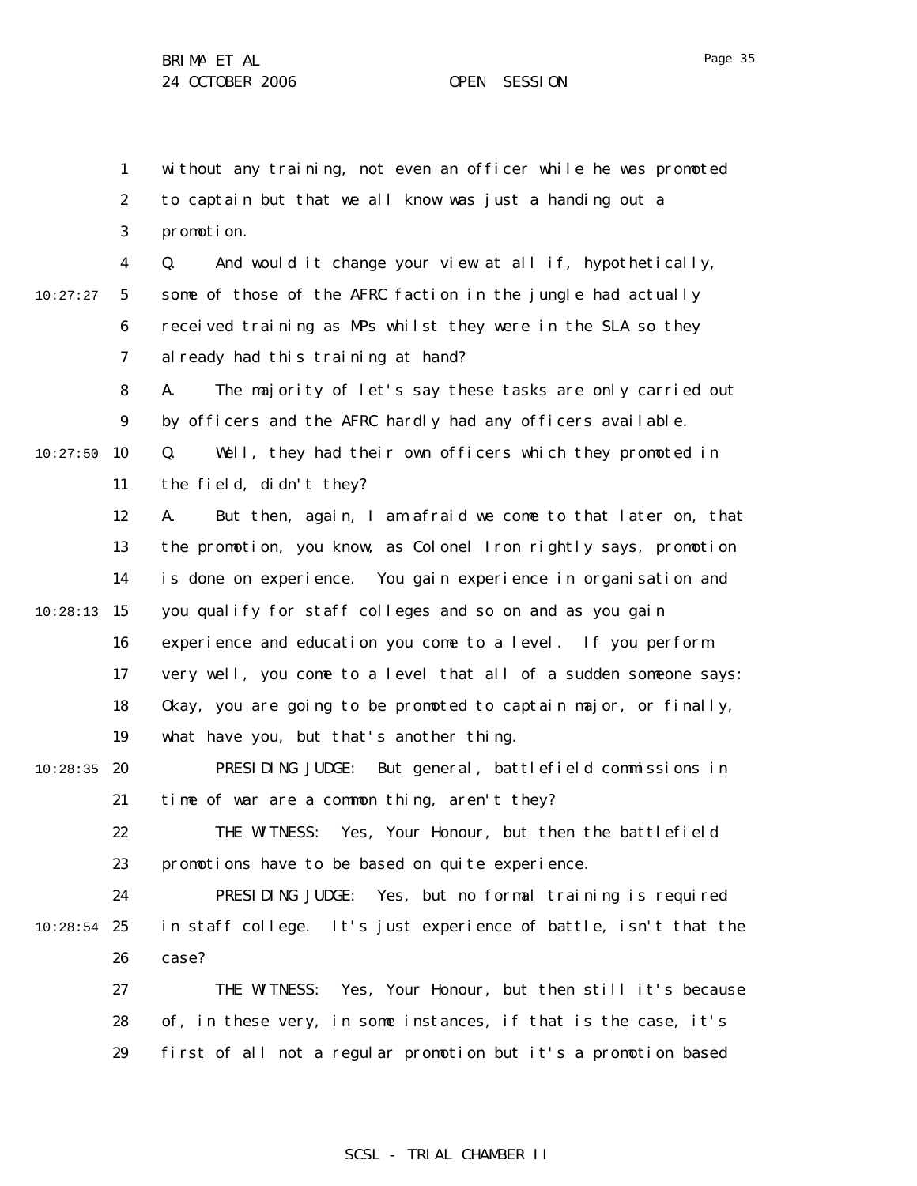without any training, not even an officer while he was promoted to captain but that we all know was just a handing out a promotion.

Q. And would it change your view at all if, hypothetically, some of those of the AFRC faction in the jungle had actually received training as MPs whilst they were in the SLA so they already had this training at hand?

A. The majority of let's say these tasks are only carried out by officers and the AFRC hardly had any officers available.

Q. Well, they had their own officers which they promoted in the field, didn't they?

A. But then, again, I am afraid we come to that later on, that the promotion, you know, as Colonel Iron rightly says, promotion is done on experience. You gain experience in organisation and you qualify for staff colleges and so on and as you gain experience and education you come to a level. If you perform very well, you come to a level that all of a sudden someone says: Okay, you are going to be promoted to captain major, or finally, what have you, but that's another thing.

PRESIDING JUDGE: But general, battlefield commissions in time of war are a common thing, aren't they?

THE WITNESS: Yes, Your Honour, but then the battlefield promotions have to be based on quite experience.

PRESIDING JUDGE: Yes, but no formal training is required in staff college. It's just experience of battle, isn't that the case?

THE WITNESS: Yes, Your Honour, but then still it's because of, in these very, in some instances, if that is the case, it's first of all not a regular promotion but it's a promotion based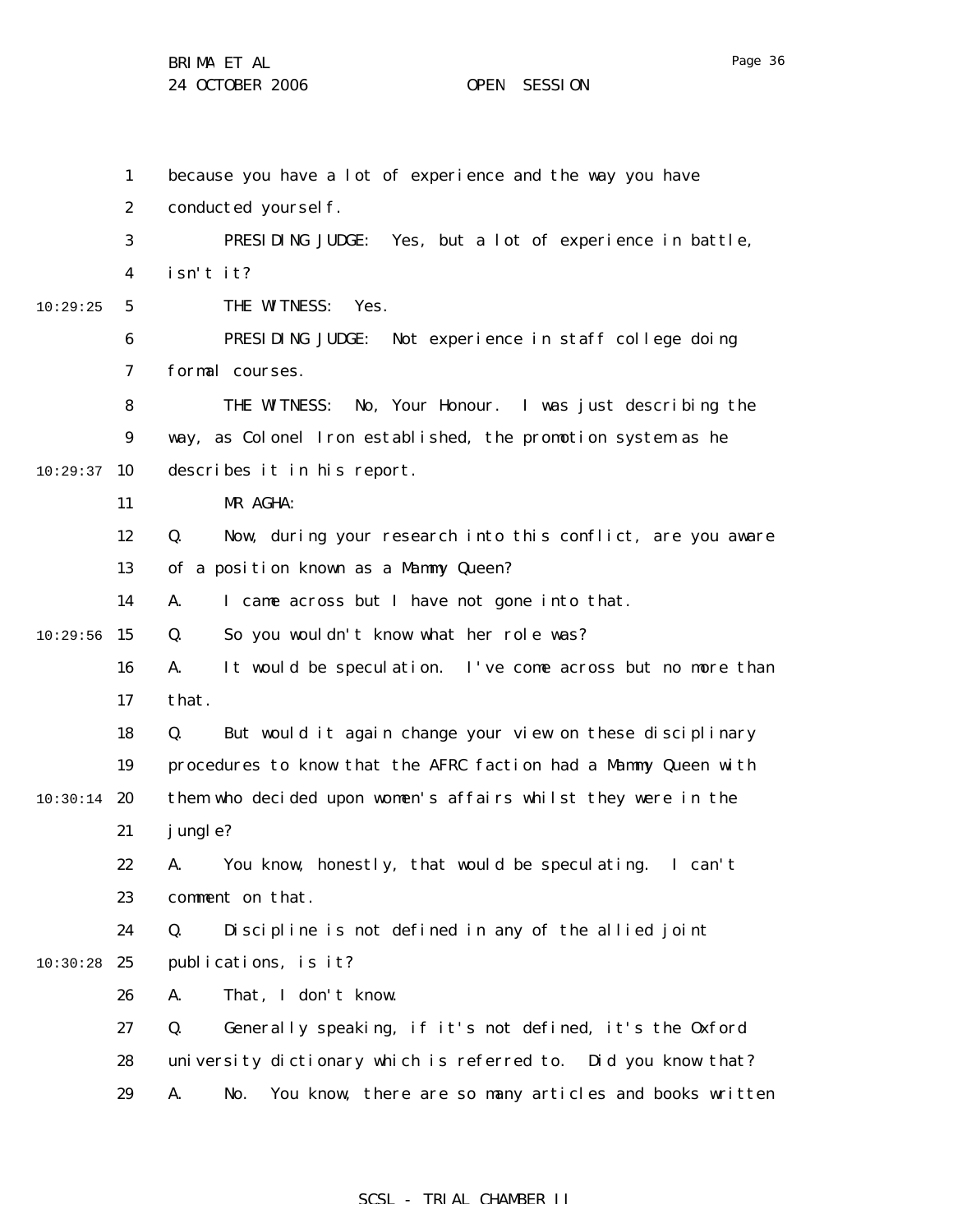because you have a lot of experience and the way you have conducted yourself.

PRESIDING JUDGE: Yes, but a lot of experience in battle, isn't it?

THE WITNESS: Yes.

PRESIDING JUDGE: Not experience in staff college doing formal courses.

THE WITNESS: No, Your Honour. I was just describing the way, as Colonel Iron established, the promotion system as he describes it in his report.

MR AGHA:

Q. Now, during your research into this conflict, are you aware of a position known as a Mammy Queen?

A. I came across but I have not gone into that.

Q. So you wouldn't know what her role was?

A. It would be speculation. I've come across but no more than that.

Q. But would it again change your view on these disciplinary procedures to know that the AFRC faction had a Mammy Queen with them who decided upon women's affairs whilst they were in the jungle?

A. You know, honestly, that would be speculating. I can't comment on that.

Q. Discipline is not defined in any of the allied joint publications, is it?

A. That, I don't know.

Q. Generally speaking, if it's not defined, it's the Oxford university dictionary which is referred to. Did you know that?

A. No. You know, there are so many articles and books written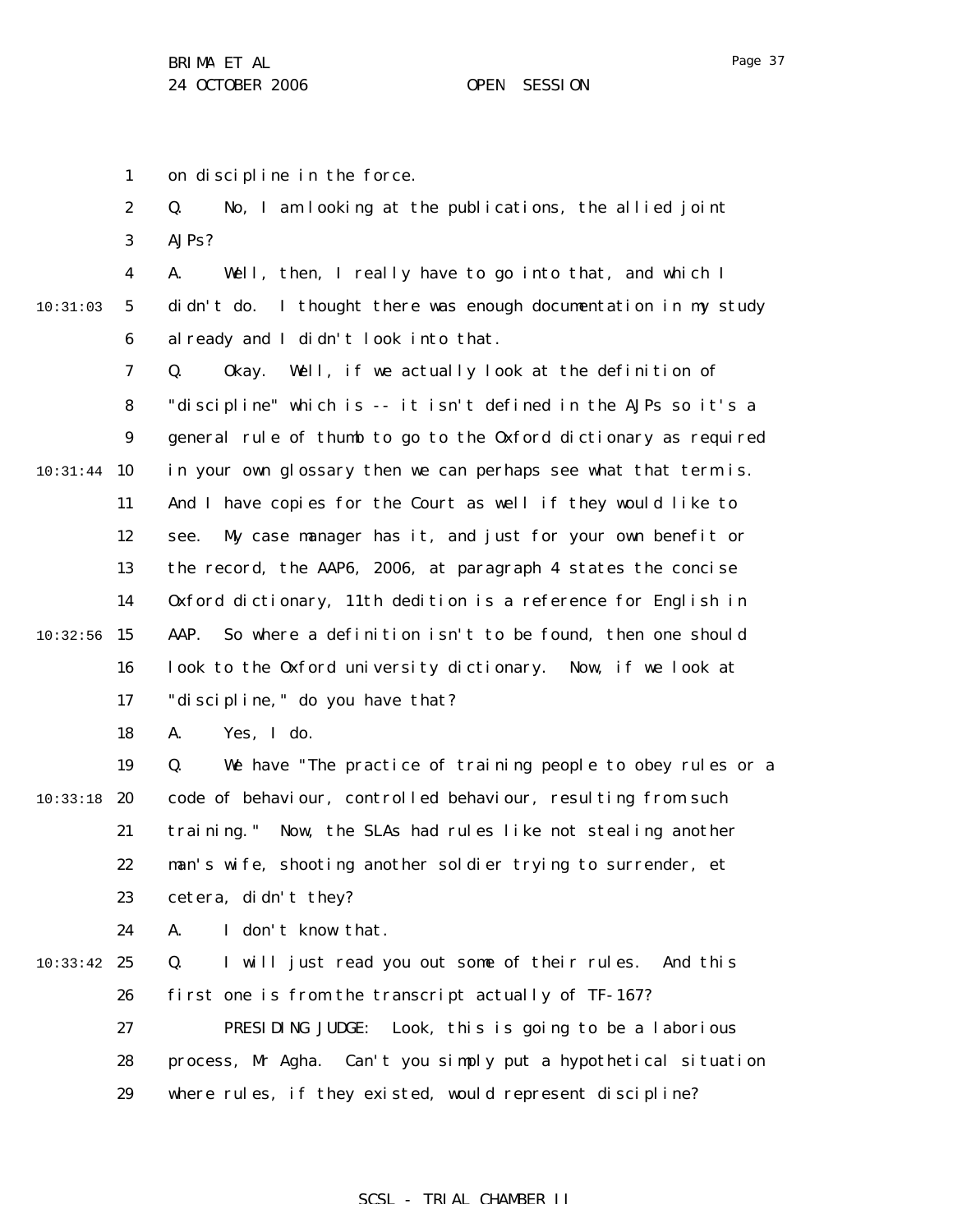on discipline in the force.

Q. No, I am looking at the publications, the allied joint AJPs?

A. Well, then, I really have to go into that, and which I didn't do. I thought there was enough documentation in my study already and I didn't look into that.

Q. Okay. Well, if we actually look at the definition of "discipline" which is -- it isn't defined in the AJPs so it's a general rule of thumb to go to the Oxford dictionary as required in your own glossary then we can perhaps see what that term is. And I have copies for the Court as well if they would like to see. My case manager has it, and just for your own benefit or the record, the AAP6, 2006, at paragraph 4 states the concise Oxford dictionary, 11th dedition is a reference for English in AAP. So where a definition isn't to be found, then one should look to the Oxford university dictionary. Now, if we look at "discipline," do you have that?

A. Yes, I do.

Q. We have "The practice of training people to obey rules or a code of behaviour, controlled behaviour, resulting from such training." Now, the SLAs had rules like not stealing another man's wife, shooting another soldier trying to surrender, et cetera, didn't they?

A. I don't know that.

Q. I will just read you out some of their rules. And this first one is from the transcript actually of TF-167?

PRESIDING JUDGE: Look, this is going to be a laborious process, Mr Agha. Can't you simply put a hypothetical situation where rules, if they existed, would represent discipline?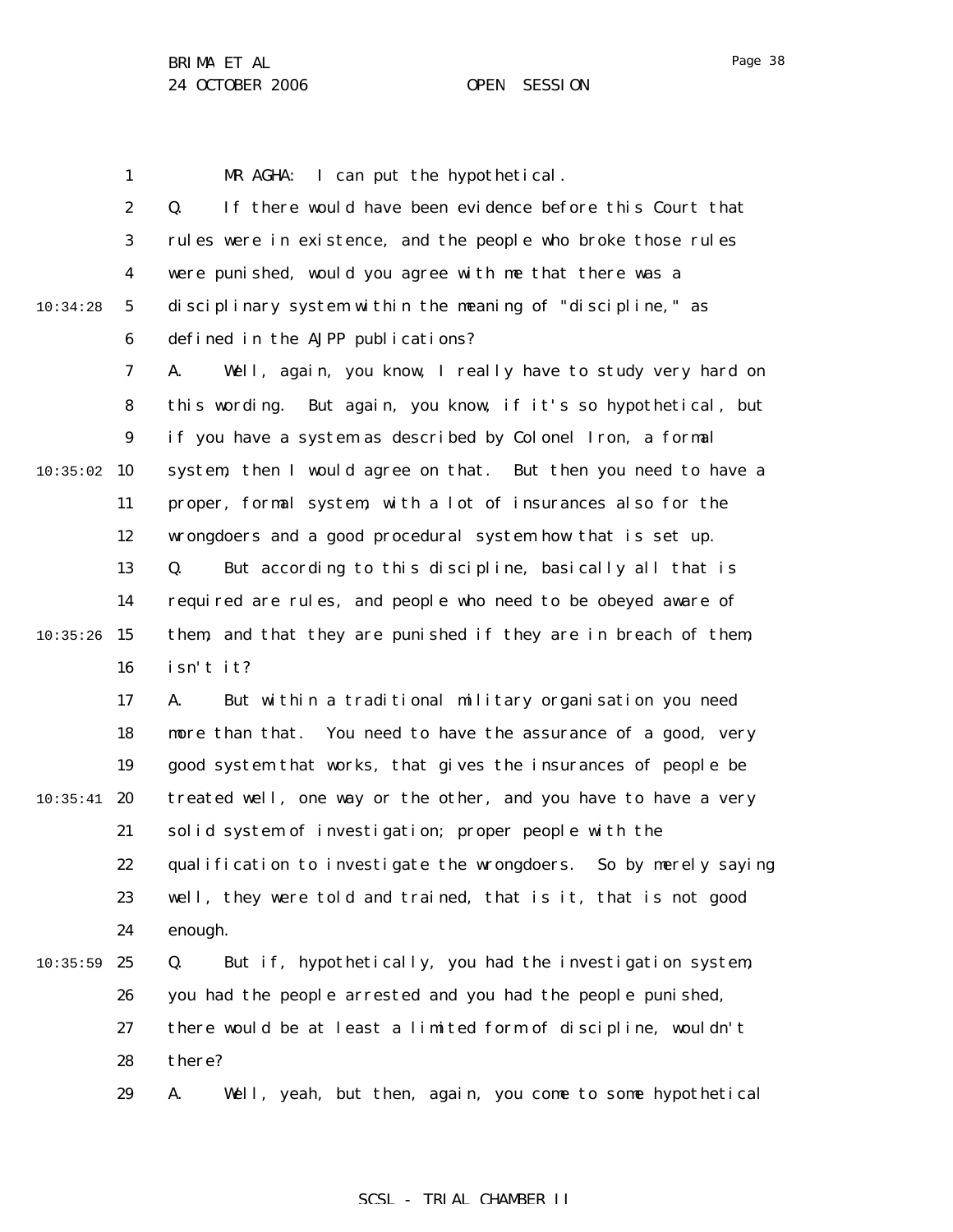MR AGHA: I can put the hypothetical.

Q. If there would have been evidence before this Court that rules were in existence, and the people who broke those rules were punished, would you agree with me that there was a disciplinary system within the meaning of "discipline," as defined in the AJPP publications?

A. Well, again, you know, I really have to study very hard on this wording. But again, you know, if it's so hypothetical, but if you have a system as described by Colonel Iron, a formal system, then I would agree on that. But then you need to have a proper, formal system, with a lot of insurances also for the wrongdoers and a good procedural system how that is set up.

Q. But according to this discipline, basically all that is required are rules, and people who need to be obeyed aware of them, and that they are punished if they are in breach of them, isn't it?

A. But within a traditional military organisation you need more than that. You need to have the assurance of a good, very good system that works, that gives the insurances of people be treated well, one way or the other, and you have to have a very solid system of investigation; proper people with the qualification to investigate the wrongdoers. So by merely saying well, they were told and trained, that is it, that is not good enough.

Q. But if, hypothetically, you had the investigation system, you had the people arrested and you had the people punished, there would be at least a limited form of discipline, wouldn't there?

A. Well, yeah, but then, again, you come to some hypothetical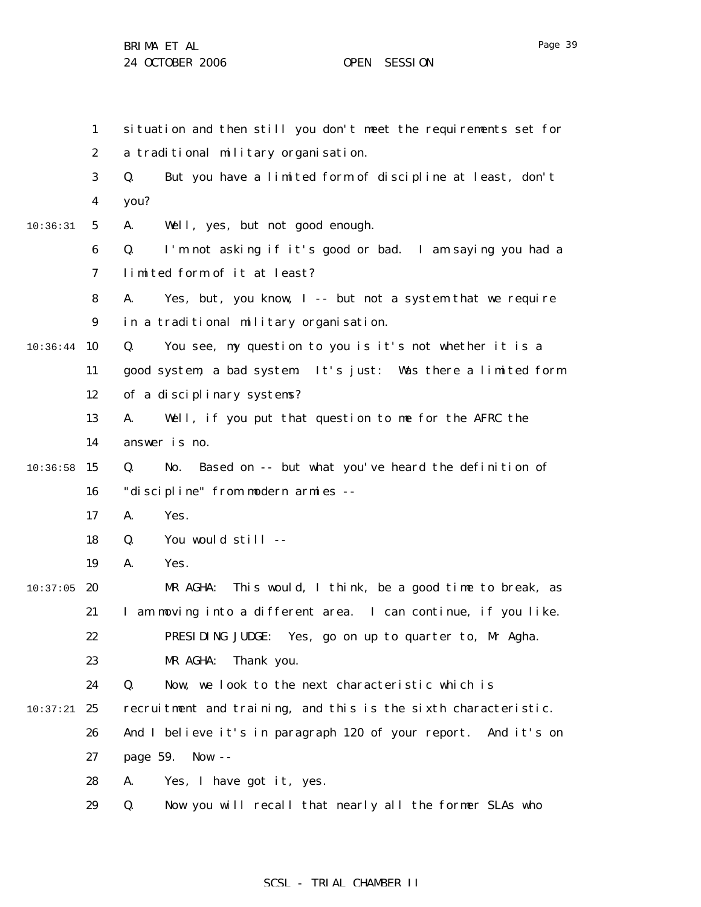situation and then still you don't meet the requirements set for a traditional military organisation.

Q. But you have a limited form of discipline at least, don't you?

A. Well, yes, but not good enough.

Q. I'm not asking if it's good or bad. I am saying you had a limited form of it at least?

A. Yes, but, you know, I -- but not a system that we require in a traditional military organisation.

Q. You see, my question to you is it's not whether it is a good system, a bad system. It's just: Was there a limited form of a disciplinary systems?

A. Well, if you put that question to me for the AFRC the answer is no.

Q. No. Based on -- but what you've heard the definition of "discipline" from modern armies --

A. Yes.

Q. You would still --

A. Yes.

MR AGHA: This would, I think, be a good time to break, as I am moving into a different area. I can continue, if you like.

PRESIDING JUDGE: Yes, go on up to quarter to, Mr Agha.

MR AGHA: Thank you.

Q. Now, we look to the next characteristic which is recruitment and training, and this is the sixth characteristic. And I believe it's in paragraph 120 of your report. And it's on page 59. Now --

A. Yes, I have got it, yes.

Q. Now you will recall that nearly all the former SLAs who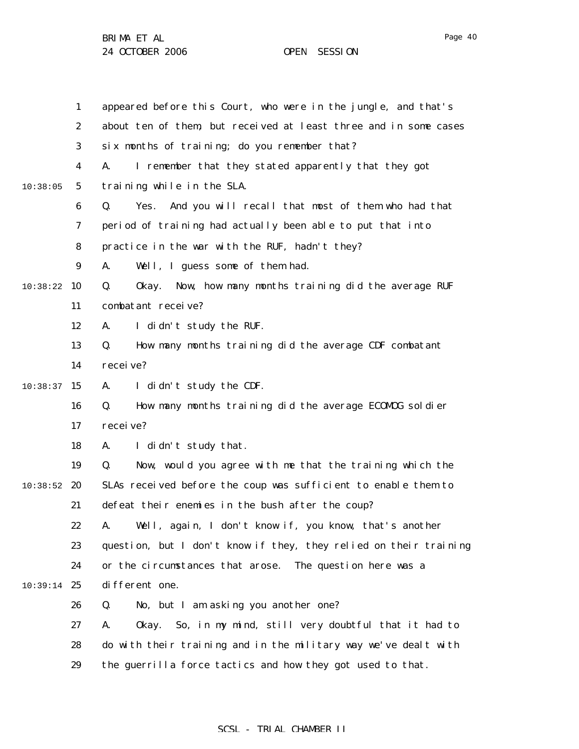appeared before this Court, who were in the jungle, and that's about ten of them, but received at least three and in some cases six months of training; do you remember that?

A. I remember that they stated apparently that they got training while in the SLA.

Q. Yes. And you will recall that most of them who had that period of training had actually been able to put that into practice in the war with the RUF, hadn't they?

A. Well, I guess some of them had.

Q. Okay. Now, how many months training did the average RUF combatant receive?

A. I didn't study the RUF.

Q. How many months training did the average CDF combatant receive?

A. I didn't study the CDF.

Q. How many months training did the average ECOMOG soldier receive?

A. I didn't study that.

Q. Now, would you agree with me that the training which the SLAs received before the coup was sufficient to enable them to defeat their enemies in the bush after the coup?

A. Well, again, I don't know if, you know, that's another question, but I don't know if they, they relied on their training or the circumstances that arose. The question here was a different one.

Q. No, but I am asking you another one?

A. Okay. So, in my mind, still very doubtful that it had to do with their training and in the military way we've dealt with the guerrilla force tactics and how they got used to that.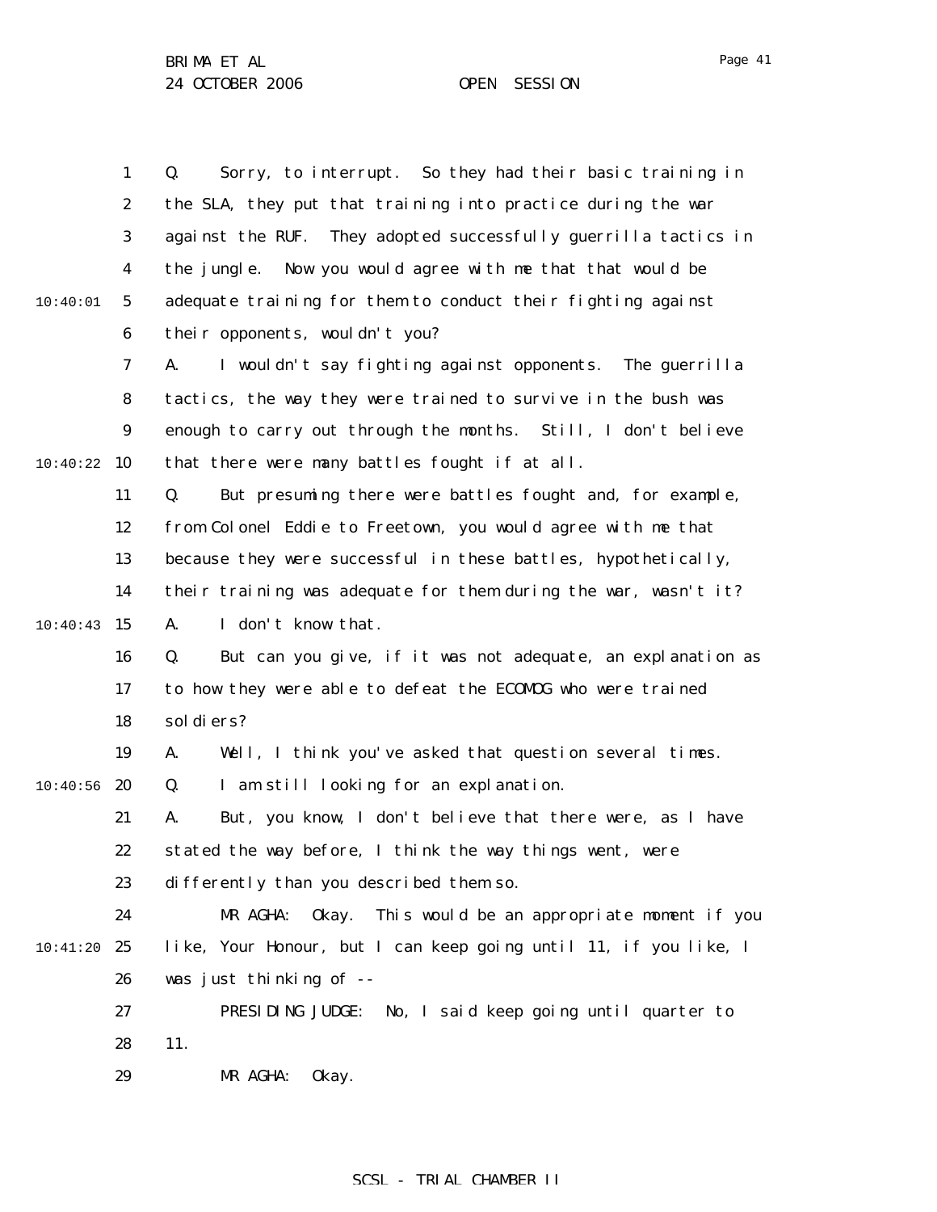Q. Sorry, to interrupt. So they had their basic training in the SLA, they put that training into practice during the war against the RUF. They adopted successfully guerrilla tactics in the jungle. Now you would agree with me that that would be adequate training for them to conduct their fighting against their opponents, wouldn't you?

A. I wouldn't say fighting against opponents. The guerrilla tactics, the way they were trained to survive in the bush was enough to carry out through the months. Still, I don't believe that there were many battles fought if at all.

Q. But presuming there were battles fought and, for example, from Colonel Eddie to Freetown, you would agree with me that because they were successful in these battles, hypothetically, their training was adequate for them during the war, wasn't it?

A. I don't know that.

Q. But can you give, if it was not adequate, an explanation as to how they were able to defeat the ECOMOG who were trained soldiers?

A. Well, I think you've asked that question several times.

Q. I am still looking for an explanation.

A. But, you know, I don't believe that there were, as I have stated the way before, I think the way things went, were differently than you described them so.

MR AGHA: Okay. This would be an appropriate moment if you like, Your Honour, but I can keep going until 11, if you like, I was just thinking of --

PRESIDING JUDGE: No, I said keep going until quarter to 11.

MR AGHA: Okay.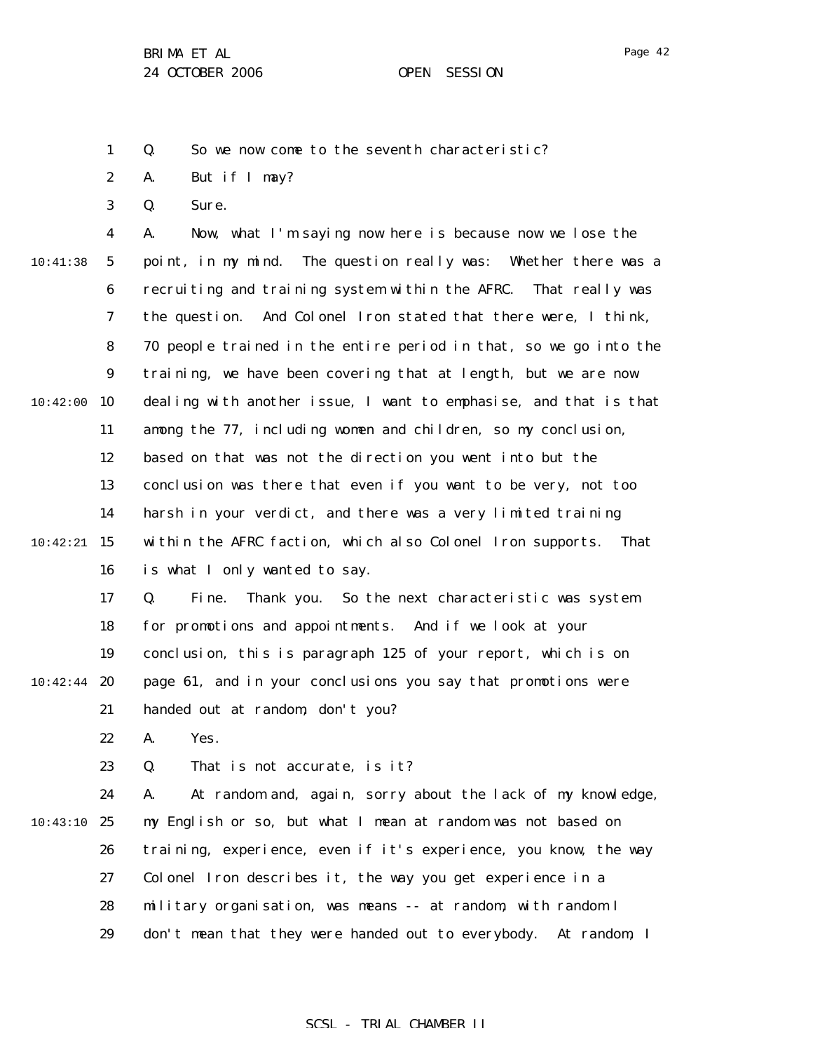Q. So we now come to the seventh characteristic?

A. But if I may?

Q. Sure.

A. Now, what I'm saying now here is because now we lose the point, in my mind. The question really was: Whether there was a recruiting and training system within the AFRC. That really was the question. And Colonel Iron stated that there were, I think, 70 people trained in the entire period in that, so we go into the training, we have been covering that at length, but we are now dealing with another issue, I want to emphasise, and that is that among the 77, including women and children, so my conclusion, based on that was not the direction you went into but the conclusion was there that even if you want to be very, not too harsh in your verdict, and there was a very limited training within the AFRC faction, which also Colonel Iron supports. That is what I only wanted to say.

Q. Fine. Thank you. So the next characteristic was system for promotions and appointments. And if we look at your conclusion, this is paragraph 125 of your report, which is on page 61, and in your conclusions you say that promotions were handed out at random, don't you?

A. Yes.

Q. That is not accurate, is it?

A. At random and, again, sorry about the lack of my knowledge, my English or so, but what I mean at random was not based on training, experience, even if it's experience, you know, the way Colonel Iron describes it, the way you get experience in a military organisation, was means -- at random, with random I don't mean that they were handed out to everybody. At random, I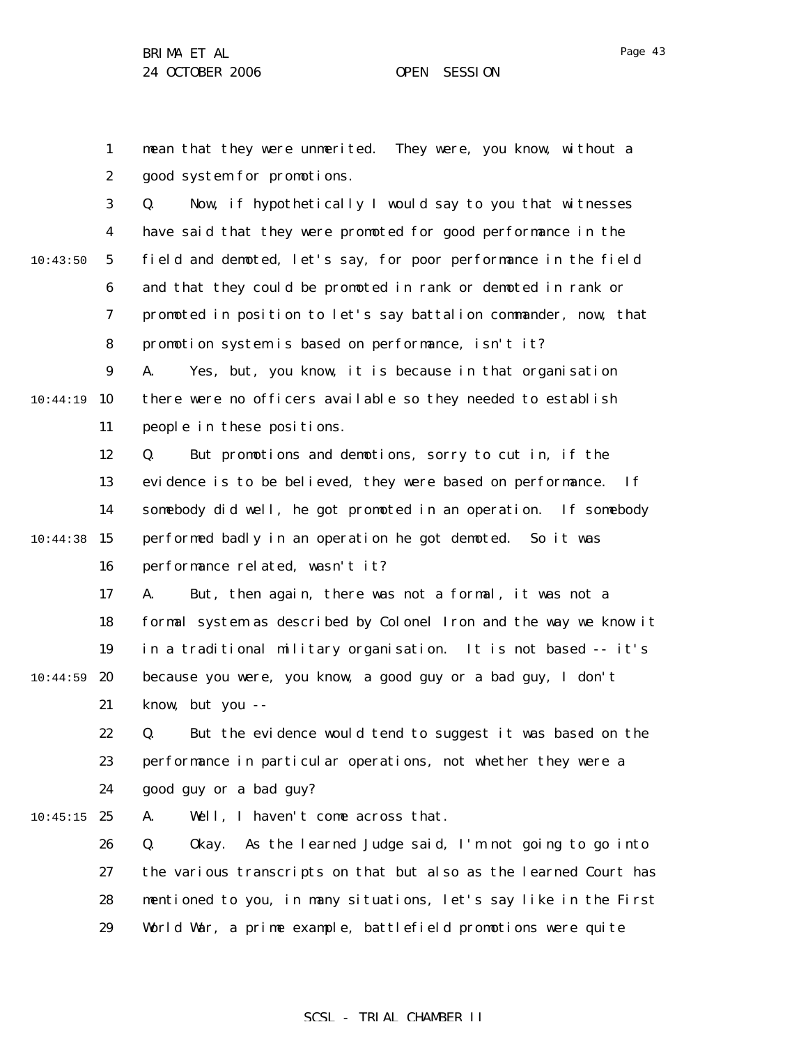mean that they were unmerited. They were, you know, without a good system for promotions.

Q. Now, if hypothetically I would say to you that witnesses have said that they were promoted for good performance in the field and demoted, let's say, for poor performance in the field and that they could be promoted in rank or demoted in rank or promoted in position to let's say battalion commander, now, that promotion system is based on performance, isn't it?

A. Yes, but, you know, it is because in that organisation there were no officers available so they needed to establish people in these positions.

Q. But promotions and demotions, sorry to cut in, if the evidence is to be believed, they were based on performance. If somebody did well, he got promoted in an operation. If somebody performed badly in an operation he got demoted. So it was performance related, wasn't it?

A. But, then again, there was not a formal, it was not a formal system as described by Colonel Iron and the way we know it in a traditional military organisation. It is not based -- it's because you were, you know, a good guy or a bad guy, I don't know, but you --

Q. But the evidence would tend to suggest it was based on the performance in particular operations, not whether they were a good guy or a bad guy?

A. Well, I haven't come across that.

Q. Okay. As the learned Judge said, I'm not going to go into the various transcripts on that but also as the learned Court has mentioned to you, in many situations, let's say like in the First World War, a prime example, battlefield promotions were quite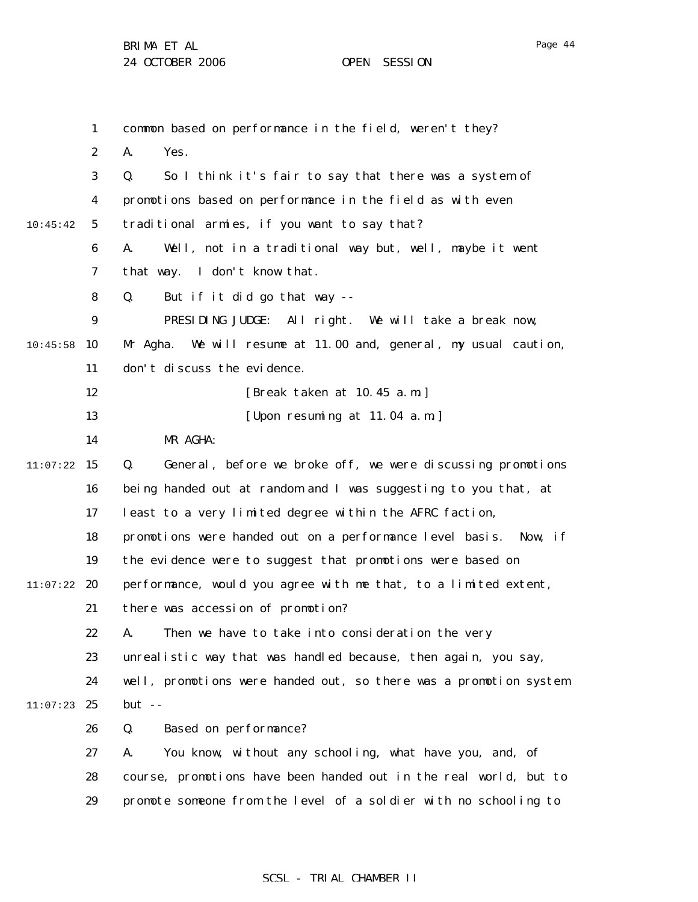common based on performance in the field, weren't they?

A. Yes.

Q. So I think it's fair to say that there was a system of promotions based on performance in the field as with even traditional armies, if you want to say that?

A. Well, not in a traditional way but, well, maybe it went that way. I don't know that.

Q. But if it did go that way --

PRESIDING JUDGE: All right. We will take a break now, Mr Agha. We will resume at 11.00 and, general, my usual caution, don't discuss the evidence.

[Break taken at 10.45 a.m.]

[Upon resuming at 11.04 a.m.]

MR AGHA:

Q. General, before we broke off, we were discussing promotions being handed out at random and I was suggesting to you that, at least to a very limited degree within the AFRC faction, promotions were handed out on a performance level basis. Now, if the evidence were to suggest that promotions were based on performance, would you agree with me that, to a limited extent, there was accession of promotion?

A. Then we have to take into consideration the very unrealistic way that was handled because, then again, you say, well, promotions were handed out, so there was a promotion system but --

Q. Based on performance?

A. You know, without any schooling, what have you, and, of course, promotions have been handed out in the real world, but to promote someone from the level of a soldier with no schooling to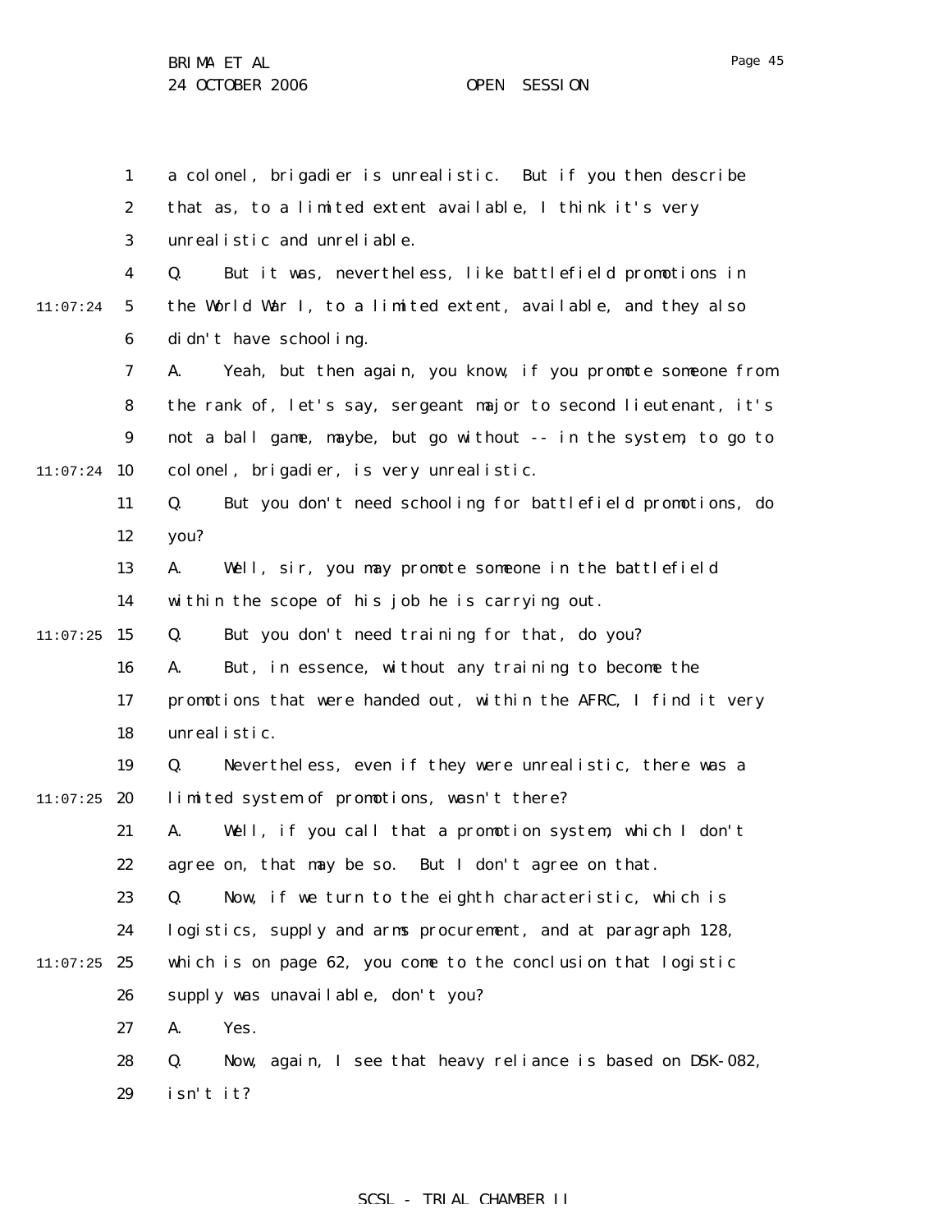a colonel, brigadier is unrealistic. But if you then describe that as, to a limited extent available, I think it's very unrealistic and unreliable.

Q. But it was, nevertheless, like battlefield promotions in the World War I, to a limited extent, available, and they also didn't have schooling.

A. Yeah, but then again, you know, if you promote someone from the rank of, let's say, sergeant major to second lieutenant, it's not a ball game, maybe, but go without -- in the system, to go to colonel, brigadier, is very unrealistic.

Q. But you don't need schooling for battlefield promotions, do you?

A. Well, sir, you may promote someone in the battlefield within the scope of his job he is carrying out.

Q. But you don't need training for that, do you?

A. But, in essence, without any training to become the promotions that were handed out, within the AFRC, I find it very unrealistic.

Q. Nevertheless, even if they were unrealistic, there was a limited system of promotions, wasn't there?

A. Well, if you call that a promotion system, which I don't agree on, that may be so. But I don't agree on that.

Q. Now, if we turn to the eighth characteristic, which is logistics, supply and arms procurement, and at paragraph 128, which is on page 62, you come to the conclusion that logistic supply was unavailable, don't you?

A. Yes.

Q. Now, again, I see that heavy reliance is based on DSK-082, isn't it?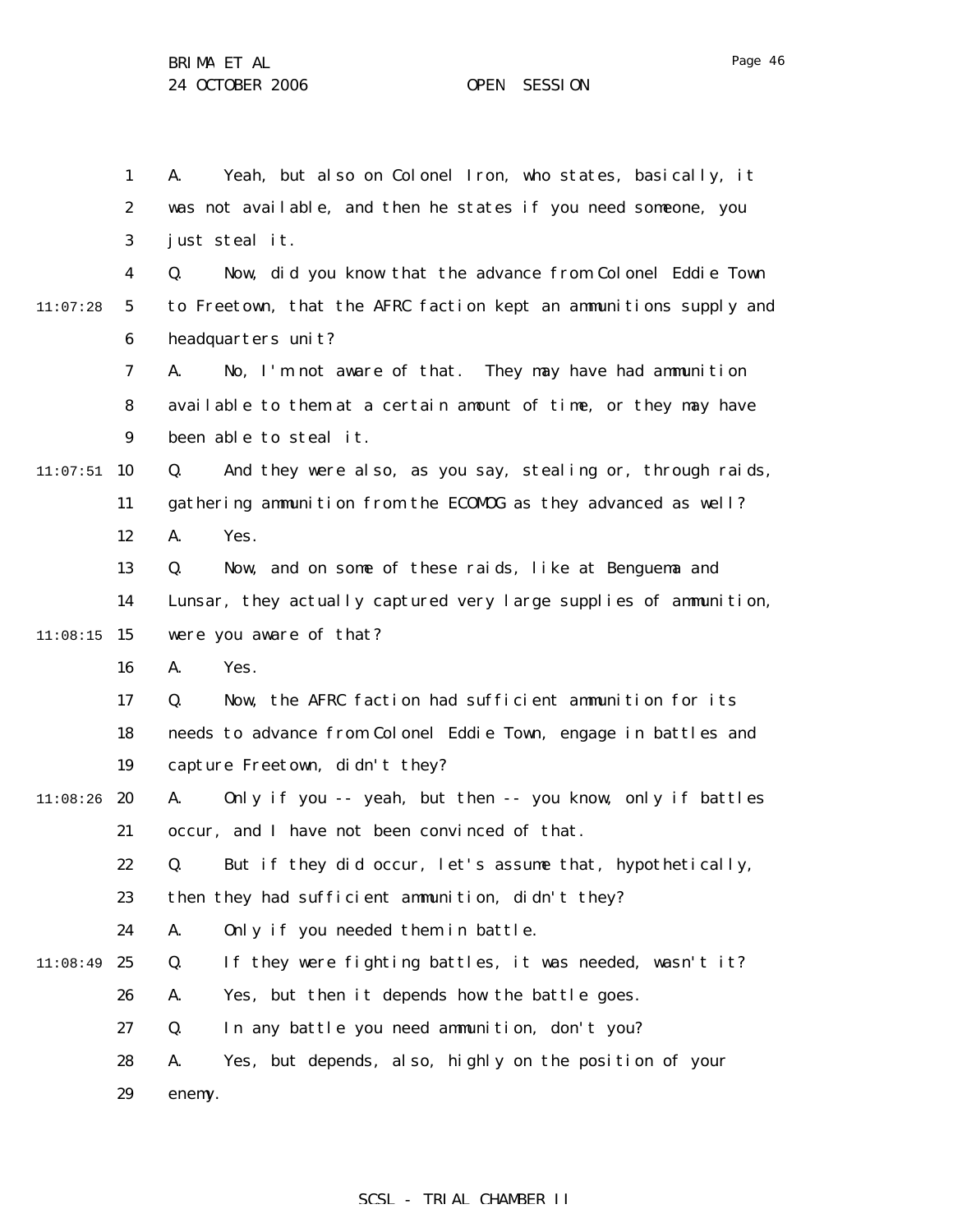A. Yeah, but also on Colonel Iron, who states, basically, it was not available, and then he states if you need someone, you just steal it.

Q. Now, did you know that the advance from Colonel Eddie Town to Freetown, that the AFRC faction kept an ammunitions supply and headquarters unit?

A. No, I'm not aware of that. They may have had ammunition available to them at a certain amount of time, or they may have been able to steal it.

Q. And they were also, as you say, stealing or, through raids, gathering ammunition from the ECOMOG as they advanced as well?

A. Yes.

Q. Now, and on some of these raids, like at Benguema and Lunsar, they actually captured very large supplies of ammunition, were you aware of that?

A. Yes.

Q. Now, the AFRC faction had sufficient ammunition for its needs to advance from Colonel Eddie Town, engage in battles and capture Freetown, didn't they?

A. Only if you -- yeah, but then -- you know, only if battles occur, and I have not been convinced of that.

Q. But if they did occur, let's assume that, hypothetically, then they had sufficient ammunition, didn't they?

A. Only if you needed them in battle.

Q. If they were fighting battles, it was needed, wasn't it?

A. Yes, but then it depends how the battle goes.

Q. In any battle you need ammunition, don't you?

A. Yes, but depends, also, highly on the position of your enemy.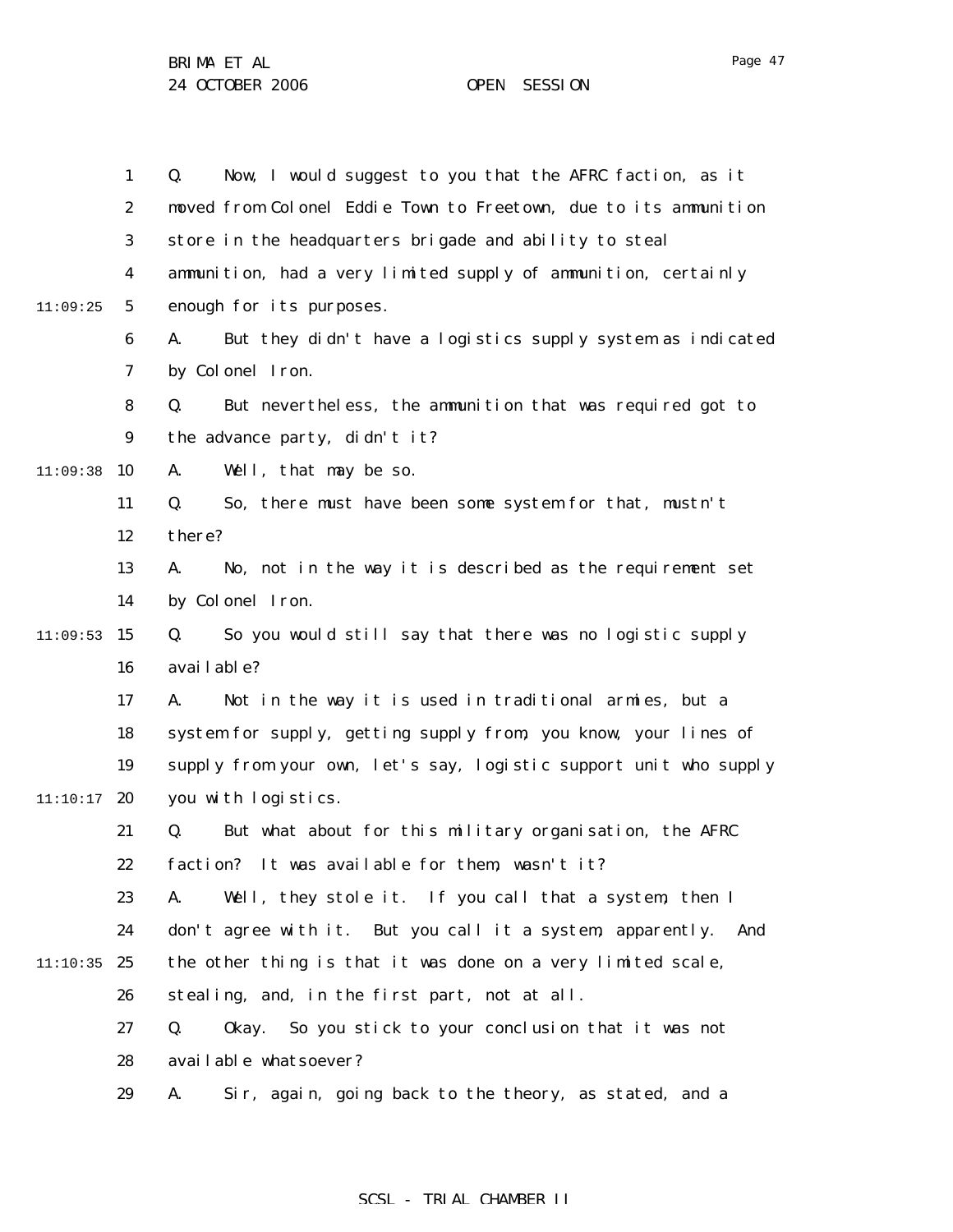Q. Now, I would suggest to you that the AFRC faction, as it moved from Colonel Eddie Town to Freetown, due to its ammunition store in the headquarters brigade and ability to steal ammunition, had a very limited supply of ammunition, certainly enough for its purposes.

A. But they didn't have a logistics supply system as indicated by Colonel Iron.

Q. But nevertheless, the ammunition that was required got to the advance party, didn't it?

A. Well, that may be so.

Q. So, there must have been some system for that, mustn't there?

A. No, not in the way it is described as the requirement set by Colonel Iron.

Q. So you would still say that there was no logistic supply available?

A. Not in the way it is used in traditional armies, but a system for supply, getting supply from, you know, your lines of supply from your own, let's say, logistic support unit who supply you with logistics.

Q. But what about for this military organisation, the AFRC faction? It was available for them, wasn't it?

A. Well, they stole it. If you call that a system, then I don't agree with it. But you call it a system, apparently. And the other thing is that it was done on a very limited scale, stealing, and, in the first part, not at all.

Q. Okay. So you stick to your conclusion that it was not available whatsoever?

A. Sir, again, going back to the theory, as stated, and a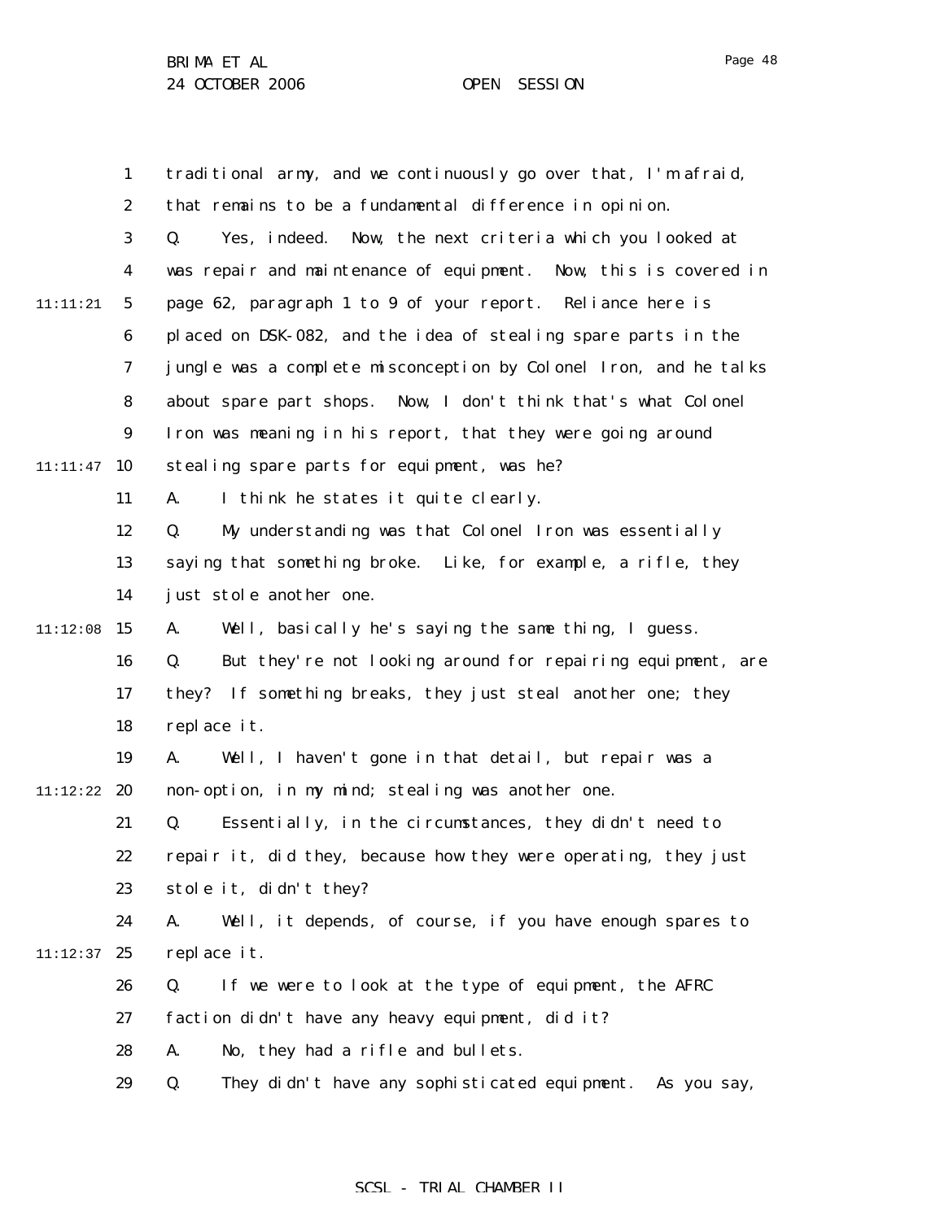traditional army, and we continuously go over that, I'm afraid, that remains to be a fundamental difference in opinion.

Q. Yes, indeed. Now, the next criteria which you looked at was repair and maintenance of equipment. Now, this is covered in page 62, paragraph 1 to 9 of your report. Reliance here is placed on DSK-082, and the idea of stealing spare parts in the jungle was a complete misconception by Colonel Iron, and he talks about spare part shops. Now, I don't think that's what Colonel Iron was meaning in his report, that they were going around stealing spare parts for equipment, was he?

A. I think he states it quite clearly.

Q. My understanding was that Colonel Iron was essentially saying that something broke. Like, for example, a rifle, they just stole another one.

A. Well, basically he's saying the same thing, I guess.

Q. But they're not looking around for repairing equipment, are they? If something breaks, they just steal another one; they replace it.

A. Well, I haven't gone in that detail, but repair was a non-option, in my mind; stealing was another one.

Q. Essentially, in the circumstances, they didn't need to repair it, did they, because how they were operating, they just stole it, didn't they?

A. Well, it depends, of course, if you have enough spares to replace it.

Q. If we were to look at the type of equipment, the AFRC faction didn't have any heavy equipment, did it?

A. No, they had a rifle and bullets.

Q. They didn't have any sophisticated equipment. As you say,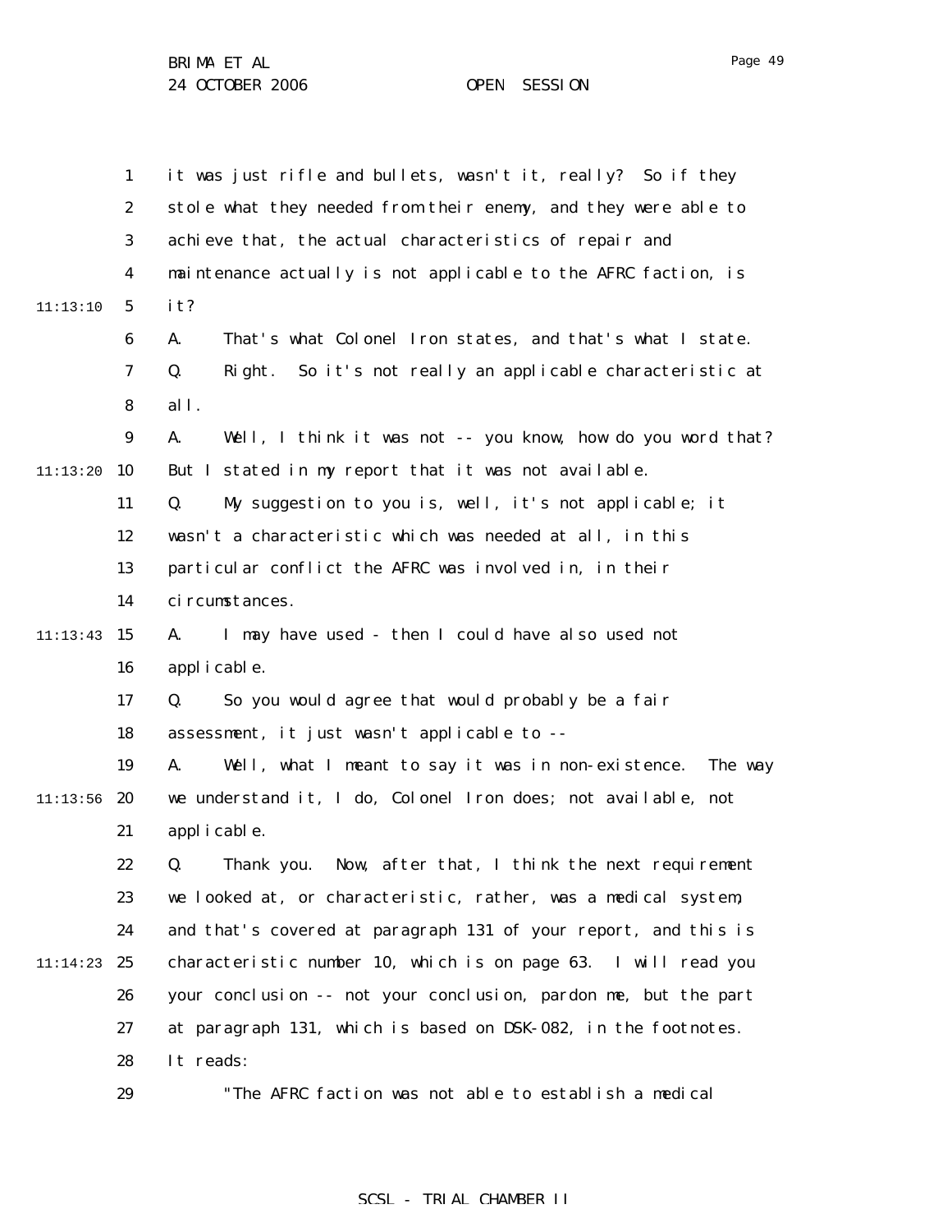it was just rifle and bullets, wasn't it, really? So if they stole what they needed from their enemy, and they were able to achieve that, the actual characteristics of repair and maintenance actually is not applicable to the AFRC faction, is it?

A. That's what Colonel Iron states, and that's what I state.

Q. Right. So it's not really an applicable characteristic at all.

A. Well, I think it was not -- you know, how do you word that? But I stated in my report that it was not available.

Q. My suggestion to you is, well, it's not applicable; it wasn't a characteristic which was needed at all, in this particular conflict the AFRC was involved in, in their circumstances.

A. I may have used - then I could have also used not applicable.

Q. So you would agree that would probably be a fair assessment, it just wasn't applicable to --

A. Well, what I meant to say it was in non-existence. The way we understand it, I do, Colonel Iron does; not available, not applicable.

Q. Thank you. Now, after that, I think the next requirement we looked at, or characteristic, rather, was a medical system, and that's covered at paragraph 131 of your report, and this is characteristic number 10, which is on page 63. I will read you your conclusion -- not your conclusion, pardon me, but the part at paragraph 131, which is based on DSK-082, in the footnotes. It reads:

"The AFRC faction was not able to establish a medical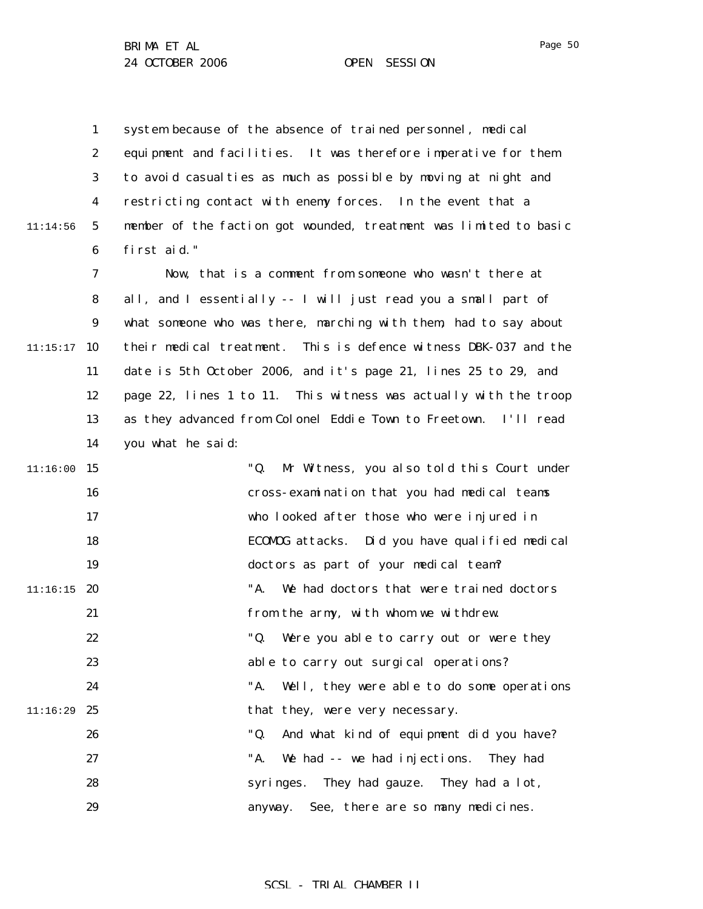system because of the absence of trained personnel, medical equipment and facilities. It was therefore imperative for them to avoid casualties as much as possible by moving at night and restricting contact with enemy forces. In the event that a member of the faction got wounded, treatment was limited to basic first aid."

Now, that is a comment from someone who wasn't there at all, and I essentially -- I will just read you a small part of what someone who was there, marching with them, had to say about their medical treatment. This is defence witness DBK-037 and the date is 5th October 2006, and it's page 21, lines 25 to 29, and page 22, lines 1 to 11. This witness was actually with the troop as they advanced from Colonel Eddie Town to Freetown. I'll read you what he said:

> "Q. Mr Witness, you also told this Court under cross-examination that you had medical teams who looked after those who were injured in ECOMOG attacks. Did you have qualified medical doctors as part of your medical team?
>
> "A. We had doctors that were trained doctors from the army, with whom we withdrew.
>
> "Q. Were you able to carry out or were they able to carry out surgical operations?
>
> "A. Well, they were able to do some operations that they, were very necessary.
>
> "Q. And what kind of equipment did you have?
>
> "A. We had -- we had injections. They had syringes. They had gauze. They had a lot, anyway. See, there are so many medicines.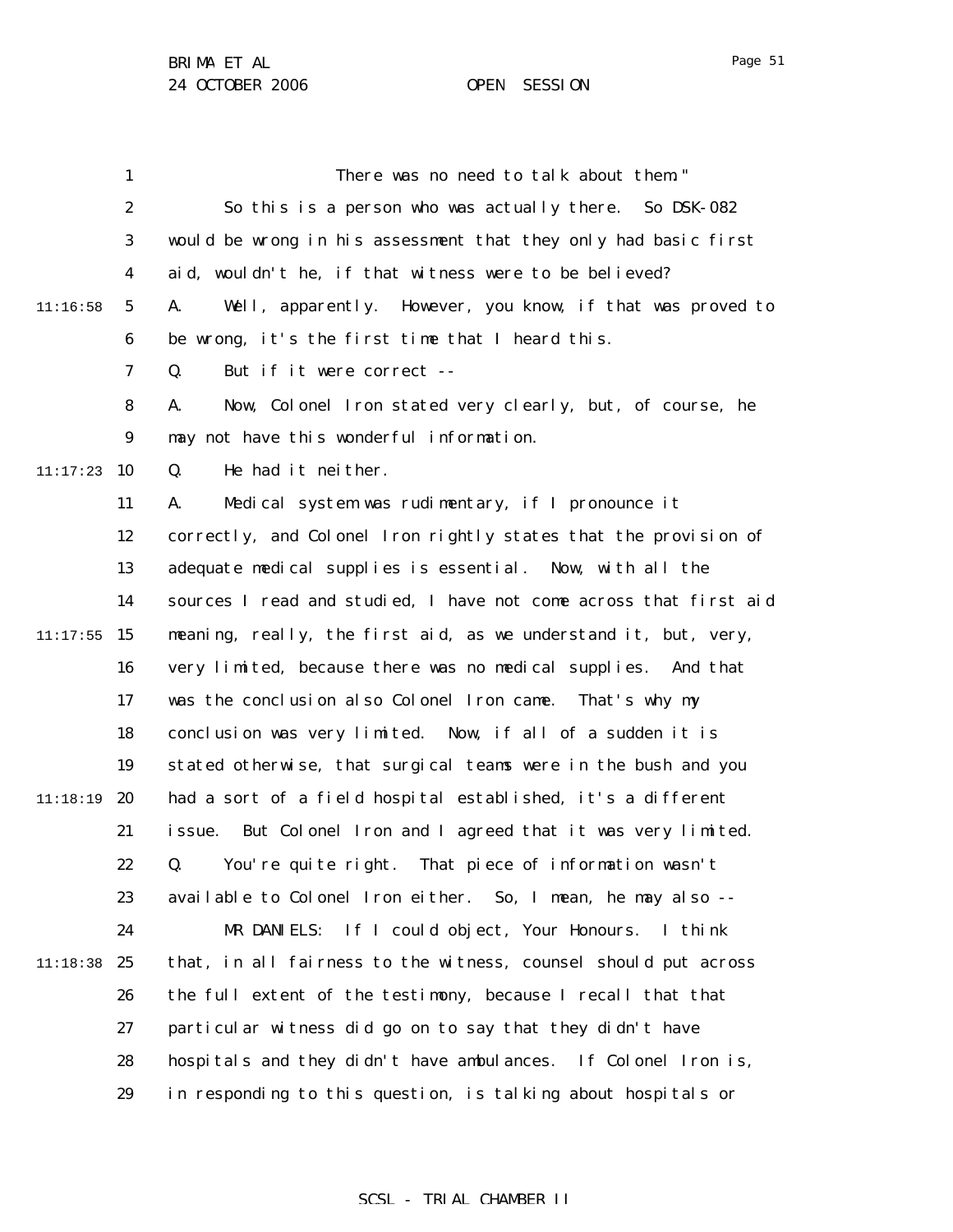There was no need to talk about them."

So this is a person who was actually there. So DSK-082 would be wrong in his assessment that they only had basic first aid, wouldn't he, if that witness were to be believed?

A. Well, apparently. However, you know, if that was proved to be wrong, it's the first time that I heard this.

Q. But if it were correct --

A. Now, Colonel Iron stated very clearly, but, of course, he may not have this wonderful information.

Q. He had it neither.

A. Medical system was rudimentary, if I pronounce it correctly, and Colonel Iron rightly states that the provision of adequate medical supplies is essential. Now, with all the sources I read and studied, I have not come across that first aid meaning, really, the first aid, as we understand it, but, very, very limited, because there was no medical supplies. And that was the conclusion also Colonel Iron came. That's why my conclusion was very limited. Now, if all of a sudden it is stated otherwise, that surgical teams were in the bush and you had a sort of a field hospital established, it's a different issue. But Colonel Iron and I agreed that it was very limited.

Q. You're quite right. That piece of information wasn't available to Colonel Iron either. So, I mean, he may also --

MR DANIELS: If I could object, Your Honours. I think that, in all fairness to the witness, counsel should put across the full extent of the testimony, because I recall that that particular witness did go on to say that they didn't have hospitals and they didn't have ambulances. If Colonel Iron is, in responding to this question, is talking about hospitals or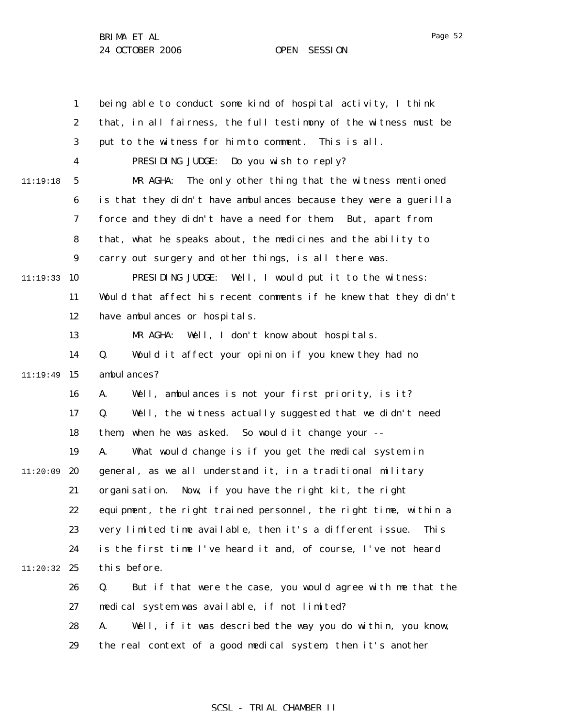being able to conduct some kind of hospital activity, I think that, in all fairness, the full testimony of the witness must be put to the witness for him to comment. This is all.

PRESIDING JUDGE: Do you wish to reply?

MR AGHA: The only other thing that the witness mentioned is that they didn't have ambulances because they were a guerilla force and they didn't have a need for them. But, apart from that, what he speaks about, the medicines and the ability to carry out surgery and other things, is all there was.

PRESIDING JUDGE: Well, I would put it to the witness: Would that affect his recent comments if he knew that they didn't have ambulances or hospitals.

MR AGHA: Well, I don't know about hospitals.

Q. Would it affect your opinion if you knew they had no ambulances?

A. Well, ambulances is not your first priority, is it?

Q. Well, the witness actually suggested that we didn't need them, when he was asked. So would it change your --

A. What would change is if you get the medical system in general, as we all understand it, in a traditional military organisation. Now, if you have the right kit, the right equipment, the right trained personnel, the right time, within a very limited time available, then it's a different issue. This is the first time I've heard it and, of course, I've not heard this before.

Q. But if that were the case, you would agree with me that the medical system was available, if not limited?

A. Well, if it was described the way you do within, you know, the real context of a good medical system, then it's another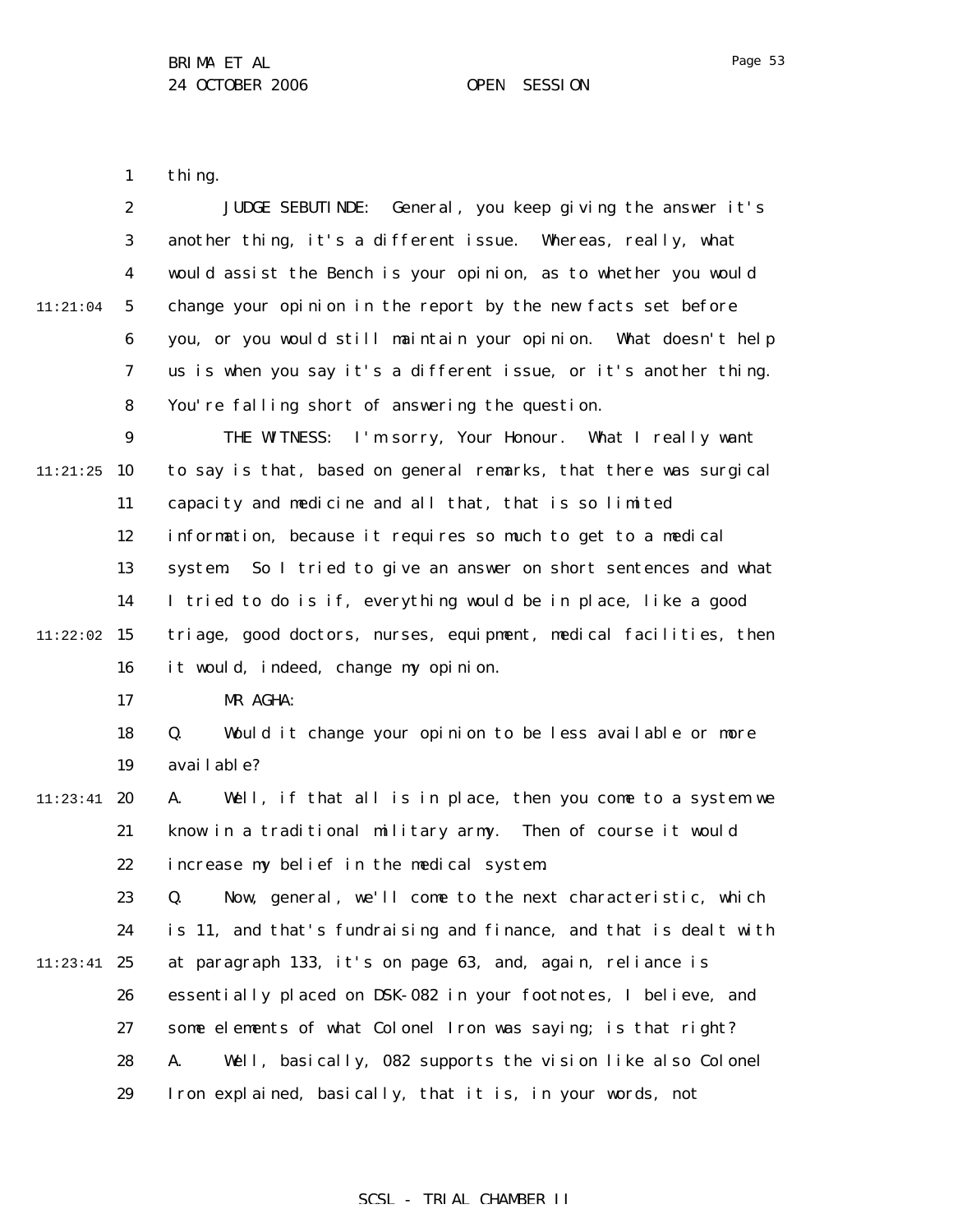thing.

JUDGE SEBUTINDE: General, you keep giving the answer it's another thing, it's a different issue. Whereas, really, what would assist the Bench is your opinion, as to whether you would change your opinion in the report by the new facts set before you, or you would still maintain your opinion. What doesn't help us is when you say it's a different issue, or it's another thing. You're falling short of answering the question.

THE WITNESS: I'm sorry, Your Honour. What I really want to say is that, based on general remarks, that there was surgical capacity and medicine and all that, that is so limited information, because it requires so much to get to a medical system. So I tried to give an answer on short sentences and what I tried to do is if, everything would be in place, like a good triage, good doctors, nurses, equipment, medical facilities, then it would, indeed, change my opinion.

MR AGHA:

Q. Would it change your opinion to be less available or more available?

A. Well, if that all is in place, then you come to a system we know in a traditional military army. Then of course it would increase my belief in the medical system.

Q. Now, general, we'll come to the next characteristic, which is 11, and that's fundraising and finance, and that is dealt with at paragraph 133, it's on page 63, and, again, reliance is essentially placed on DSK-082 in your footnotes, I believe, and some elements of what Colonel Iron was saying; is that right?

A. Well, basically, 082 supports the vision like also Colonel Iron explained, basically, that it is, in your words, not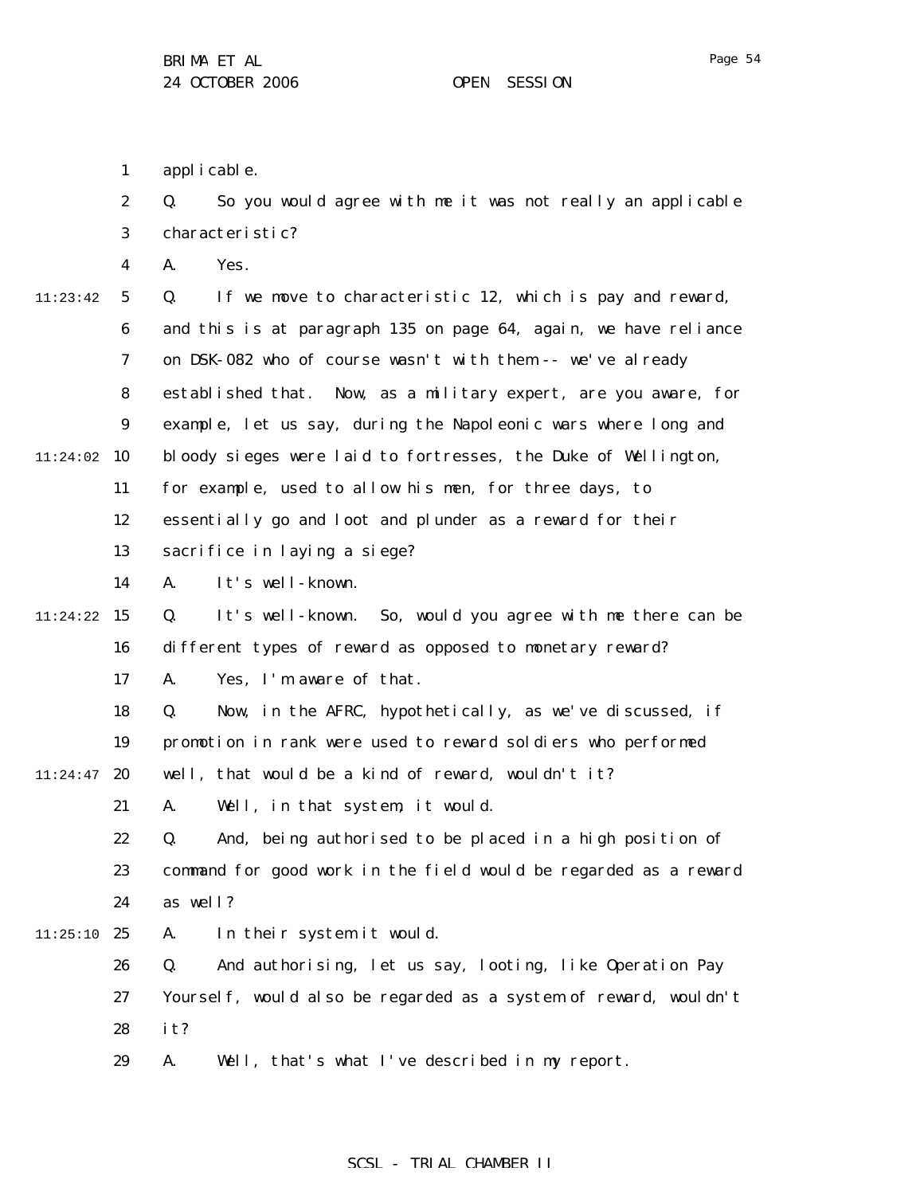applicable.

Q. So you would agree with me it was not really an applicable characteristic?

A. Yes.

Q. If we move to characteristic 12, which is pay and reward, and this is at paragraph 135 on page 64, again, we have reliance on DSK-082 who of course wasn't with them -- we've already established that. Now, as a military expert, are you aware, for example, let us say, during the Napoleonic wars where long and bloody sieges were laid to fortresses, the Duke of Wellington, for example, used to allow his men, for three days, to essentially go and loot and plunder as a reward for their sacrifice in laying a siege?

A. It's well-known.

Q. It's well-known. So, would you agree with me there can be different types of reward as opposed to monetary reward?

A. Yes, I'm aware of that.

Q. Now, in the AFRC, hypothetically, as we've discussed, if promotion in rank were used to reward soldiers who performed well, that would be a kind of reward, wouldn't it?

A. Well, in that system, it would.

Q. And, being authorised to be placed in a high position of command for good work in the field would be regarded as a reward as well?

A. In their system it would.

Q. And authorising, let us say, looting, like Operation Pay Yourself, would also be regarded as a system of reward, wouldn't it?

A. Well, that's what I've described in my report.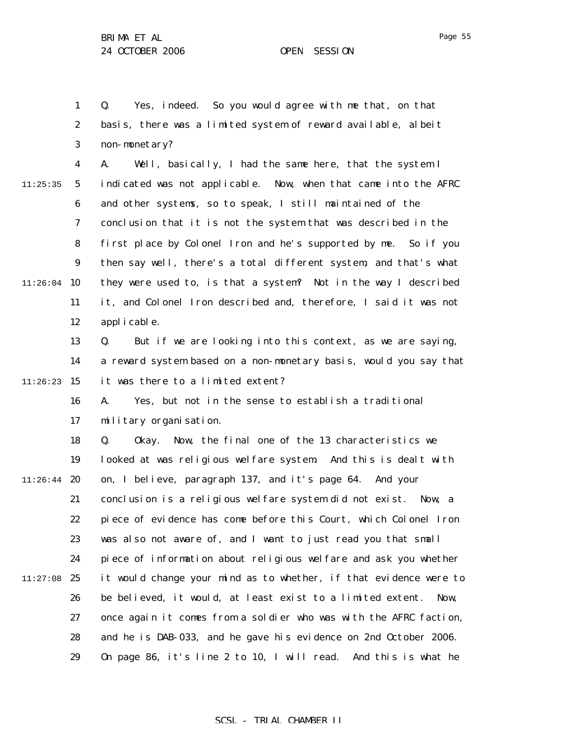Q. Yes, indeed. So you would agree with me that, on that basis, there was a limited system of reward available, albeit non-monetary?

A. Well, basically, I had the same here, that the system I indicated was not applicable. Now, when that came into the AFRC and other systems, so to speak, I still maintained of the conclusion that it is not the system that was described in the first place by Colonel Iron and he's supported by me. So if you then say well, there's a total different system, and that's what they were used to, is that a system? Not in the way I described it, and Colonel Iron described and, therefore, I said it was not applicable.

Q. But if we are looking into this context, as we are saying, a reward system based on a non-monetary basis, would you say that it was there to a limited extent?

A. Yes, but not in the sense to establish a traditional military organisation.

Q. Okay. Now, the final one of the 13 characteristics we looked at was religious welfare system. And this is dealt with on, I believe, paragraph 137, and it's page 64. And your conclusion is a religious welfare system did not exist. Now, a piece of evidence has come before this Court, which Colonel Iron was also not aware of, and I want to just read you that small piece of information about religious welfare and ask you whether it would change your mind as to whether, if that evidence were to be believed, it would, at least exist to a limited extent. Now, once again it comes from a soldier who was with the AFRC faction, and he is DAB-033, and he gave his evidence on 2nd October 2006. On page 86, it's line 2 to 10, I will read. And this is what he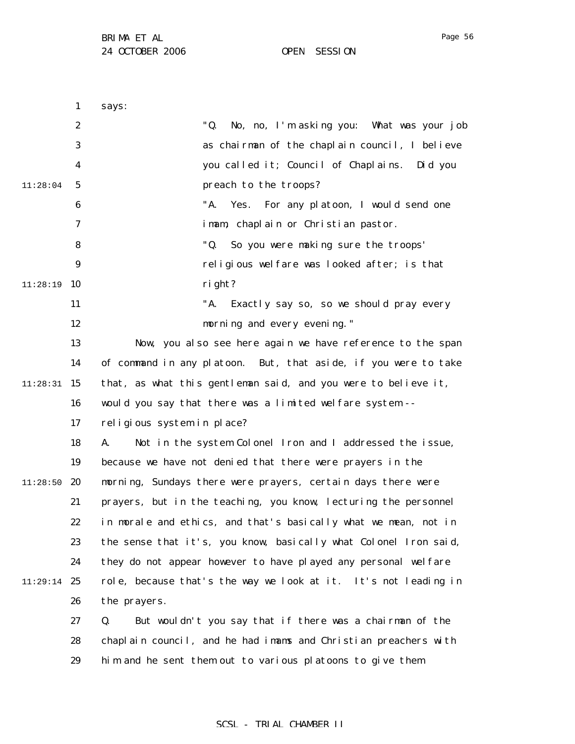says:

> "Q. No, no, I'm asking you: What was your job as chairman of the chaplain council, I believe you called it; Council of Chaplains. Did you preach to the troops?
>
> "A. Yes. For any platoon, I would send one imam, chaplain or Christian pastor.
>
> "Q. So you were making sure the troops' religious welfare was looked after; is that right?
>
> "A. Exactly say so, so we should pray every morning and every evening."

Now, you also see here again we have reference to the span of command in any platoon. But, that aside, if you were to take that, as what this gentleman said, and you were to believe it, would you say that there was a limited welfare system -- religious system in place?

A. Not in the system Colonel Iron and I addressed the issue, because we have not denied that there were prayers in the morning, Sundays there were prayers, certain days there were prayers, but in the teaching, you know, lecturing the personnel in morale and ethics, and that's basically what we mean, not in the sense that it's, you know, basically what Colonel Iron said, they do not appear however to have played any personal welfare role, because that's the way we look at it. It's not leading in the prayers.

Q. But wouldn't you say that if there was a chairman of the chaplain council, and he had imams and Christian preachers with him and he sent them out to various platoons to give them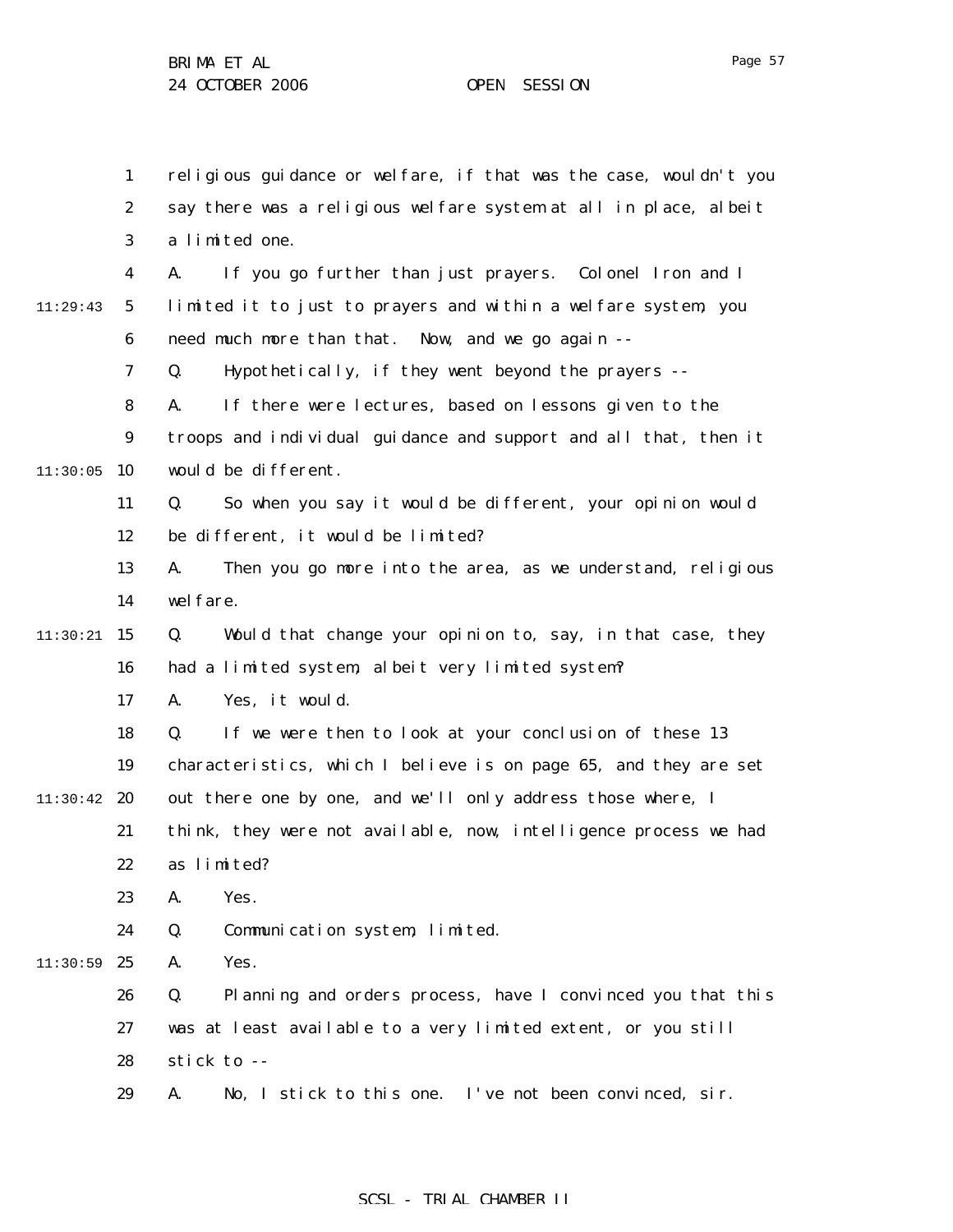religious guidance or welfare, if that was the case, wouldn't you say there was a religious welfare system at all in place, albeit a limited one.

A. If you go further than just prayers. Colonel Iron and I limited it to just to prayers and within a welfare system, you need much more than that. Now, and we go again --

Q. Hypothetically, if they went beyond the prayers --

A. If there were lectures, based on lessons given to the troops and individual guidance and support and all that, then it would be different.

Q. So when you say it would be different, your opinion would be different, it would be limited?

A. Then you go more into the area, as we understand, religious welfare.

Q. Would that change your opinion to, say, in that case, they had a limited system, albeit very limited system?

A. Yes, it would.

Q. If we were then to look at your conclusion of these 13 characteristics, which I believe is on page 65, and they are set out there one by one, and we'll only address those where, I think, they were not available, now, intelligence process we had as limited?

A. Yes.

Q. Communication system, limited.

A. Yes.

Q. Planning and orders process, have I convinced you that this was at least available to a very limited extent, or you still stick to --

A. No, I stick to this one. I've not been convinced, sir.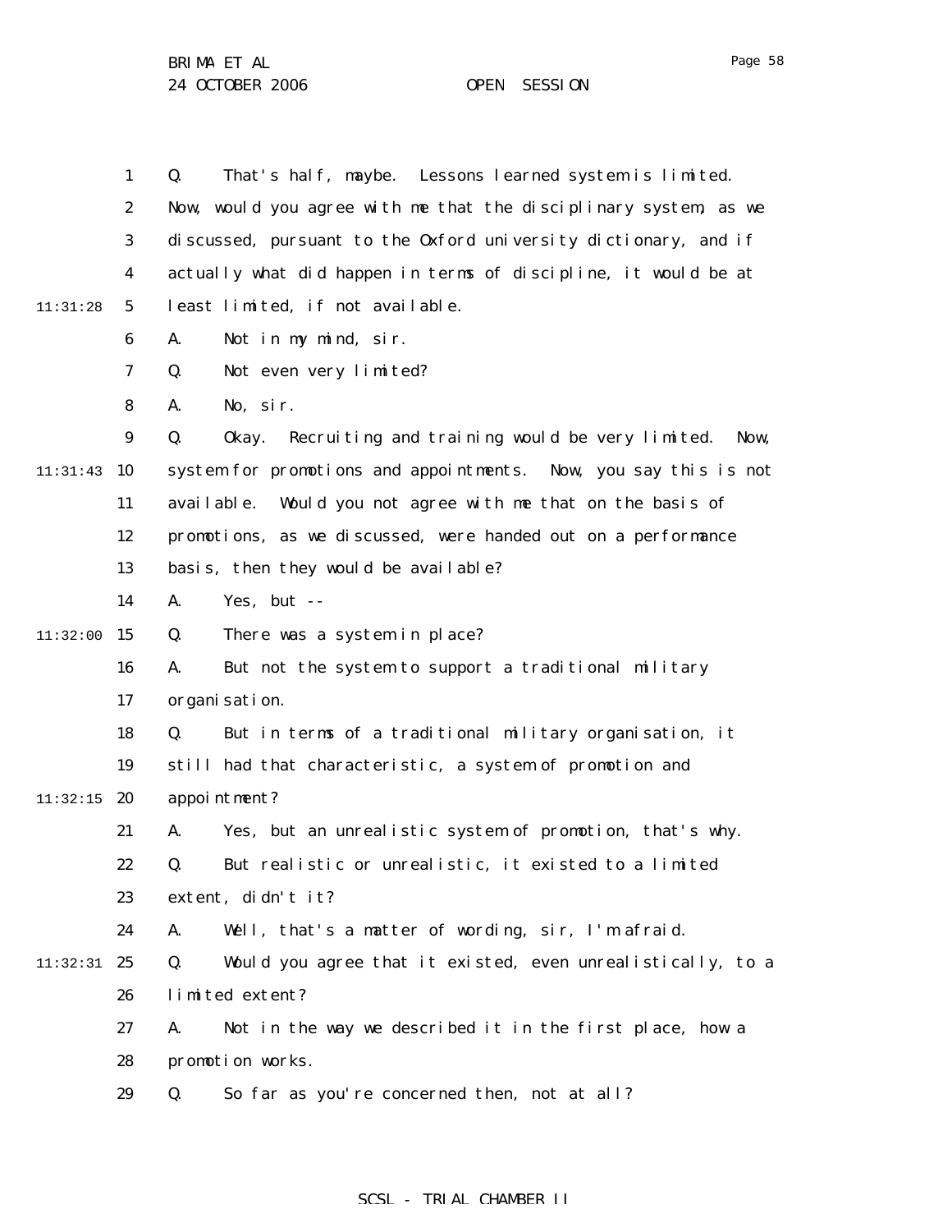Q. That's half, maybe. Lessons learned system is limited. Now, would you agree with me that the disciplinary system, as we discussed, pursuant to the Oxford university dictionary, and if actually what did happen in terms of discipline, it would be at least limited, if not available.

A. Not in my mind, sir.

Q. Not even very limited?

A. No, sir.

Q. Okay. Recruiting and training would be very limited. Now, system for promotions and appointments. Now, you say this is not available. Would you not agree with me that on the basis of promotions, as we discussed, were handed out on a performance basis, then they would be available?

A. Yes, but --

Q. There was a system in place?

A. But not the system to support a traditional military organisation.

Q. But in terms of a traditional military organisation, it still had that characteristic, a system of promotion and appointment?

A. Yes, but an unrealistic system of promotion, that's why.

Q. But realistic or unrealistic, it existed to a limited extent, didn't it?

A. Well, that's a matter of wording, sir, I'm afraid.

Q. Would you agree that it existed, even unrealistically, to a limited extent?

A. Not in the way we described it in the first place, how a promotion works.

Q. So far as you're concerned then, not at all?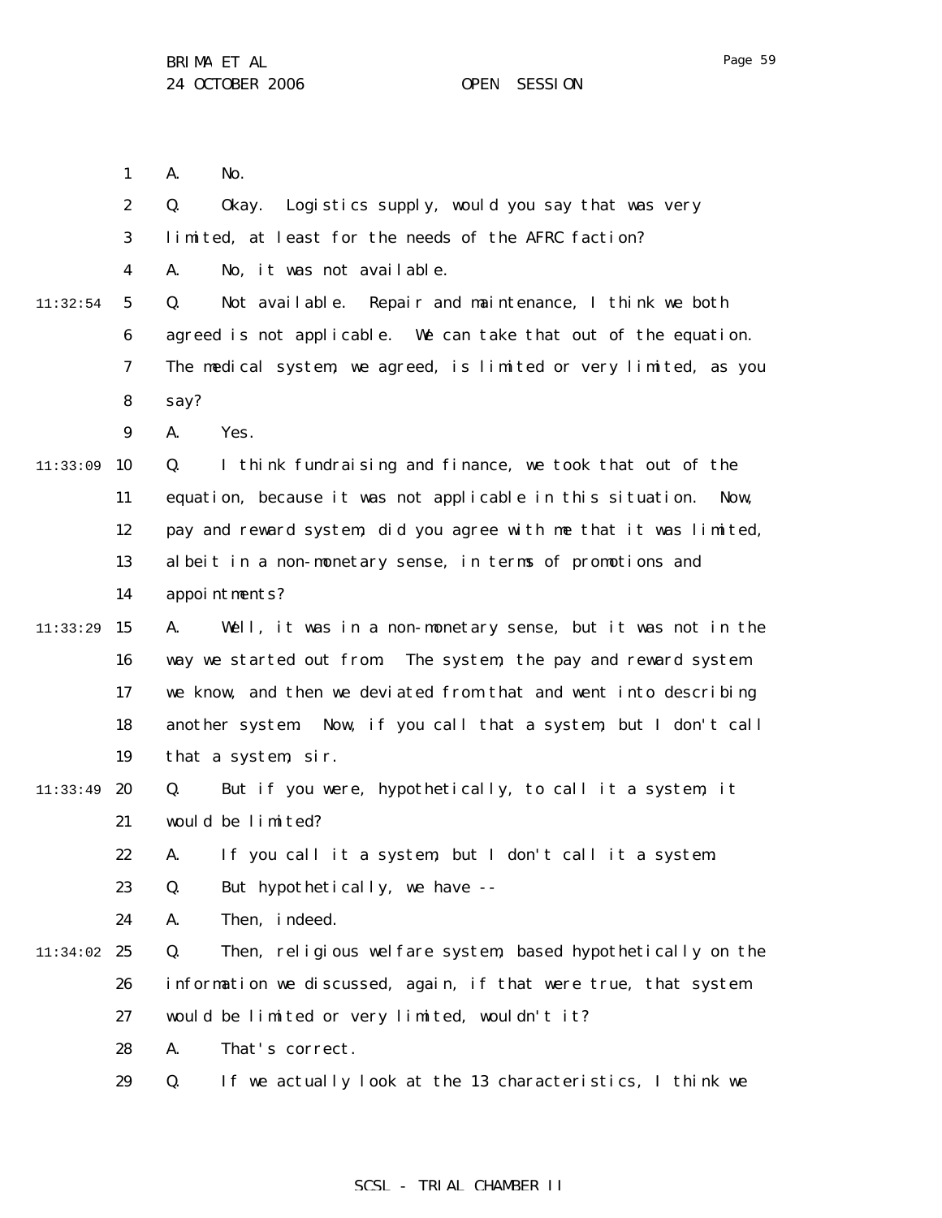A. No.

Q. Okay. Logistics supply, would you say that was very limited, at least for the needs of the AFRC faction?

A. No, it was not available.

Q. Not available. Repair and maintenance, I think we both agreed is not applicable. We can take that out of the equation. The medical system, we agreed, is limited or very limited, as you say?

A. Yes.

Q. I think fundraising and finance, we took that out of the equation, because it was not applicable in this situation. Now, pay and reward system, did you agree with me that it was limited, albeit in a non-monetary sense, in terms of promotions and appointments?

A. Well, it was in a non-monetary sense, but it was not in the way we started out from. The system, the pay and reward system we know, and then we deviated from that and went into describing another system. Now, if you call that a system, but I don't call that a system, sir.

Q. But if you were, hypothetically, to call it a system, it would be limited?

A. If you call it a system, but I don't call it a system.

Q. But hypothetically, we have --

A. Then, indeed.

Q. Then, religious welfare system, based hypothetically on the information we discussed, again, if that were true, that system would be limited or very limited, wouldn't it?

A. That's correct.

Q. If we actually look at the 13 characteristics, I think we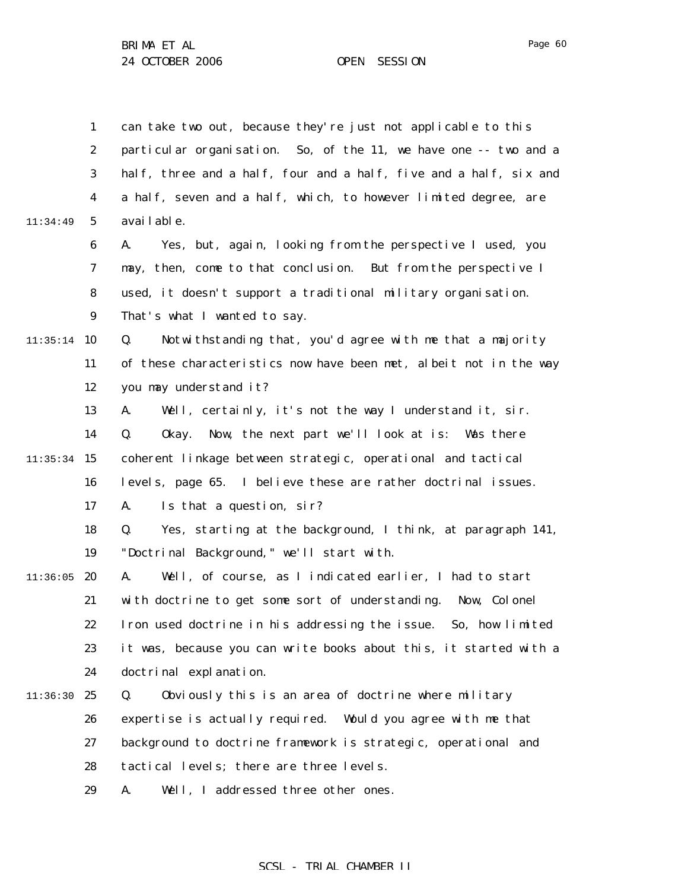can take two out, because they're just not applicable to this particular organisation. So, of the 11, we have one -- two and a half, three and a half, four and a half, five and a half, six and a half, seven and a half, which, to however limited degree, are available.

A. Yes, but, again, looking from the perspective I used, you may, then, come to that conclusion. But from the perspective I used, it doesn't support a traditional military organisation. That's what I wanted to say.

Q. Notwithstanding that, you'd agree with me that a majority of these characteristics now have been met, albeit not in the way you may understand it?

A. Well, certainly, it's not the way I understand it, sir.

Q. Okay. Now, the next part we'll look at is: Was there coherent linkage between strategic, operational and tactical levels, page 65. I believe these are rather doctrinal issues.

A. Is that a question, sir?

Q. Yes, starting at the background, I think, at paragraph 141, "Doctrinal Background," we'll start with.

A. Well, of course, as I indicated earlier, I had to start with doctrine to get some sort of understanding. Now, Colonel Iron used doctrine in his addressing the issue. So, how limited it was, because you can write books about this, it started with a doctrinal explanation.

Q. Obviously this is an area of doctrine where military expertise is actually required. Would you agree with me that background to doctrine framework is strategic, operational and tactical levels; there are three levels.

A. Well, I addressed three other ones.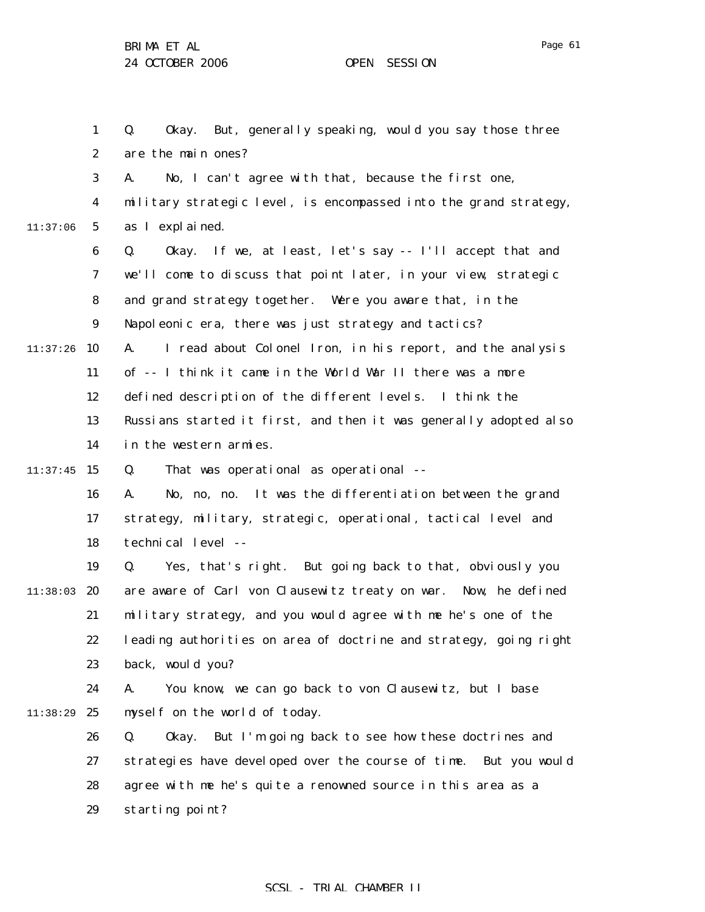Q. Okay. But, generally speaking, would you say those three are the main ones?

A. No, I can't agree with that, because the first one, military strategic level, is encompassed into the grand strategy, as I explained.

Q. Okay. If we, at least, let's say -- I'll accept that and we'll come to discuss that point later, in your view, strategic and grand strategy together. Were you aware that, in the Napoleonic era, there was just strategy and tactics?

A. I read about Colonel Iron, in his report, and the analysis of -- I think it came in the World War II there was a more defined description of the different levels. I think the Russians started it first, and then it was generally adopted also in the western armies.

Q. That was operational as operational --

A. No, no, no. It was the differentiation between the grand strategy, military, strategic, operational, tactical level and technical level --

Q. Yes, that's right. But going back to that, obviously you are aware of Carl von Clausewitz treaty on war. Now, he defined military strategy, and you would agree with me he's one of the leading authorities on area of doctrine and strategy, going right back, would you?

A. You know, we can go back to von Clausewitz, but I base myself on the world of today.

Q. Okay. But I'm going back to see how these doctrines and strategies have developed over the course of time. But you would agree with me he's quite a renowned source in this area as a starting point?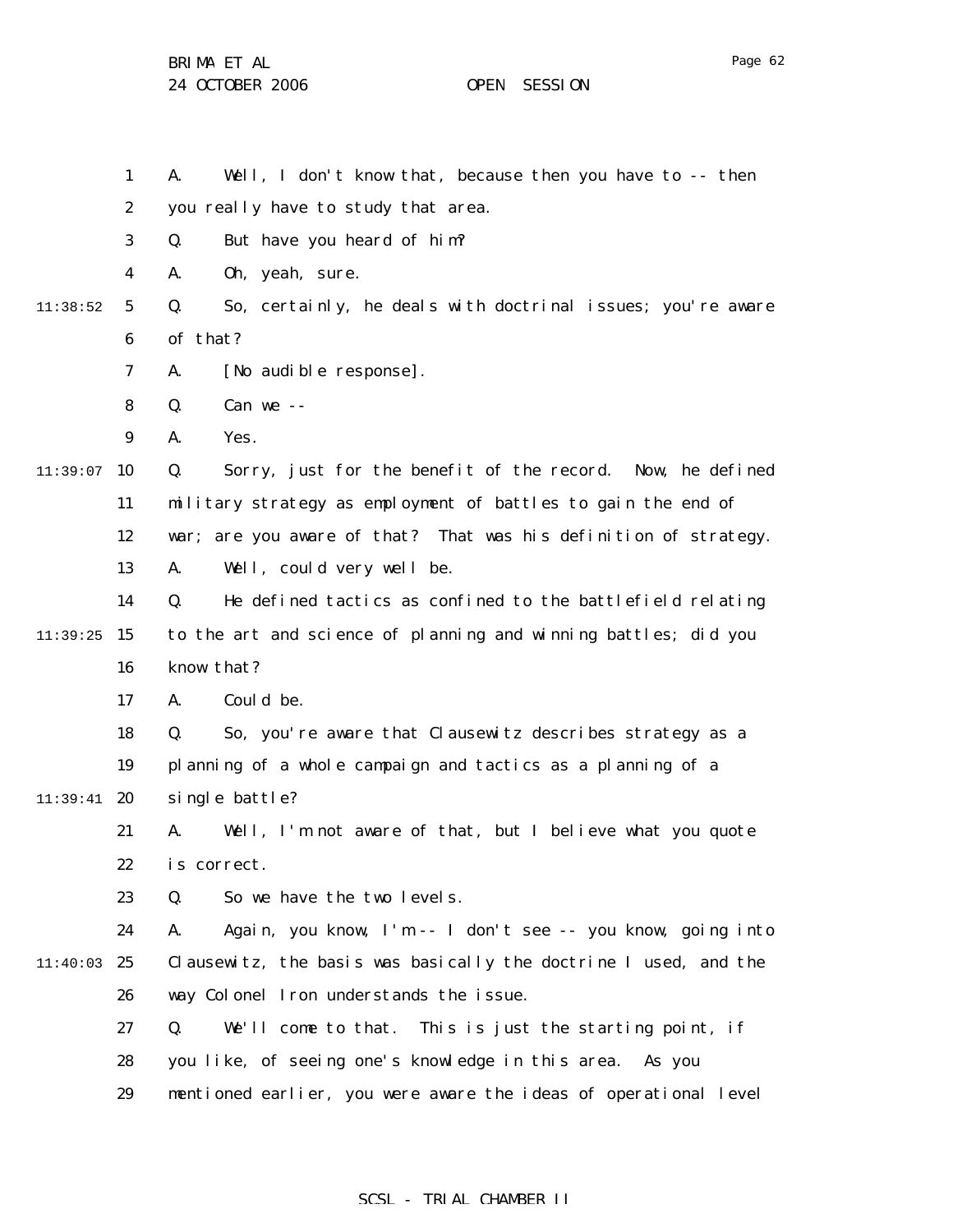A. Well, I don't know that, because then you have to -- then you really have to study that area.

Q. But have you heard of him?

A. Oh, yeah, sure.

Q. So, certainly, he deals with doctrinal issues; you're aware of that?

A. [No audible response].

Q. Can we --

A. Yes.

Q. Sorry, just for the benefit of the record. Now, he defined military strategy as employment of battles to gain the end of war; are you aware of that? That was his definition of strategy.

A. Well, could very well be.

Q. He defined tactics as confined to the battlefield relating to the art and science of planning and winning battles; did you know that?

A. Could be.

Q. So, you're aware that Clausewitz describes strategy as a planning of a whole campaign and tactics as a planning of a single battle?

A. Well, I'm not aware of that, but I believe what you quote is correct.

Q. So we have the two levels.

A. Again, you know, I'm -- I don't see -- you know, going into Clausewitz, the basis was basically the doctrine I used, and the way Colonel Iron understands the issue.

Q. We'll come to that. This is just the starting point, if you like, of seeing one's knowledge in this area. As you mentioned earlier, you were aware the ideas of operational level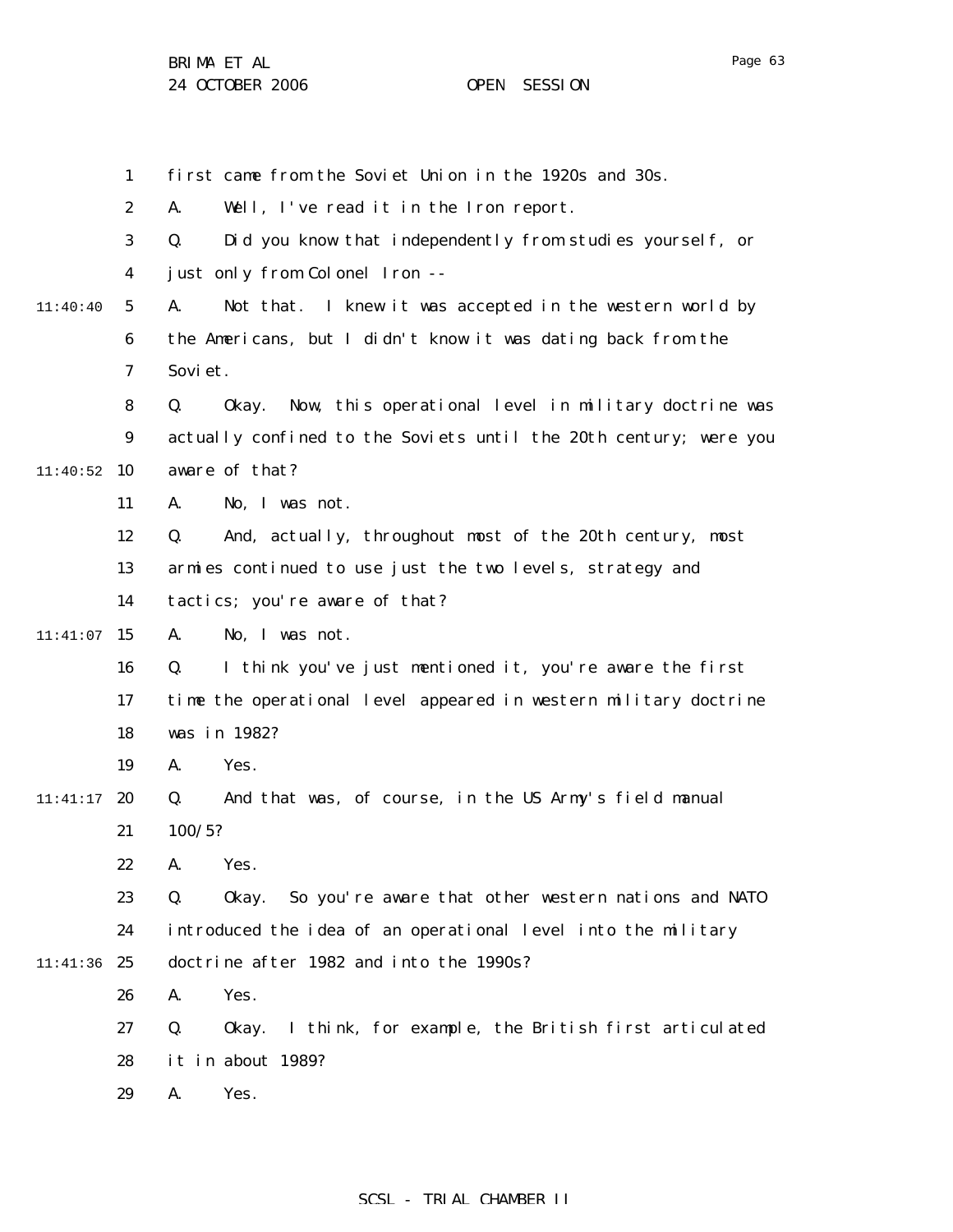first came from the Soviet Union in the 1920s and 30s.

A. Well, I've read it in the Iron report.

Q. Did you know that independently from studies yourself, or just only from Colonel Iron --

A. Not that. I knew it was accepted in the western world by the Americans, but I didn't know it was dating back from the Soviet.

Q. Okay. Now, this operational level in military doctrine was actually confined to the Soviets until the 20th century; were you aware of that?

A. No, I was not.

Q. And, actually, throughout most of the 20th century, most armies continued to use just the two levels, strategy and tactics; you're aware of that?

A. No, I was not.

Q. I think you've just mentioned it, you're aware the first time the operational level appeared in western military doctrine was in 1982?

A. Yes.

Q. And that was, of course, in the US Army's field manual 100/5?

A. Yes.

Q. Okay. So you're aware that other western nations and NATO introduced the idea of an operational level into the military doctrine after 1982 and into the 1990s?

A. Yes.

Q. Okay. I think, for example, the British first articulated it in about 1989?

A. Yes.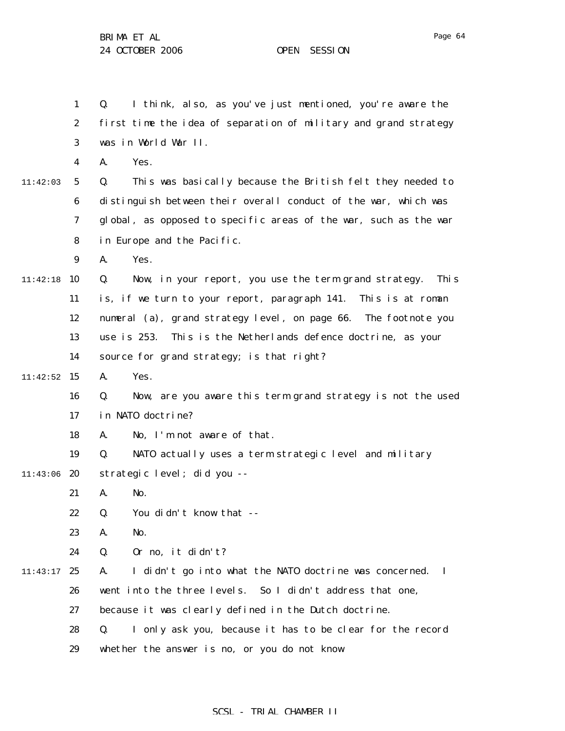Q. I think, also, as you've just mentioned, you're aware the first time the idea of separation of military and grand strategy was in World War II.

A. Yes.

Q. This was basically because the British felt they needed to distinguish between their overall conduct of the war, which was global, as opposed to specific areas of the war, such as the war in Europe and the Pacific.

A. Yes.

Q. Now, in your report, you use the term grand strategy. This is, if we turn to your report, paragraph 141. This is at roman numeral (a), grand strategy level, on page 66. The footnote you use is 253. This is the Netherlands defence doctrine, as your source for grand strategy; is that right?

A. Yes.

Q. Now, are you aware this term grand strategy is not the used in NATO doctrine?

A. No, I'm not aware of that.

Q. NATO actually uses a term strategic level and military strategic level; did you --

A. No.

Q. You didn't know that --

A. No.

Q. Or no, it didn't?

A. I didn't go into what the NATO doctrine was concerned. I went into the three levels. So I didn't address that one, because it was clearly defined in the Dutch doctrine.

Q. I only ask you, because it has to be clear for the record whether the answer is no, or you do not know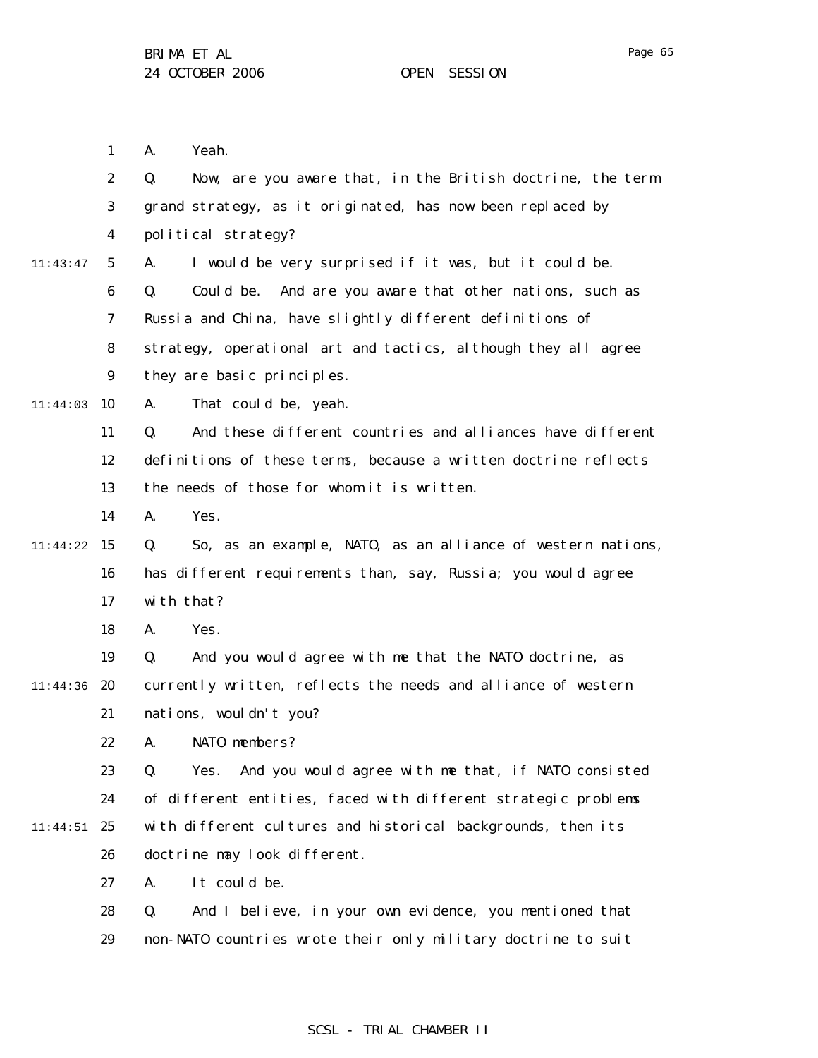A. Yeah.

Q. Now, are you aware that, in the British doctrine, the term grand strategy, as it originated, has now been replaced by political strategy?

A. I would be very surprised if it was, but it could be.

Q. Could be. And are you aware that other nations, such as Russia and China, have slightly different definitions of strategy, operational art and tactics, although they all agree they are basic principles.

A. That could be, yeah.

Q. And these different countries and alliances have different definitions of these terms, because a written doctrine reflects the needs of those for whom it is written.

A. Yes.

Q. So, as an example, NATO, as an alliance of western nations, has different requirements than, say, Russia; you would agree with that?

A. Yes.

Q. And you would agree with me that the NATO doctrine, as currently written, reflects the needs and alliance of western nations, wouldn't you?

A. NATO members?

Q. Yes. And you would agree with me that, if NATO consisted of different entities, faced with different strategic problems with different cultures and historical backgrounds, then its doctrine may look different.

A. It could be.

Q. And I believe, in your own evidence, you mentioned that non-NATO countries wrote their only military doctrine to suit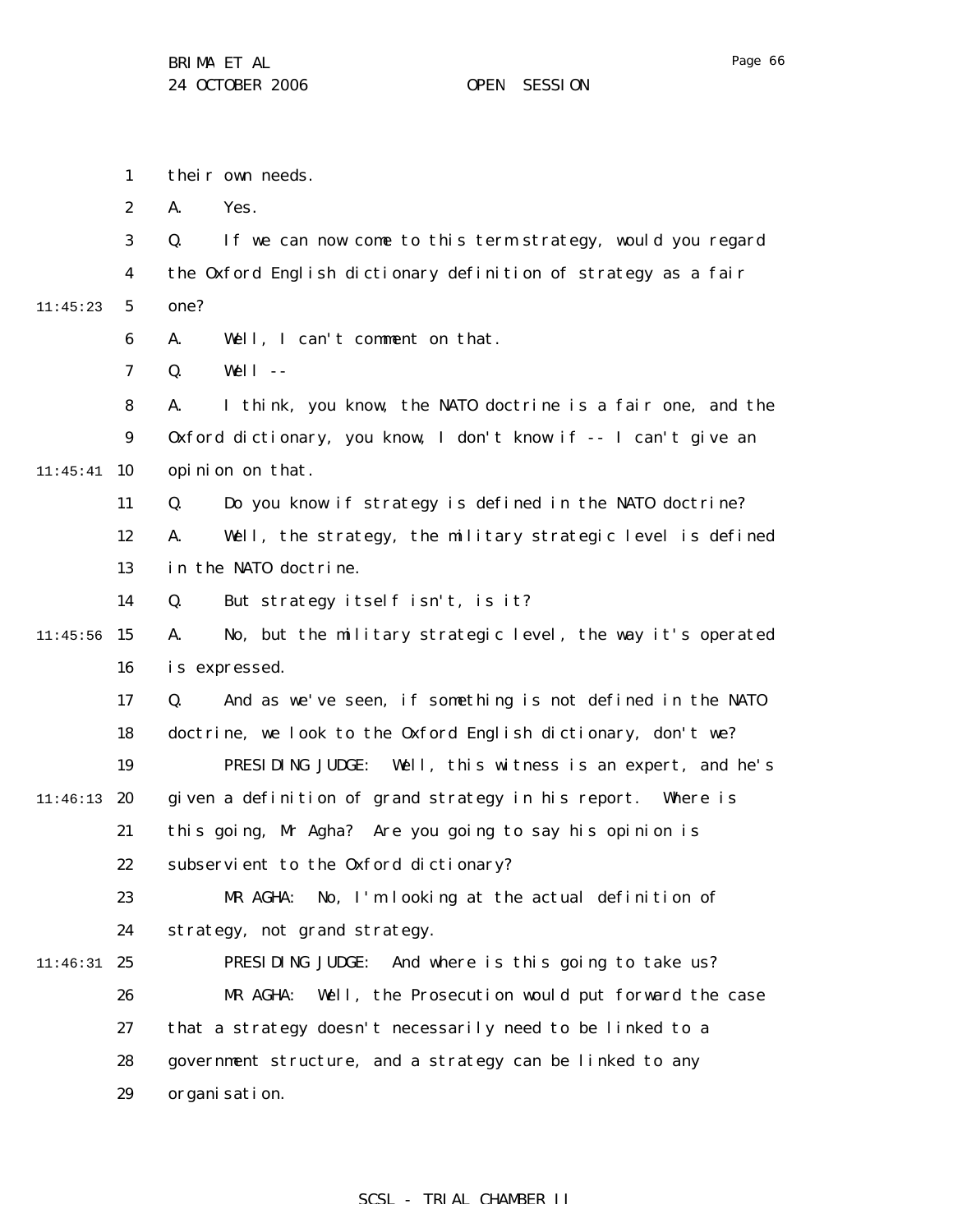their own needs.

A. Yes.

Q. If we can now come to this term strategy, would you regard the Oxford English dictionary definition of strategy as a fair one?

A. Well, I can't comment on that.

Q. Well --

A. I think, you know, the NATO doctrine is a fair one, and the Oxford dictionary, you know, I don't know if -- I can't give an opinion on that.

Q. Do you know if strategy is defined in the NATO doctrine?

A. Well, the strategy, the military strategic level is defined in the NATO doctrine.

Q. But strategy itself isn't, is it?

A. No, but the military strategic level, the way it's operated is expressed.

Q. And as we've seen, if something is not defined in the NATO doctrine, we look to the Oxford English dictionary, don't we?

PRESIDING JUDGE: Well, this witness is an expert, and he's given a definition of grand strategy in his report. Where is this going, Mr Agha? Are you going to say his opinion is subservient to the Oxford dictionary?

MR AGHA: No, I'm looking at the actual definition of strategy, not grand strategy.

PRESIDING JUDGE: And where is this going to take us?

MR AGHA: Well, the Prosecution would put forward the case that a strategy doesn't necessarily need to be linked to a government structure, and a strategy can be linked to any organisation.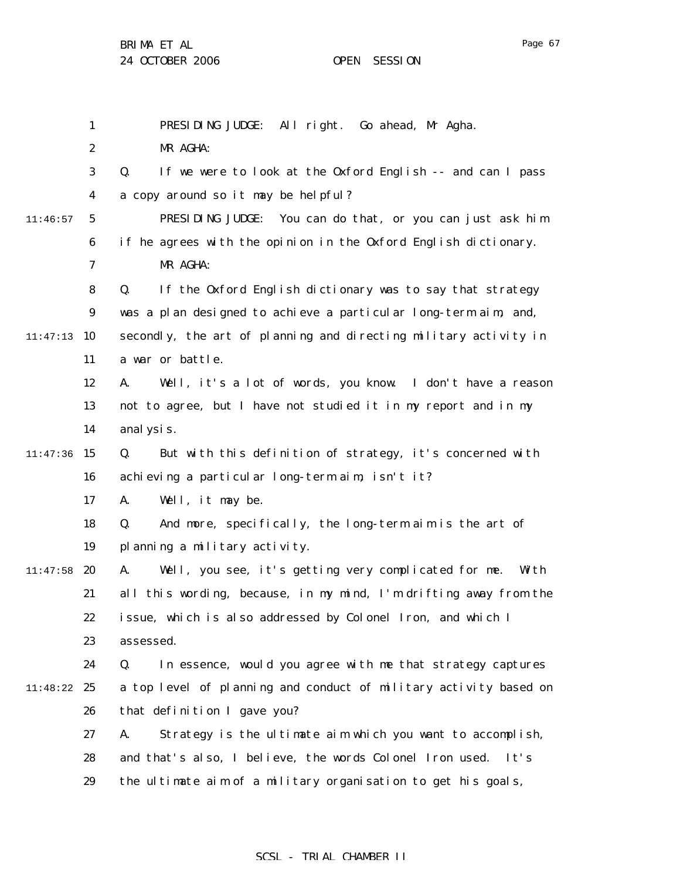PRESIDING JUDGE: All right. Go ahead, Mr Agha.

MR AGHA:

Q. If we were to look at the Oxford English -- and can I pass a copy around so it may be helpful?

PRESIDING JUDGE: You can do that, or you can just ask him if he agrees with the opinion in the Oxford English dictionary.

MR AGHA:

Q. If the Oxford English dictionary was to say that strategy was a plan designed to achieve a particular long-term aim, and, secondly, the art of planning and directing military activity in a war or battle.

A. Well, it's a lot of words, you know. I don't have a reason not to agree, but I have not studied it in my report and in my analysis.

Q. But with this definition of strategy, it's concerned with achieving a particular long-term aim, isn't it?

A. Well, it may be.

Q. And more, specifically, the long-term aim is the art of planning a military activity.

A. Well, you see, it's getting very complicated for me. With all this wording, because, in my mind, I'm drifting away from the issue, which is also addressed by Colonel Iron, and which I assessed.

Q. In essence, would you agree with me that strategy captures a top level of planning and conduct of military activity based on that definition I gave you?

A. Strategy is the ultimate aim which you want to accomplish, and that's also, I believe, the words Colonel Iron used. It's the ultimate aim of a military organisation to get his goals,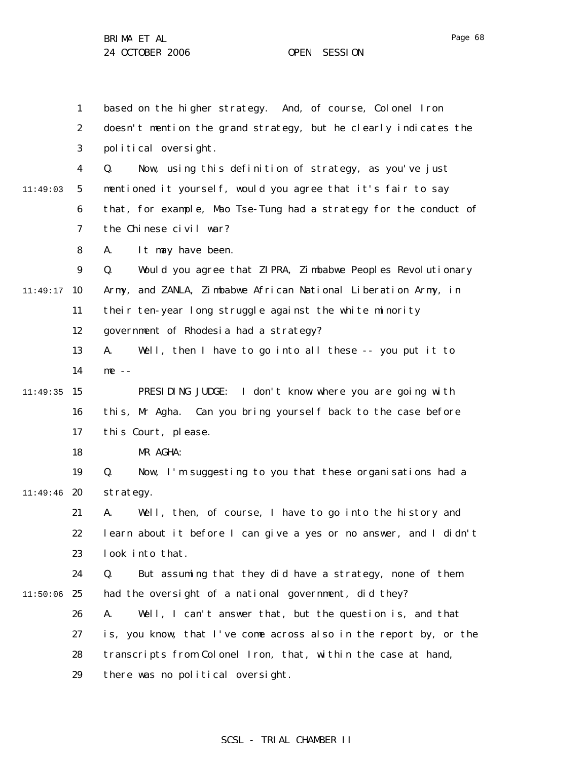based on the higher strategy. And, of course, Colonel Iron doesn't mention the grand strategy, but he clearly indicates the political oversight.

Q. Now, using this definition of strategy, as you've just mentioned it yourself, would you agree that it's fair to say that, for example, Mao Tse-Tung had a strategy for the conduct of the Chinese civil war?

A. It may have been.

Q. Would you agree that ZIPRA, Zimbabwe Peoples Revolutionary Army, and ZANLA, Zimbabwe African National Liberation Army, in their ten-year long struggle against the white minority government of Rhodesia had a strategy?

A. Well, then I have to go into all these -- you put it to me --

PRESIDING JUDGE: I don't know where you are going with this, Mr Agha. Can you bring yourself back to the case before this Court, please.

MR AGHA:

Q. Now, I'm suggesting to you that these organisations had a strategy.

A. Well, then, of course, I have to go into the history and learn about it before I can give a yes or no answer, and I didn't look into that.

Q. But assuming that they did have a strategy, none of them had the oversight of a national government, did they?

A. Well, I can't answer that, but the question is, and that is, you know, that I've come across also in the report by, or the transcripts from Colonel Iron, that, within the case at hand, there was no political oversight.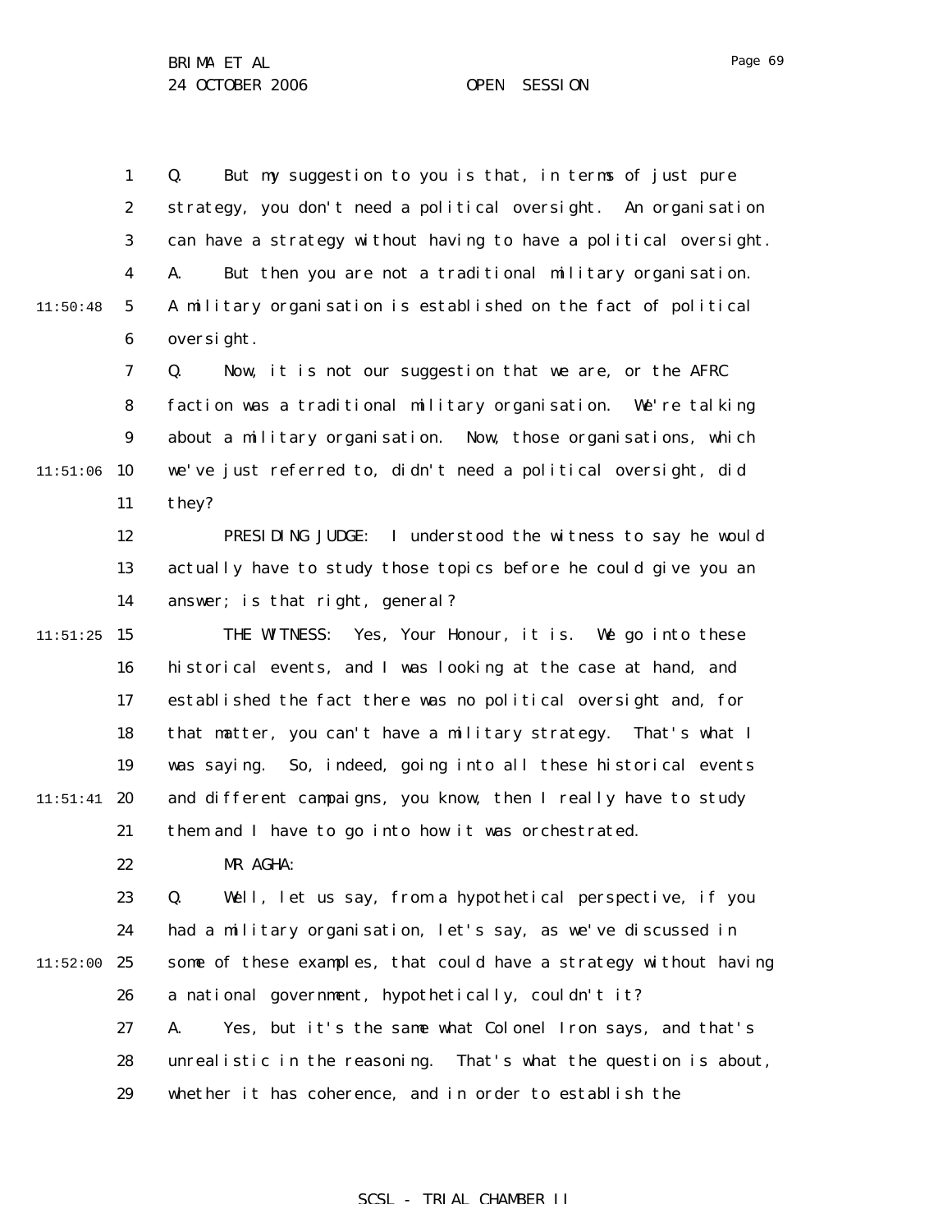Q. But my suggestion to you is that, in terms of just pure strategy, you don't need a political oversight. An organisation can have a strategy without having to have a political oversight.

A. But then you are not a traditional military organisation. A military organisation is established on the fact of political oversight.

Q. Now, it is not our suggestion that we are, or the AFRC faction was a traditional military organisation. We're talking about a military organisation. Now, those organisations, which we've just referred to, didn't need a political oversight, did they?

PRESIDING JUDGE: I understood the witness to say he would actually have to study those topics before he could give you an answer; is that right, general?

THE WITNESS: Yes, Your Honour, it is. We go into these historical events, and I was looking at the case at hand, and established the fact there was no political oversight and, for that matter, you can't have a military strategy. That's what I was saying. So, indeed, going into all these historical events and different campaigns, you know, then I really have to study them and I have to go into how it was orchestrated.

MR AGHA:

Q. Well, let us say, from a hypothetical perspective, if you had a military organisation, let's say, as we've discussed in some of these examples, that could have a strategy without having a national government, hypothetically, couldn't it?

A. Yes, but it's the same what Colonel Iron says, and that's unrealistic in the reasoning. That's what the question is about, whether it has coherence, and in order to establish the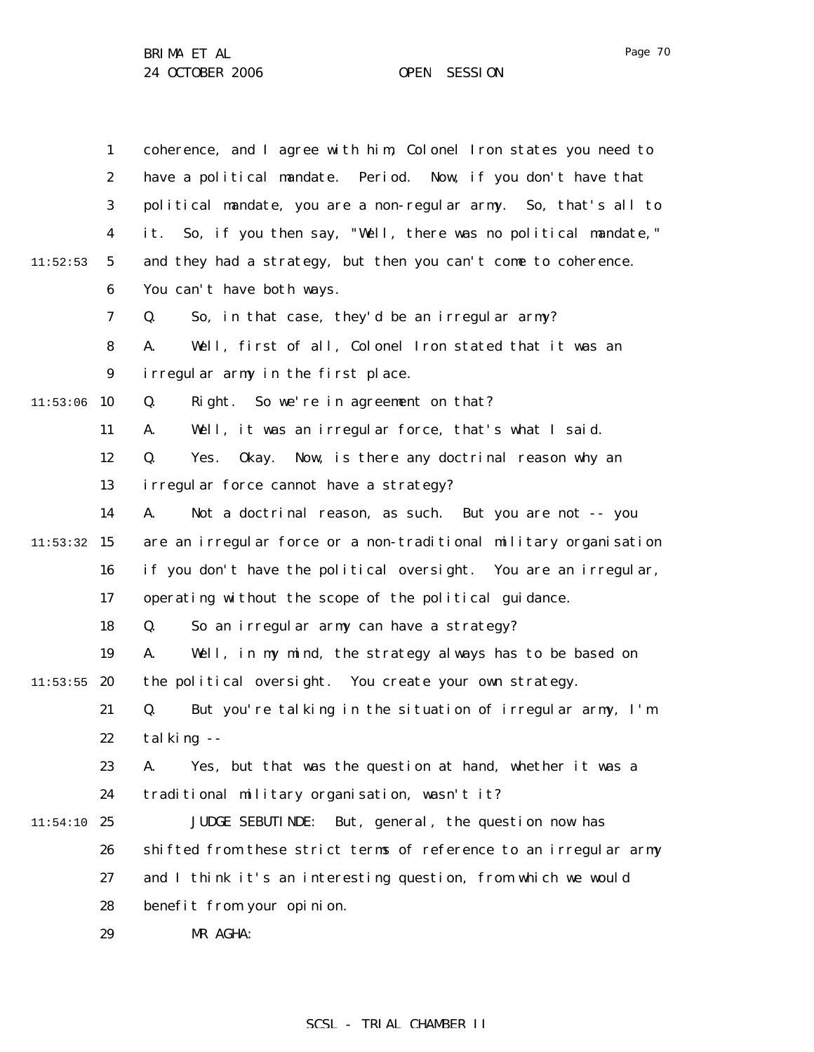coherence, and I agree with him, Colonel Iron states you need to have a political mandate. Period. Now, if you don't have that political mandate, you are a non-regular army. So, that's all to it. So, if you then say, "Well, there was no political mandate," and they had a strategy, but then you can't come to coherence. You can't have both ways.

Q. So, in that case, they'd be an irregular army?

A. Well, first of all, Colonel Iron stated that it was an irregular army in the first place.

Q. Right. So we're in agreement on that?

A. Well, it was an irregular force, that's what I said.

Q. Yes. Okay. Now, is there any doctrinal reason why an irregular force cannot have a strategy?

A. Not a doctrinal reason, as such. But you are not -- you are an irregular force or a non-traditional military organisation if you don't have the political oversight. You are an irregular, operating without the scope of the political guidance.

Q. So an irregular army can have a strategy?

A. Well, in my mind, the strategy always has to be based on the political oversight. You create your own strategy.

Q. But you're talking in the situation of irregular army, I'm talking --

A. Yes, but that was the question at hand, whether it was a traditional military organisation, wasn't it?

JUDGE SEBUTINDE: But, general, the question now has shifted from these strict terms of reference to an irregular army and I think it's an interesting question, from which we would benefit from your opinion.

MR AGHA: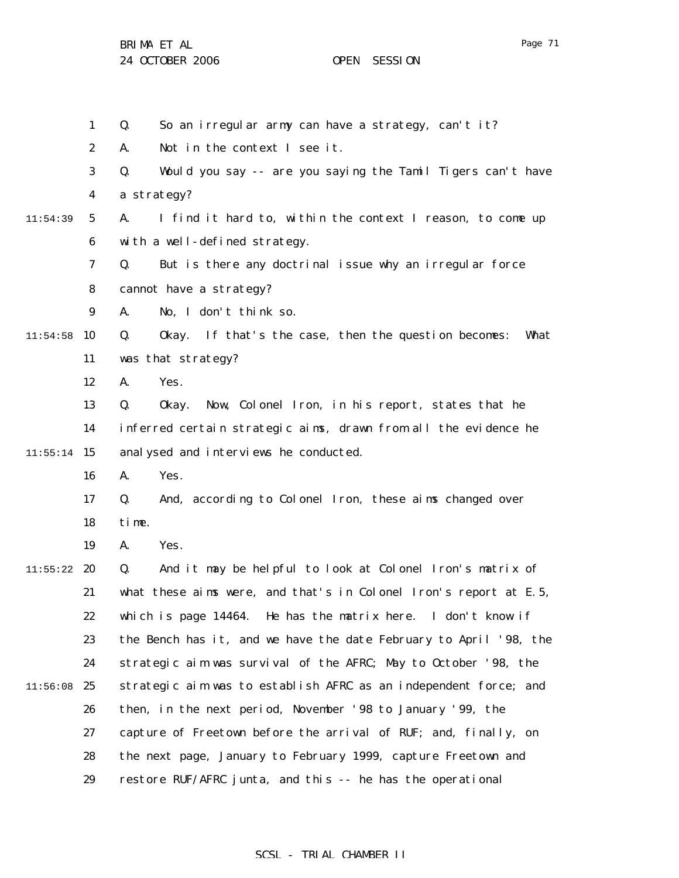Q. So an irregular army can have a strategy, can't it?

A. Not in the context I see it.

Q. Would you say -- are you saying the Tamil Tigers can't have a strategy?

A. I find it hard to, within the context I reason, to come up with a well-defined strategy.

Q. But is there any doctrinal issue why an irregular force cannot have a strategy?

A. No, I don't think so.

Q. Okay. If that's the case, then the question becomes: What was that strategy?

A. Yes.

Q. Okay. Now, Colonel Iron, in his report, states that he inferred certain strategic aims, drawn from all the evidence he analysed and interviews he conducted.

A. Yes.

Q. And, according to Colonel Iron, these aims changed over time.

A. Yes.

Q. And it may be helpful to look at Colonel Iron's matrix of what these aims were, and that's in Colonel Iron's report at E.5, which is page 14464. He has the matrix here. I don't know if the Bench has it, and we have the date February to April '98, the strategic aim was survival of the AFRC; May to October '98, the strategic aim was to establish AFRC as an independent force; and then, in the next period, November '98 to January '99, the capture of Freetown before the arrival of RUF; and, finally, on the next page, January to February 1999, capture Freetown and restore RUF/AFRC junta, and this -- he has the operational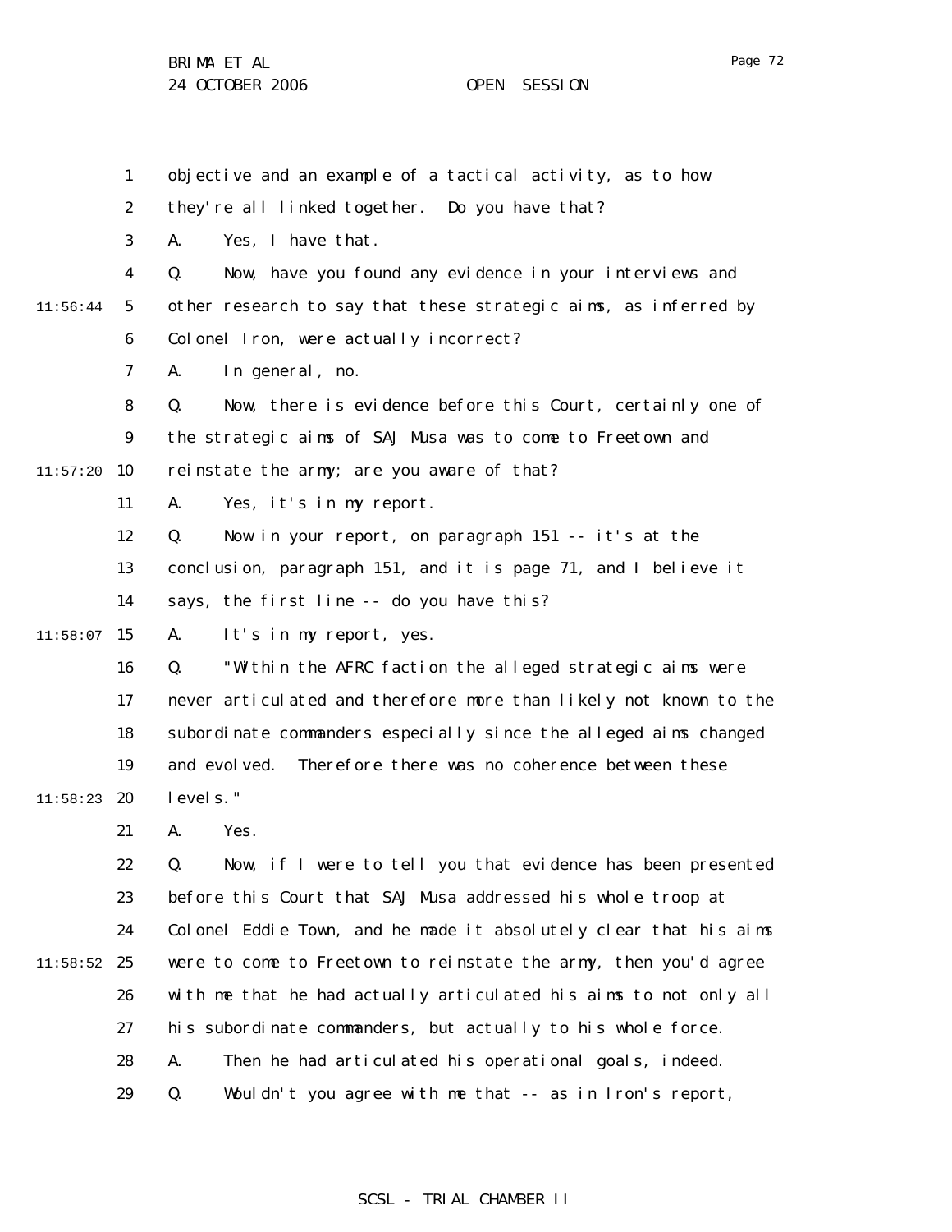objective and an example of a tactical activity, as to how they're all linked together. Do you have that?

A. Yes, I have that.

Q. Now, have you found any evidence in your interviews and other research to say that these strategic aims, as inferred by Colonel Iron, were actually incorrect?

A. In general, no.

Q. Now, there is evidence before this Court, certainly one of the strategic aims of SAJ Musa was to come to Freetown and reinstate the army; are you aware of that?

A. Yes, it's in my report.

Q. Now in your report, on paragraph 151 -- it's at the conclusion, paragraph 151, and it is page 71, and I believe it says, the first line -- do you have this?

A. It's in my report, yes.

Q. "Within the AFRC faction the alleged strategic aims were never articulated and therefore more than likely not known to the subordinate commanders especially since the alleged aims changed and evolved. Therefore there was no coherence between these levels."

A. Yes.

Q. Now, if I were to tell you that evidence has been presented before this Court that SAJ Musa addressed his whole troop at Colonel Eddie Town, and he made it absolutely clear that his aims were to come to Freetown to reinstate the army, then you'd agree with me that he had actually articulated his aims to not only all his subordinate commanders, but actually to his whole force.

A. Then he had articulated his operational goals, indeed.

Q. Wouldn't you agree with me that -- as in Iron's report,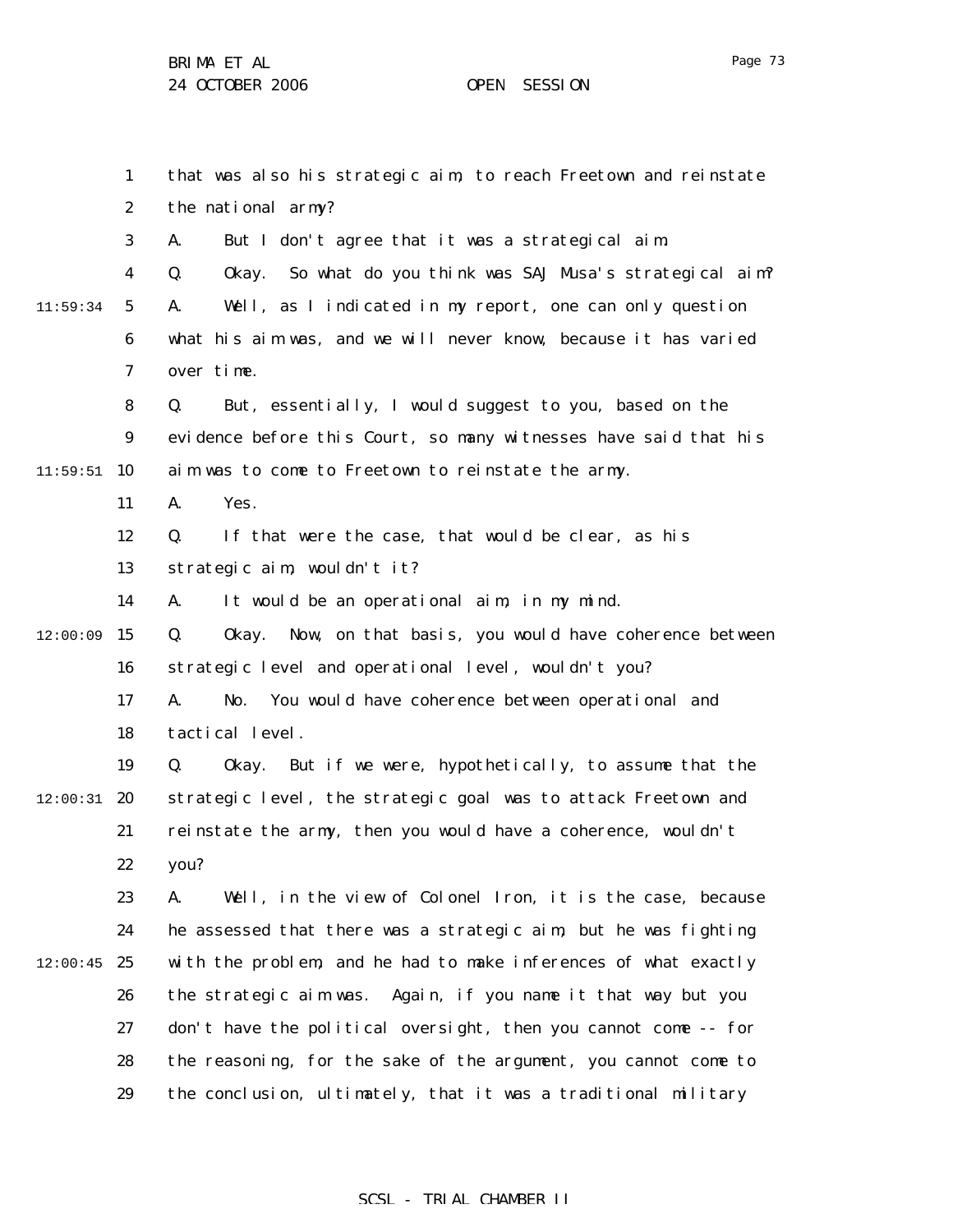that was also his strategic aim, to reach Freetown and reinstate the national army?

A. But I don't agree that it was a strategical aim.

Q. Okay. So what do you think was SAJ Musa's strategical aim?

A. Well, as I indicated in my report, one can only question what his aim was, and we will never know, because it has varied over time.

Q. But, essentially, I would suggest to you, based on the evidence before this Court, so many witnesses have said that his aim was to come to Freetown to reinstate the army.

A. Yes.

Q. If that were the case, that would be clear, as his strategic aim, wouldn't it?

A. It would be an operational aim, in my mind.

Q. Okay. Now, on that basis, you would have coherence between strategic level and operational level, wouldn't you?

A. No. You would have coherence between operational and tactical level.

Q. Okay. But if we were, hypothetically, to assume that the strategic level, the strategic goal was to attack Freetown and reinstate the army, then you would have a coherence, wouldn't you?

A. Well, in the view of Colonel Iron, it is the case, because he assessed that there was a strategic aim, but he was fighting with the problem, and he had to make inferences of what exactly the strategic aim was. Again, if you name it that way but you don't have the political oversight, then you cannot come -- for the reasoning, for the sake of the argument, you cannot come to the conclusion, ultimately, that it was a traditional military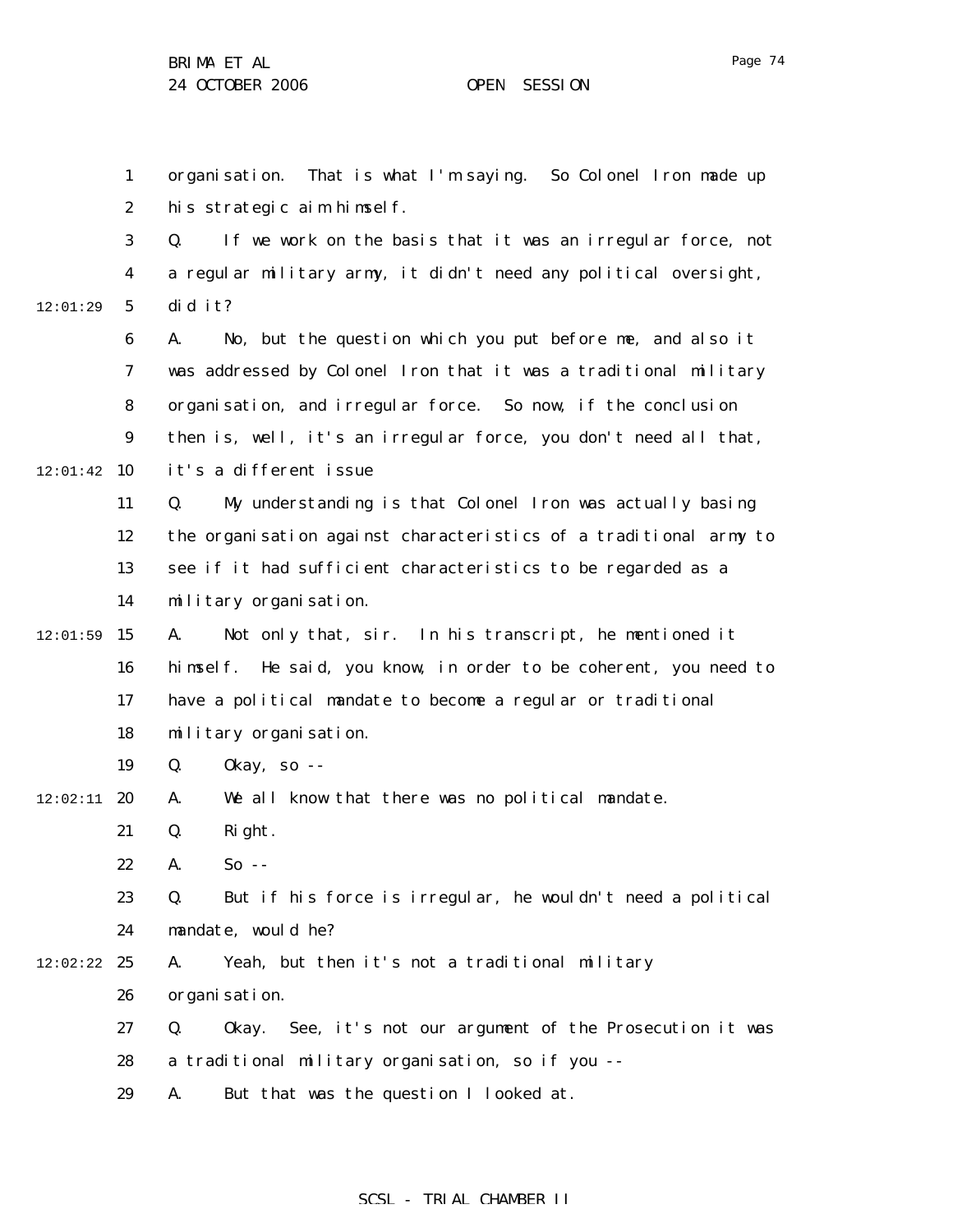organisation. That is what I'm saying. So Colonel Iron made up his strategic aim himself.

Q. If we work on the basis that it was an irregular force, not a regular military army, it didn't need any political oversight, did it?

A. No, but the question which you put before me, and also it was addressed by Colonel Iron that it was a traditional military organisation, and irregular force. So now, if the conclusion then is, well, it's an irregular force, you don't need all that, it's a different issue

Q. My understanding is that Colonel Iron was actually basing the organisation against characteristics of a traditional army to see if it had sufficient characteristics to be regarded as a military organisation.

A. Not only that, sir. In his transcript, he mentioned it himself. He said, you know, in order to be coherent, you need to have a political mandate to become a regular or traditional military organisation.

Q. Okay, so --

A. We all know that there was no political mandate.

Q. Right.

A. So --

Q. But if his force is irregular, he wouldn't need a political mandate, would he?

A. Yeah, but then it's not a traditional military organisation.

Q. Okay. See, it's not our argument of the Prosecution it was a traditional military organisation, so if you --

A. But that was the question I looked at.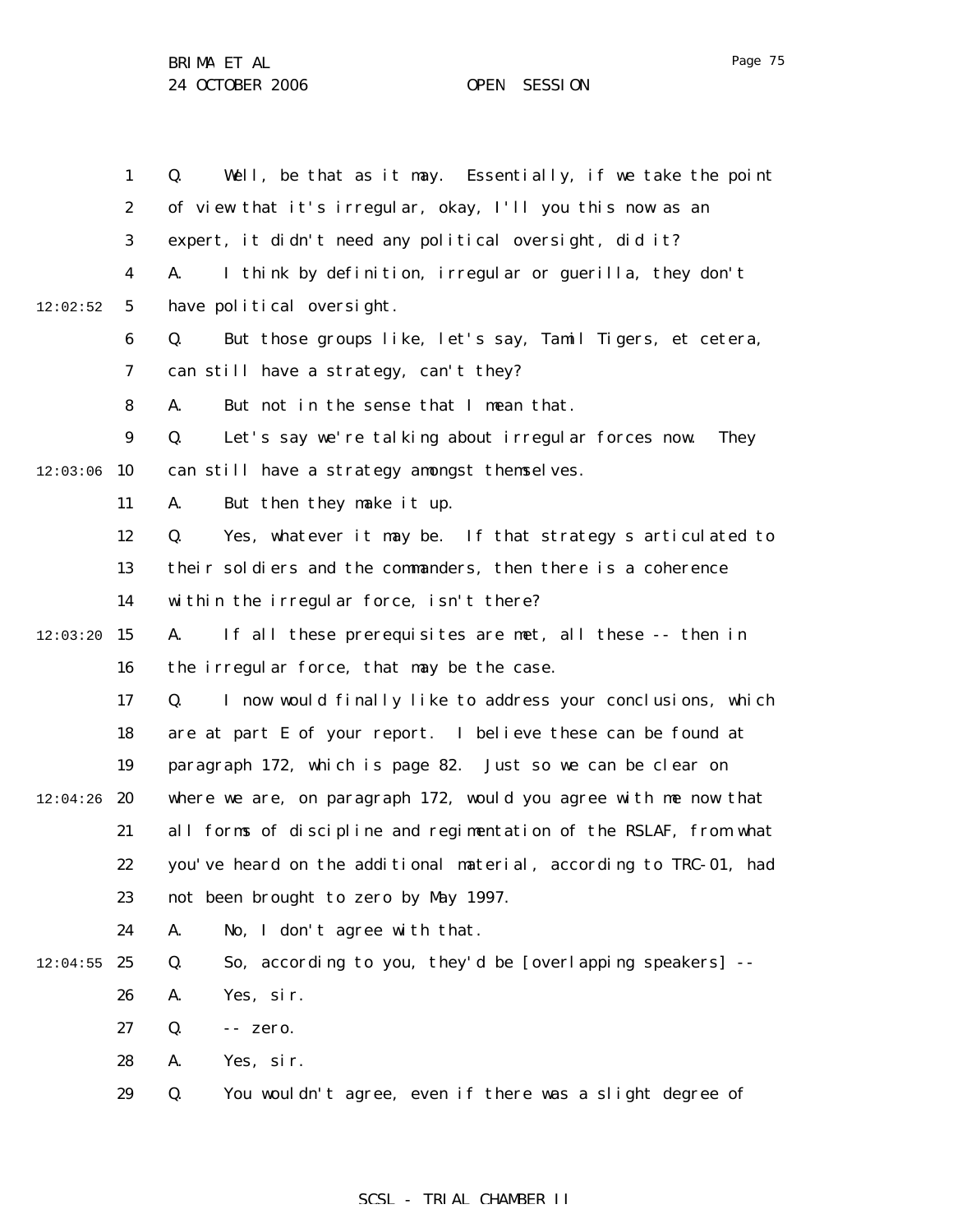1 Q. Well, be that as it may. Essentially, if we take the point
2 of view that it's irregular, okay, I'll you this now as an
3 expert, it didn't need any political oversight, did it?
4 A. I think by definition, irregular or guerilla, they don't
12:02:52 5 have political oversight.
6 Q. But those groups like, let's say, Tamil Tigers, et cetera,
7 can still have a strategy, can't they?
8 A. But not in the sense that I mean that.
9 Q. Let's say we're talking about irregular forces now. They
12:03:06 10 can still have a strategy amongst themselves.
11 A. But then they make it up.
12 Q. Yes, whatever it may be. If that strategy s articulated to
13 their soldiers and the commanders, then there is a coherence
14 within the irregular force, isn't there?
12:03:20 15 A. If all these prerequisites are met, all these -- then in
16 the irregular force, that may be the case.
17 Q. I now would finally like to address your conclusions, which
18 are at part E of your report. I believe these can be found at
19 paragraph 172, which is page 82. Just so we can be clear on
12:04:26 20 where we are, on paragraph 172, would you agree with me now that
21 all forms of discipline and regimentation of the RSLAF, from what
22 you've heard on the additional material, according to TRC-01, had
23 not been brought to zero by May 1997.
24 A. No, I don't agree with that.
12:04:55 25 Q. So, according to you, they'd be [overlapping speakers] --
26 A. Yes, sir.
27 Q. -- zero.
28 A. Yes, sir.
29 Q. You wouldn't agree, even if there was a slight degree of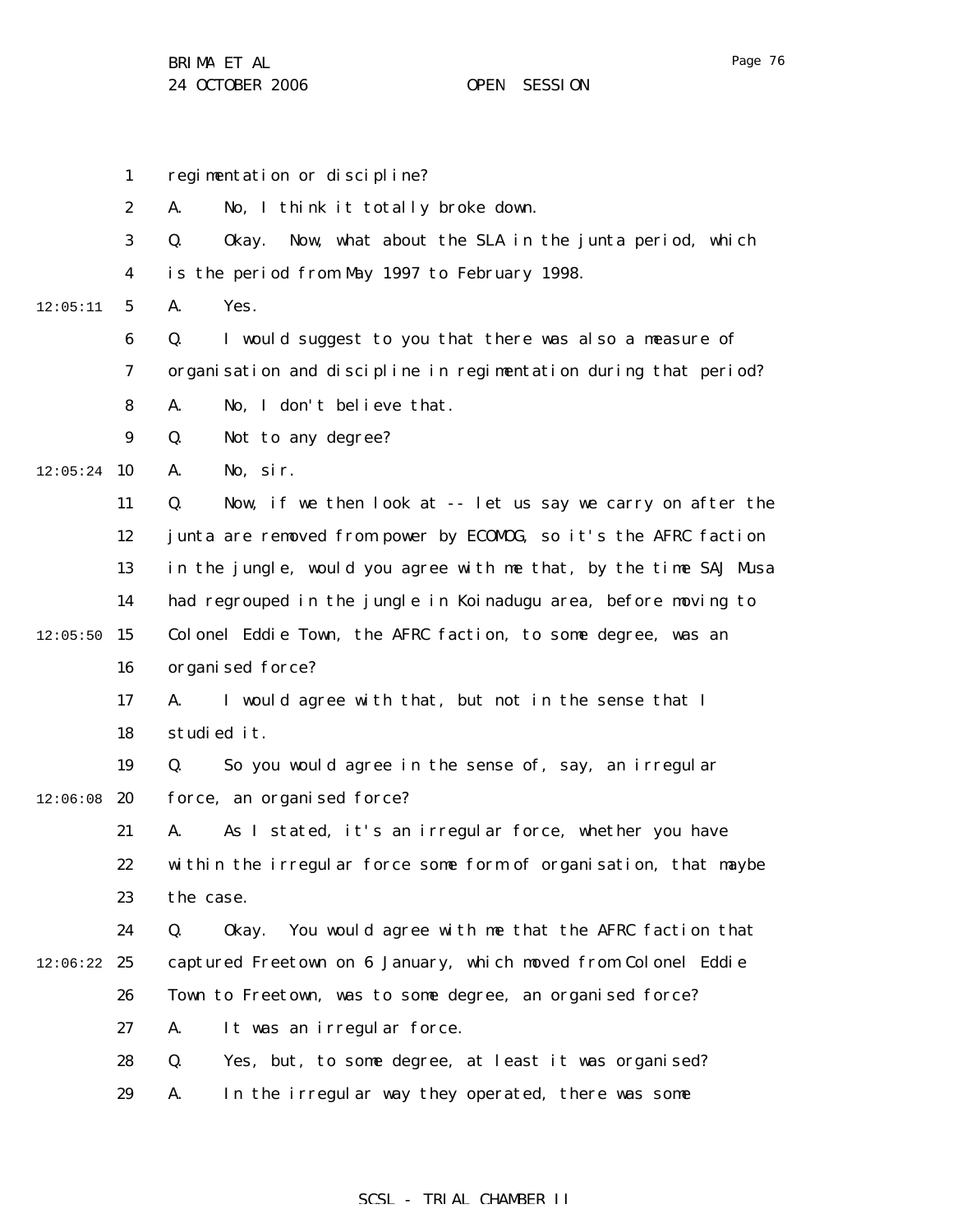regimentation or discipline?

A. No, I think it totally broke down.

Q. Okay. Now, what about the SLA in the junta period, which is the period from May 1997 to February 1998.

A. Yes.

Q. I would suggest to you that there was also a measure of organisation and discipline in regimentation during that period?

A. No, I don't believe that.

Q. Not to any degree?

A. No, sir.

Q. Now, if we then look at -- let us say we carry on after the junta are removed from power by ECOMOG, so it's the AFRC faction in the jungle, would you agree with me that, by the time SAJ Musa had regrouped in the jungle in Koinadugu area, before moving to Colonel Eddie Town, the AFRC faction, to some degree, was an organised force?

A. I would agree with that, but not in the sense that I studied it.

Q. So you would agree in the sense of, say, an irregular force, an organised force?

A. As I stated, it's an irregular force, whether you have within the irregular force some form of organisation, that maybe the case.

Q. Okay. You would agree with me that the AFRC faction that captured Freetown on 6 January, which moved from Colonel Eddie Town to Freetown, was to some degree, an organised force?

A. It was an irregular force.

Q. Yes, but, to some degree, at least it was organised?

A. In the irregular way they operated, there was some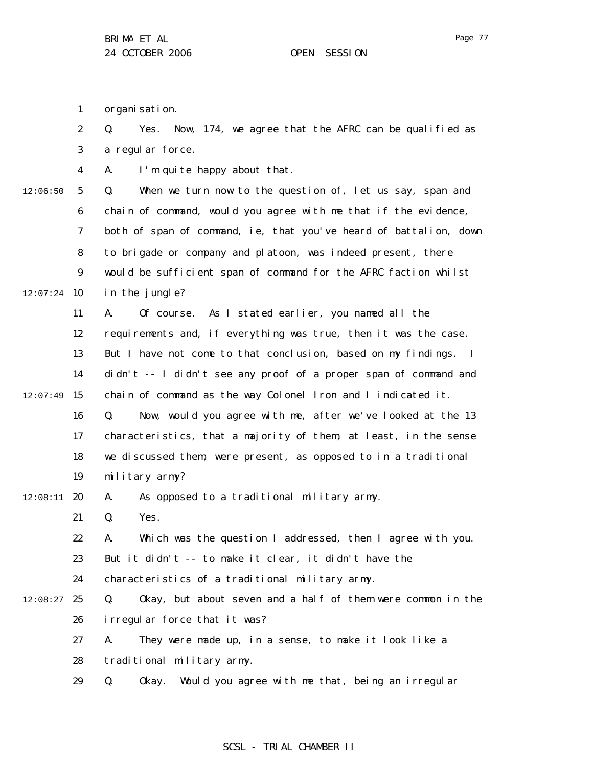organisation.

Q. Yes. Now, 174, we agree that the AFRC can be qualified as a regular force.

A. I'm quite happy about that.

Q. When we turn now to the question of, let us say, span and chain of command, would you agree with me that if the evidence, both of span of command, ie, that you've heard of battalion, down to brigade or company and platoon, was indeed present, there would be sufficient span of command for the AFRC faction whilst in the jungle?

A. Of course. As I stated earlier, you named all the requirements and, if everything was true, then it was the case. But I have not come to that conclusion, based on my findings. I didn't -- I didn't see any proof of a proper span of command and chain of command as the way Colonel Iron and I indicated it.

Q. Now, would you agree with me, after we've looked at the 13 characteristics, that a majority of them, at least, in the sense we discussed them, were present, as opposed to in a traditional military army?

A. As opposed to a traditional military army.

Q. Yes.

A. Which was the question I addressed, then I agree with you. But it didn't -- to make it clear, it didn't have the characteristics of a traditional military army.

Q. Okay, but about seven and a half of them were common in the irregular force that it was?

A. They were made up, in a sense, to make it look like a traditional military army.

Q. Okay. Would you agree with me that, being an irregular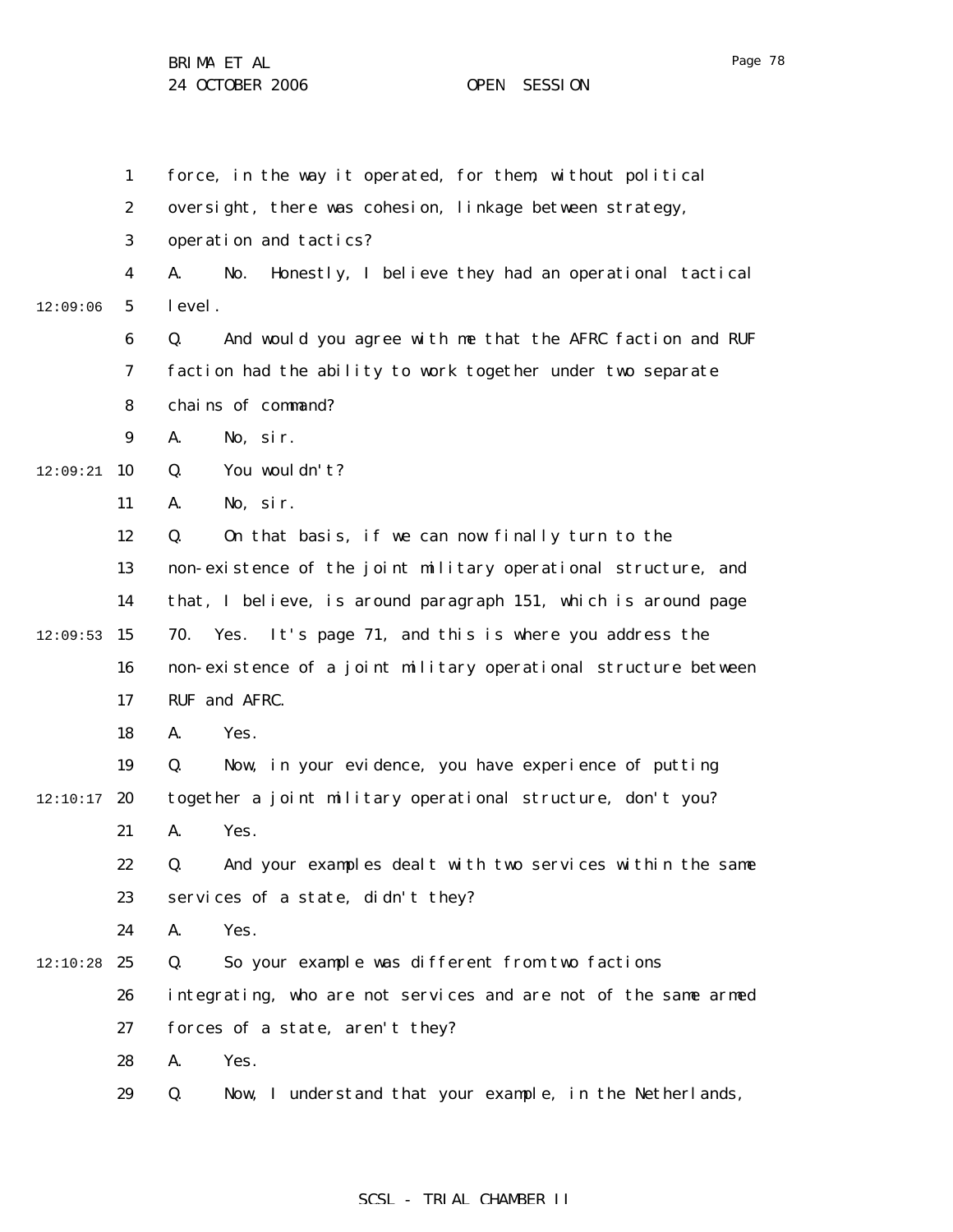force, in the way it operated, for them, without political oversight, there was cohesion, linkage between strategy, operation and tactics?

A. No. Honestly, I believe they had an operational tactical level.

Q. And would you agree with me that the AFRC faction and RUF faction had the ability to work together under two separate chains of command?

A. No, sir.

Q. You wouldn't?

A. No, sir.

Q. On that basis, if we can now finally turn to the non-existence of the joint military operational structure, and that, I believe, is around paragraph 151, which is around page 70. Yes. It's page 71, and this is where you address the non-existence of a joint military operational structure between RUF and AFRC.

A. Yes.

Q. Now, in your evidence, you have experience of putting together a joint military operational structure, don't you?

A. Yes.

Q. And your examples dealt with two services within the same services of a state, didn't they?

A. Yes.

Q. So your example was different from two factions integrating, who are not services and are not of the same armed forces of a state, aren't they?

A. Yes.

Q. Now, I understand that your example, in the Netherlands,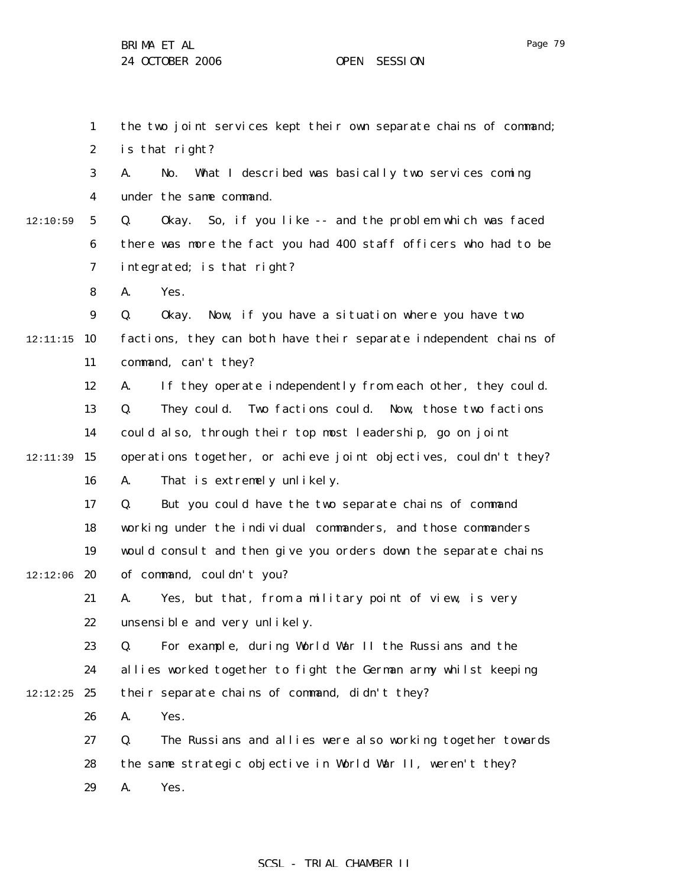the two joint services kept their own separate chains of command; is that right?

A. No. What I described was basically two services coming under the same command.

Q. Okay. So, if you like -- and the problem which was faced there was more the fact you had 400 staff officers who had to be integrated; is that right?

A. Yes.

Q. Okay. Now, if you have a situation where you have two factions, they can both have their separate independent chains of command, can't they?

A. If they operate independently from each other, they could.

Q. They could. Two factions could. Now, those two factions could also, through their top most leadership, go on joint operations together, or achieve joint objectives, couldn't they?

A. That is extremely unlikely.

Q. But you could have the two separate chains of command working under the individual commanders, and those commanders would consult and then give you orders down the separate chains of command, couldn't you?

A. Yes, but that, from a military point of view, is very unsensible and very unlikely.

Q. For example, during World War II the Russians and the allies worked together to fight the German army whilst keeping their separate chains of command, didn't they?

A. Yes.

Q. The Russians and allies were also working together towards the same strategic objective in World War II, weren't they?

A. Yes.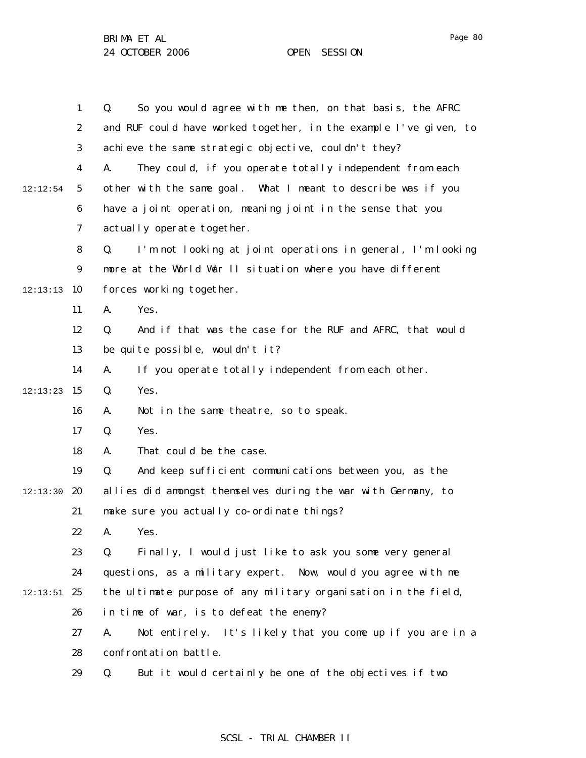Q. So you would agree with me then, on that basis, the AFRC and RUF could have worked together, in the example I've given, to achieve the same strategic objective, couldn't they?

A. They could, if you operate totally independent from each other with the same goal. What I meant to describe was if you have a joint operation, meaning joint in the sense that you actually operate together.

Q. I'm not looking at joint operations in general, I'm looking more at the World War II situation where you have different forces working together.

A. Yes.

Q. And if that was the case for the RUF and AFRC, that would be quite possible, wouldn't it?

A. If you operate totally independent from each other.

Q. Yes.

A. Not in the same theatre, so to speak.

Q. Yes.

A. That could be the case.

Q. And keep sufficient communications between you, as the allies did amongst themselves during the war with Germany, to make sure you actually co-ordinate things?

A. Yes.

Q. Finally, I would just like to ask you some very general questions, as a military expert. Now, would you agree with me the ultimate purpose of any military organisation in the field, in time of war, is to defeat the enemy?

A. Not entirely. It's likely that you come up if you are in a confrontation battle.

Q. But it would certainly be one of the objectives if two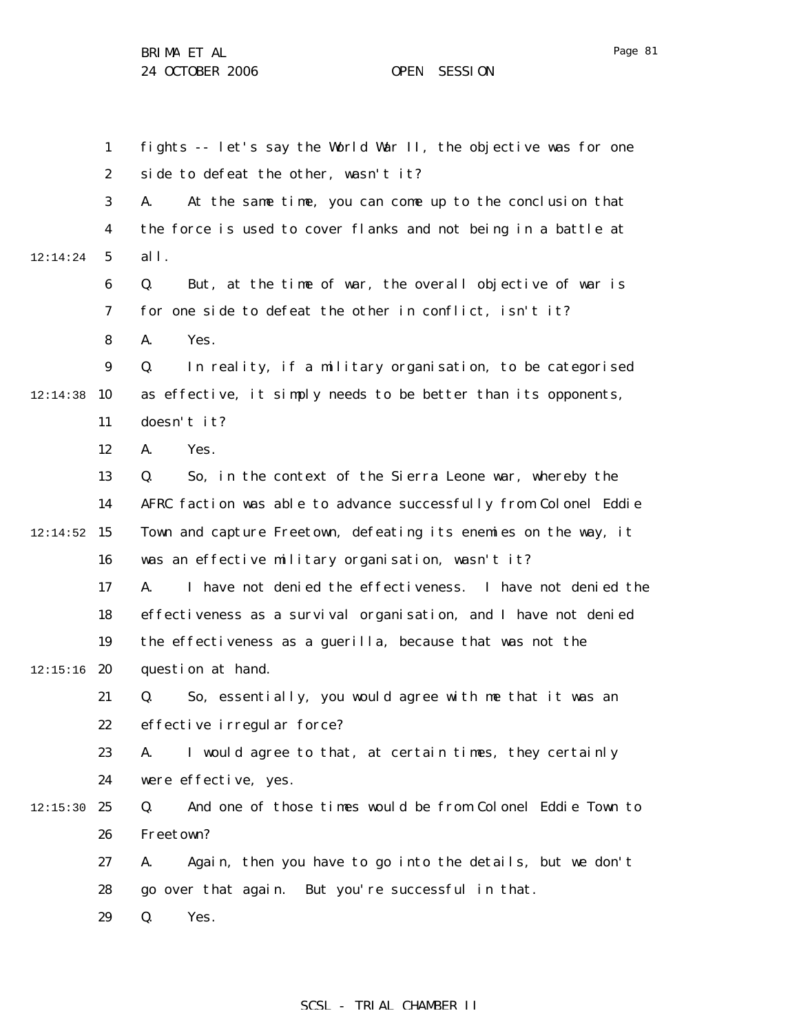fights -- let's say the World War II, the objective was for one side to defeat the other, wasn't it?

A. At the same time, you can come up to the conclusion that the force is used to cover flanks and not being in a battle at all.

Q. But, at the time of war, the overall objective of war is for one side to defeat the other in conflict, isn't it?

A. Yes.

Q. In reality, if a military organisation, to be categorised as effective, it simply needs to be better than its opponents, doesn't it?

A. Yes.

Q. So, in the context of the Sierra Leone war, whereby the AFRC faction was able to advance successfully from Colonel Eddie Town and capture Freetown, defeating its enemies on the way, it was an effective military organisation, wasn't it?

A. I have not denied the effectiveness. I have not denied the effectiveness as a survival organisation, and I have not denied the effectiveness as a guerilla, because that was not the question at hand.

Q. So, essentially, you would agree with me that it was an effective irregular force?

A. I would agree to that, at certain times, they certainly were effective, yes.

Q. And one of those times would be from Colonel Eddie Town to Freetown?

A. Again, then you have to go into the details, but we don't go over that again. But you're successful in that.

Q. Yes.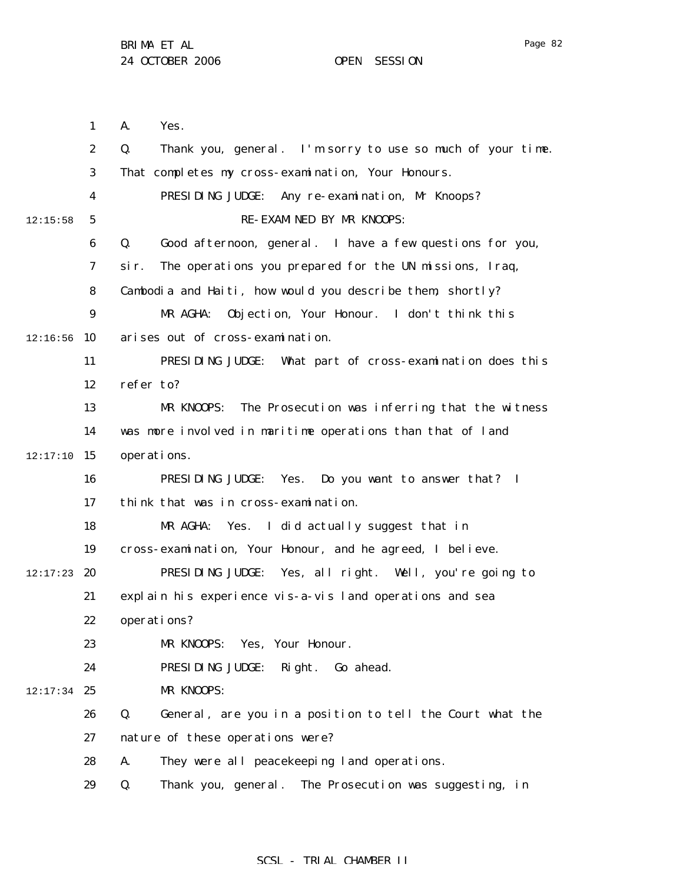A. Yes.

Q. Thank you, general. I'm sorry to use so much of your time. That completes my cross-examination, Your Honours.

PRESIDING JUDGE: Any re-examination, Mr Knoops?

RE-EXAMINED BY MR KNOOPS:

Q. Good afternoon, general. I have a few questions for you, sir. The operations you prepared for the UN missions, Iraq, Cambodia and Haiti, how would you describe them, shortly?

MR AGHA: Objection, Your Honour. I don't think this arises out of cross-examination.

PRESIDING JUDGE: What part of cross-examination does this refer to?

MR KNOOPS: The Prosecution was inferring that the witness was more involved in maritime operations than that of land operations.

PRESIDING JUDGE: Yes. Do you want to answer that? I think that was in cross-examination.

MR AGHA: Yes. I did actually suggest that in cross-examination, Your Honour, and he agreed, I believe.

PRESIDING JUDGE: Yes, all right. Well, you're going to explain his experience vis-a-vis land operations and sea operations?

MR KNOOPS: Yes, Your Honour.

PRESIDING JUDGE: Right. Go ahead.

MR KNOOPS:

Q. General, are you in a position to tell the Court what the nature of these operations were?

A. They were all peacekeeping land operations.

Q. Thank you, general. The Prosecution was suggesting, in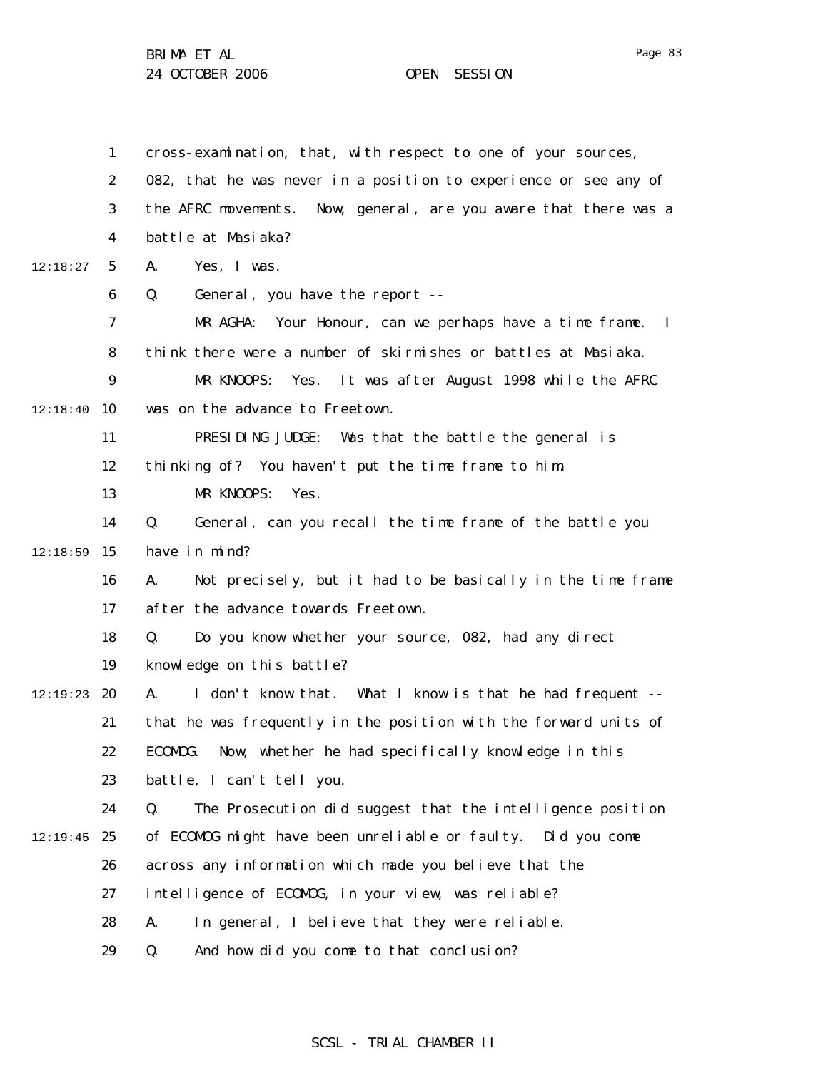cross-examination, that, with respect to one of your sources, 082, that he was never in a position to experience or see any of the AFRC movements. Now, general, are you aware that there was a battle at Masiaka?

A. Yes, I was.

Q. General, you have the report --

MR AGHA: Your Honour, can we perhaps have a time frame. I think there were a number of skirmishes or battles at Masiaka.

MR KNOOPS: Yes. It was after August 1998 while the AFRC was on the advance to Freetown.

PRESIDING JUDGE: Was that the battle the general is thinking of? You haven't put the time frame to him.

MR KNOOPS: Yes.

Q. General, can you recall the time frame of the battle you have in mind?

A. Not precisely, but it had to be basically in the time frame after the advance towards Freetown.

Q. Do you know whether your source, 082, had any direct knowledge on this battle?

A. I don't know that. What I know is that he had frequent -- that he was frequently in the position with the forward units of ECOMOG. Now, whether he had specifically knowledge in this battle, I can't tell you.

Q. The Prosecution did suggest that the intelligence position of ECOMOG might have been unreliable or faulty. Did you come across any information which made you believe that the intelligence of ECOMOG, in your view, was reliable?

A. In general, I believe that they were reliable.

Q. And how did you come to that conclusion?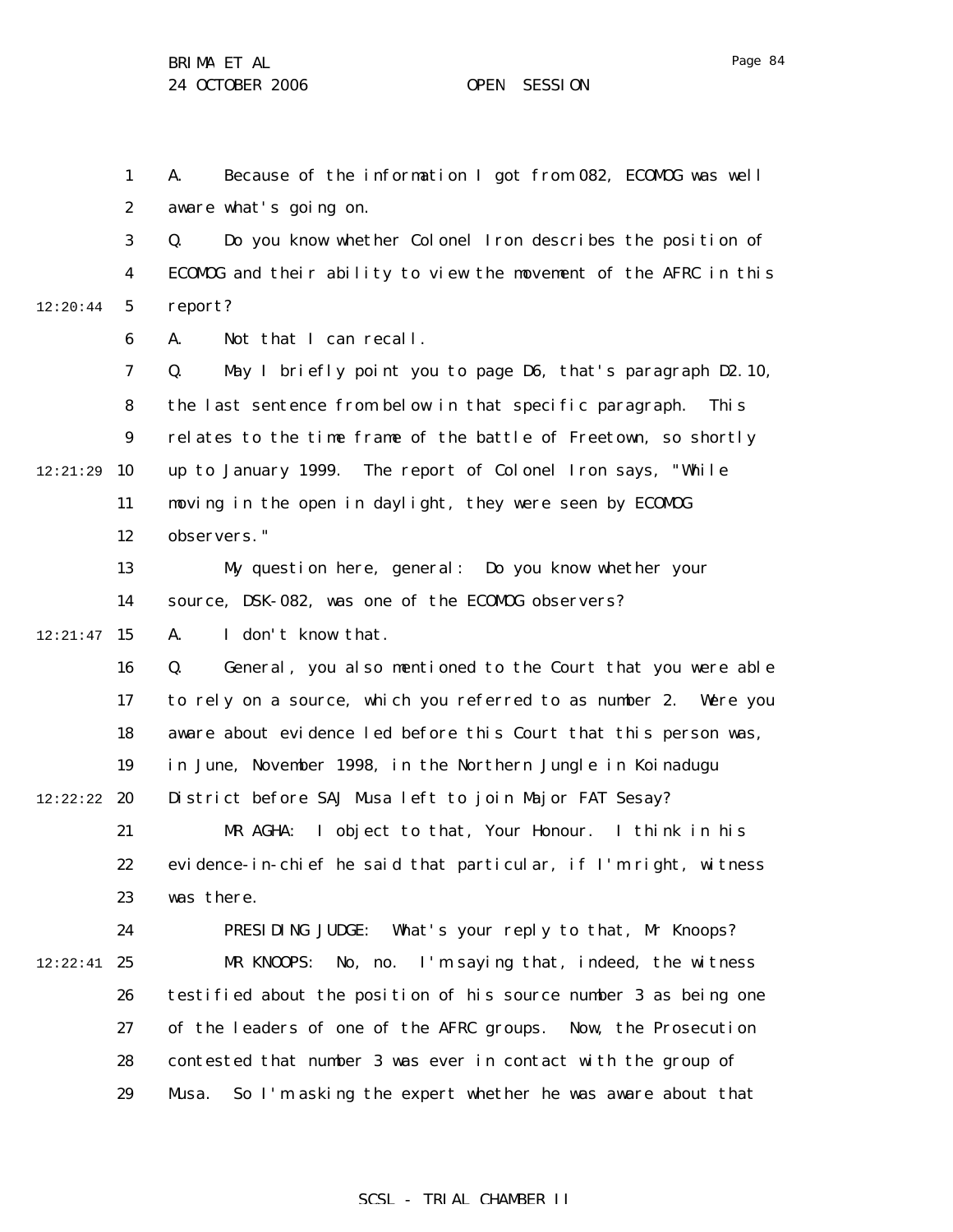A. Because of the information I got from 082, ECOMOG was well aware what's going on.

Q. Do you know whether Colonel Iron describes the position of ECOMOG and their ability to view the movement of the AFRC in this report?

A. Not that I can recall.

Q. May I briefly point you to page D6, that's paragraph D2.10, the last sentence from below in that specific paragraph. This relates to the time frame of the battle of Freetown, so shortly up to January 1999. The report of Colonel Iron says, "While moving in the open in daylight, they were seen by ECOMOG observers."

My question here, general: Do you know whether your source, DSK-082, was one of the ECOMOG observers?

A. I don't know that.

Q. General, you also mentioned to the Court that you were able to rely on a source, which you referred to as number 2. Were you aware about evidence led before this Court that this person was, in June, November 1998, in the Northern Jungle in Koinadugu District before SAJ Musa left to join Major FAT Sesay?

MR AGHA: I object to that, Your Honour. I think in his evidence-in-chief he said that particular, if I'm right, witness was there.

PRESIDING JUDGE: What's your reply to that, Mr Knoops?

MR KNOOPS: No, no. I'm saying that, indeed, the witness testified about the position of his source number 3 as being one of the leaders of one of the AFRC groups. Now, the Prosecution contested that number 3 was ever in contact with the group of Musa. So I'm asking the expert whether he was aware about that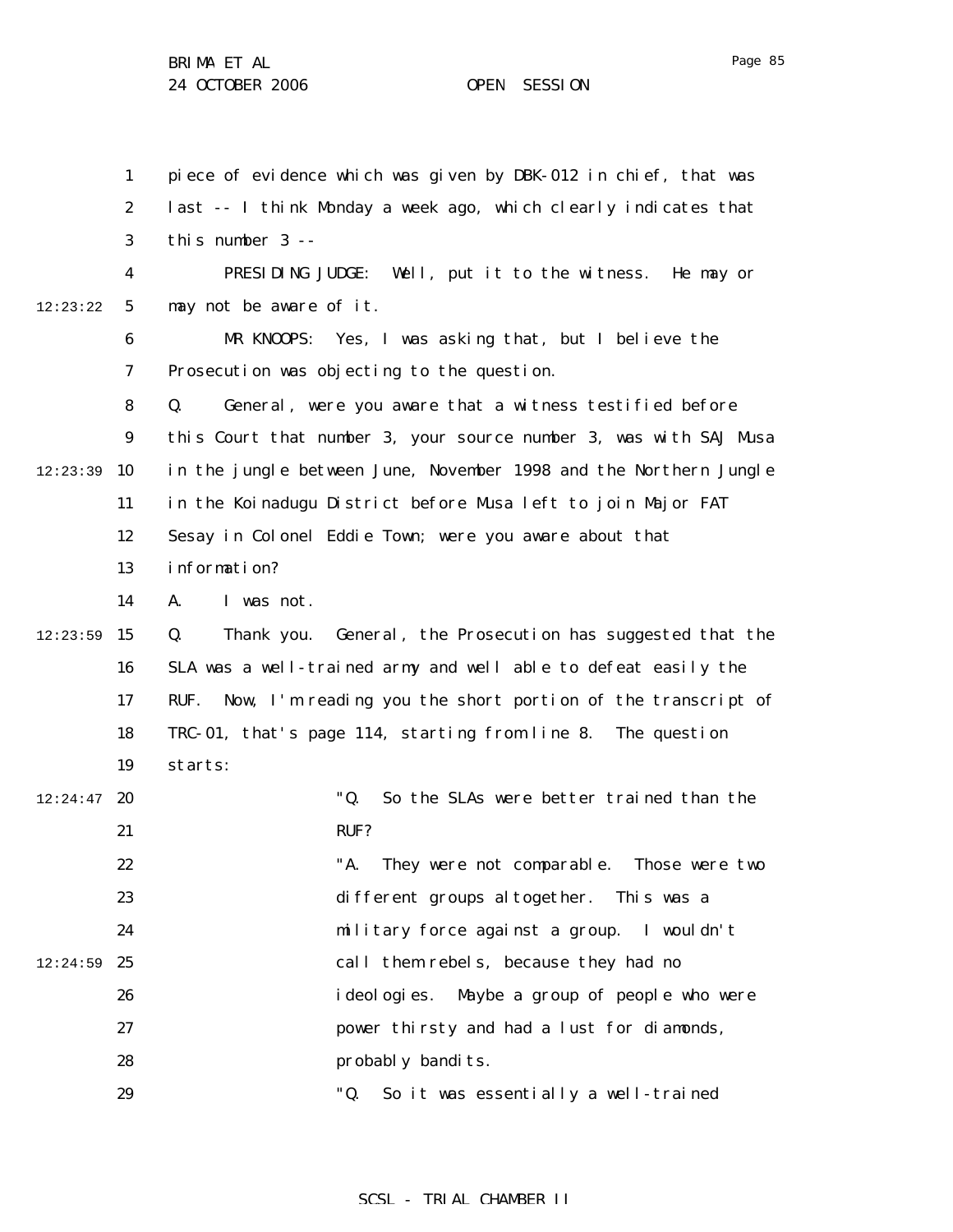piece of evidence which was given by DBK-012 in chief, that was last -- I think Monday a week ago, which clearly indicates that this number 3 --

PRESIDING JUDGE: Well, put it to the witness. He may or may not be aware of it.

MR KNOOPS: Yes, I was asking that, but I believe the Prosecution was objecting to the question.

Q. General, were you aware that a witness testified before this Court that number 3, your source number 3, was with SAJ Musa in the jungle between June, November 1998 and the Northern Jungle in the Koinadugu District before Musa left to join Major FAT Sesay in Colonel Eddie Town; were you aware about that information?

A. I was not.

Q. Thank you. General, the Prosecution has suggested that the SLA was a well-trained army and well able to defeat easily the RUF. Now, I'm reading you the short portion of the transcript of TRC-01, that's page 114, starting from line 8. The question starts:

> "Q. So the SLAs were better trained than the RUF?
>
> "A. They were not comparable. Those were two different groups altogether. This was a military force against a group. I wouldn't call them rebels, because they had no ideologies. Maybe a group of people who were power thirsty and had a lust for diamonds, probably bandits.
>
> "Q. So it was essentially a well-trained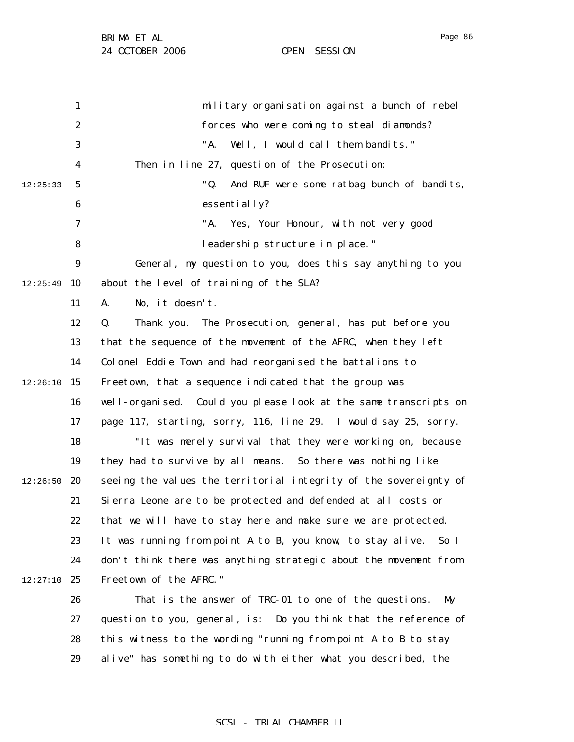military organisation against a bunch of rebel forces who were coming to steal diamonds?

"A. Well, I would call them bandits."

Then in line 27, question of the Prosecution:

"Q. And RUF were some ratbag bunch of bandits, essentially?

"A. Yes, Your Honour, with not very good leadership structure in place."

General, my question to you, does this say anything to you about the level of training of the SLA?

A. No, it doesn't.

Q. Thank you. The Prosecution, general, has put before you that the sequence of the movement of the AFRC, when they left Colonel Eddie Town and had reorganised the battalions to Freetown, that a sequence indicated that the group was well-organised. Could you please look at the same transcripts on page 117, starting, sorry, 116, line 29. I would say 25, sorry.

"It was merely survival that they were working on, because they had to survive by all means. So there was nothing like seeing the values the territorial integrity of the sovereignty of Sierra Leone are to be protected and defended at all costs or that we will have to stay here and make sure we are protected. It was running from point A to B, you know, to stay alive. So I don't think there was anything strategic about the movement from Freetown of the AFRC."

That is the answer of TRC-01 to one of the questions. My question to you, general, is: Do you think that the reference of this witness to the wording "running from point A to B to stay alive" has something to do with either what you described, the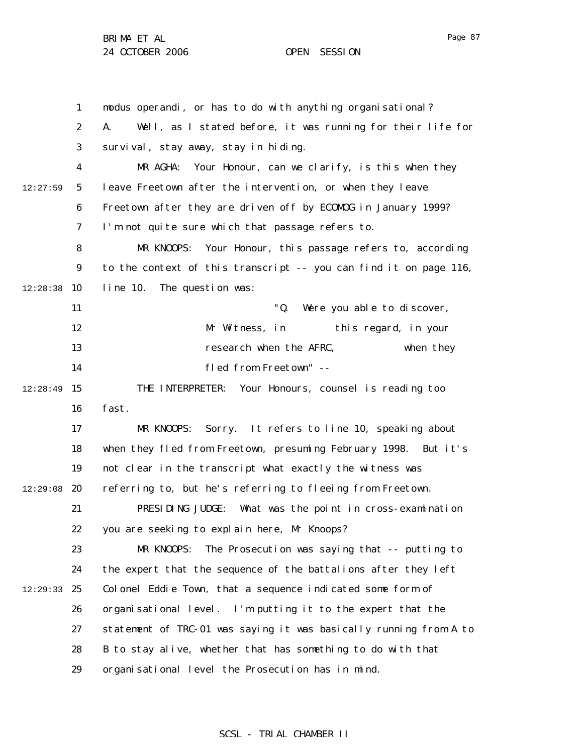modus operandi, or has to do with anything organisational?

A. Well, as I stated before, it was running for their life for survival, stay away, stay in hiding.

MR AGHA: Your Honour, can we clarify, is this when they leave Freetown after the intervention, or when they leave Freetown after they are driven off by ECOMOG in January 1999? I'm not quite sure which that passage refers to.

MR KNOOPS: Your Honour, this passage refers to, according to the context of this transcript -- you can find it on page 116, line 10. The question was:

> "Q. Were you able to discover, Mr Witness, in this regard, in your research when the AFRC, when they fled from Freetown" --

THE INTERPRETER: Your Honours, counsel is reading too fast.

MR KNOOPS: Sorry. It refers to line 10, speaking about when they fled from Freetown, presuming February 1998. But it's not clear in the transcript what exactly the witness was referring to, but he's referring to fleeing from Freetown.

PRESIDING JUDGE: What was the point in cross-examination you are seeking to explain here, Mr Knoops?

MR KNOOPS: The Prosecution was saying that -- putting to the expert that the sequence of the battalions after they left Colonel Eddie Town, that a sequence indicated some form of organisational level. I'm putting it to the expert that the statement of TRC-01 was saying it was basically running from A to B to stay alive, whether that has something to do with that organisational level the Prosecution has in mind.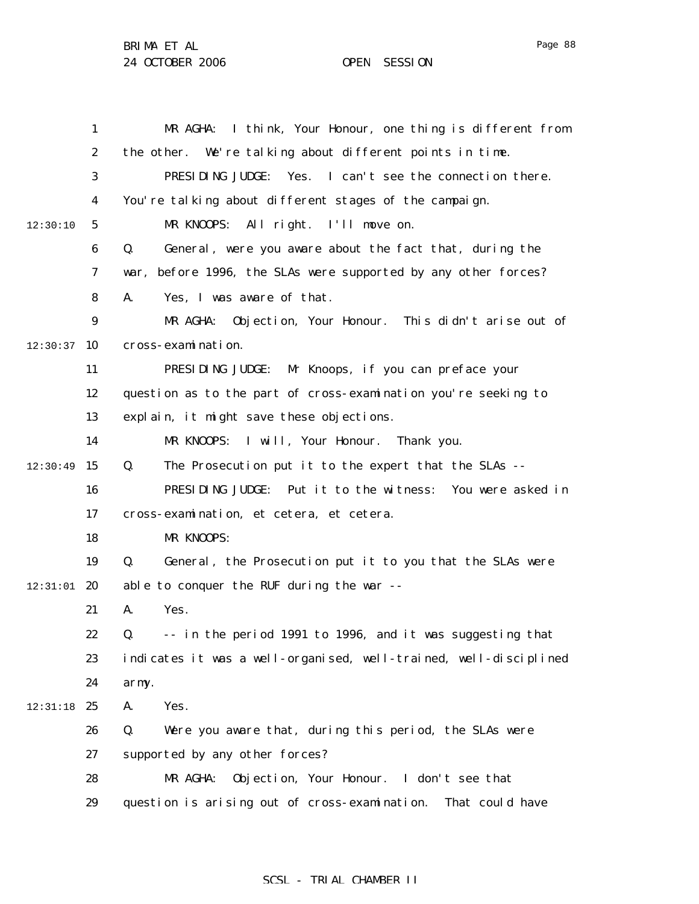MR AGHA: I think, Your Honour, one thing is different from the other. We're talking about different points in time.

PRESIDING JUDGE: Yes. I can't see the connection there. You're talking about different stages of the campaign.

MR KNOOPS: All right. I'll move on.

Q. General, were you aware about the fact that, during the war, before 1996, the SLAs were supported by any other forces?

A. Yes, I was aware of that.

MR AGHA: Objection, Your Honour. This didn't arise out of cross-examination.

PRESIDING JUDGE: Mr Knoops, if you can preface your question as to the part of cross-examination you're seeking to explain, it might save these objections.

MR KNOOPS: I will, Your Honour. Thank you.

Q. The Prosecution put it to the expert that the SLAs --

PRESIDING JUDGE: Put it to the witness: You were asked in cross-examination, et cetera, et cetera.

MR KNOOPS:

Q. General, the Prosecution put it to you that the SLAs were able to conquer the RUF during the war --

A. Yes.

Q. -- in the period 1991 to 1996, and it was suggesting that indicates it was a well-organised, well-trained, well-disciplined army.

A. Yes.

Q. Were you aware that, during this period, the SLAs were supported by any other forces?

MR AGHA: Objection, Your Honour. I don't see that question is arising out of cross-examination. That could have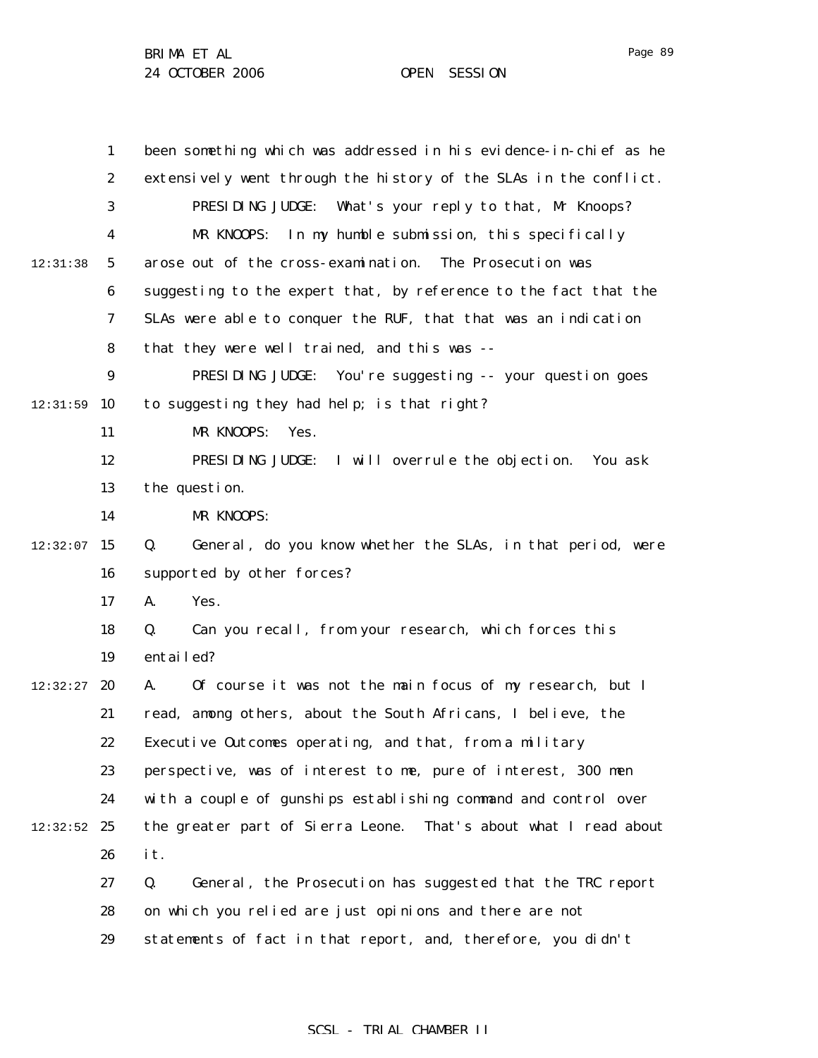been something which was addressed in his evidence-in-chief as he extensively went through the history of the SLAs in the conflict.

PRESIDING JUDGE: What's your reply to that, Mr Knoops?

MR KNOOPS: In my humble submission, this specifically arose out of the cross-examination. The Prosecution was suggesting to the expert that, by reference to the fact that the SLAs were able to conquer the RUF, that that was an indication that they were well trained, and this was --

PRESIDING JUDGE: You're suggesting -- your question goes to suggesting they had help; is that right?

MR KNOOPS: Yes.

PRESIDING JUDGE: I will overrule the objection. You ask the question.

MR KNOOPS:

Q. General, do you know whether the SLAs, in that period, were supported by other forces?

A. Yes.

Q. Can you recall, from your research, which forces this entailed?

A. Of course it was not the main focus of my research, but I read, among others, about the South Africans, I believe, the Executive Outcomes operating, and that, from a military perspective, was of interest to me, pure of interest, 300 men with a couple of gunships establishing command and control over the greater part of Sierra Leone. That's about what I read about it.

Q. General, the Prosecution has suggested that the TRC report on which you relied are just opinions and there are not statements of fact in that report, and, therefore, you didn't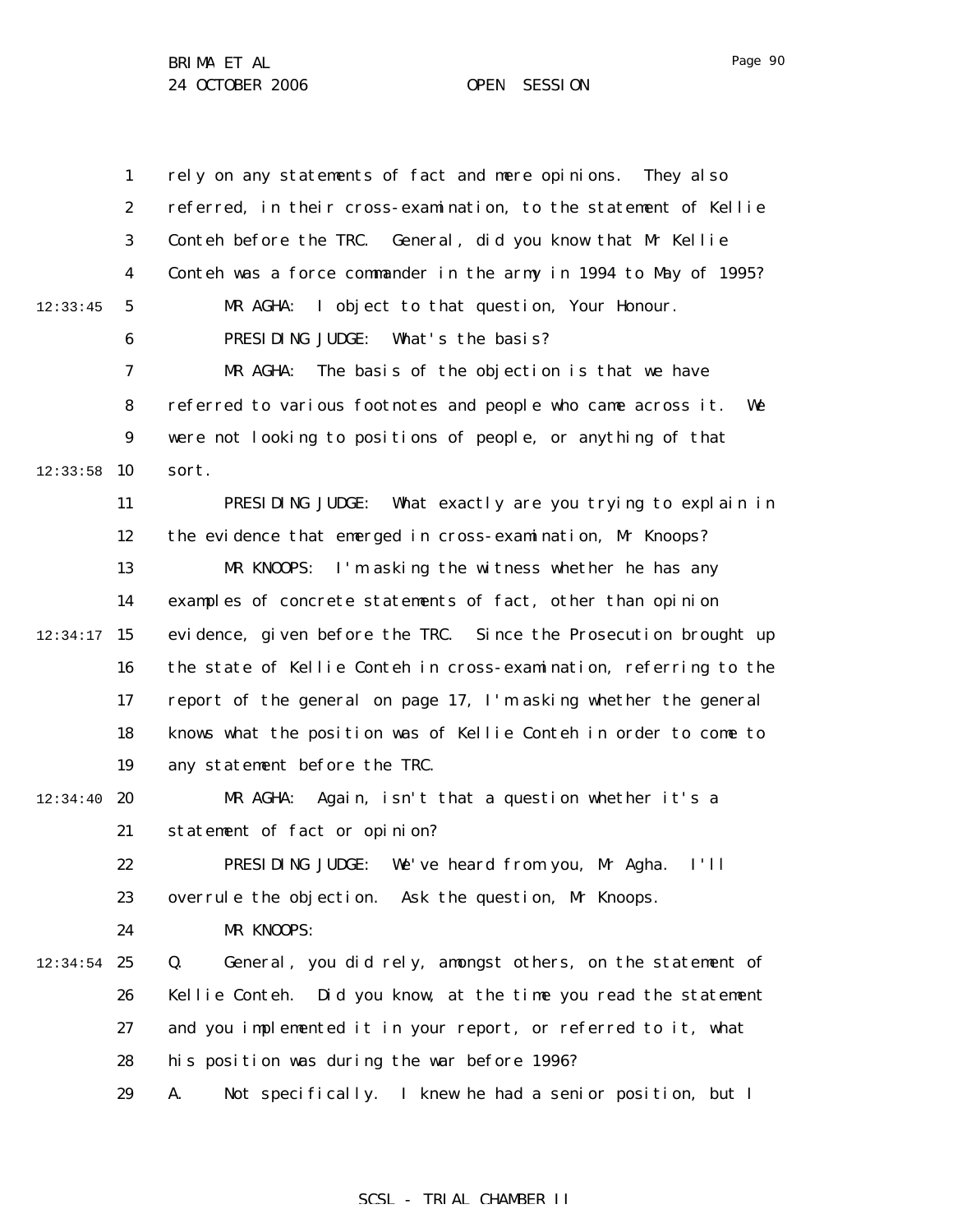rely on any statements of fact and mere opinions. They also referred, in their cross-examination, to the statement of Kellie Conteh before the TRC. General, did you know that Mr Kellie Conteh was a force commander in the army in 1994 to May of 1995?

MR AGHA: I object to that question, Your Honour.

PRESIDING JUDGE: What's the basis?

MR AGHA: The basis of the objection is that we have referred to various footnotes and people who came across it. We were not looking to positions of people, or anything of that sort.

PRESIDING JUDGE: What exactly are you trying to explain in the evidence that emerged in cross-examination, Mr Knoops?

MR KNOOPS: I'm asking the witness whether he has any examples of concrete statements of fact, other than opinion evidence, given before the TRC. Since the Prosecution brought up the state of Kellie Conteh in cross-examination, referring to the report of the general on page 17, I'm asking whether the general knows what the position was of Kellie Conteh in order to come to any statement before the TRC.

MR AGHA: Again, isn't that a question whether it's a statement of fact or opinion?

PRESIDING JUDGE: We've heard from you, Mr Agha. I'll overrule the objection. Ask the question, Mr Knoops.

MR KNOOPS:

Q. General, you did rely, amongst others, on the statement of Kellie Conteh. Did you know, at the time you read the statement and you implemented it in your report, or referred to it, what his position was during the war before 1996?

A. Not specifically. I knew he had a senior position, but I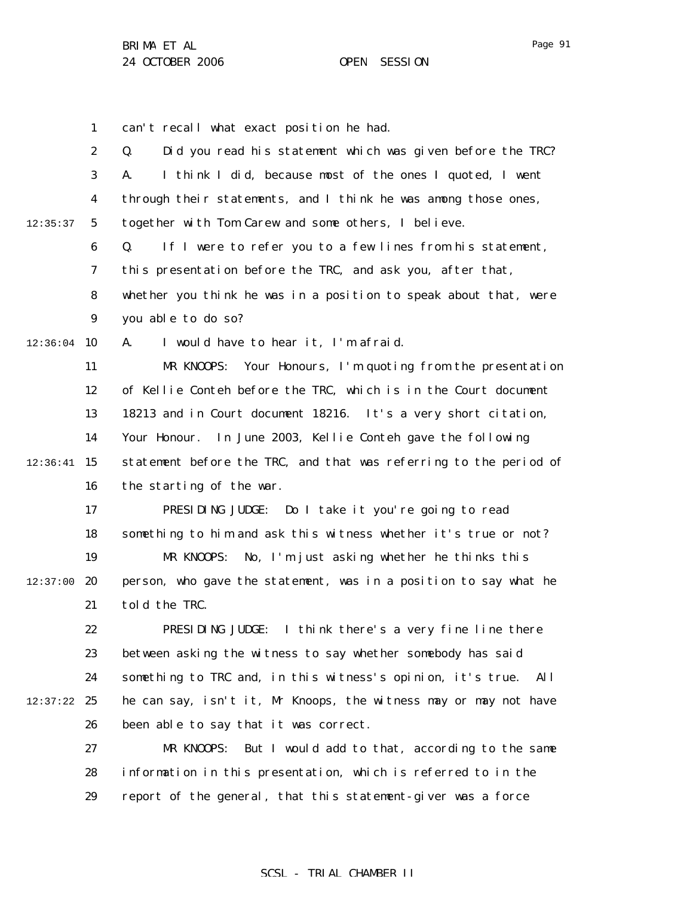can't recall what exact position he had.

Q. Did you read his statement which was given before the TRC?

A. I think I did, because most of the ones I quoted, I went through their statements, and I think he was among those ones, together with Tom Carew and some others, I believe.

Q. If I were to refer you to a few lines from his statement, this presentation before the TRC, and ask you, after that, whether you think he was in a position to speak about that, were you able to do so?

A. I would have to hear it, I'm afraid.

MR KNOOPS: Your Honours, I'm quoting from the presentation of Kellie Conteh before the TRC, which is in the Court document 18213 and in Court document 18216. It's a very short citation, Your Honour. In June 2003, Kellie Conteh gave the following statement before the TRC, and that was referring to the period of the starting of the war.

PRESIDING JUDGE: Do I take it you're going to read something to him and ask this witness whether it's true or not?

MR KNOOPS: No, I'm just asking whether he thinks this person, who gave the statement, was in a position to say what he told the TRC.

PRESIDING JUDGE: I think there's a very fine line there between asking the witness to say whether somebody has said something to TRC and, in this witness's opinion, it's true. All he can say, isn't it, Mr Knoops, the witness may or may not have been able to say that it was correct.

MR KNOOPS: But I would add to that, according to the same information in this presentation, which is referred to in the report of the general, that this statement-giver was a force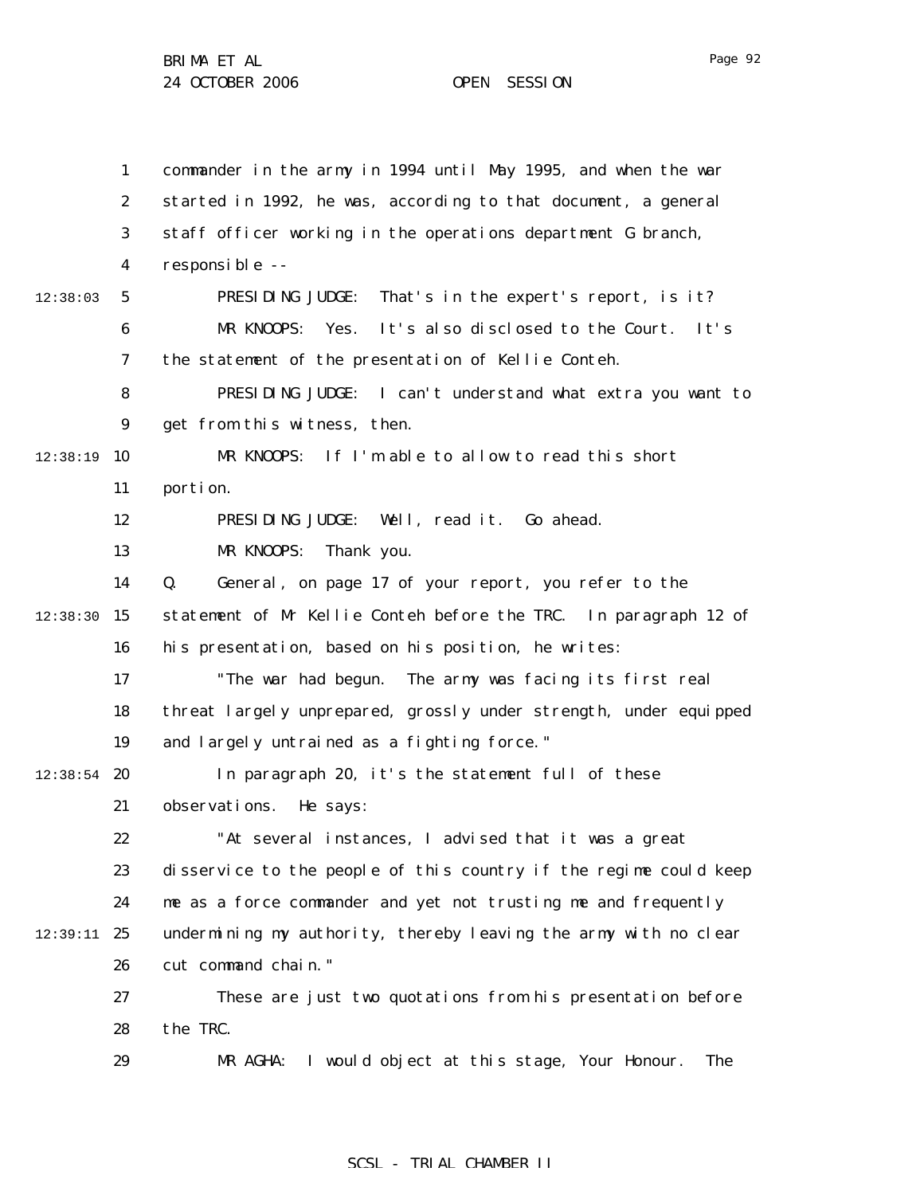commander in the army in 1994 until May 1995, and when the war started in 1992, he was, according to that document, a general staff officer working in the operations department G branch, responsible --

PRESIDING JUDGE: That's in the expert's report, is it?

MR KNOOPS: Yes. It's also disclosed to the Court. It's the statement of the presentation of Kellie Conteh.

PRESIDING JUDGE: I can't understand what extra you want to get from this witness, then.

MR KNOOPS: If I'm able to allow to read this short portion.

PRESIDING JUDGE: Well, read it. Go ahead.

MR KNOOPS: Thank you.

Q. General, on page 17 of your report, you refer to the statement of Mr Kellie Conteh before the TRC. In paragraph 12 of his presentation, based on his position, he writes:

"The war had begun. The army was facing its first real threat largely unprepared, grossly under strength, under equipped and largely untrained as a fighting force."

In paragraph 20, it's the statement full of these observations. He says:

"At several instances, I advised that it was a great disservice to the people of this country if the regime could keep me as a force commander and yet not trusting me and frequently undermining my authority, thereby leaving the army with no clear cut command chain."

These are just two quotations from his presentation before the TRC.

MR AGHA: I would object at this stage, Your Honour. The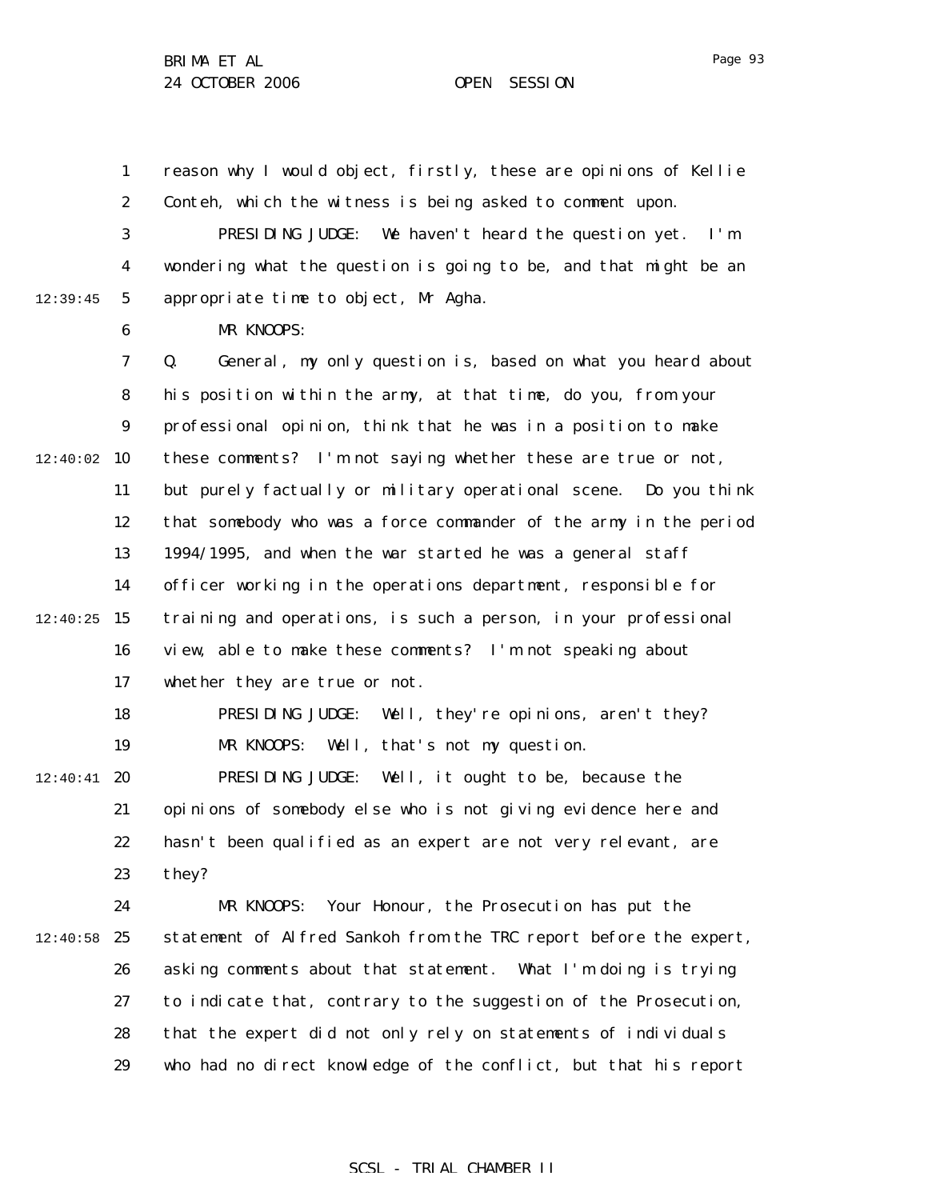reason why I would object, firstly, these are opinions of Kellie Conteh, which the witness is being asked to comment upon.

PRESIDING JUDGE: We haven't heard the question yet. I'm wondering what the question is going to be, and that might be an appropriate time to object, Mr Agha.

MR KNOOPS:

Q. General, my only question is, based on what you heard about his position within the army, at that time, do you, from your professional opinion, think that he was in a position to make these comments? I'm not saying whether these are true or not, but purely factually or military operational scene. Do you think that somebody who was a force commander of the army in the period 1994/1995, and when the war started he was a general staff officer working in the operations department, responsible for training and operations, is such a person, in your professional view, able to make these comments? I'm not speaking about whether they are true or not.

PRESIDING JUDGE: Well, they're opinions, aren't they?

MR KNOOPS: Well, that's not my question.

PRESIDING JUDGE: Well, it ought to be, because the opinions of somebody else who is not giving evidence here and hasn't been qualified as an expert are not very relevant, are they?

MR KNOOPS: Your Honour, the Prosecution has put the statement of Alfred Sankoh from the TRC report before the expert, asking comments about that statement. What I'm doing is trying to indicate that, contrary to the suggestion of the Prosecution, that the expert did not only rely on statements of individuals who had no direct knowledge of the conflict, but that his report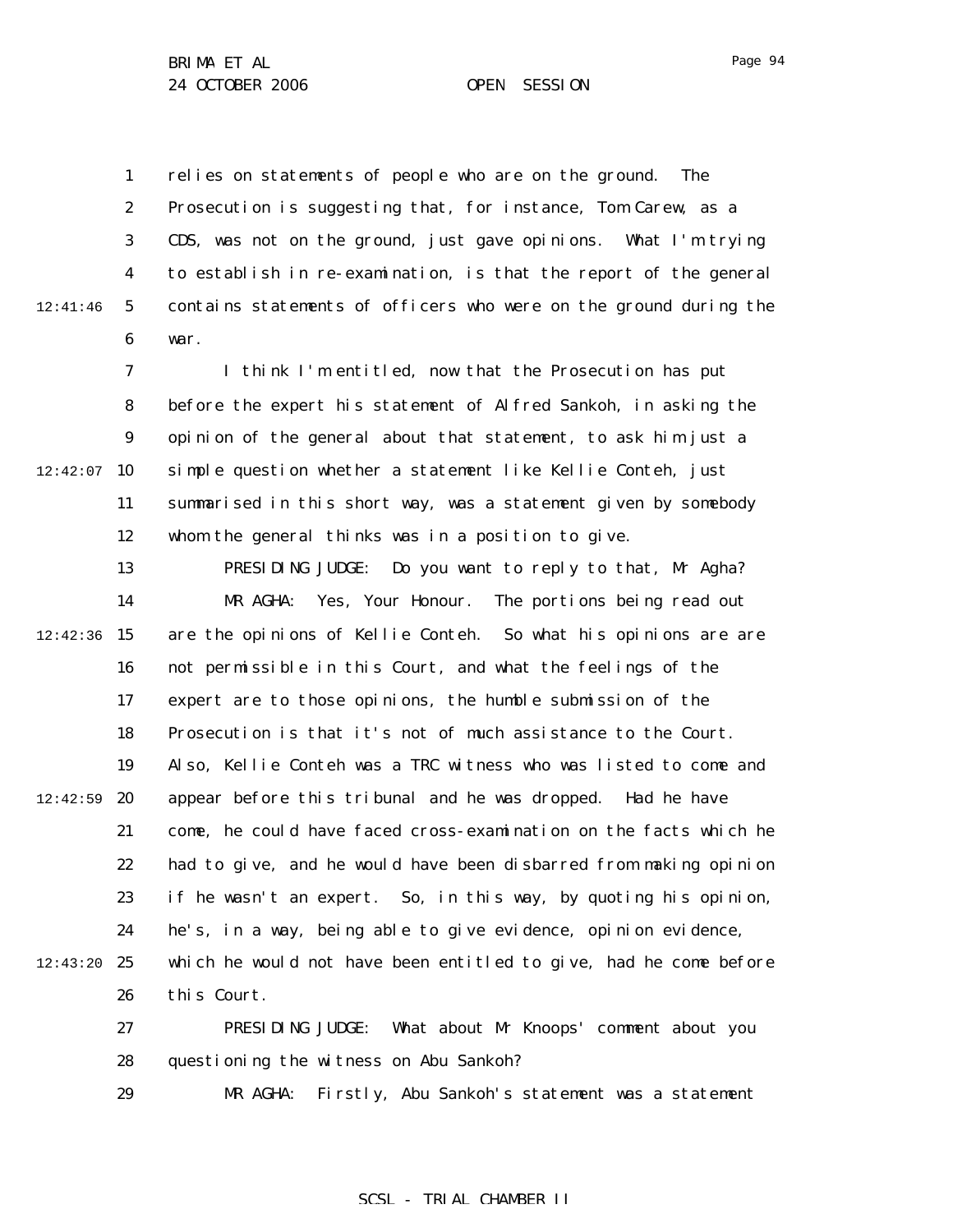relies on statements of people who are on the ground. The Prosecution is suggesting that, for instance, Tom Carew, as a CDS, was not on the ground, just gave opinions. What I'm trying to establish in re-examination, is that the report of the general contains statements of officers who were on the ground during the war.

I think I'm entitled, now that the Prosecution has put before the expert his statement of Alfred Sankoh, in asking the opinion of the general about that statement, to ask him just a simple question whether a statement like Kellie Conteh, just summarised in this short way, was a statement given by somebody whom the general thinks was in a position to give.

PRESIDING JUDGE: Do you want to reply to that, Mr Agha?

MR AGHA: Yes, Your Honour. The portions being read out are the opinions of Kellie Conteh. So what his opinions are are not permissible in this Court, and what the feelings of the expert are to those opinions, the humble submission of the Prosecution is that it's not of much assistance to the Court. Also, Kellie Conteh was a TRC witness who was listed to come and appear before this tribunal and he was dropped. Had he have come, he could have faced cross-examination on the facts which he had to give, and he would have been disbarred from making opinion if he wasn't an expert. So, in this way, by quoting his opinion, he's, in a way, being able to give evidence, opinion evidence, which he would not have been entitled to give, had he come before this Court.

PRESIDING JUDGE: What about Mr Knoops' comment about you questioning the witness on Abu Sankoh?

MR AGHA: Firstly, Abu Sankoh's statement was a statement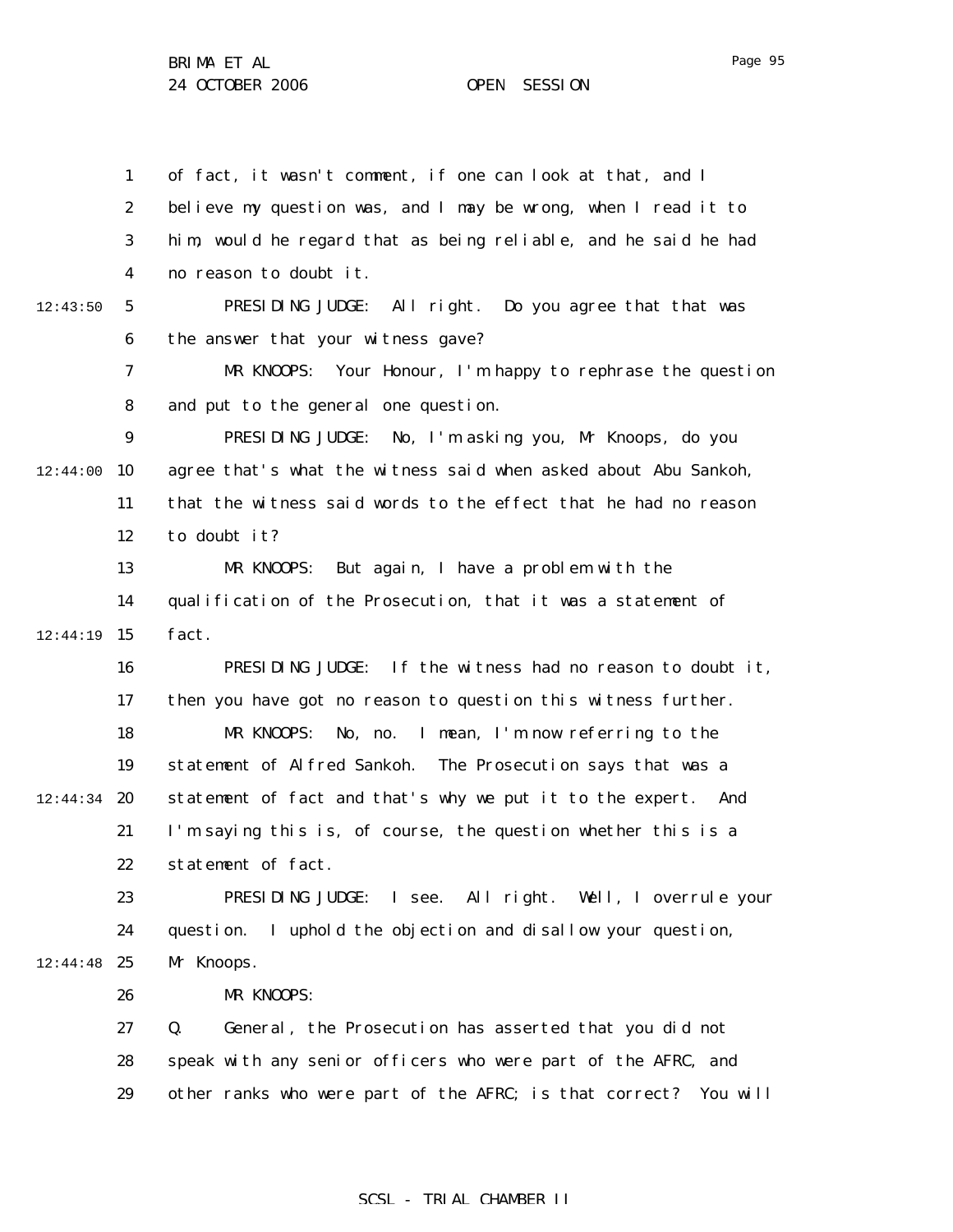of fact, it wasn't comment, if one can look at that, and I believe my question was, and I may be wrong, when I read it to him, would he regard that as being reliable, and he said he had no reason to doubt it.

PRESIDING JUDGE: All right. Do you agree that that was the answer that your witness gave?

MR KNOOPS: Your Honour, I'm happy to rephrase the question and put to the general one question.

PRESIDING JUDGE: No, I'm asking you, Mr Knoops, do you agree that's what the witness said when asked about Abu Sankoh, that the witness said words to the effect that he had no reason to doubt it?

MR KNOOPS: But again, I have a problem with the qualification of the Prosecution, that it was a statement of fact.

PRESIDING JUDGE: If the witness had no reason to doubt it, then you have got no reason to question this witness further.

MR KNOOPS: No, no. I mean, I'm now referring to the statement of Alfred Sankoh. The Prosecution says that was a statement of fact and that's why we put it to the expert. And I'm saying this is, of course, the question whether this is a statement of fact.

PRESIDING JUDGE: I see. All right. Well, I overrule your question. I uphold the objection and disallow your question, Mr Knoops.

MR KNOOPS:

Q. General, the Prosecution has asserted that you did not speak with any senior officers who were part of the AFRC, and other ranks who were part of the AFRC; is that correct? You will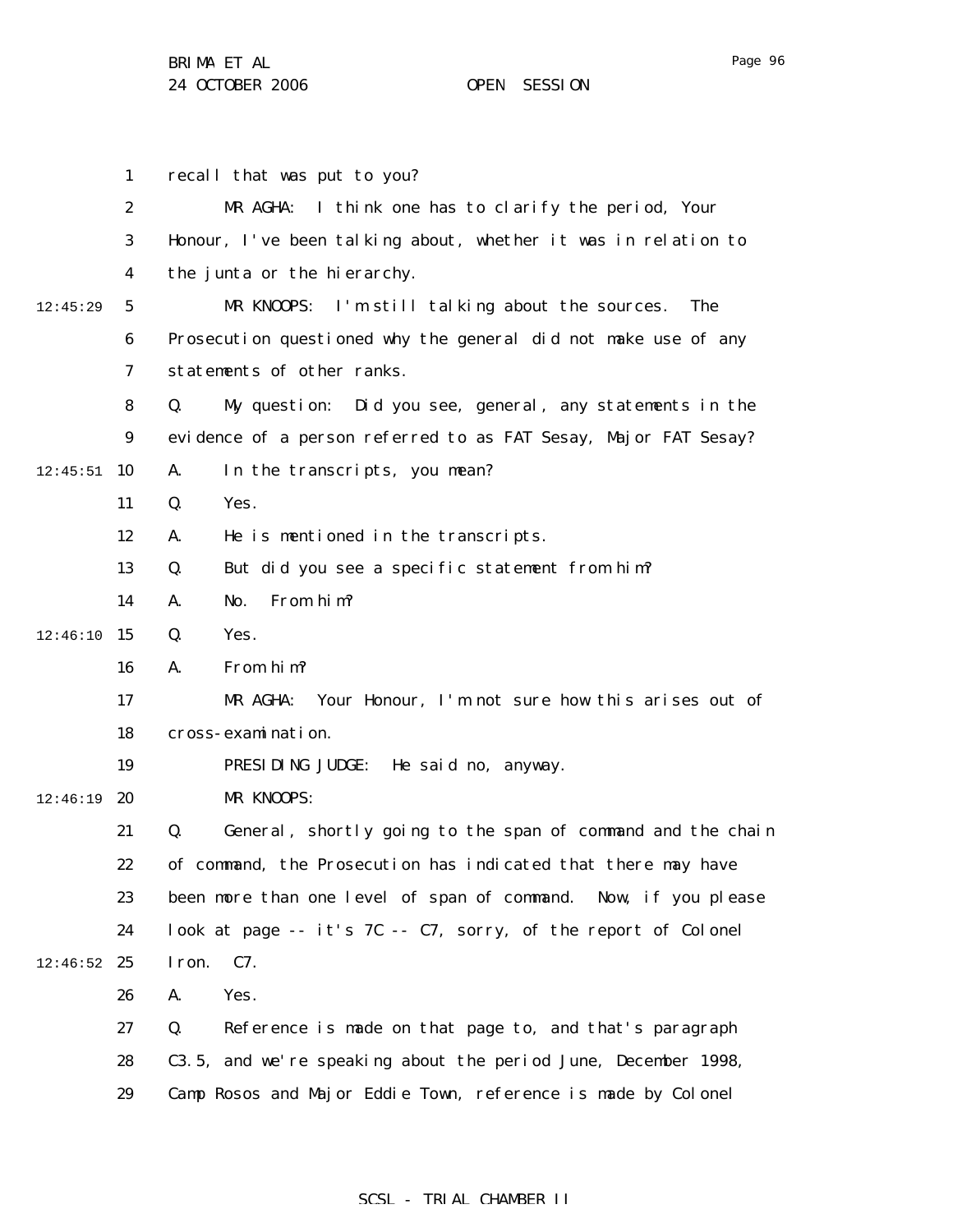recall that was put to you?

MR AGHA: I think one has to clarify the period, Your Honour, I've been talking about, whether it was in relation to the junta or the hierarchy.

MR KNOOPS: I'm still talking about the sources. The Prosecution questioned why the general did not make use of any statements of other ranks.

Q. My question: Did you see, general, any statements in the evidence of a person referred to as FAT Sesay, Major FAT Sesay?

A. In the transcripts, you mean?

Q. Yes.

A. He is mentioned in the transcripts.

Q. But did you see a specific statement from him?

A. No. From him?

Q. Yes.

A. From him?

MR AGHA: Your Honour, I'm not sure how this arises out of cross-examination.

PRESIDING JUDGE: He said no, anyway.

MR KNOOPS:

Q. General, shortly going to the span of command and the chain of command, the Prosecution has indicated that there may have been more than one level of span of command. Now, if you please look at page -- it's 7C -- C7, sorry, of the report of Colonel Iron. C7.

A. Yes.

Q. Reference is made on that page to, and that's paragraph C3.5, and we're speaking about the period June, December 1998, Camp Rosos and Major Eddie Town, reference is made by Colonel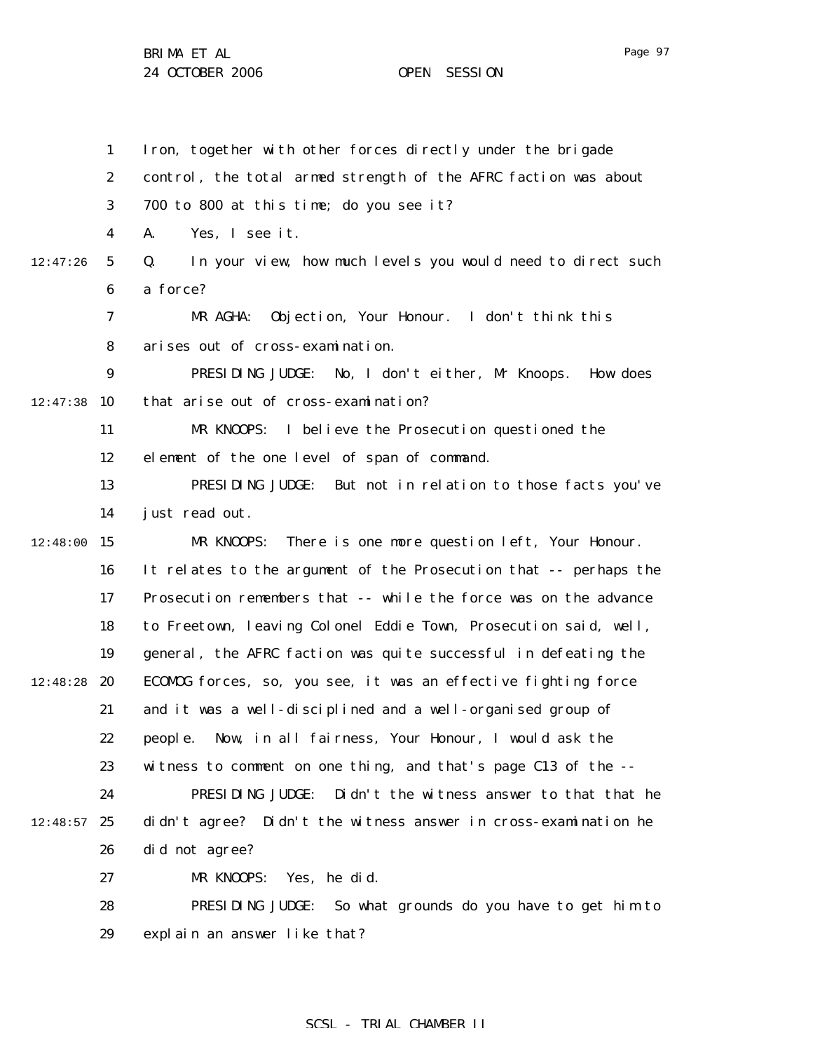Iron, together with other forces directly under the brigade control, the total armed strength of the AFRC faction was about 700 to 800 at this time; do you see it?

A. Yes, I see it.

Q. In your view, how much levels you would need to direct such a force?

MR AGHA: Objection, Your Honour. I don't think this arises out of cross-examination.

PRESIDING JUDGE: No, I don't either, Mr Knoops. How does that arise out of cross-examination?

MR KNOOPS: I believe the Prosecution questioned the element of the one level of span of command.

PRESIDING JUDGE: But not in relation to those facts you've just read out.

MR KNOOPS: There is one more question left, Your Honour. It relates to the argument of the Prosecution that -- perhaps the Prosecution remembers that -- while the force was on the advance to Freetown, leaving Colonel Eddie Town, Prosecution said, well, general, the AFRC faction was quite successful in defeating the ECOMOG forces, so, you see, it was an effective fighting force and it was a well-disciplined and a well-organised group of people. Now, in all fairness, Your Honour, I would ask the witness to comment on one thing, and that's page C13 of the --

PRESIDING JUDGE: Didn't the witness answer to that that he didn't agree? Didn't the witness answer in cross-examination he did not agree?

MR KNOOPS: Yes, he did.

PRESIDING JUDGE: So what grounds do you have to get him to explain an answer like that?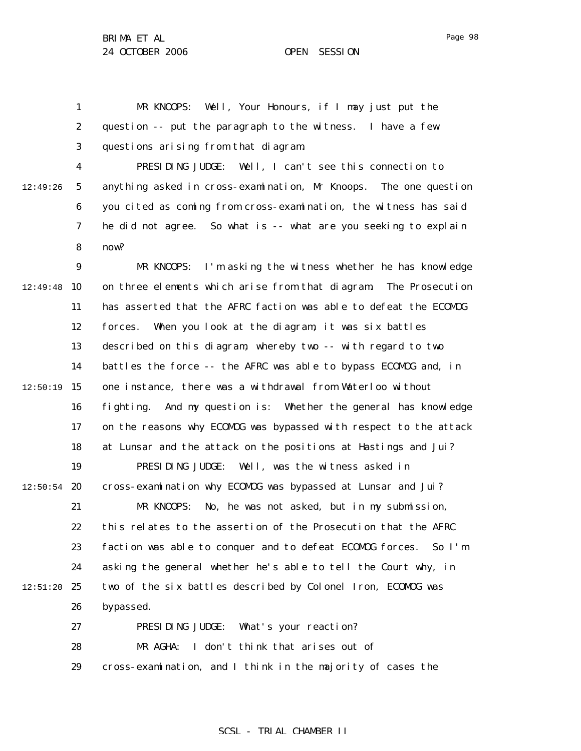MR KNOOPS: Well, Your Honours, if I may just put the question -- put the paragraph to the witness. I have a few questions arising from that diagram.

PRESIDING JUDGE: Well, I can't see this connection to anything asked in cross-examination, Mr Knoops. The one question you cited as coming from cross-examination, the witness has said he did not agree. So what is -- what are you seeking to explain now?

MR KNOOPS: I'm asking the witness whether he has knowledge on three elements which arise from that diagram. The Prosecution has asserted that the AFRC faction was able to defeat the ECOMOG forces. When you look at the diagram, it was six battles described on this diagram, whereby two -- with regard to two battles the force -- the AFRC was able to bypass ECOMOG and, in one instance, there was a withdrawal from Waterloo without fighting. And my question is: Whether the general has knowledge on the reasons why ECOMOG was bypassed with respect to the attack at Lunsar and the attack on the positions at Hastings and Jui?

PRESIDING JUDGE: Well, was the witness asked in cross-examination why ECOMOG was bypassed at Lunsar and Jui?

MR KNOOPS: No, he was not asked, but in my submission, this relates to the assertion of the Prosecution that the AFRC faction was able to conquer and to defeat ECOMOG forces. So I'm asking the general whether he's able to tell the Court why, in two of the six battles described by Colonel Iron, ECOMOG was bypassed.

PRESIDING JUDGE: What's your reaction?

MR AGHA: I don't think that arises out of cross-examination, and I think in the majority of cases the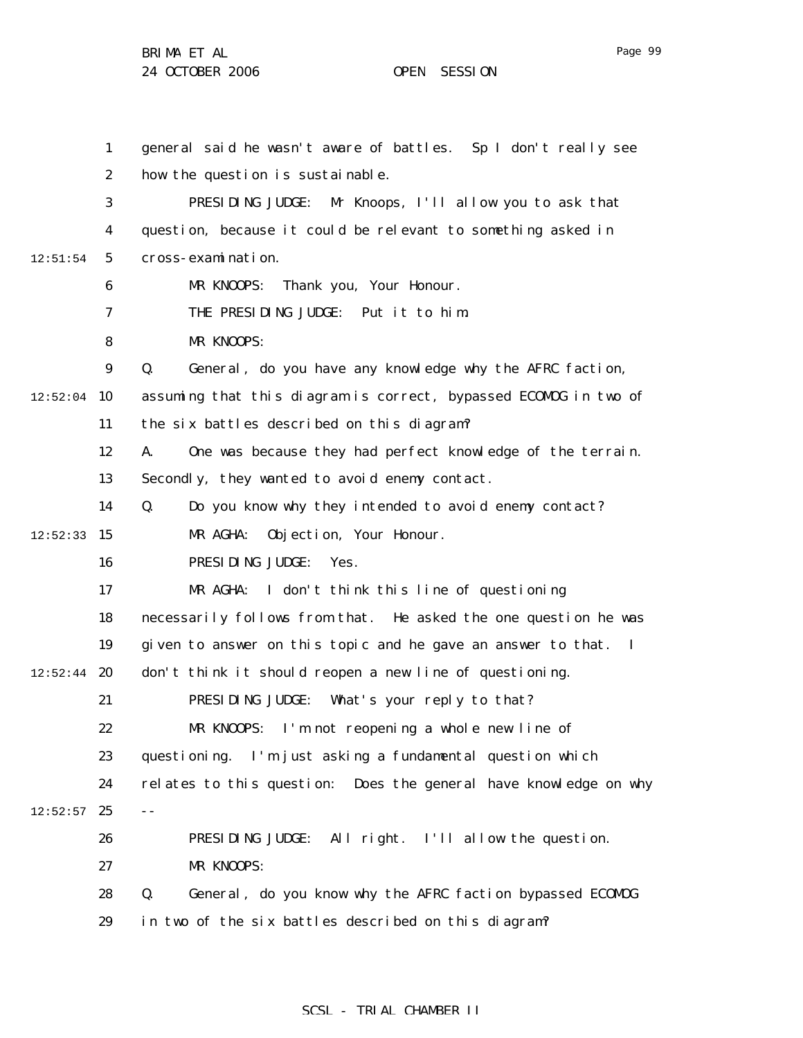general said he wasn't aware of battles. Sp I don't really see how the question is sustainable.

PRESIDING JUDGE: Mr Knoops, I'll allow you to ask that question, because it could be relevant to something asked in cross-examination.

MR KNOOPS: Thank you, Your Honour.

THE PRESIDING JUDGE: Put it to him.

MR KNOOPS:

Q. General, do you have any knowledge why the AFRC faction, assuming that this diagram is correct, bypassed ECOMOG in two of the six battles described on this diagram?

A. One was because they had perfect knowledge of the terrain. Secondly, they wanted to avoid enemy contact.

Q. Do you know why they intended to avoid enemy contact?

MR AGHA: Objection, Your Honour.

PRESIDING JUDGE: Yes.

MR AGHA: I don't think this line of questioning necessarily follows from that. He asked the one question he was given to answer on this topic and he gave an answer to that. I don't think it should reopen a new line of questioning.

PRESIDING JUDGE: What's your reply to that?

MR KNOOPS: I'm not reopening a whole new line of questioning. I'm just asking a fundamental question which relates to this question: Does the general have knowledge on why --

PRESIDING JUDGE: All right. I'll allow the question.

MR KNOOPS:

Q. General, do you know why the AFRC faction bypassed ECOMOG in two of the six battles described on this diagram?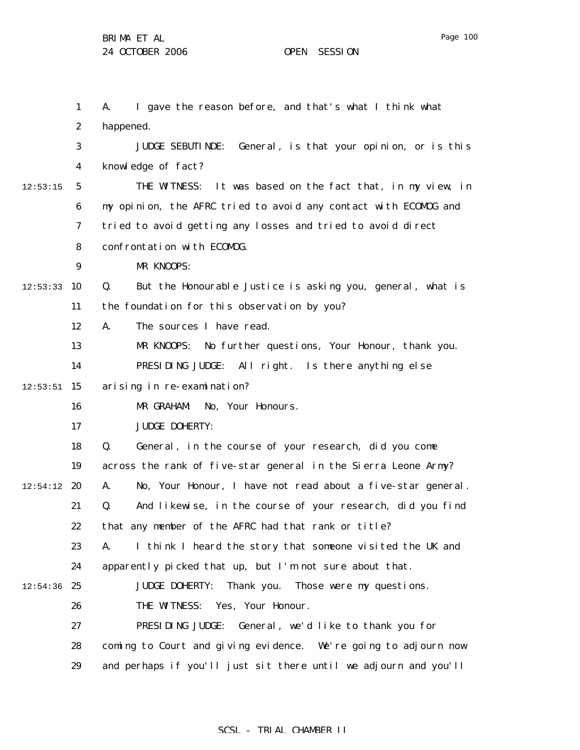A. I gave the reason before, and that's what I think what happened.

JUDGE SEBUTINDE: General, is that your opinion, or is this knowledge of fact?

THE WITNESS: It was based on the fact that, in my view, in my opinion, the AFRC tried to avoid any contact with ECOMOG and tried to avoid getting any losses and tried to avoid direct confrontation with ECOMOG.

MR KNOOPS:

Q. But the Honourable Justice is asking you, general, what is the foundation for this observation by you?

A. The sources I have read.

MR KNOOPS: No further questions, Your Honour, thank you.

PRESIDING JUDGE: All right. Is there anything else arising in re-examination?

MR GRAHAM: No, Your Honours.

JUDGE DOHERTY:

Q. General, in the course of your research, did you come across the rank of five-star general in the Sierra Leone Army?

A. No, Your Honour, I have not read about a five-star general.

Q. And likewise, in the course of your research, did you find that any member of the AFRC had that rank or title?

A. I think I heard the story that someone visited the UK and apparently picked that up, but I'm not sure about that.

JUDGE DOHERTY: Thank you. Those were my questions.

THE WITNESS: Yes, Your Honour.

PRESIDING JUDGE: General, we'd like to thank you for coming to Court and giving evidence. We're going to adjourn now and perhaps if you'll just sit there until we adjourn and you'll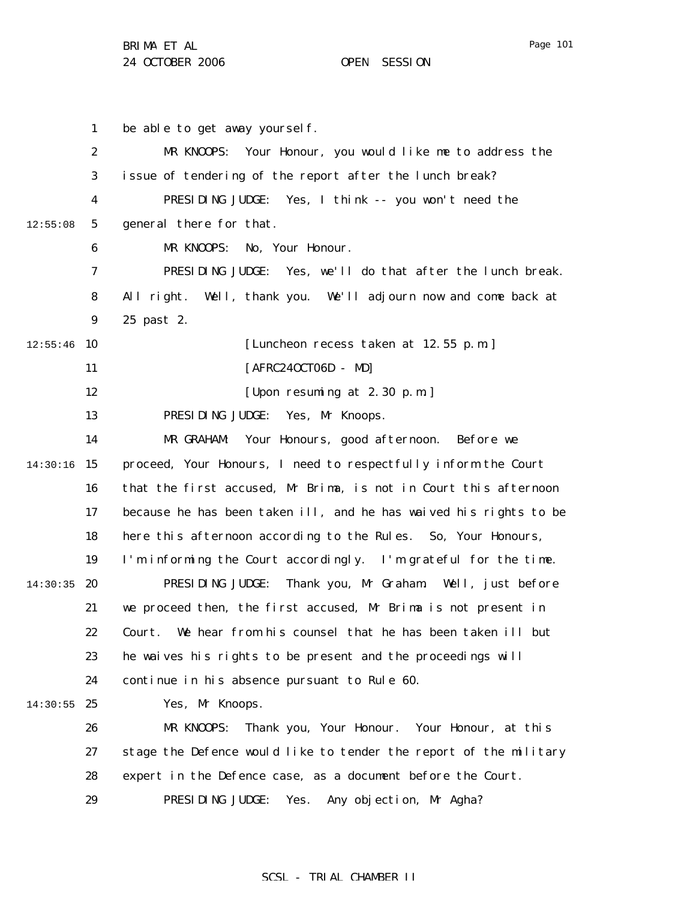be able to get away yourself.

MR KNOOPS: Your Honour, you would like me to address the issue of tendering of the report after the lunch break?

PRESIDING JUDGE: Yes, I think -- you won't need the general there for that.

MR KNOOPS: No, Your Honour.

PRESIDING JUDGE: Yes, we'll do that after the lunch break. All right. Well, thank you. We'll adjourn now and come back at 25 past 2.

[Luncheon recess taken at 12.55 p.m.]

[AFRC24OCT06D - MD]

[Upon resuming at 2.30 p.m.]

PRESIDING JUDGE: Yes, Mr Knoops.

MR GRAHAM: Your Honours, good afternoon. Before we proceed, Your Honours, I need to respectfully inform the Court that the first accused, Mr Brima, is not in Court this afternoon because he has been taken ill, and he has waived his rights to be here this afternoon according to the Rules. So, Your Honours, I'm informing the Court accordingly. I'm grateful for the time.

PRESIDING JUDGE: Thank you, Mr Graham. Well, just before we proceed then, the first accused, Mr Brima is not present in Court. We hear from his counsel that he has been taken ill but he waives his rights to be present and the proceedings will continue in his absence pursuant to Rule 60.

Yes, Mr Knoops.

MR KNOOPS: Thank you, Your Honour. Your Honour, at this stage the Defence would like to tender the report of the military expert in the Defence case, as a document before the Court.

PRESIDING JUDGE: Yes. Any objection, Mr Agha?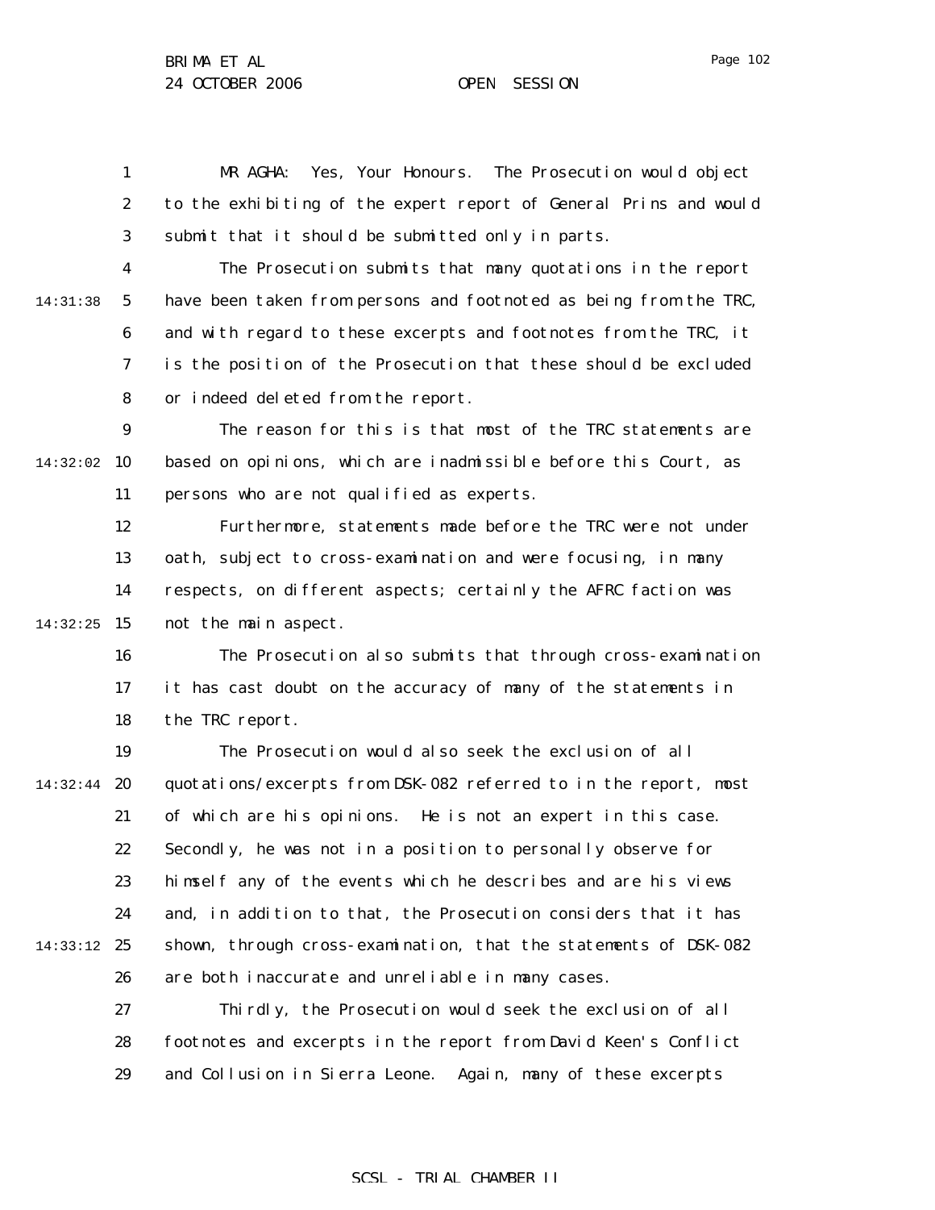MR AGHA: Yes, Your Honours. The Prosecution would object to the exhibiting of the expert report of General Prins and would submit that it should be submitted only in parts.

The Prosecution submits that many quotations in the report have been taken from persons and footnoted as being from the TRC, and with regard to these excerpts and footnotes from the TRC, it is the position of the Prosecution that these should be excluded or indeed deleted from the report.

The reason for this is that most of the TRC statements are based on opinions, which are inadmissible before this Court, as persons who are not qualified as experts.

Furthermore, statements made before the TRC were not under oath, subject to cross-examination and were focusing, in many respects, on different aspects; certainly the AFRC faction was not the main aspect.

The Prosecution also submits that through cross-examination it has cast doubt on the accuracy of many of the statements in the TRC report.

The Prosecution would also seek the exclusion of all quotations/excerpts from DSK-082 referred to in the report, most of which are his opinions. He is not an expert in this case. Secondly, he was not in a position to personally observe for himself any of the events which he describes and are his views and, in addition to that, the Prosecution considers that it has shown, through cross-examination, that the statements of DSK-082 are both inaccurate and unreliable in many cases.

Thirdly, the Prosecution would seek the exclusion of all footnotes and excerpts in the report from David Keen's Conflict and Collusion in Sierra Leone. Again, many of these excerpts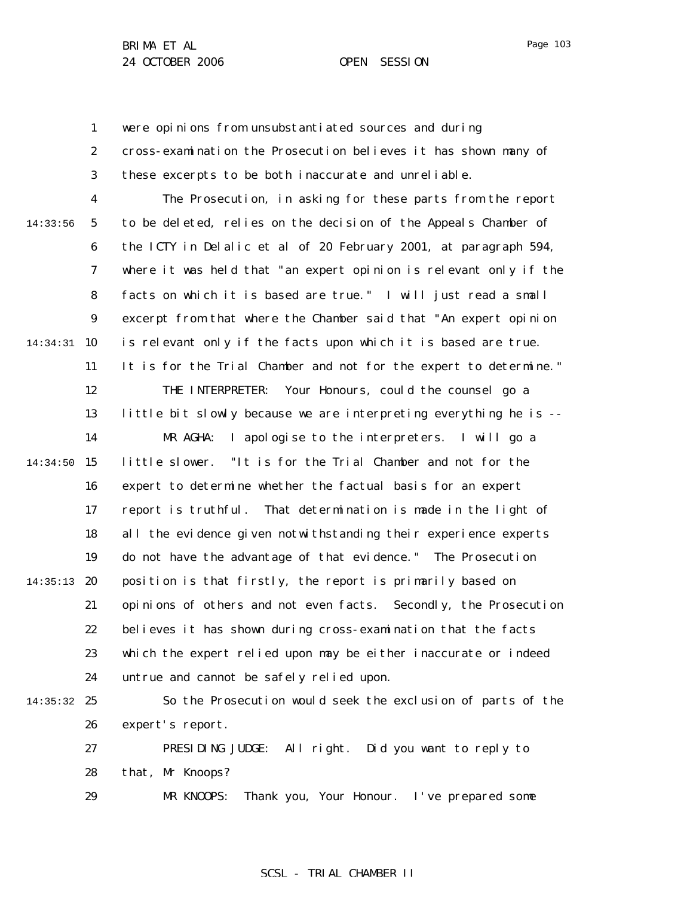were opinions from unsubstantiated sources and during cross-examination the Prosecution believes it has shown many of these excerpts to be both inaccurate and unreliable.

The Prosecution, in asking for these parts from the report to be deleted, relies on the decision of the Appeals Chamber of the ICTY in Delalic et al of 20 February 2001, at paragraph 594, where it was held that "an expert opinion is relevant only if the facts on which it is based are true." I will just read a small excerpt from that where the Chamber said that "An expert opinion is relevant only if the facts upon which it is based are true. It is for the Trial Chamber and not for the expert to determine."

THE INTERPRETER: Your Honours, could the counsel go a little bit slowly because we are interpreting everything he is --

MR AGHA: I apologise to the interpreters. I will go a little slower. "It is for the Trial Chamber and not for the expert to determine whether the factual basis for an expert report is truthful. That determination is made in the light of all the evidence given notwithstanding their experience experts do not have the advantage of that evidence." The Prosecution position is that firstly, the report is primarily based on opinions of others and not even facts. Secondly, the Prosecution believes it has shown during cross-examination that the facts which the expert relied upon may be either inaccurate or indeed untrue and cannot be safely relied upon.

So the Prosecution would seek the exclusion of parts of the expert's report.

PRESIDING JUDGE: All right. Did you want to reply to that, Mr Knoops?

MR KNOOPS: Thank you, Your Honour. I've prepared some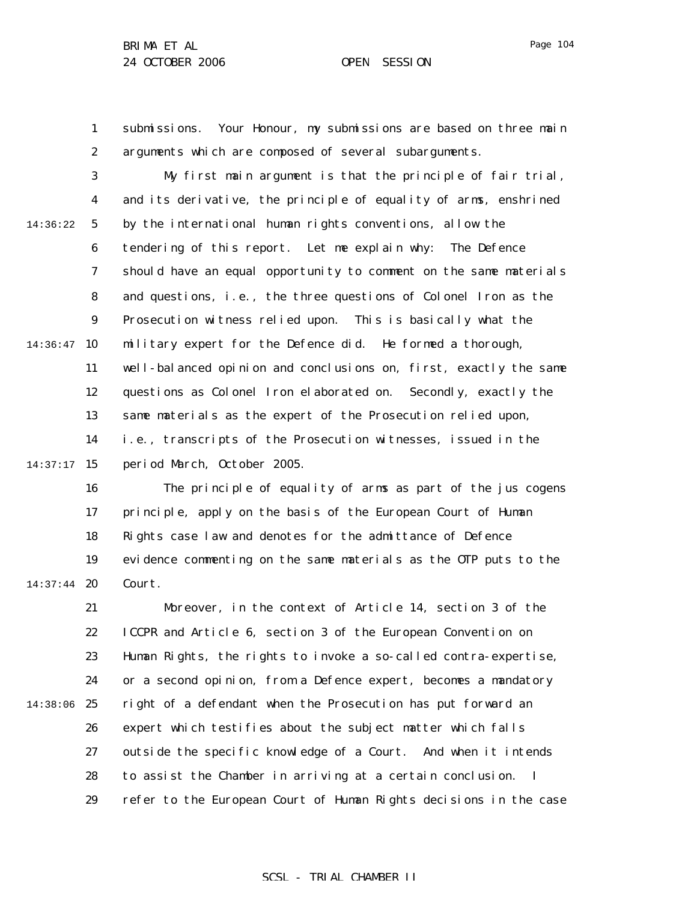submissions. Your Honour, my submissions are based on three main arguments which are composed of several subarguments.

My first main argument is that the principle of fair trial, and its derivative, the principle of equality of arms, enshrined by the international human rights conventions, allow the tendering of this report. Let me explain why: The Defence should have an equal opportunity to comment on the same materials and questions, i.e., the three questions of Colonel Iron as the Prosecution witness relied upon. This is basically what the military expert for the Defence did. He formed a thorough, well-balanced opinion and conclusions on, first, exactly the same questions as Colonel Iron elaborated on. Secondly, exactly the same materials as the expert of the Prosecution relied upon, i.e., transcripts of the Prosecution witnesses, issued in the period March, October 2005.

The principle of equality of arms as part of the jus cogens principle, apply on the basis of the European Court of Human Rights case law and denotes for the admittance of Defence evidence commenting on the same materials as the OTP puts to the Court.

Moreover, in the context of Article 14, section 3 of the ICCPR and Article 6, section 3 of the European Convention on Human Rights, the rights to invoke a so-called contra-expertise, or a second opinion, from a Defence expert, becomes a mandatory right of a defendant when the Prosecution has put forward an expert which testifies about the subject matter which falls outside the specific knowledge of a Court. And when it intends to assist the Chamber in arriving at a certain conclusion. I refer to the European Court of Human Rights decisions in the case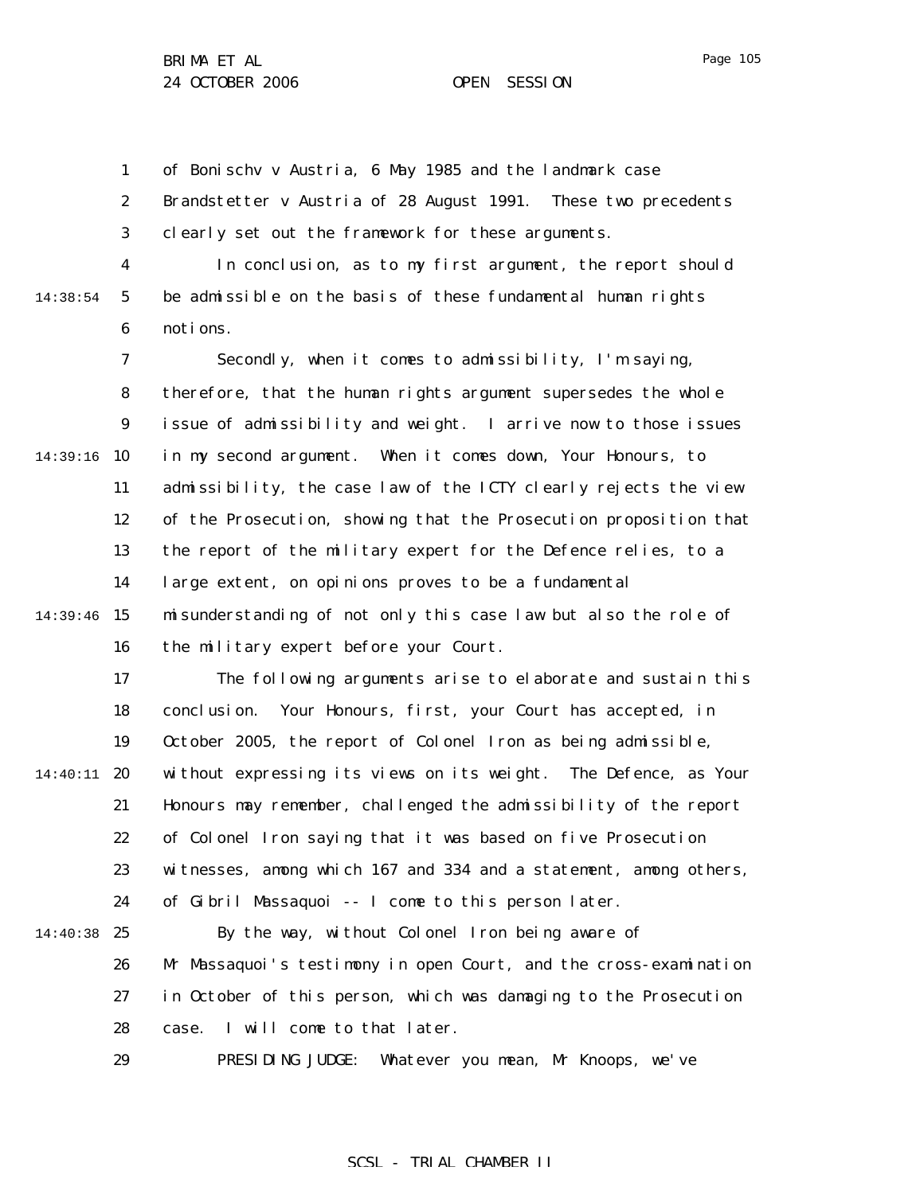of Bonischv v Austria, 6 May 1985 and the landmark case Brandstetter v Austria of 28 August 1991. These two precedents clearly set out the framework for these arguments.

In conclusion, as to my first argument, the report should be admissible on the basis of these fundamental human rights notions.

Secondly, when it comes to admissibility, I'm saying, therefore, that the human rights argument supersedes the whole issue of admissibility and weight. I arrive now to those issues in my second argument. When it comes down, Your Honours, to admissibility, the case law of the ICTY clearly rejects the view of the Prosecution, showing that the Prosecution proposition that the report of the military expert for the Defence relies, to a large extent, on opinions proves to be a fundamental misunderstanding of not only this case law but also the role of the military expert before your Court.

The following arguments arise to elaborate and sustain this conclusion. Your Honours, first, your Court has accepted, in October 2005, the report of Colonel Iron as being admissible, without expressing its views on its weight. The Defence, as Your Honours may remember, challenged the admissibility of the report of Colonel Iron saying that it was based on five Prosecution witnesses, among which 167 and 334 and a statement, among others, of Gibril Massaquoi -- I come to this person later.

By the way, without Colonel Iron being aware of Mr Massaquoi's testimony in open Court, and the cross-examination in October of this person, which was damaging to the Prosecution case. I will come to that later.

PRESIDING JUDGE: Whatever you mean, Mr Knoops, we've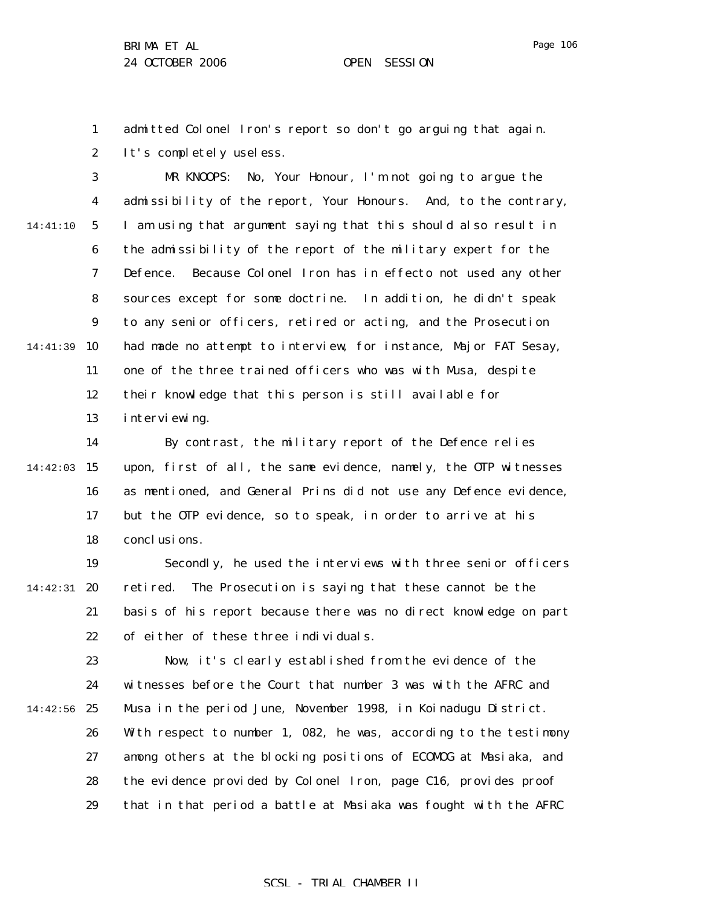admitted Colonel Iron's report so don't go arguing that again. It's completely useless.

MR KNOOPS: No, Your Honour, I'm not going to argue the admissibility of the report, Your Honours. And, to the contrary, I am using that argument saying that this should also result in the admissibility of the report of the military expert for the Defence. Because Colonel Iron has in effecto not used any other sources except for some doctrine. In addition, he didn't speak to any senior officers, retired or acting, and the Prosecution had made no attempt to interview, for instance, Major FAT Sesay, one of the three trained officers who was with Musa, despite their knowledge that this person is still available for interviewing.

By contrast, the military report of the Defence relies upon, first of all, the same evidence, namely, the OTP witnesses as mentioned, and General Prins did not use any Defence evidence, but the OTP evidence, so to speak, in order to arrive at his conclusions.

Secondly, he used the interviews with three senior officers retired. The Prosecution is saying that these cannot be the basis of his report because there was no direct knowledge on part of either of these three individuals.

Now, it's clearly established from the evidence of the witnesses before the Court that number 3 was with the AFRC and Musa in the period June, November 1998, in Koinadugu District. With respect to number 1, 082, he was, according to the testimony among others at the blocking positions of ECOMOG at Masiaka, and the evidence provided by Colonel Iron, page C16, provides proof that in that period a battle at Masiaka was fought with the AFRC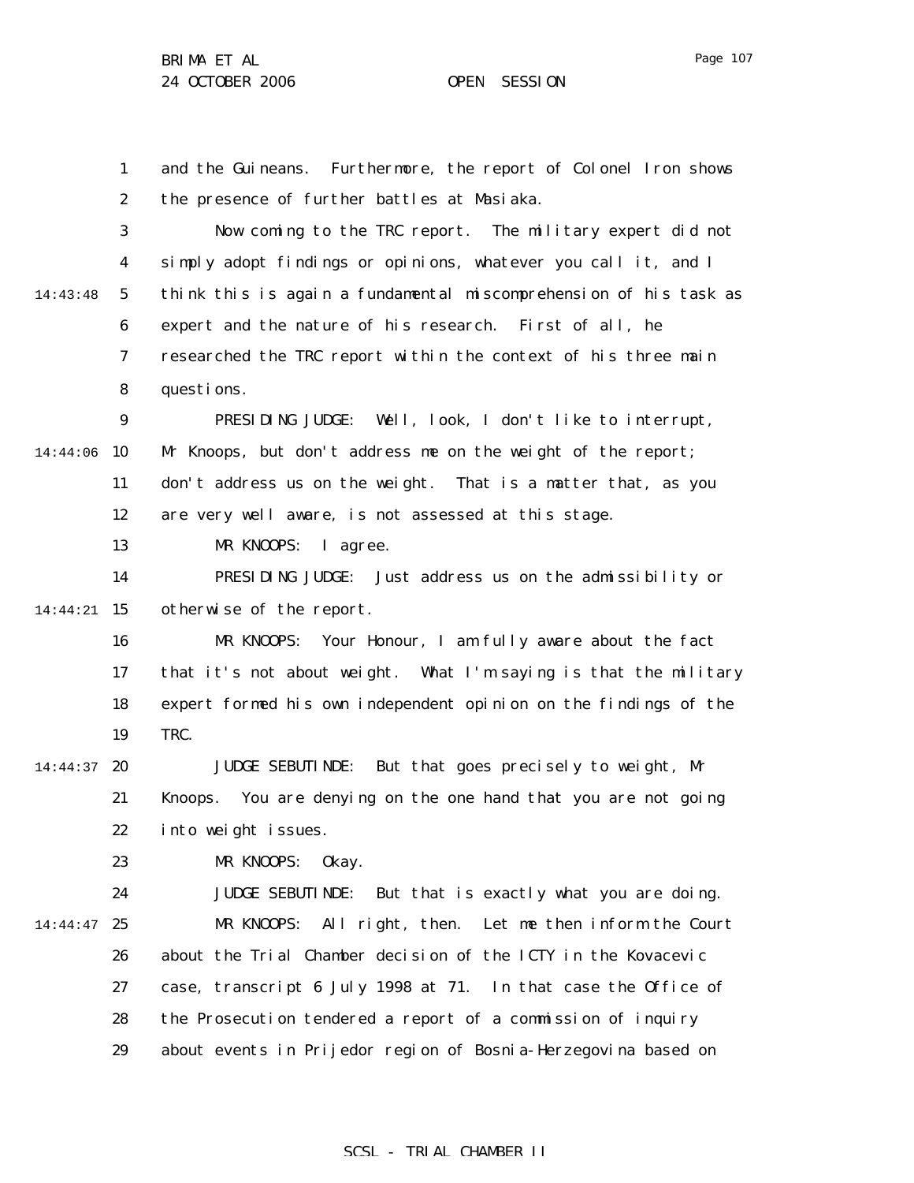and the Guineans. Furthermore, the report of Colonel Iron shows the presence of further battles at Masiaka.

Now coming to the TRC report. The military expert did not simply adopt findings or opinions, whatever you call it, and I think this is again a fundamental miscomprehension of his task as expert and the nature of his research. First of all, he researched the TRC report within the context of his three main questions.

PRESIDING JUDGE: Well, look, I don't like to interrupt, Mr Knoops, but don't address me on the weight of the report; don't address us on the weight. That is a matter that, as you are very well aware, is not assessed at this stage.

MR KNOOPS: I agree.

PRESIDING JUDGE: Just address us on the admissibility or otherwise of the report.

MR KNOOPS: Your Honour, I am fully aware about the fact that it's not about weight. What I'm saying is that the military expert formed his own independent opinion on the findings of the TRC.

JUDGE SEBUTINDE: But that goes precisely to weight, Mr Knoops. You are denying on the one hand that you are not going into weight issues.

MR KNOOPS: Okay.

JUDGE SEBUTINDE: But that is exactly what you are doing.

MR KNOOPS: All right, then. Let me then inform the Court about the Trial Chamber decision of the ICTY in the Kovacevic case, transcript 6 July 1998 at 71. In that case the Office of the Prosecution tendered a report of a commission of inquiry about events in Prijedor region of Bosnia-Herzegovina based on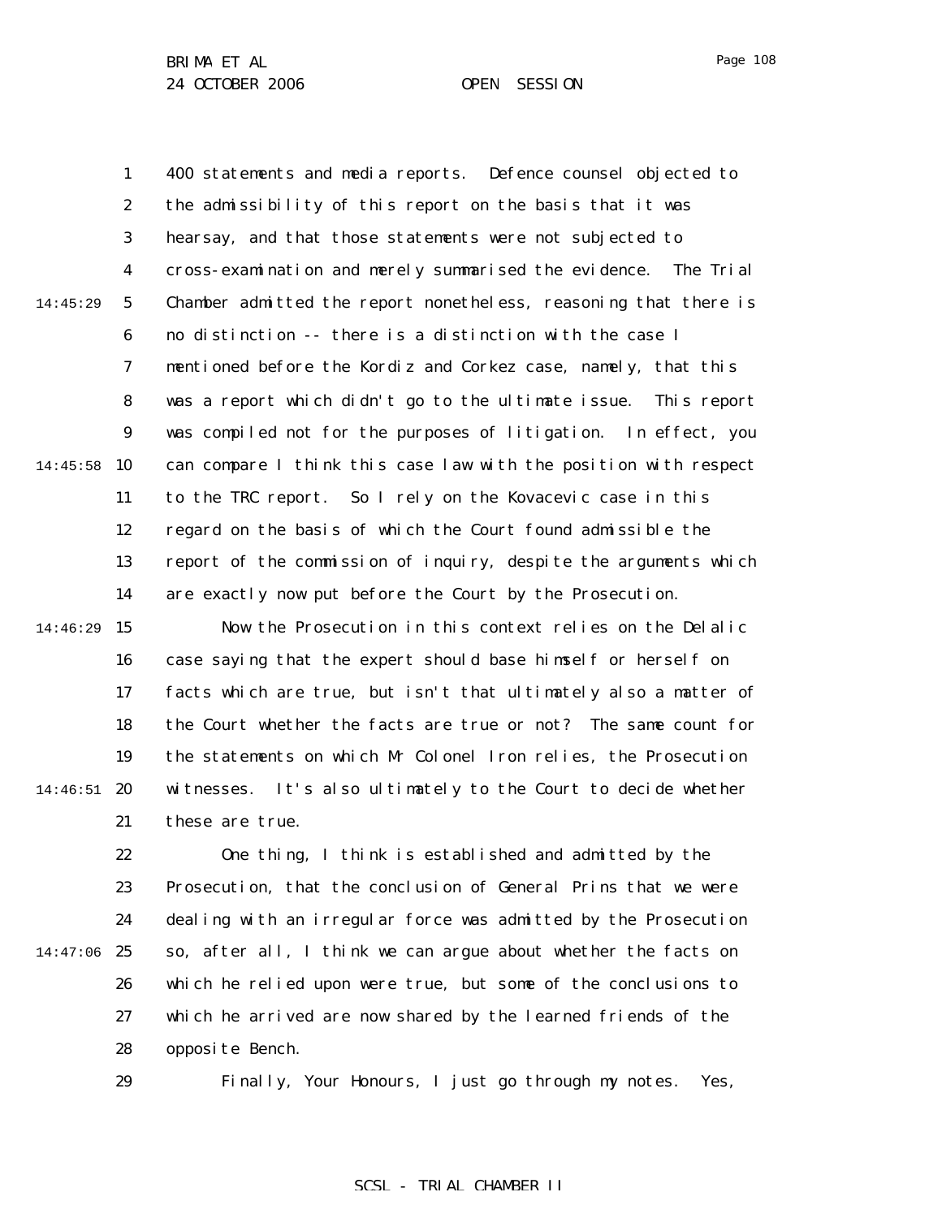400 statements and media reports. Defence counsel objected to the admissibility of this report on the basis that it was hearsay, and that those statements were not subjected to cross-examination and merely summarised the evidence. The Trial Chamber admitted the report nonetheless, reasoning that there is no distinction -- there is a distinction with the case I mentioned before the Kordiz and Corkez case, namely, that this was a report which didn't go to the ultimate issue. This report was compiled not for the purposes of litigation. In effect, you can compare I think this case law with the position with respect to the TRC report. So I rely on the Kovacevic case in this regard on the basis of which the Court found admissible the report of the commission of inquiry, despite the arguments which are exactly now put before the Court by the Prosecution.

Now the Prosecution in this context relies on the Delalic case saying that the expert should base himself or herself on facts which are true, but isn't that ultimately also a matter of the Court whether the facts are true or not? The same count for the statements on which Mr Colonel Iron relies, the Prosecution witnesses. It's also ultimately to the Court to decide whether these are true.

One thing, I think is established and admitted by the Prosecution, that the conclusion of General Prins that we were dealing with an irregular force was admitted by the Prosecution so, after all, I think we can argue about whether the facts on which he relied upon were true, but some of the conclusions to which he arrived are now shared by the learned friends of the opposite Bench.

Finally, Your Honours, I just go through my notes. Yes,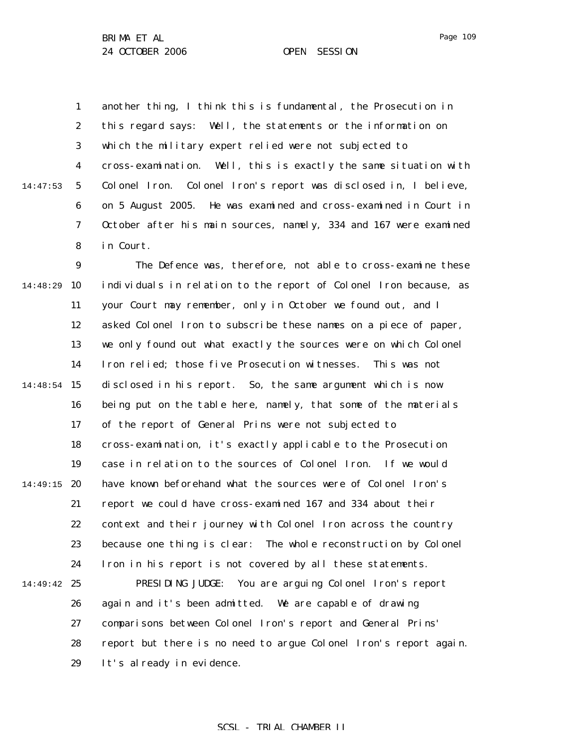another thing, I think this is fundamental, the Prosecution in this regard says: Well, the statements or the information on which the military expert relied were not subjected to cross-examination. Well, this is exactly the same situation with Colonel Iron. Colonel Iron's report was disclosed in, I believe, on 5 August 2005. He was examined and cross-examined in Court in October after his main sources, namely, 334 and 167 were examined in Court.

The Defence was, therefore, not able to cross-examine these individuals in relation to the report of Colonel Iron because, as your Court may remember, only in October we found out, and I asked Colonel Iron to subscribe these names on a piece of paper, we only found out what exactly the sources were on which Colonel Iron relied; those five Prosecution witnesses. This was not disclosed in his report. So, the same argument which is now being put on the table here, namely, that some of the materials of the report of General Prins were not subjected to cross-examination, it's exactly applicable to the Prosecution case in relation to the sources of Colonel Iron. If we would have known beforehand what the sources were of Colonel Iron's report we could have cross-examined 167 and 334 about their context and their journey with Colonel Iron across the country because one thing is clear: The whole reconstruction by Colonel Iron in his report is not covered by all these statements.

PRESIDING JUDGE: You are arguing Colonel Iron's report again and it's been admitted. We are capable of drawing comparisons between Colonel Iron's report and General Prins' report but there is no need to argue Colonel Iron's report again. It's already in evidence.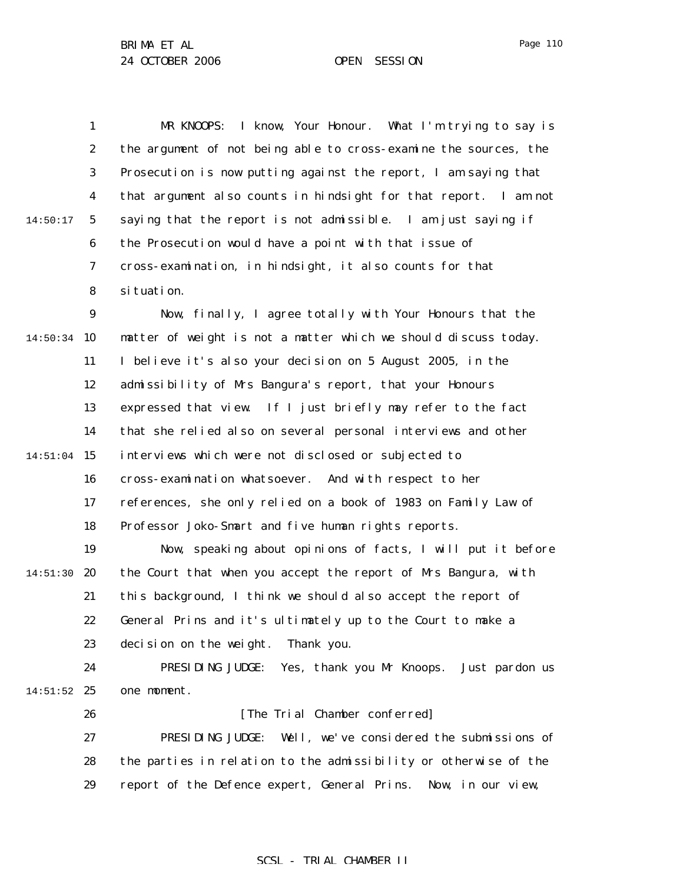MR KNOOPS: I know, Your Honour. What I'm trying to say is the argument of not being able to cross-examine the sources, the Prosecution is now putting against the report, I am saying that that argument also counts in hindsight for that report. I am not saying that the report is not admissible. I am just saying if the Prosecution would have a point with that issue of cross-examination, in hindsight, it also counts for that situation.

Now, finally, I agree totally with Your Honours that the matter of weight is not a matter which we should discuss today. I believe it's also your decision on 5 August 2005, in the admissibility of Mrs Bangura's report, that your Honours expressed that view. If I just briefly may refer to the fact that she relied also on several personal interviews and other interviews which were not disclosed or subjected to cross-examination whatsoever. And with respect to her references, she only relied on a book of 1983 on Family Law of Professor Joko-Smart and five human rights reports.

Now, speaking about opinions of facts, I will put it before the Court that when you accept the report of Mrs Bangura, with this background, I think we should also accept the report of General Prins and it's ultimately up to the Court to make a decision on the weight. Thank you.

PRESIDING JUDGE: Yes, thank you Mr Knoops. Just pardon us one moment.

[The Trial Chamber conferred]

PRESIDING JUDGE: Well, we've considered the submissions of the parties in relation to the admissibility or otherwise of the report of the Defence expert, General Prins. Now, in our view,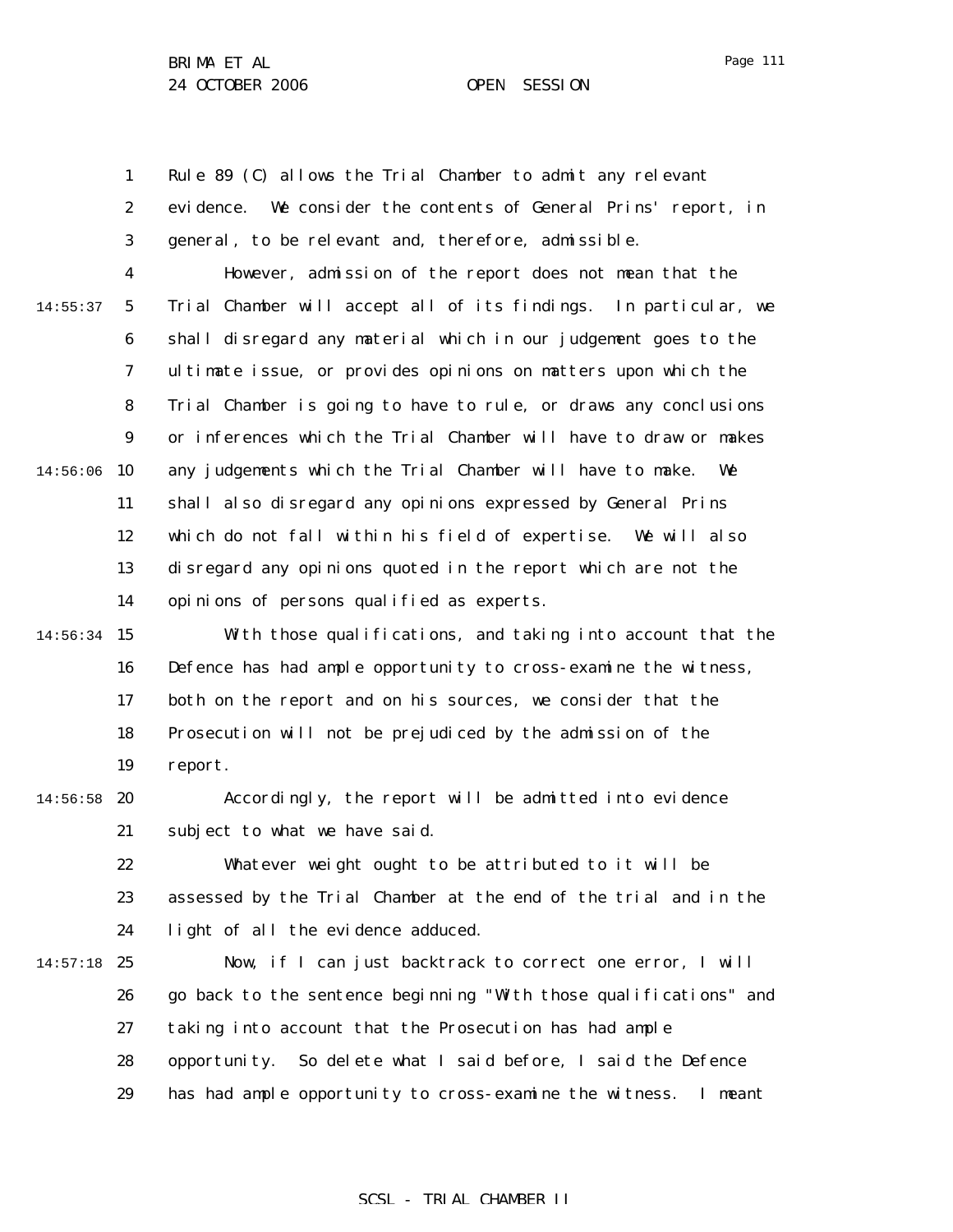Rule 89 (C) allows the Trial Chamber to admit any relevant evidence. We consider the contents of General Prins' report, in general, to be relevant and, therefore, admissible.

However, admission of the report does not mean that the Trial Chamber will accept all of its findings. In particular, we shall disregard any material which in our judgement goes to the ultimate issue, or provides opinions on matters upon which the Trial Chamber is going to have to rule, or draws any conclusions or inferences which the Trial Chamber will have to draw or makes any judgements which the Trial Chamber will have to make. We shall also disregard any opinions expressed by General Prins which do not fall within his field of expertise. We will also disregard any opinions quoted in the report which are not the opinions of persons qualified as experts.

With those qualifications, and taking into account that the Defence has had ample opportunity to cross-examine the witness, both on the report and on his sources, we consider that the Prosecution will not be prejudiced by the admission of the report.

Accordingly, the report will be admitted into evidence subject to what we have said.

Whatever weight ought to be attributed to it will be assessed by the Trial Chamber at the end of the trial and in the light of all the evidence adduced.

Now, if I can just backtrack to correct one error, I will go back to the sentence beginning "With those qualifications" and taking into account that the Prosecution has had ample opportunity. So delete what I said before, I said the Defence has had ample opportunity to cross-examine the witness. I meant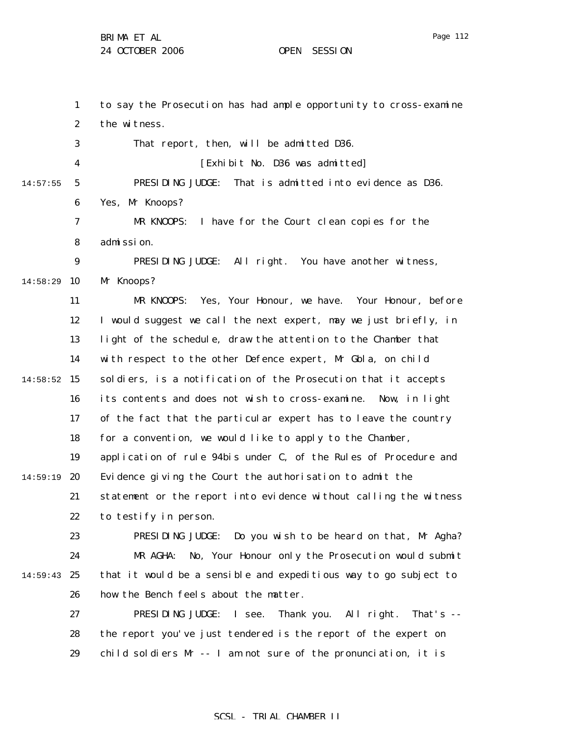to say the Prosecution has had ample opportunity to cross-examine the witness.

That report, then, will be admitted D36.

[Exhibit No. D36 was admitted]

PRESIDING JUDGE: That is admitted into evidence as D36. Yes, Mr Knoops?

MR KNOOPS: I have for the Court clean copies for the admission.

PRESIDING JUDGE: All right. You have another witness, Mr Knoops?

MR KNOOPS: Yes, Your Honour, we have. Your Honour, before I would suggest we call the next expert, may we just briefly, in light of the schedule, draw the attention to the Chamber that with respect to the other Defence expert, Mr Gbla, on child soldiers, is a notification of the Prosecution that it accepts its contents and does not wish to cross-examine. Now, in light of the fact that the particular expert has to leave the country for a convention, we would like to apply to the Chamber, application of rule 94bis under C, of the Rules of Procedure and Evidence giving the Court the authorisation to admit the statement or the report into evidence without calling the witness to testify in person.

PRESIDING JUDGE: Do you wish to be heard on that, Mr Agha?

MR AGHA: No, Your Honour only the Prosecution would submit that it would be a sensible and expeditious way to go subject to how the Bench feels about the matter.

PRESIDING JUDGE: I see. Thank you. All right. That's -- the report you've just tendered is the report of the expert on child soldiers Mr -- I am not sure of the pronunciation, it is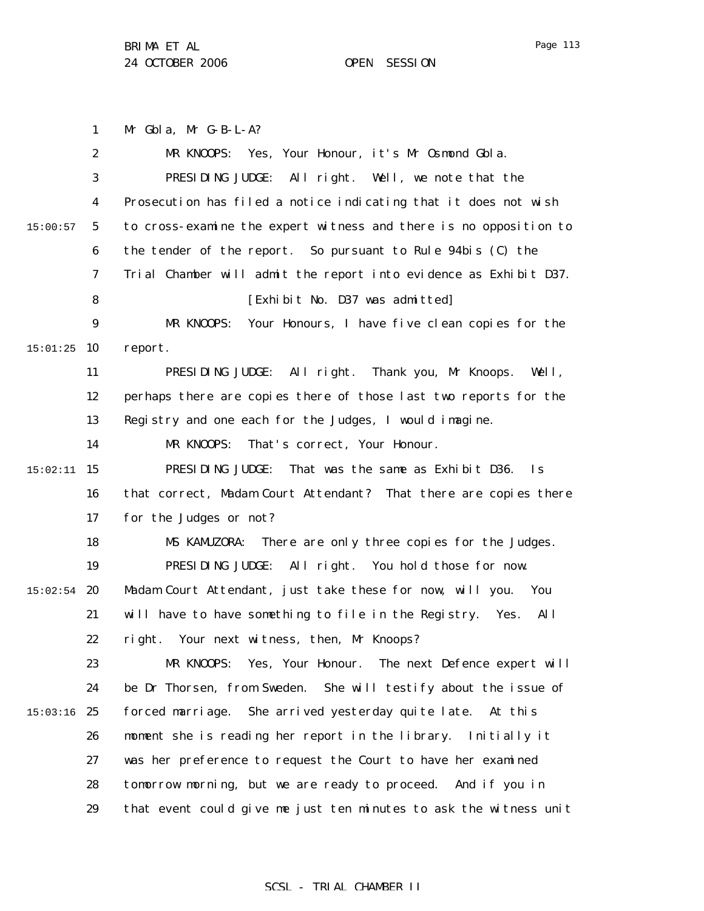Mr Gbla, Mr G-B-L-A?

MR KNOOPS: Yes, Your Honour, it's Mr Osmond Gbla.

PRESIDING JUDGE: All right. Well, we note that the Prosecution has filed a notice indicating that it does not wish to cross-examine the expert witness and there is no opposition to the tender of the report. So pursuant to Rule 94bis (C) the Trial Chamber will admit the report into evidence as Exhibit D37.

[Exhibit No. D37 was admitted]

MR KNOOPS: Your Honours, I have five clean copies for the report.

PRESIDING JUDGE: All right. Thank you, Mr Knoops. Well, perhaps there are copies there of those last two reports for the Registry and one each for the Judges, I would imagine.

MR KNOOPS: That's correct, Your Honour.

PRESIDING JUDGE: That was the same as Exhibit D36. Is that correct, Madam Court Attendant? That there are copies there for the Judges or not?

MS KAMUZORA: There are only three copies for the Judges.

PRESIDING JUDGE: All right. You hold those for now. Madam Court Attendant, just take these for now, will you. You will have to have something to file in the Registry. Yes. All right. Your next witness, then, Mr Knoops?

MR KNOOPS: Yes, Your Honour. The next Defence expert will be Dr Thorsen, from Sweden. She will testify about the issue of forced marriage. She arrived yesterday quite late. At this moment she is reading her report in the library. Initially it was her preference to request the Court to have her examined tomorrow morning, but we are ready to proceed. And if you in that event could give me just ten minutes to ask the witness unit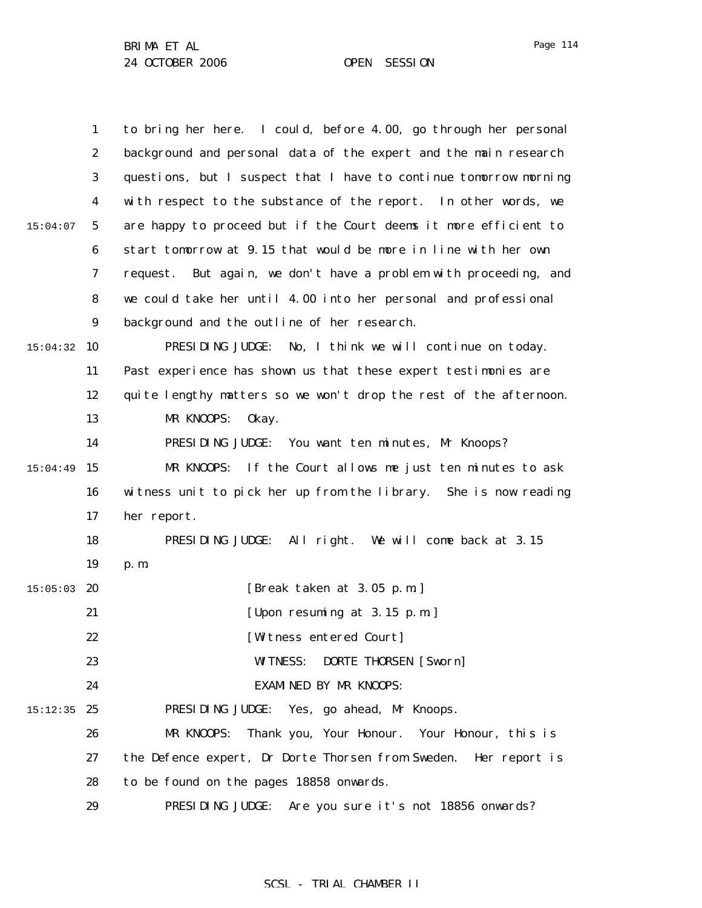to bring her here. I could, before 4.00, go through her personal background and personal data of the expert and the main research questions, but I suspect that I have to continue tomorrow morning with respect to the substance of the report. In other words, we are happy to proceed but if the Court deems it more efficient to start tomorrow at 9.15 that would be more in line with her own request. But again, we don't have a problem with proceeding, and we could take her until 4.00 into her personal and professional background and the outline of her research.

PRESIDING JUDGE: No, I think we will continue on today. Past experience has shown us that these expert testimonies are quite lengthy matters so we won't drop the rest of the afternoon.

MR KNOOPS: Okay.

PRESIDING JUDGE: You want ten minutes, Mr Knoops?

MR KNOOPS: If the Court allows me just ten minutes to ask witness unit to pick her up from the library. She is now reading her report.

PRESIDING JUDGE: All right. We will come back at 3.15 p.m.

[Break taken at 3.05 p.m.]

[Upon resuming at 3.15 p.m.]

[Witness entered Court]

WITNESS: DORTE THORSEN [Sworn]

EXAMINED BY MR KNOOPS:

PRESIDING JUDGE: Yes, go ahead, Mr Knoops.

MR KNOOPS: Thank you, Your Honour. Your Honour, this is the Defence expert, Dr Dorte Thorsen from Sweden. Her report is to be found on the pages 18858 onwards.

PRESIDING JUDGE: Are you sure it's not 18856 onwards?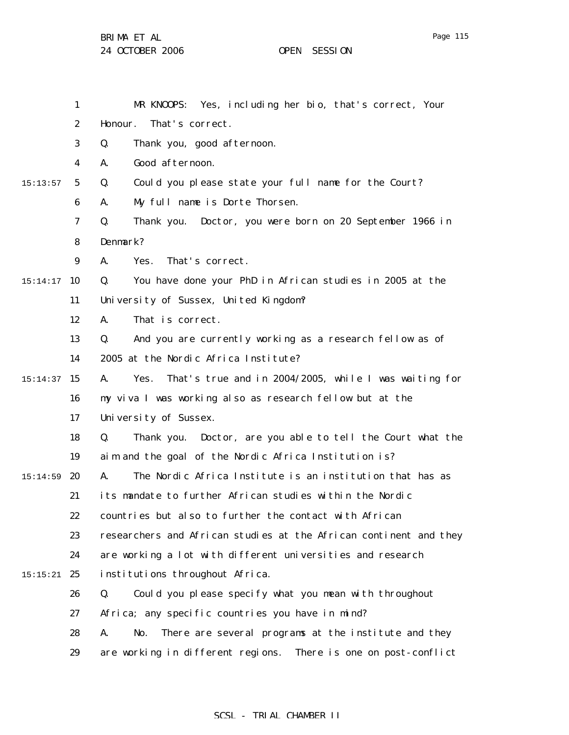MR KNOOPS: Yes, including her bio, that's correct, Your Honour. That's correct.

Q. Thank you, good afternoon.

A. Good afternoon.

Q. Could you please state your full name for the Court?

A. My full name is Dorte Thorsen.

Q. Thank you. Doctor, you were born on 20 September 1966 in Denmark?

A. Yes. That's correct.

Q. You have done your PhD in African studies in 2005 at the University of Sussex, United Kingdom?

A. That is correct.

Q. And you are currently working as a research fellow as of 2005 at the Nordic Africa Institute?

A. Yes. That's true and in 2004/2005, while I was waiting for my viva I was working also as research fellow but at the University of Sussex.

Q. Thank you. Doctor, are you able to tell the Court what the aim and the goal of the Nordic Africa Institution is?

A. The Nordic Africa Institute is an institution that has as its mandate to further African studies within the Nordic countries but also to further the contact with African researchers and African studies at the African continent and they are working a lot with different universities and research institutions throughout Africa.

Q. Could you please specify what you mean with throughout Africa; any specific countries you have in mind?

A. No. There are several programs at the institute and they are working in different regions. There is one on post-conflict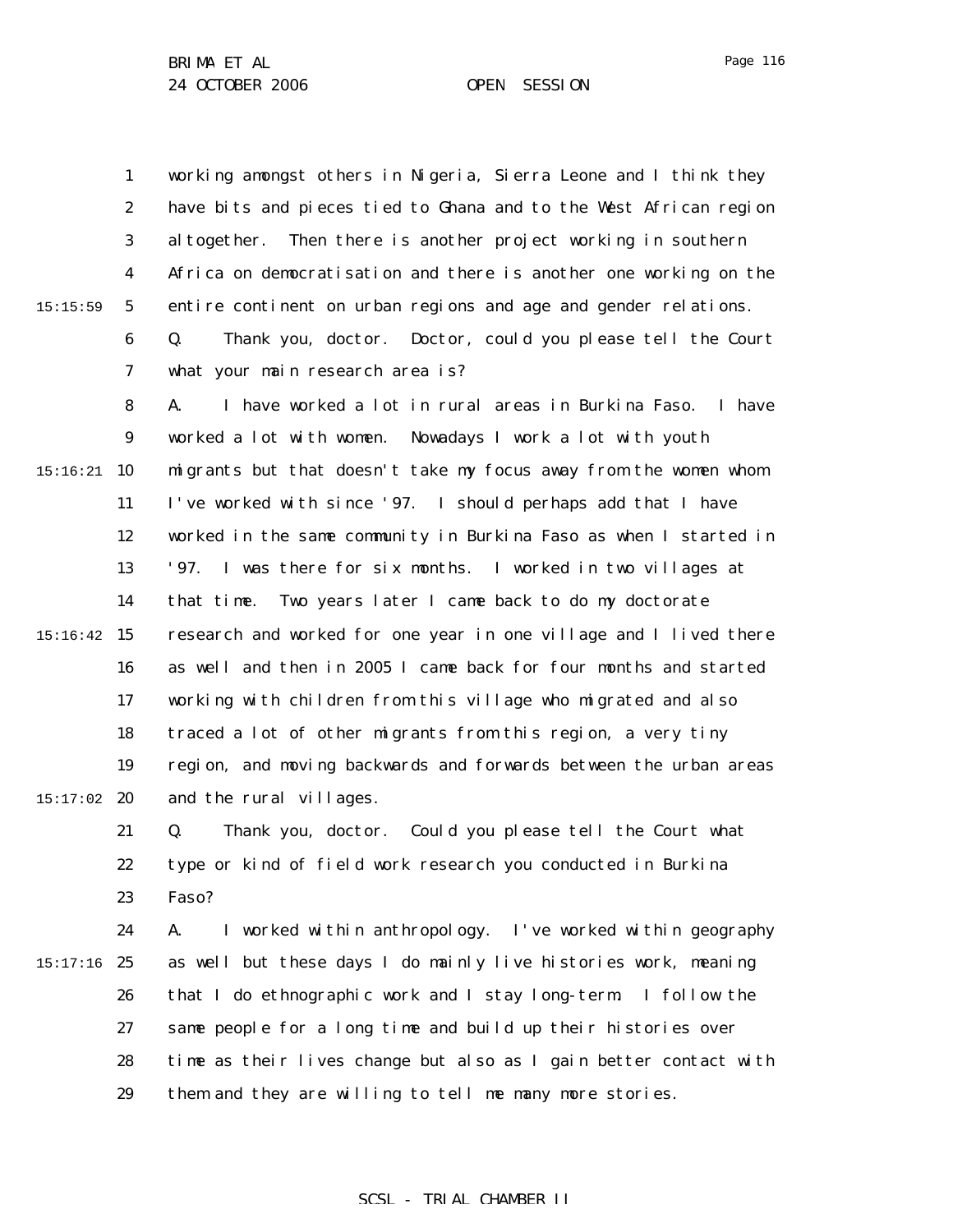working amongst others in Nigeria, Sierra Leone and I think they have bits and pieces tied to Ghana and to the West African region altogether. Then there is another project working in southern Africa on democratisation and there is another one working on the entire continent on urban regions and age and gender relations.

Q. Thank you, doctor. Doctor, could you please tell the Court what your main research area is?

A. I have worked a lot in rural areas in Burkina Faso. I have worked a lot with women. Nowadays I work a lot with youth migrants but that doesn't take my focus away from the women whom I've worked with since '97. I should perhaps add that I have worked in the same community in Burkina Faso as when I started in '97. I was there for six months. I worked in two villages at that time. Two years later I came back to do my doctorate research and worked for one year in one village and I lived there as well and then in 2005 I came back for four months and started working with children from this village who migrated and also traced a lot of other migrants from this region, a very tiny region, and moving backwards and forwards between the urban areas and the rural villages.

Q. Thank you, doctor. Could you please tell the Court what type or kind of field work research you conducted in Burkina Faso?

A. I worked within anthropology. I've worked within geography as well but these days I do mainly live histories work, meaning that I do ethnographic work and I stay long-term. I follow the same people for a long time and build up their histories over time as their lives change but also as I gain better contact with them and they are willing to tell me many more stories.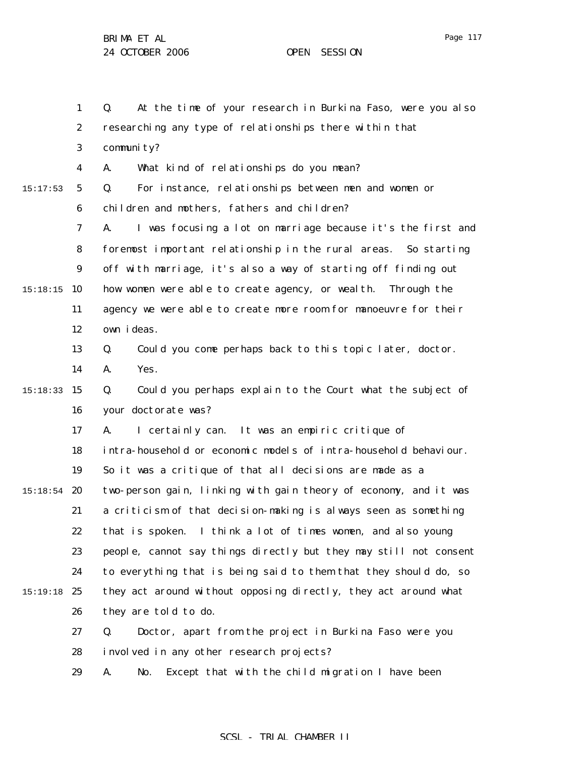Q. At the time of your research in Burkina Faso, were you also researching any type of relationships there within that community?

A. What kind of relationships do you mean?

Q. For instance, relationships between men and women or children and mothers, fathers and children?

A. I was focusing a lot on marriage because it's the first and foremost important relationship in the rural areas. So starting off with marriage, it's also a way of starting off finding out how women were able to create agency, or wealth. Through the agency we were able to create more room for manoeuvre for their own ideas.

Q. Could you come perhaps back to this topic later, doctor.

A. Yes.

Q. Could you perhaps explain to the Court what the subject of your doctorate was?

A. I certainly can. It was an empiric critique of intra-household or economic models of intra-household behaviour. So it was a critique of that all decisions are made as a two-person gain, linking with gain theory of economy, and it was a criticism of that decision-making is always seen as something that is spoken. I think a lot of times women, and also young people, cannot say things directly but they may still not consent to everything that is being said to them that they should do, so they act around without opposing directly, they act around what they are told to do.

Q. Doctor, apart from the project in Burkina Faso were you involved in any other research projects?

A. No. Except that with the child migration I have been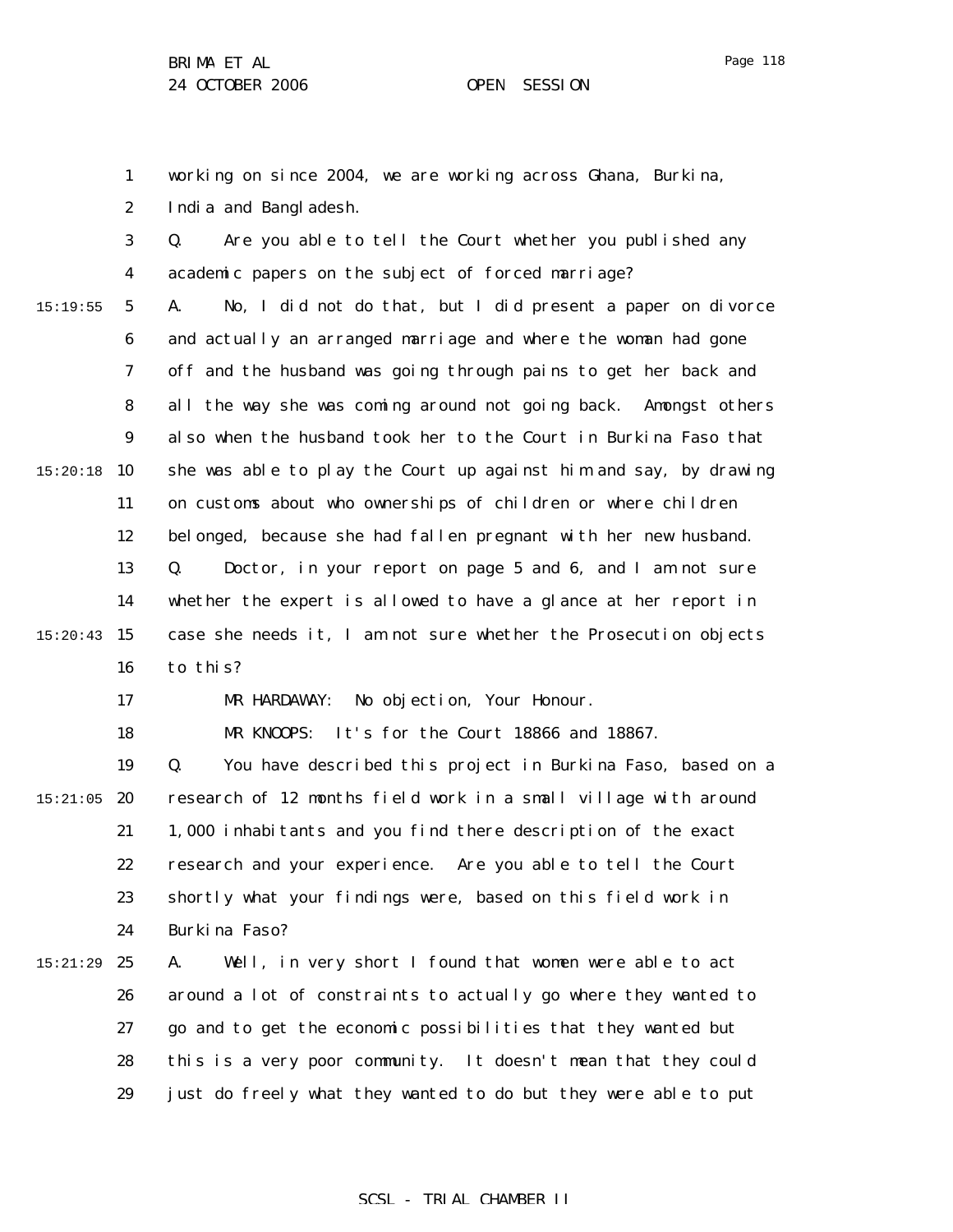working on since 2004, we are working across Ghana, Burkina, India and Bangladesh.

Q. Are you able to tell the Court whether you published any academic papers on the subject of forced marriage?

A. No, I did not do that, but I did present a paper on divorce and actually an arranged marriage and where the woman had gone off and the husband was going through pains to get her back and all the way she was coming around not going back. Amongst others also when the husband took her to the Court in Burkina Faso that she was able to play the Court up against him and say, by drawing on customs about who ownerships of children or where children belonged, because she had fallen pregnant with her new husband.

Q. Doctor, in your report on page 5 and 6, and I am not sure whether the expert is allowed to have a glance at her report in case she needs it, I am not sure whether the Prosecution objects to this?

MR HARDAWAY: No objection, Your Honour.

MR KNOOPS: It's for the Court 18866 and 18867.

Q. You have described this project in Burkina Faso, based on a research of 12 months field work in a small village with around 1,000 inhabitants and you find there description of the exact research and your experience. Are you able to tell the Court shortly what your findings were, based on this field work in Burkina Faso?

A. Well, in very short I found that women were able to act around a lot of constraints to actually go where they wanted to go and to get the economic possibilities that they wanted but this is a very poor community. It doesn't mean that they could just do freely what they wanted to do but they were able to put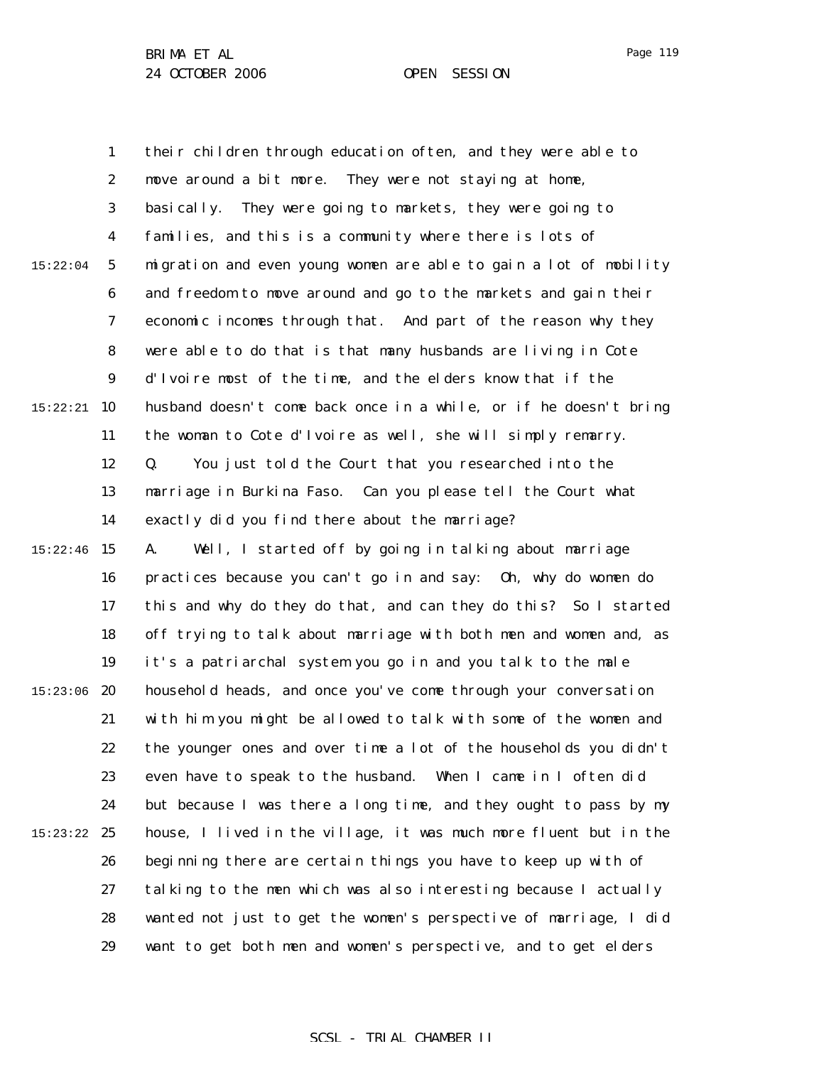their children through education often, and they were able to move around a bit more. They were not staying at home, basically. They were going to markets, they were going to families, and this is a community where there is lots of migration and even young women are able to gain a lot of mobility and freedom to move around and go to the markets and gain their economic incomes through that. And part of the reason why they were able to do that is that many husbands are living in Cote d'Ivoire most of the time, and the elders know that if the husband doesn't come back once in a while, or if he doesn't bring the woman to Cote d'Ivoire as well, she will simply remarry.

Q. You just told the Court that you researched into the marriage in Burkina Faso. Can you please tell the Court what exactly did you find there about the marriage?

A. Well, I started off by going in talking about marriage practices because you can't go in and say: Oh, why do women do this and why do they do that, and can they do this? So I started off trying to talk about marriage with both men and women and, as it's a patriarchal system you go in and you talk to the male household heads, and once you've come through your conversation with him you might be allowed to talk with some of the women and the younger ones and over time a lot of the households you didn't even have to speak to the husband. When I came in I often did but because I was there a long time, and they ought to pass by my house, I lived in the village, it was much more fluent but in the beginning there are certain things you have to keep up with of talking to the men which was also interesting because I actually wanted not just to get the women's perspective of marriage, I did want to get both men and women's perspective, and to get elders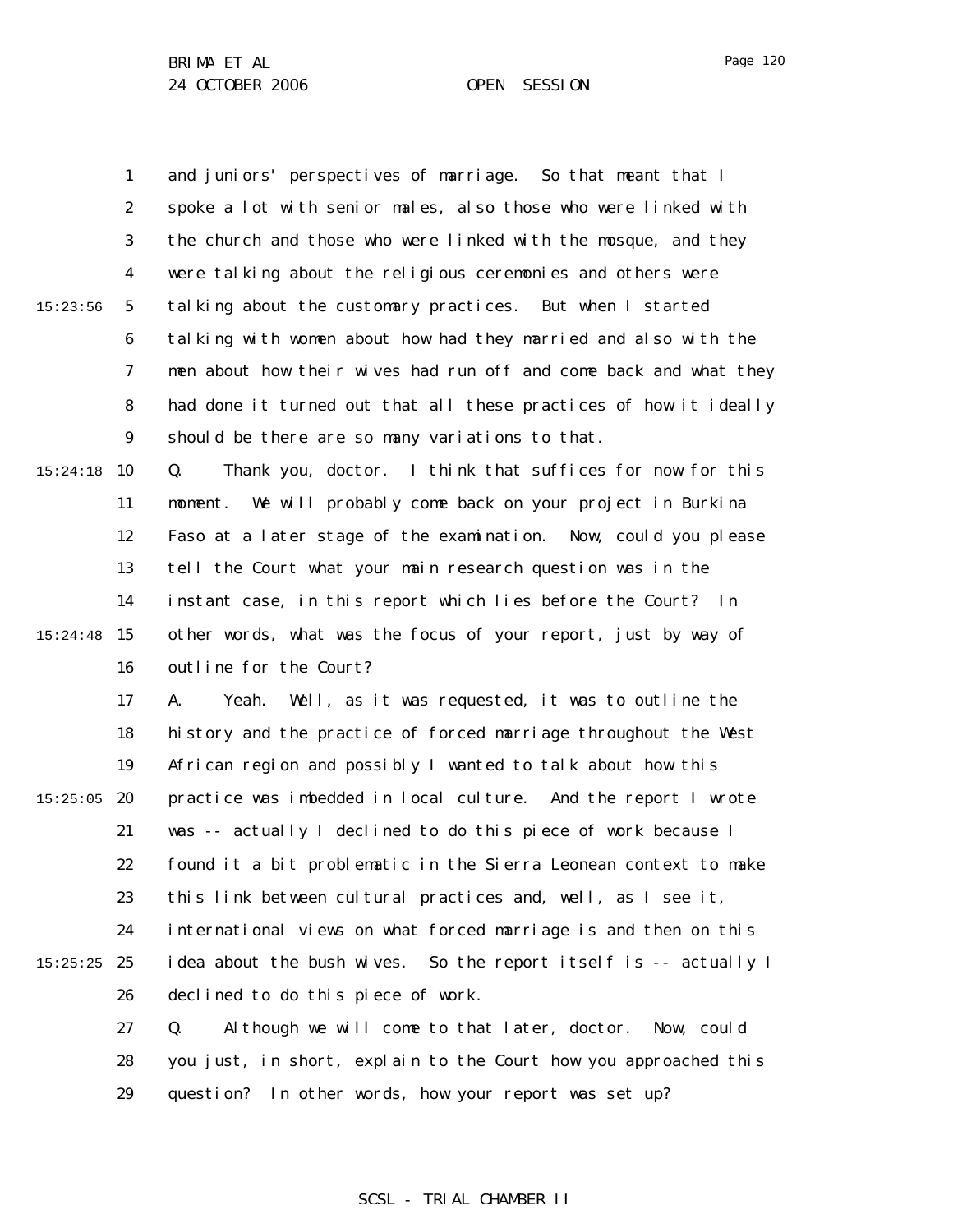and juniors' perspectives of marriage. So that meant that I spoke a lot with senior males, also those who were linked with the church and those who were linked with the mosque, and they were talking about the religious ceremonies and others were talking about the customary practices. But when I started talking with women about how had they married and also with the men about how their wives had run off and come back and what they had done it turned out that all these practices of how it ideally should be there are so many variations to that.

Q. Thank you, doctor. I think that suffices for now for this moment. We will probably come back on your project in Burkina Faso at a later stage of the examination. Now, could you please tell the Court what your main research question was in the instant case, in this report which lies before the Court? In other words, what was the focus of your report, just by way of outline for the Court?

A. Yeah. Well, as it was requested, it was to outline the history and the practice of forced marriage throughout the West African region and possibly I wanted to talk about how this practice was imbedded in local culture. And the report I wrote was -- actually I declined to do this piece of work because I found it a bit problematic in the Sierra Leonean context to make this link between cultural practices and, well, as I see it, international views on what forced marriage is and then on this idea about the bush wives. So the report itself is -- actually I declined to do this piece of work.

Q. Although we will come to that later, doctor. Now, could you just, in short, explain to the Court how you approached this question? In other words, how your report was set up?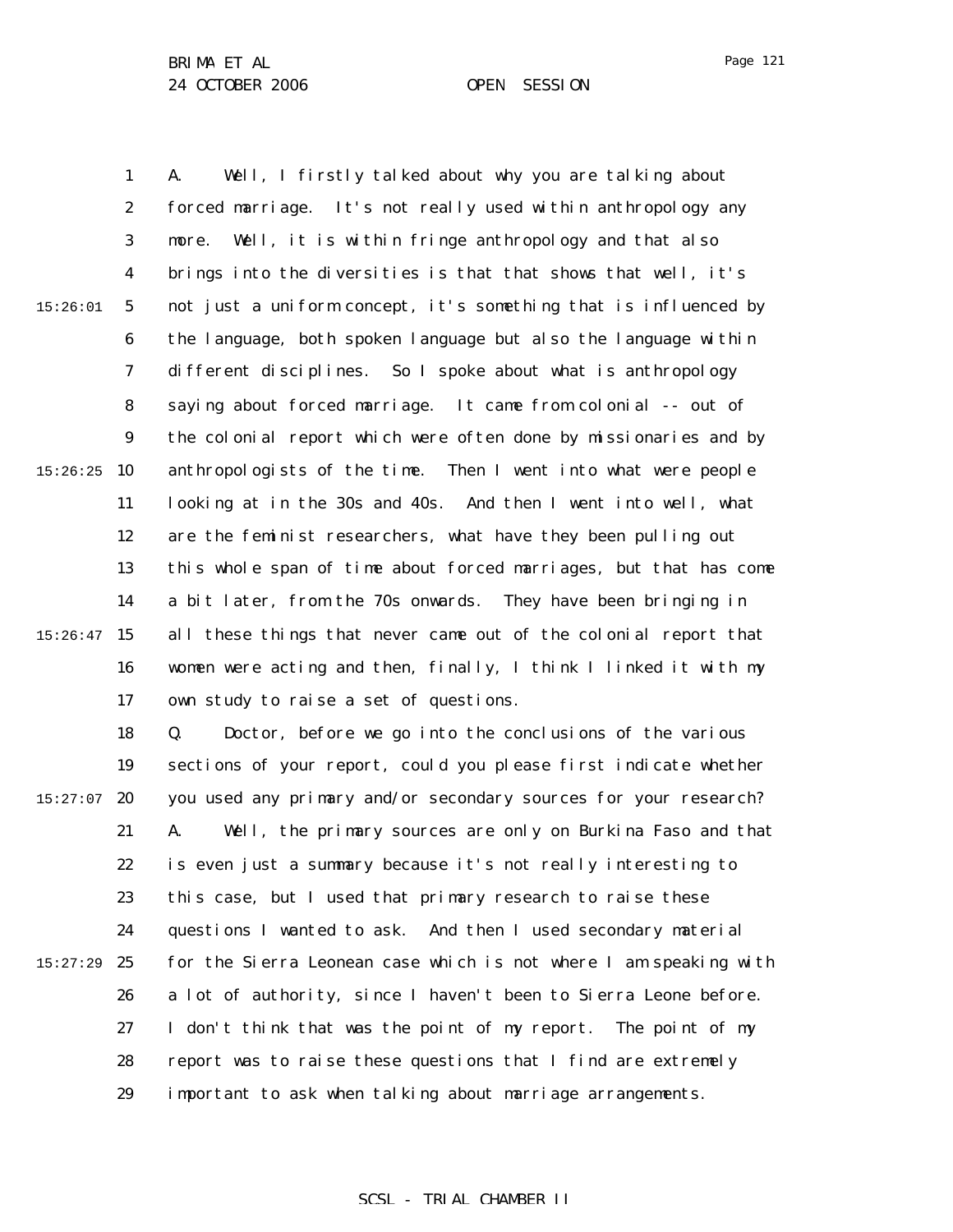A. Well, I firstly talked about why you are talking about forced marriage. It's not really used within anthropology any more. Well, it is within fringe anthropology and that also brings into the diversities is that that shows that well, it's not just a uniform concept, it's something that is influenced by the language, both spoken language but also the language within different disciplines. So I spoke about what is anthropology saying about forced marriage. It came from colonial -- out of the colonial report which were often done by missionaries and by anthropologists of the time. Then I went into what were people looking at in the 30s and 40s. And then I went into well, what are the feminist researchers, what have they been pulling out this whole span of time about forced marriages, but that has come a bit later, from the 70s onwards. They have been bringing in all these things that never came out of the colonial report that women were acting and then, finally, I think I linked it with my own study to raise a set of questions.

Q. Doctor, before we go into the conclusions of the various sections of your report, could you please first indicate whether you used any primary and/or secondary sources for your research?

A. Well, the primary sources are only on Burkina Faso and that is even just a summary because it's not really interesting to this case, but I used that primary research to raise these questions I wanted to ask. And then I used secondary material for the Sierra Leonean case which is not where I am speaking with a lot of authority, since I haven't been to Sierra Leone before. I don't think that was the point of my report. The point of my report was to raise these questions that I find are extremely important to ask when talking about marriage arrangements.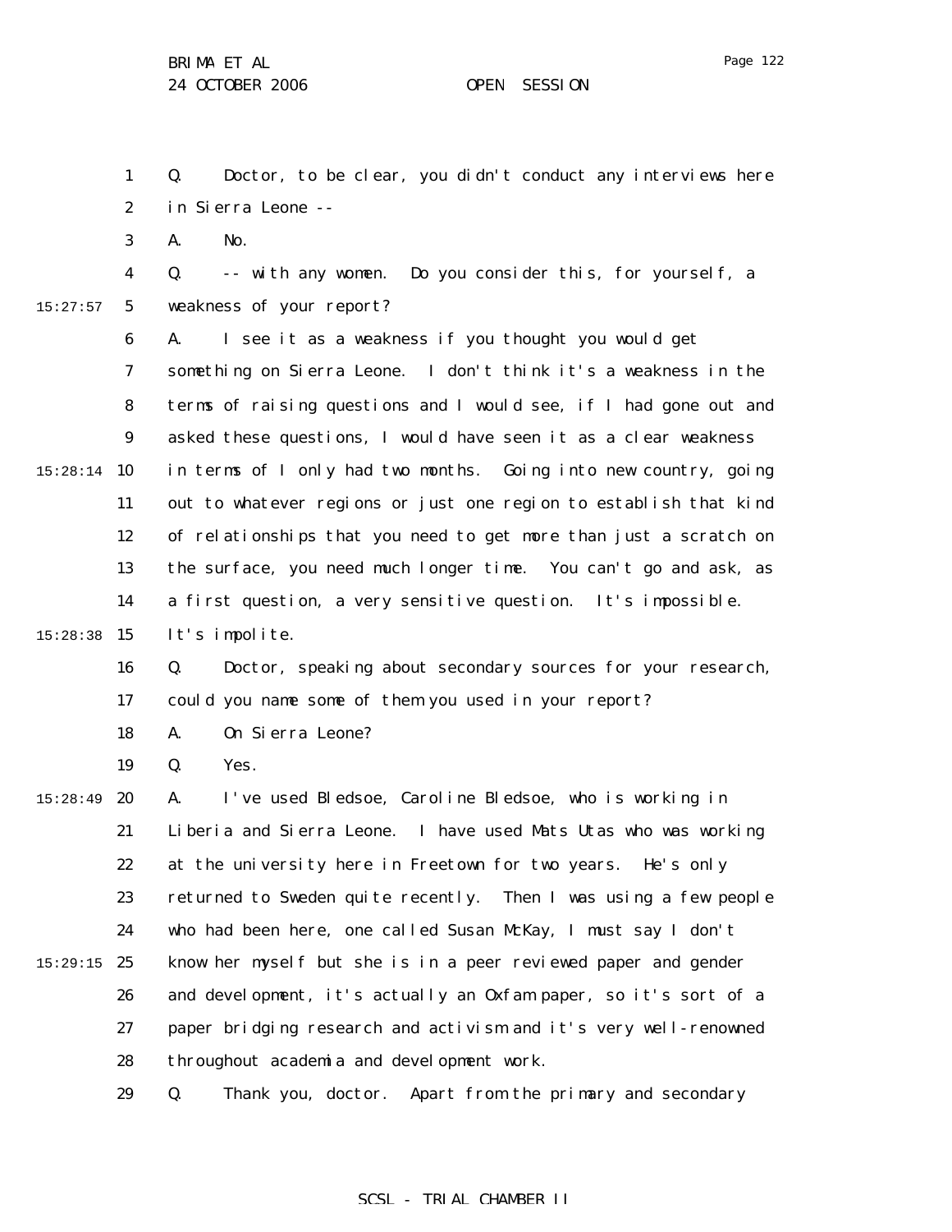Q. Doctor, to be clear, you didn't conduct any interviews here in Sierra Leone --

A. No.

Q. -- with any women. Do you consider this, for yourself, a weakness of your report?

A. I see it as a weakness if you thought you would get something on Sierra Leone. I don't think it's a weakness in the terms of raising questions and I would see, if I had gone out and asked these questions, I would have seen it as a clear weakness in terms of I only had two months. Going into new country, going out to whatever regions or just one region to establish that kind of relationships that you need to get more than just a scratch on the surface, you need much longer time. You can't go and ask, as a first question, a very sensitive question. It's impossible. It's impolite.

Q. Doctor, speaking about secondary sources for your research, could you name some of them you used in your report?

A. On Sierra Leone?

Q. Yes.

A. I've used Bledsoe, Caroline Bledsoe, who is working in Liberia and Sierra Leone. I have used Mats Utas who was working at the university here in Freetown for two years. He's only returned to Sweden quite recently. Then I was using a few people who had been here, one called Susan McKay, I must say I don't know her myself but she is in a peer reviewed paper and gender and development, it's actually an Oxfam paper, so it's sort of a paper bridging research and activism and it's very well-renowned throughout academia and development work.

Q. Thank you, doctor. Apart from the primary and secondary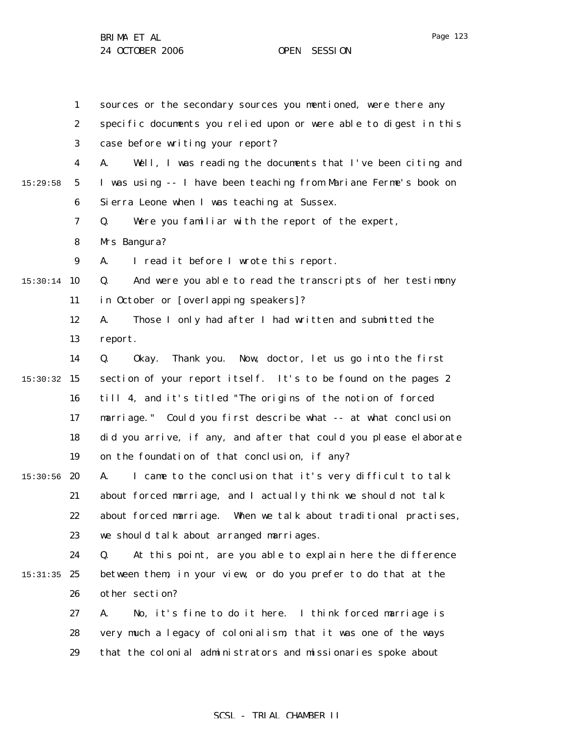sources or the secondary sources you mentioned, were there any specific documents you relied upon or were able to digest in this case before writing your report?

A. Well, I was reading the documents that I've been citing and I was using -- I have been teaching from Mariane Ferme's book on Sierra Leone when I was teaching at Sussex.

Q. Were you familiar with the report of the expert, Mrs Bangura?

A. I read it before I wrote this report.

Q. And were you able to read the transcripts of her testimony in October or [overlapping speakers]?

A. Those I only had after I had written and submitted the report.

Q. Okay. Thank you. Now, doctor, let us go into the first section of your report itself. It's to be found on the pages 2 till 4, and it's titled "The origins of the notion of forced marriage." Could you first describe what -- at what conclusion did you arrive, if any, and after that could you please elaborate on the foundation of that conclusion, if any?

A. I came to the conclusion that it's very difficult to talk about forced marriage, and I actually think we should not talk about forced marriage. When we talk about traditional practises, we should talk about arranged marriages.

Q. At this point, are you able to explain here the difference between them, in your view, or do you prefer to do that at the other section?

A. No, it's fine to do it here. I think forced marriage is very much a legacy of colonialism, that it was one of the ways that the colonial administrators and missionaries spoke about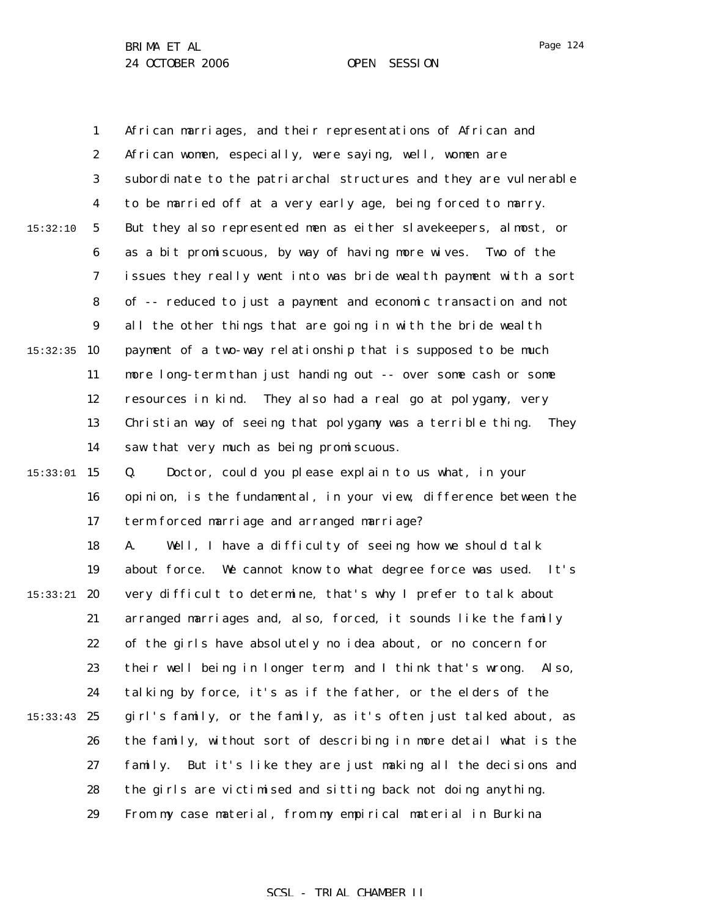African marriages, and their representations of African and African women, especially, were saying, well, women are subordinate to the patriarchal structures and they are vulnerable to be married off at a very early age, being forced to marry. But they also represented men as either slavekeepers, almost, or as a bit promiscuous, by way of having more wives. Two of the issues they really went into was bride wealth payment with a sort of -- reduced to just a payment and economic transaction and not all the other things that are going in with the bride wealth payment of a two-way relationship that is supposed to be much more long-term than just handing out -- over some cash or some resources in kind. They also had a real go at polygamy, very Christian way of seeing that polygamy was a terrible thing. They saw that very much as being promiscuous.

Q. Doctor, could you please explain to us what, in your opinion, is the fundamental, in your view, difference between the term forced marriage and arranged marriage?

A. Well, I have a difficulty of seeing how we should talk about force. We cannot know to what degree force was used. It's very difficult to determine, that's why I prefer to talk about arranged marriages and, also, forced, it sounds like the family of the girls have absolutely no idea about, or no concern for their well being in longer term, and I think that's wrong. Also, talking by force, it's as if the father, or the elders of the girl's family, or the family, as it's often just talked about, as the family, without sort of describing in more detail what is the family. But it's like they are just making all the decisions and the girls are victimised and sitting back not doing anything. From my case material, from my empirical material in Burkina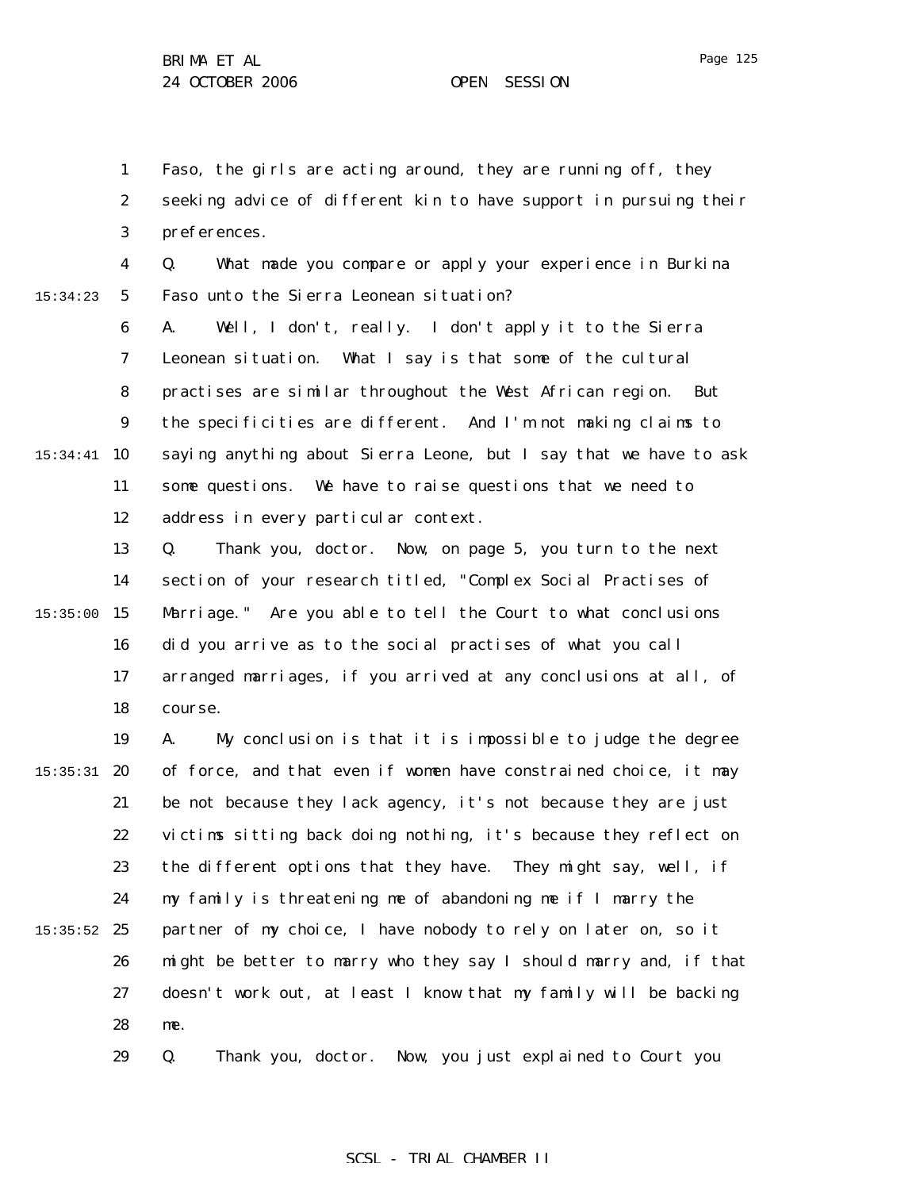Faso, the girls are acting around, they are running off, they seeking advice of different kin to have support in pursuing their preferences.

Q. What made you compare or apply your experience in Burkina Faso unto the Sierra Leonean situation?

A. Well, I don't, really. I don't apply it to the Sierra Leonean situation. What I say is that some of the cultural practises are similar throughout the West African region. But the specificities are different. And I'm not making claims to saying anything about Sierra Leone, but I say that we have to ask some questions. We have to raise questions that we need to address in every particular context.

Q. Thank you, doctor. Now, on page 5, you turn to the next section of your research titled, "Complex Social Practises of Marriage." Are you able to tell the Court to what conclusions did you arrive as to the social practises of what you call arranged marriages, if you arrived at any conclusions at all, of course.

A. My conclusion is that it is impossible to judge the degree of force, and that even if women have constrained choice, it may be not because they lack agency, it's not because they are just victims sitting back doing nothing, it's because they reflect on the different options that they have. They might say, well, if my family is threatening me of abandoning me if I marry the partner of my choice, I have nobody to rely on later on, so it might be better to marry who they say I should marry and, if that doesn't work out, at least I know that my family will be backing me.

Q. Thank you, doctor. Now, you just explained to Court you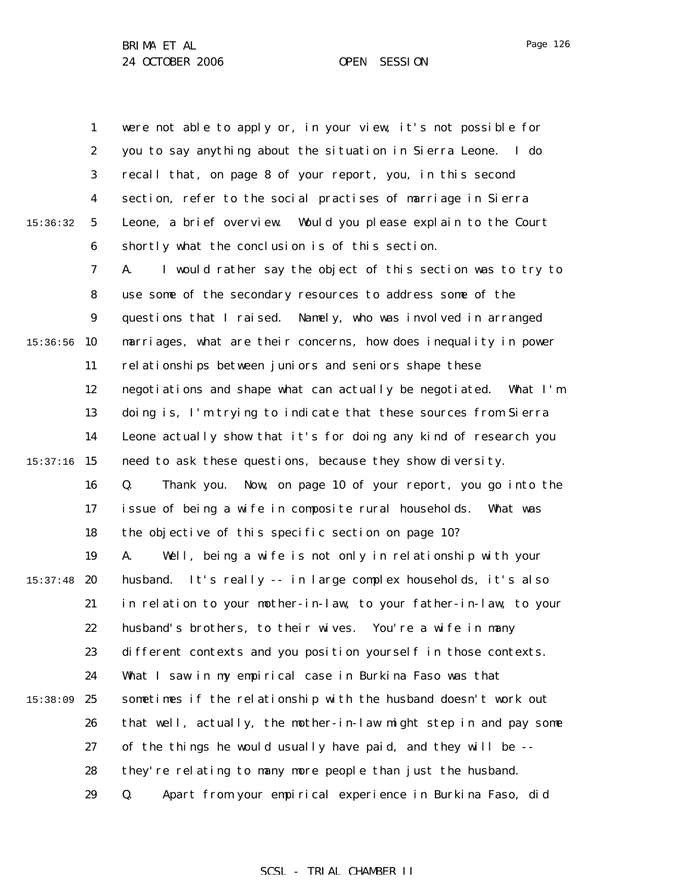were not able to apply or, in your view, it's not possible for you to say anything about the situation in Sierra Leone. I do recall that, on page 8 of your report, you, in this second section, refer to the social practises of marriage in Sierra Leone, a brief overview. Would you please explain to the Court shortly what the conclusion is of this section.

A. I would rather say the object of this section was to try to use some of the secondary resources to address some of the questions that I raised. Namely, who was involved in arranged marriages, what are their concerns, how does inequality in power relationships between juniors and seniors shape these negotiations and shape what can actually be negotiated. What I'm doing is, I'm trying to indicate that these sources from Sierra Leone actually show that it's for doing any kind of research you need to ask these questions, because they show diversity.

Q. Thank you. Now, on page 10 of your report, you go into the issue of being a wife in composite rural households. What was the objective of this specific section on page 10?

A. Well, being a wife is not only in relationship with your husband. It's really -- in large complex households, it's also in relation to your mother-in-law, to your father-in-law, to your husband's brothers, to their wives. You're a wife in many different contexts and you position yourself in those contexts. What I saw in my empirical case in Burkina Faso was that sometimes if the relationship with the husband doesn't work out that well, actually, the mother-in-law might step in and pay some of the things he would usually have paid, and they will be -- they're relating to many more people than just the husband.

Q. Apart from your empirical experience in Burkina Faso, did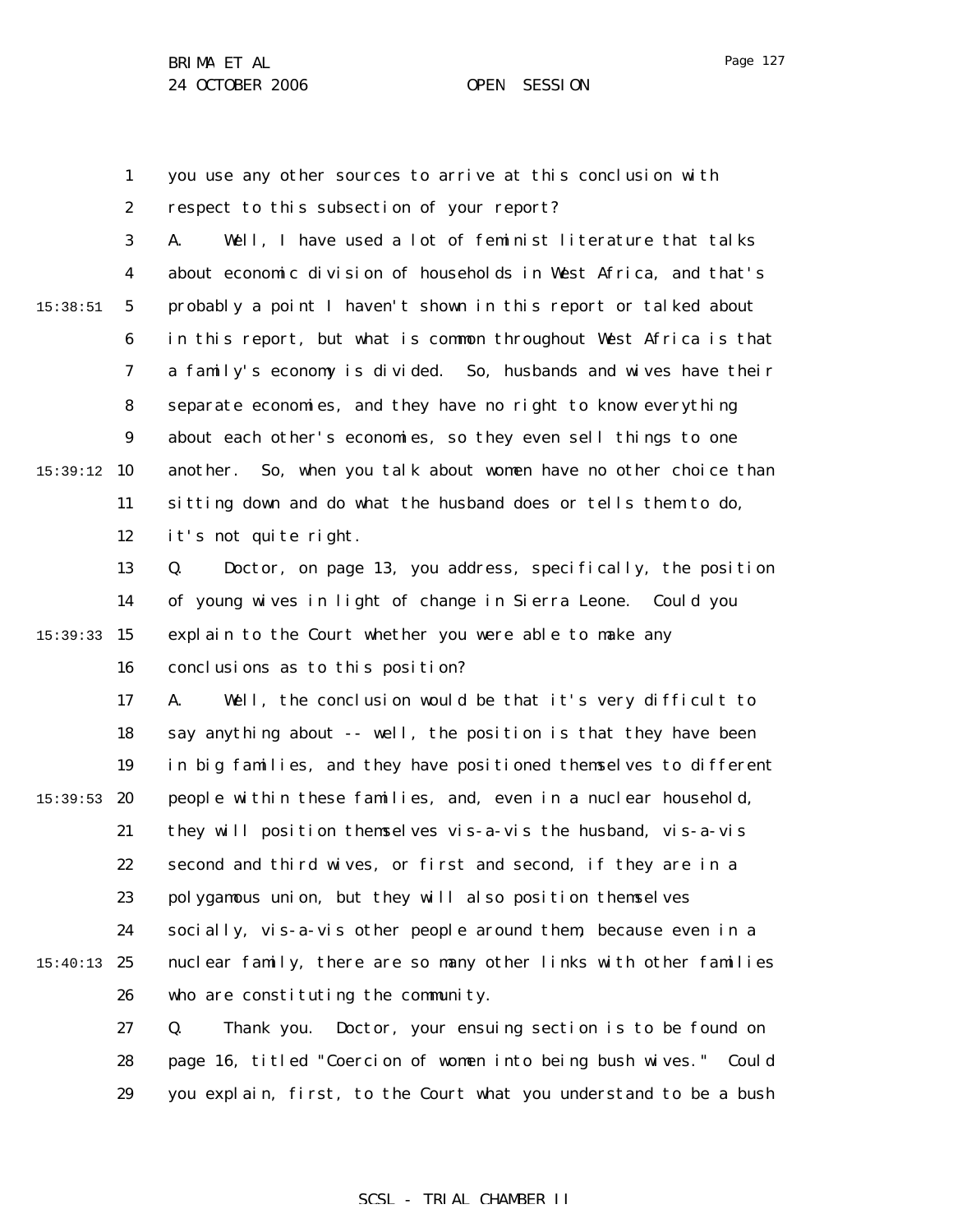you use any other sources to arrive at this conclusion with respect to this subsection of your report?

A. Well, I have used a lot of feminist literature that talks about economic division of households in West Africa, and that's probably a point I haven't shown in this report or talked about in this report, but what is common throughout West Africa is that a family's economy is divided. So, husbands and wives have their separate economies, and they have no right to know everything about each other's economies, so they even sell things to one another. So, when you talk about women have no other choice than sitting down and do what the husband does or tells them to do, it's not quite right.

Q. Doctor, on page 13, you address, specifically, the position of young wives in light of change in Sierra Leone. Could you explain to the Court whether you were able to make any conclusions as to this position?

A. Well, the conclusion would be that it's very difficult to say anything about -- well, the position is that they have been in big families, and they have positioned themselves to different people within these families, and, even in a nuclear household, they will position themselves vis-a-vis the husband, vis-a-vis second and third wives, or first and second, if they are in a polygamous union, but they will also position themselves socially, vis-a-vis other people around them, because even in a nuclear family, there are so many other links with other families who are constituting the community.

Q. Thank you. Doctor, your ensuing section is to be found on page 16, titled "Coercion of women into being bush wives." Could you explain, first, to the Court what you understand to be a bush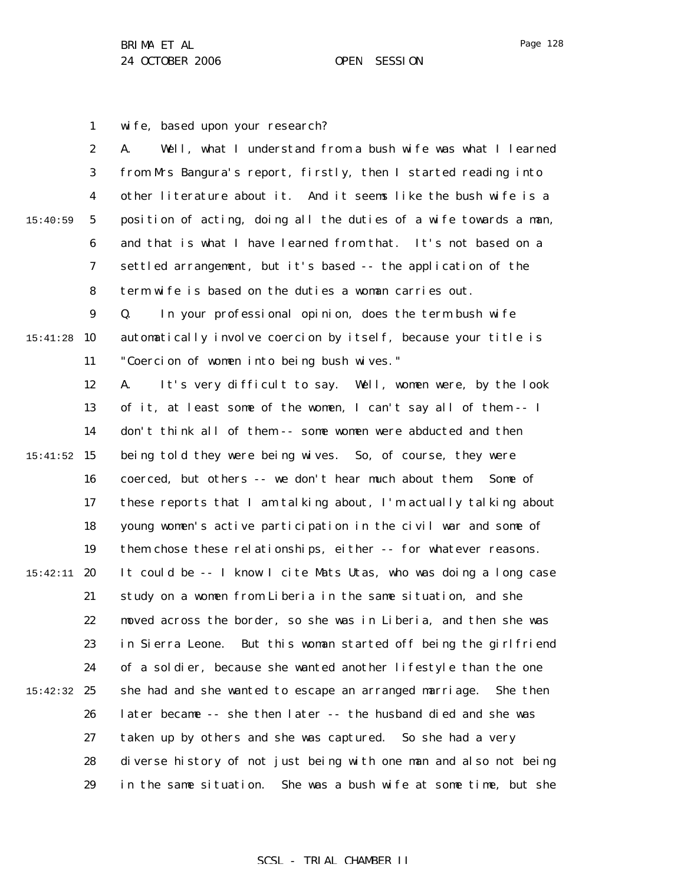wife, based upon your research?

A. Well, what I understand from a bush wife was what I learned from Mrs Bangura's report, firstly, then I started reading into other literature about it. And it seems like the bush wife is a position of acting, doing all the duties of a wife towards a man, and that is what I have learned from that. It's not based on a settled arrangement, but it's based -- the application of the term wife is based on the duties a woman carries out.

Q. In your professional opinion, does the term bush wife automatically involve coercion by itself, because your title is "Coercion of women into being bush wives."

A. It's very difficult to say. Well, women were, by the look of it, at least some of the women, I can't say all of them -- I don't think all of them -- some women were abducted and then being told they were being wives. So, of course, they were coerced, but others -- we don't hear much about them. Some of these reports that I am talking about, I'm actually talking about young women's active participation in the civil war and some of them chose these relationships, either -- for whatever reasons. It could be -- I know I cite Mats Utas, who was doing a long case study on a women from Liberia in the same situation, and she moved across the border, so she was in Liberia, and then she was in Sierra Leone. But this woman started off being the girlfriend of a soldier, because she wanted another lifestyle than the one she had and she wanted to escape an arranged marriage. She then later became -- she then later -- the husband died and she was taken up by others and she was captured. So she had a very diverse history of not just being with one man and also not being in the same situation. She was a bush wife at some time, but she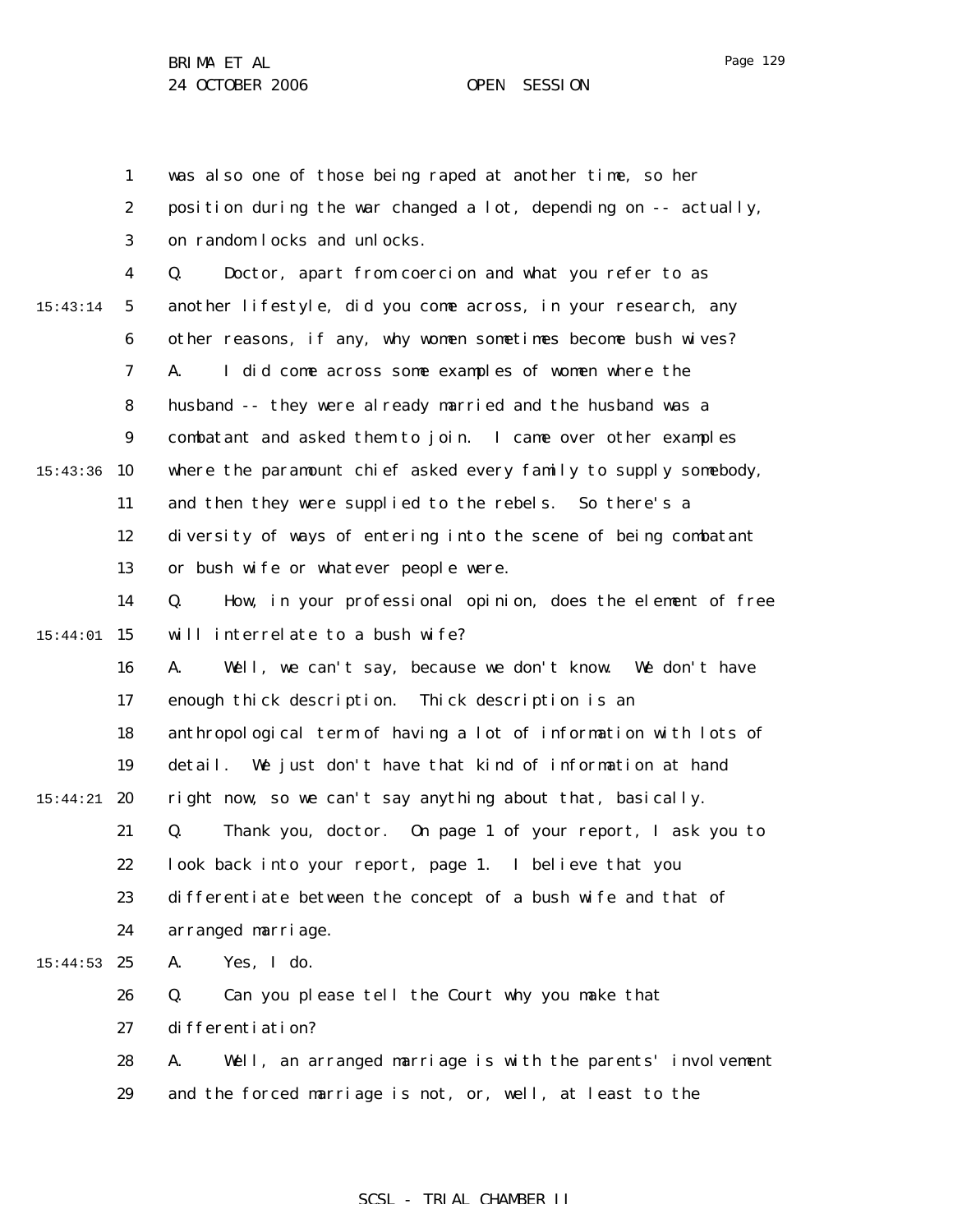was also one of those being raped at another time, so her position during the war changed a lot, depending on -- actually, on random locks and unlocks.

Q. Doctor, apart from coercion and what you refer to as another lifestyle, did you come across, in your research, any other reasons, if any, why women sometimes become bush wives?

A. I did come across some examples of women where the husband -- they were already married and the husband was a combatant and asked them to join. I came over other examples where the paramount chief asked every family to supply somebody, and then they were supplied to the rebels. So there's a diversity of ways of entering into the scene of being combatant or bush wife or whatever people were.

Q. How, in your professional opinion, does the element of free will interrelate to a bush wife?

A. Well, we can't say, because we don't know. We don't have enough thick description. Thick description is an anthropological term of having a lot of information with lots of detail. We just don't have that kind of information at hand right now, so we can't say anything about that, basically.

Q. Thank you, doctor. On page 1 of your report, I ask you to look back into your report, page 1. I believe that you differentiate between the concept of a bush wife and that of arranged marriage.

A. Yes, I do.

Q. Can you please tell the Court why you make that differentiation?

A. Well, an arranged marriage is with the parents' involvement and the forced marriage is not, or, well, at least to the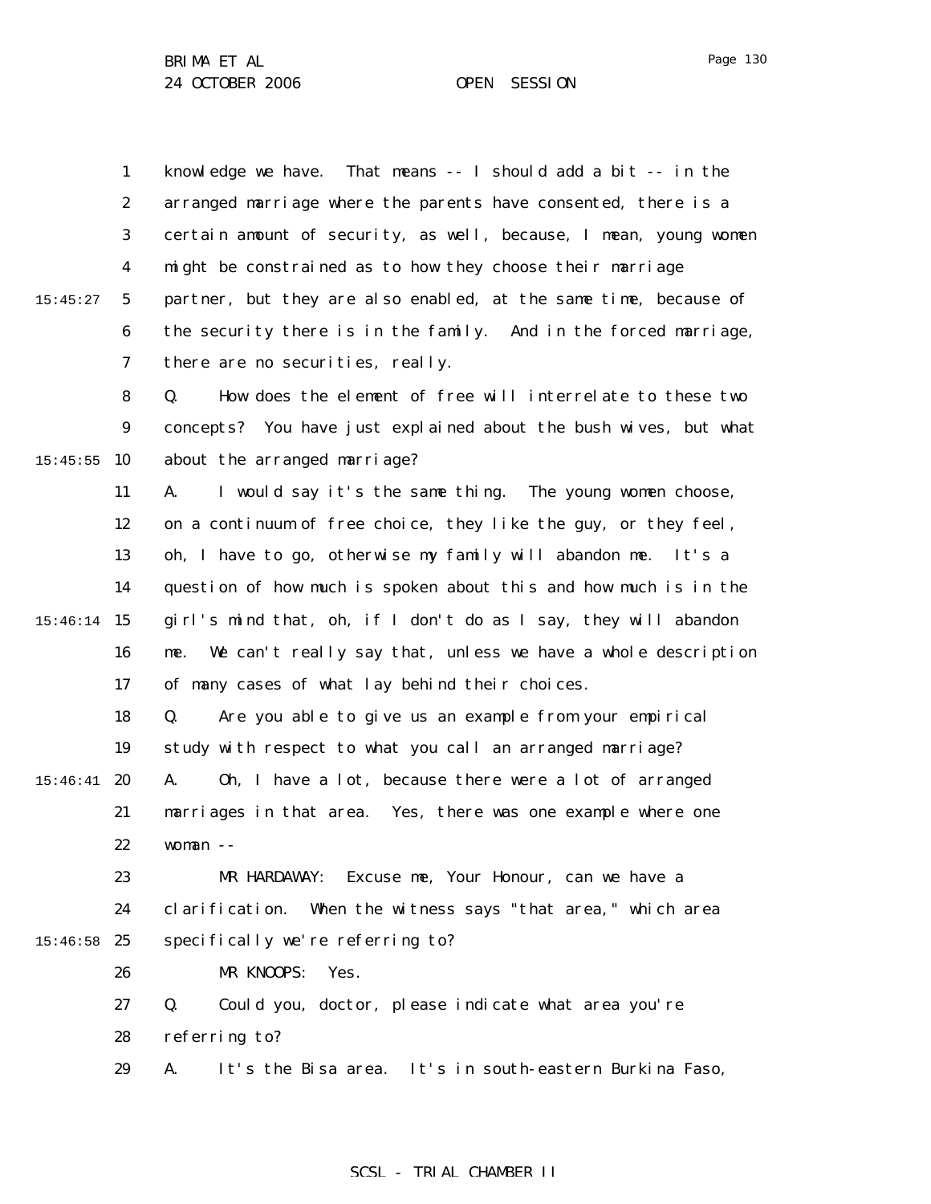knowledge we have. That means -- I should add a bit -- in the arranged marriage where the parents have consented, there is a certain amount of security, as well, because, I mean, young women might be constrained as to how they choose their marriage partner, but they are also enabled, at the same time, because of the security there is in the family. And in the forced marriage, there are no securities, really.

Q. How does the element of free will interrelate to these two concepts? You have just explained about the bush wives, but what about the arranged marriage?

A. I would say it's the same thing. The young women choose, on a continuum of free choice, they like the guy, or they feel, oh, I have to go, otherwise my family will abandon me. It's a question of how much is spoken about this and how much is in the girl's mind that, oh, if I don't do as I say, they will abandon me. We can't really say that, unless we have a whole description of many cases of what lay behind their choices.

Q. Are you able to give us an example from your empirical study with respect to what you call an arranged marriage?

A. Oh, I have a lot, because there were a lot of arranged marriages in that area. Yes, there was one example where one woman --

MR HARDAWAY: Excuse me, Your Honour, can we have a clarification. When the witness says "that area," which area specifically we're referring to?

MR KNOOPS: Yes.

Q. Could you, doctor, please indicate what area you're referring to?

A. It's the Bisa area. It's in south-eastern Burkina Faso,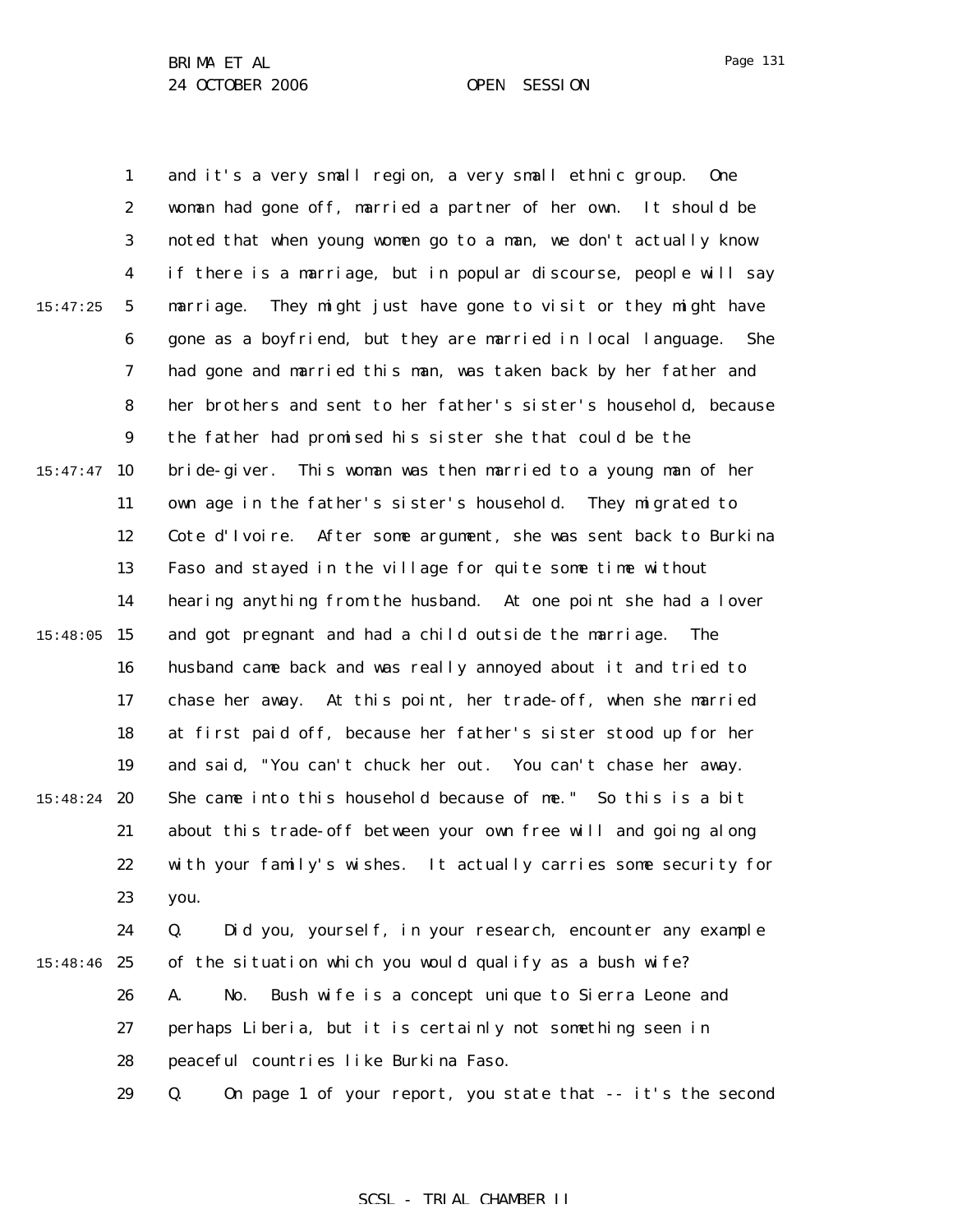and it's a very small region, a very small ethnic group. One woman had gone off, married a partner of her own. It should be noted that when young women go to a man, we don't actually know if there is a marriage, but in popular discourse, people will say marriage. They might just have gone to visit or they might have gone as a boyfriend, but they are married in local language. She had gone and married this man, was taken back by her father and her brothers and sent to her father's sister's household, because the father had promised his sister she that could be the bride-giver. This woman was then married to a young man of her own age in the father's sister's household. They migrated to Cote d'Ivoire. After some argument, she was sent back to Burkina Faso and stayed in the village for quite some time without hearing anything from the husband. At one point she had a lover and got pregnant and had a child outside the marriage. The husband came back and was really annoyed about it and tried to chase her away. At this point, her trade-off, when she married at first paid off, because her father's sister stood up for her and said, "You can't chuck her out. You can't chase her away. She came into this household because of me." So this is a bit about this trade-off between your own free will and going along with your family's wishes. It actually carries some security for you.

Q. Did you, yourself, in your research, encounter any example of the situation which you would qualify as a bush wife?

A. No. Bush wife is a concept unique to Sierra Leone and perhaps Liberia, but it is certainly not something seen in peaceful countries like Burkina Faso.

Q. On page 1 of your report, you state that -- it's the second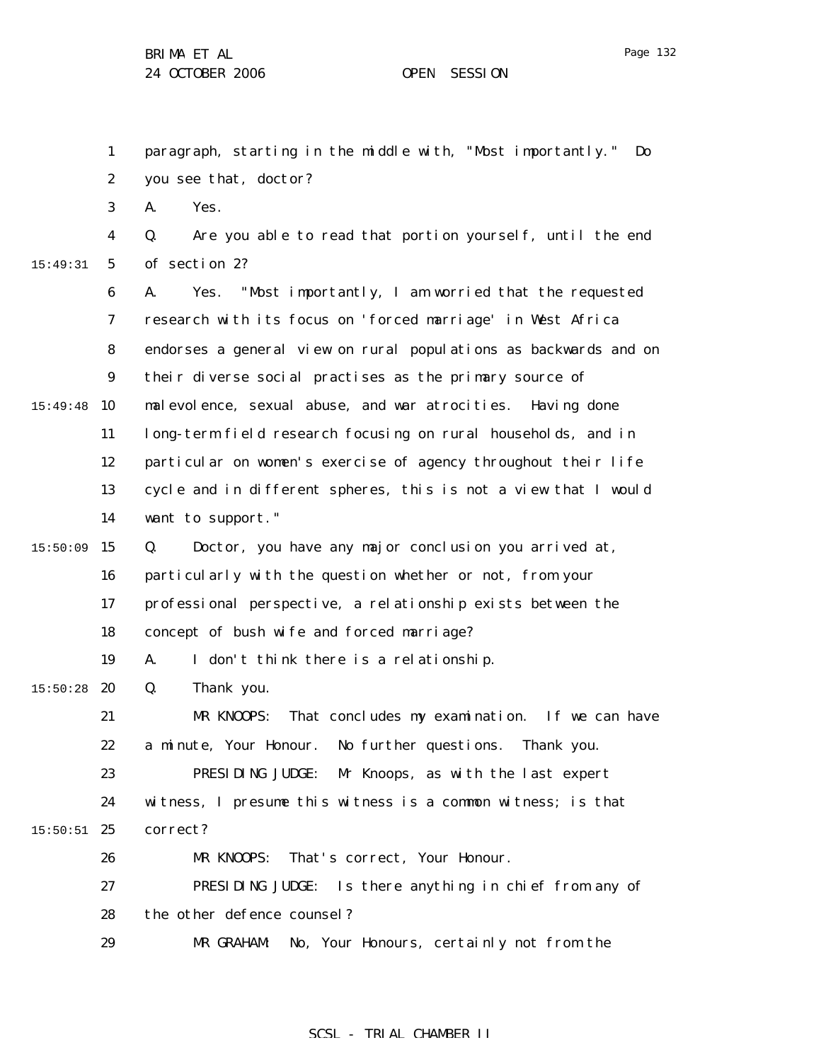paragraph, starting in the middle with, "Most importantly." Do you see that, doctor?

A. Yes.

Q. Are you able to read that portion yourself, until the end of section 2?

A. Yes. "Most importantly, I am worried that the requested research with its focus on 'forced marriage' in West Africa endorses a general view on rural populations as backwards and on their diverse social practises as the primary source of malevolence, sexual abuse, and war atrocities. Having done long-term field research focusing on rural households, and in particular on women's exercise of agency throughout their life cycle and in different spheres, this is not a view that I would want to support."

Q. Doctor, you have any major conclusion you arrived at, particularly with the question whether or not, from your professional perspective, a relationship exists between the concept of bush wife and forced marriage?

A. I don't think there is a relationship.

Q. Thank you.

MR KNOOPS: That concludes my examination. If we can have a minute, Your Honour. No further questions. Thank you.

PRESIDING JUDGE: Mr Knoops, as with the last expert witness, I presume this witness is a common witness; is that correct?

MR KNOOPS: That's correct, Your Honour.

PRESIDING JUDGE: Is there anything in chief from any of the other defence counsel?

MR GRAHAM: No, Your Honours, certainly not from the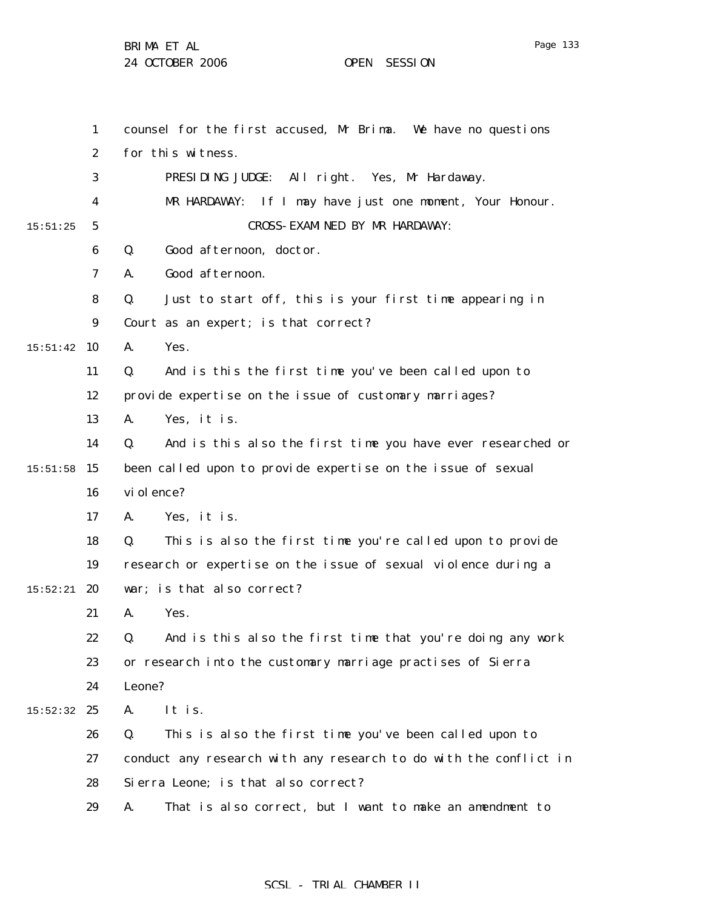counsel for the first accused, Mr Brima. We have no questions for this witness.

PRESIDING JUDGE: All right. Yes, Mr Hardaway.

MR HARDAWAY: If I may have just one moment, Your Honour.

CROSS-EXAMINED BY MR HARDAWAY:

Q. Good afternoon, doctor.

A. Good afternoon.

Q. Just to start off, this is your first time appearing in Court as an expert; is that correct?

A. Yes.

Q. And is this the first time you've been called upon to provide expertise on the issue of customary marriages?

A. Yes, it is.

Q. And is this also the first time you have ever researched or been called upon to provide expertise on the issue of sexual violence?

A. Yes, it is.

Q. This is also the first time you're called upon to provide research or expertise on the issue of sexual violence during a war; is that also correct?

A. Yes.

Q. And is this also the first time that you're doing any work or research into the customary marriage practises of Sierra Leone?

A. It is.

Q. This is also the first time you've been called upon to conduct any research with any research to do with the conflict in Sierra Leone; is that also correct?

A. That is also correct, but I want to make an amendment to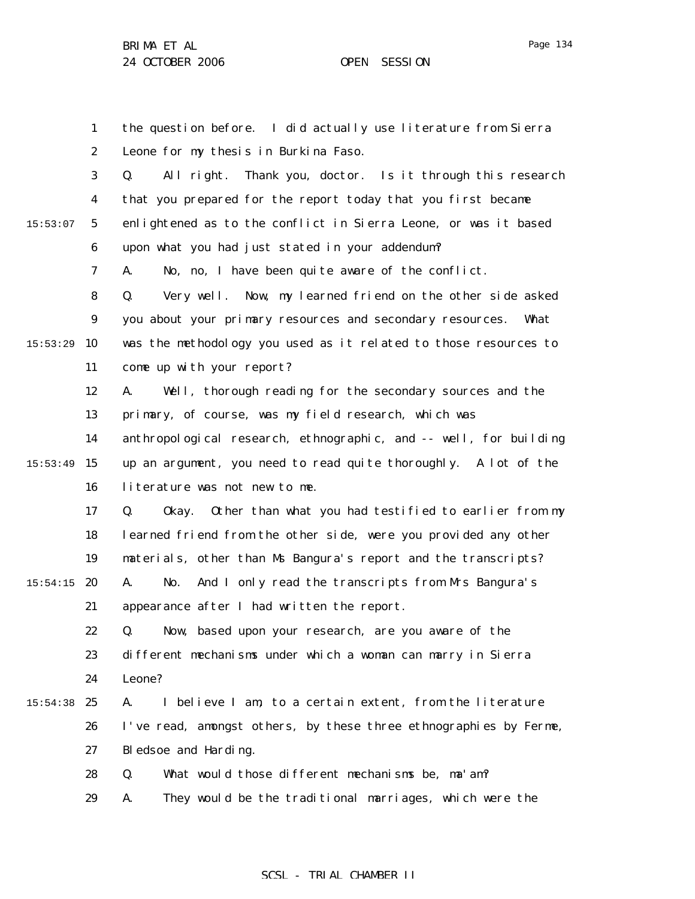the question before. I did actually use literature from Sierra Leone for my thesis in Burkina Faso.

Q. All right. Thank you, doctor. Is it through this research that you prepared for the report today that you first became enlightened as to the conflict in Sierra Leone, or was it based upon what you had just stated in your addendum?

A. No, no, I have been quite aware of the conflict.

Q. Very well. Now, my learned friend on the other side asked you about your primary resources and secondary resources. What was the methodology you used as it related to those resources to come up with your report?

A. Well, thorough reading for the secondary sources and the primary, of course, was my field research, which was anthropological research, ethnographic, and -- well, for building up an argument, you need to read quite thoroughly. A lot of the literature was not new to me.

Q. Okay. Other than what you had testified to earlier from my learned friend from the other side, were you provided any other materials, other than Ms Bangura's report and the transcripts?

A. No. And I only read the transcripts from Mrs Bangura's appearance after I had written the report.

Q. Now, based upon your research, are you aware of the different mechanisms under which a woman can marry in Sierra Leone?

A. I believe I am, to a certain extent, from the literature I've read, amongst others, by these three ethnographies by Ferme, Bledsoe and Harding.

Q. What would those different mechanisms be, ma'am?

A. They would be the traditional marriages, which were the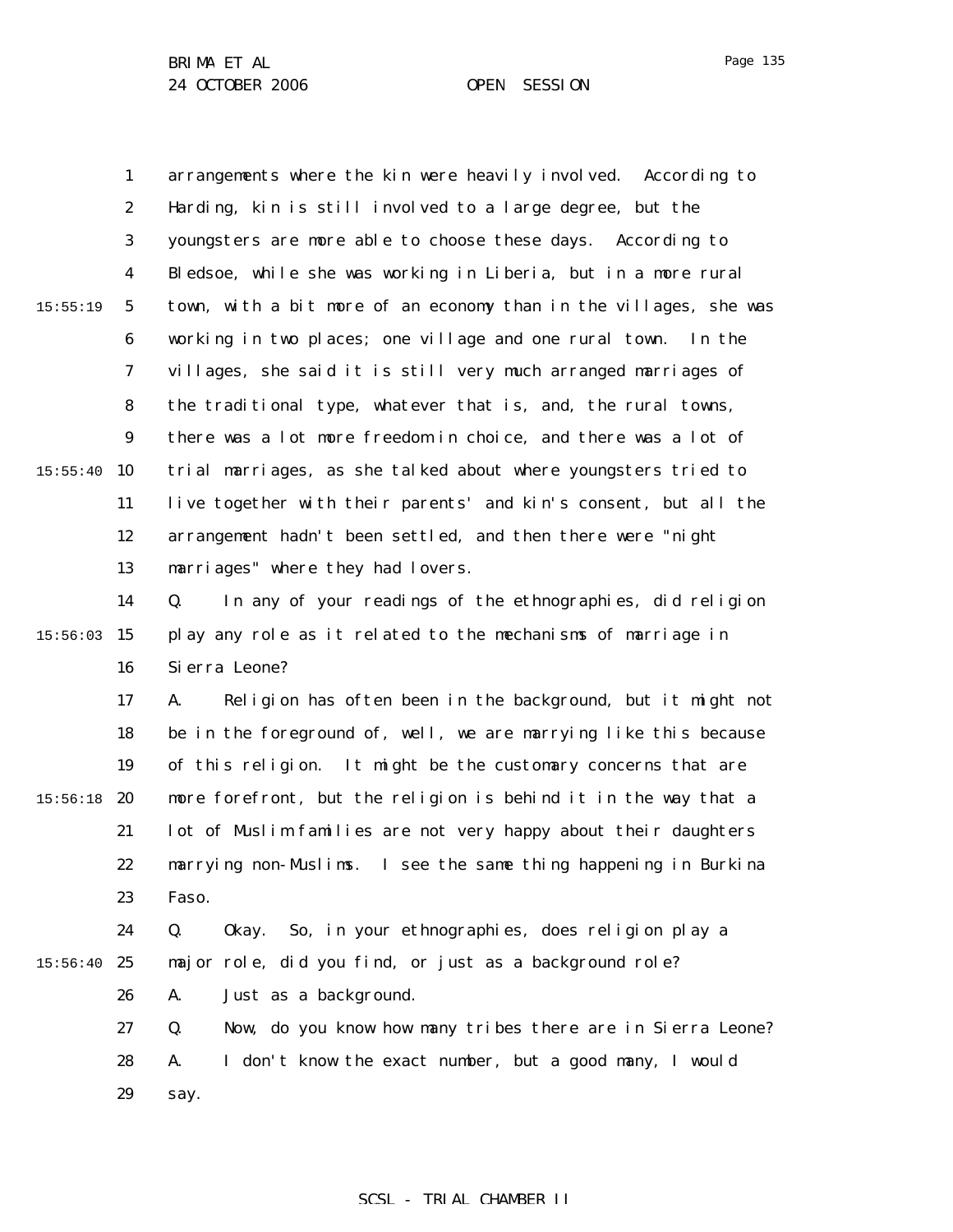arrangements where the kin were heavily involved. According to Harding, kin is still involved to a large degree, but the youngsters are more able to choose these days. According to Bledsoe, while she was working in Liberia, but in a more rural town, with a bit more of an economy than in the villages, she was working in two places; one village and one rural town. In the villages, she said it is still very much arranged marriages of the traditional type, whatever that is, and, the rural towns, there was a lot more freedom in choice, and there was a lot of trial marriages, as she talked about where youngsters tried to live together with their parents' and kin's consent, but all the arrangement hadn't been settled, and then there were "night marriages" where they had lovers.

Q. In any of your readings of the ethnographies, did religion play any role as it related to the mechanisms of marriage in Sierra Leone?

A. Religion has often been in the background, but it might not be in the foreground of, well, we are marrying like this because of this religion. It might be the customary concerns that are more forefront, but the religion is behind it in the way that a lot of Muslim families are not very happy about their daughters marrying non-Muslims. I see the same thing happening in Burkina Faso.

Q. Okay. So, in your ethnographies, does religion play a major role, did you find, or just as a background role?

A. Just as a background.

Q. Now, do you know how many tribes there are in Sierra Leone?

A. I don't know the exact number, but a good many, I would say.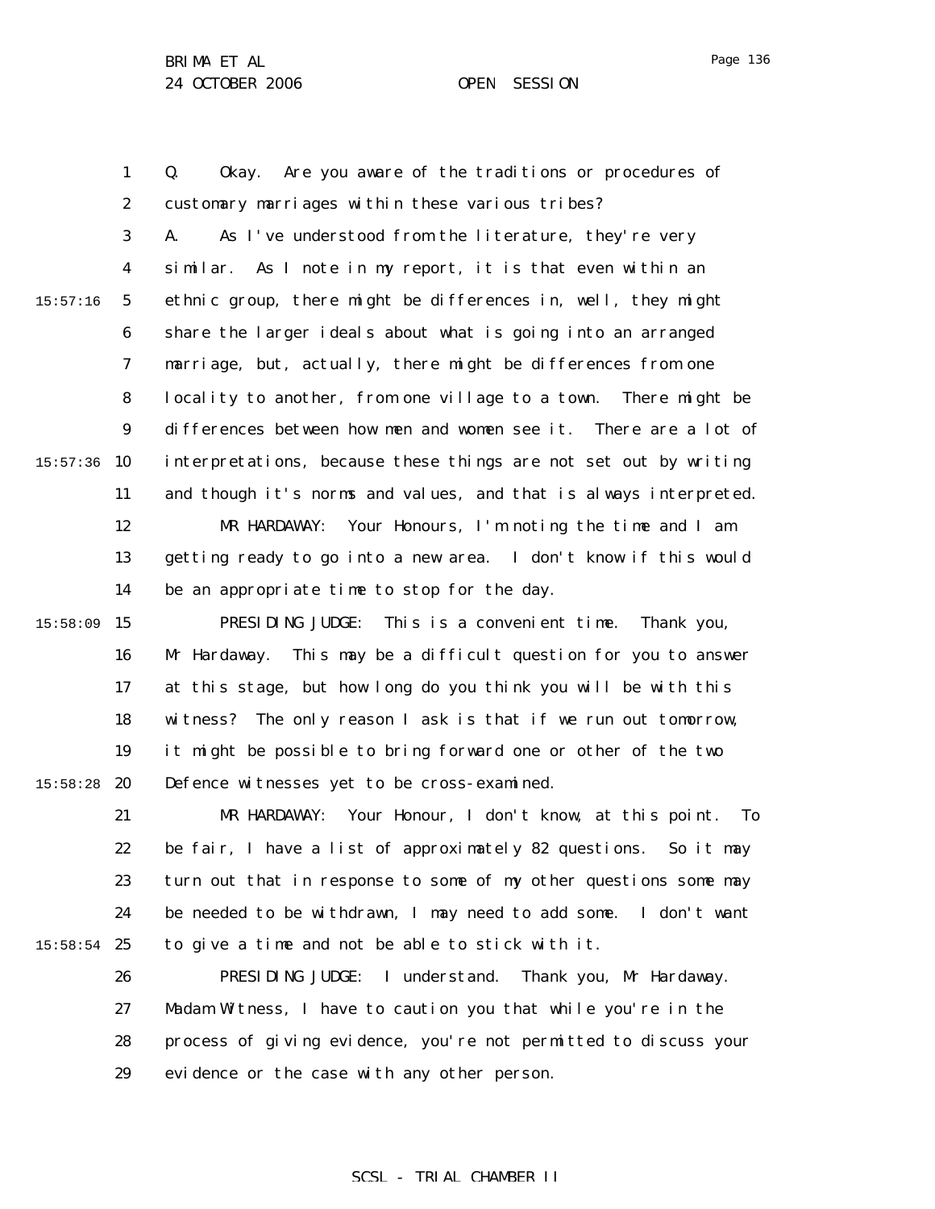Q. Okay. Are you aware of the traditions or procedures of customary marriages within these various tribes?

A. As I've understood from the literature, they're very similar. As I note in my report, it is that even within an ethnic group, there might be differences in, well, they might share the larger ideals about what is going into an arranged marriage, but, actually, there might be differences from one locality to another, from one village to a town. There might be differences between how men and women see it. There are a lot of interpretations, because these things are not set out by writing and though it's norms and values, and that is always interpreted.

MR HARDAWAY: Your Honours, I'm noting the time and I am getting ready to go into a new area. I don't know if this would be an appropriate time to stop for the day.

PRESIDING JUDGE: This is a convenient time. Thank you, Mr Hardaway. This may be a difficult question for you to answer at this stage, but how long do you think you will be with this witness? The only reason I ask is that if we run out tomorrow, it might be possible to bring forward one or other of the two Defence witnesses yet to be cross-examined.

MR HARDAWAY: Your Honour, I don't know, at this point. To be fair, I have a list of approximately 82 questions. So it may turn out that in response to some of my other questions some may be needed to be withdrawn, I may need to add some. I don't want to give a time and not be able to stick with it.

PRESIDING JUDGE: I understand. Thank you, Mr Hardaway. Madam Witness, I have to caution you that while you're in the process of giving evidence, you're not permitted to discuss your evidence or the case with any other person.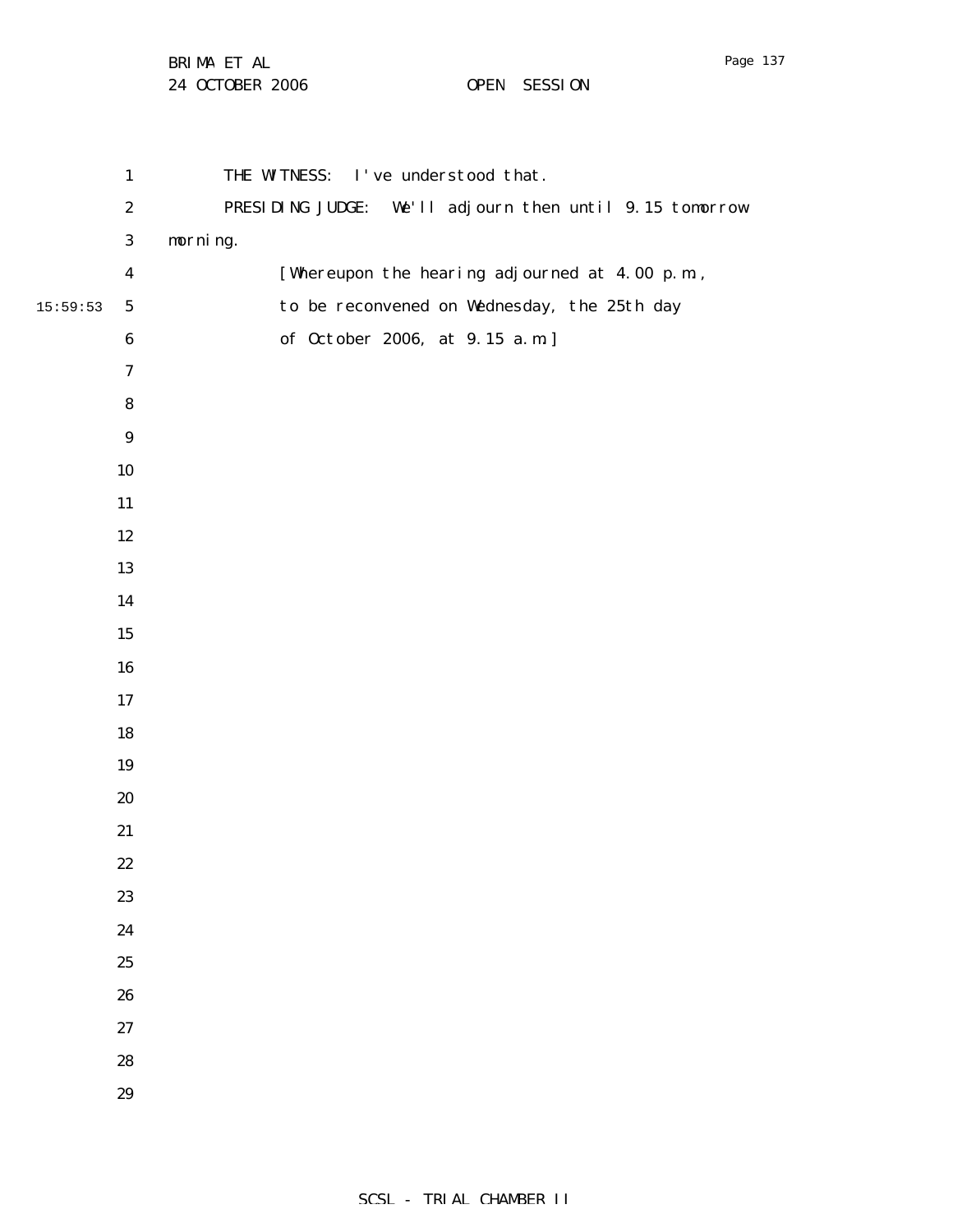THE WITNESS: I've understood that.

PRESIDING JUDGE: We'll adjourn then until 9.15 tomorrow morning.

[Whereupon the hearing adjourned at 4.00 p.m., to be reconvened on Wednesday, the 25th day of October 2006, at 9.15 a.m.]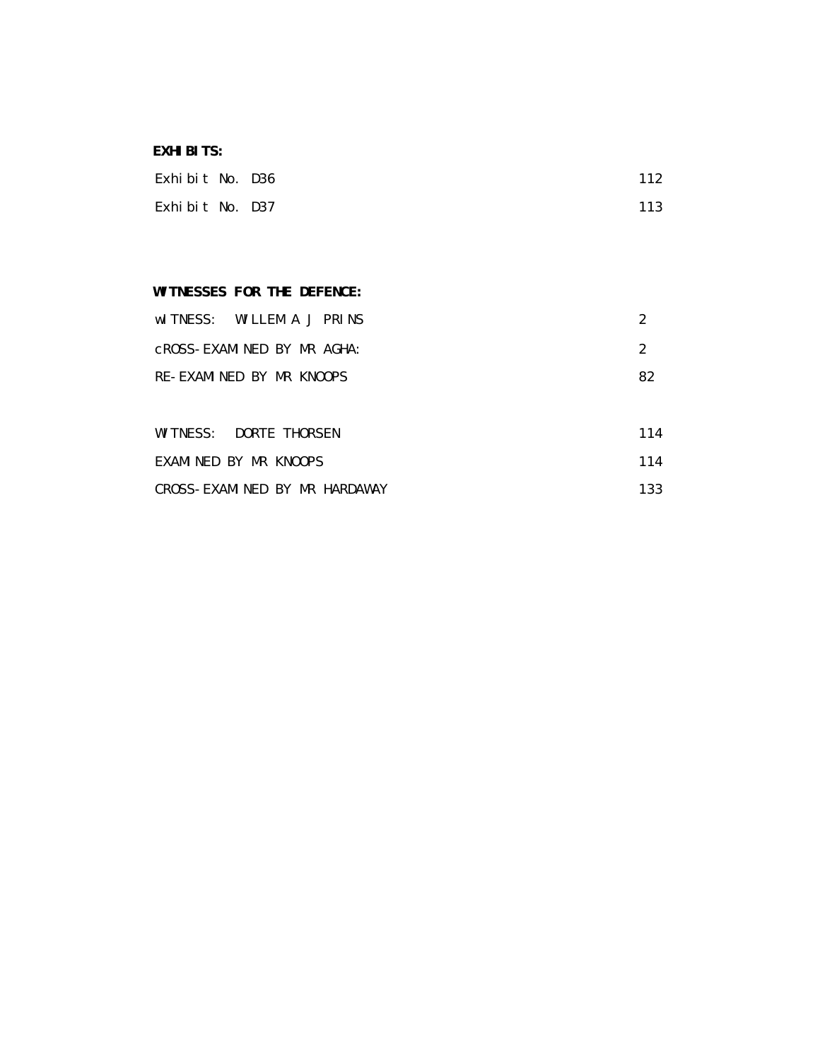**EXHIBITS:**

| | |
|---|---|
| Exhibit No. D36 | 112 |
| Exhibit No. D37 | 113 |

**WITNESSES FOR THE DEFENCE:**

| | |
|---|---|
| wITNESS: WILLEM A J PRINS | 2 |
| cROSS-EXAMINED BY MR AGHA: | 2 |
| RE-EXAMINED BY MR KNOOPS | 82 |
| | |
| WITNESS: DORTE THORSEN | 114 |
| EXAMINED BY MR KNOOPS | 114 |
| CROSS-EXAMINED BY MR HARDAWAY | 133 |